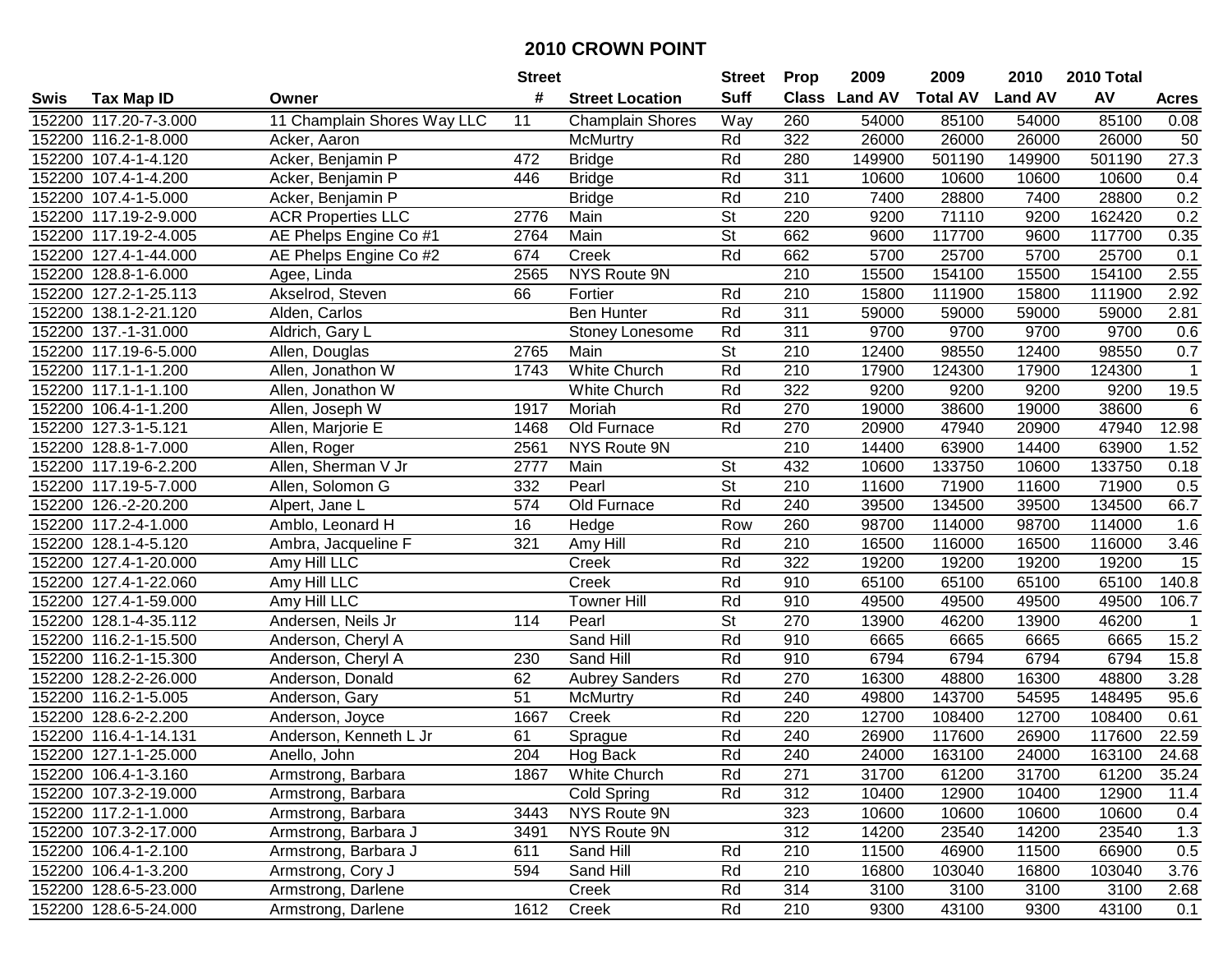# 2010 CROWN POINT

| Swis | Tax Map ID | Owner | Street # | Street Location | Street Suff | Prop Class | 2009 Land AV | 2009 Total AV | 2010 Land AV | 2010 Total AV | Acres |
|---|---|---|---|---|---|---|---|---|---|---|---|
| 152200 | 117.20-7-3.000 | 11 Champlain Shores Way LLC | 11 | Champlain Shores | Way | 260 | 54000 | 85100 | 54000 | 85100 | 0.08 |
| 152200 | 116.2-1-8.000 | Acker, Aaron | | McMurtry | Rd | 322 | 26000 | 26000 | 26000 | 26000 | 50 |
| 152200 | 107.4-1-4.120 | Acker, Benjamin P | 472 | Bridge | Rd | 280 | 149900 | 501190 | 149900 | 501190 | 27.3 |
| 152200 | 107.4-1-4.200 | Acker, Benjamin P | 446 | Bridge | Rd | 311 | 10600 | 10600 | 10600 | 10600 | 0.4 |
| 152200 | 107.4-1-5.000 | Acker, Benjamin P | | Bridge | Rd | 210 | 7400 | 28800 | 7400 | 28800 | 0.2 |
| 152200 | 117.19-2-9.000 | ACR Properties LLC | 2776 | Main | St | 220 | 9200 | 71110 | 9200 | 162420 | 0.2 |
| 152200 | 117.19-2-4.005 | AE Phelps Engine Co #1 | 2764 | Main | St | 662 | 9600 | 117700 | 9600 | 117700 | 0.35 |
| 152200 | 127.4-1-44.000 | AE Phelps Engine Co #2 | 674 | Creek | Rd | 662 | 5700 | 25700 | 5700 | 25700 | 0.1 |
| 152200 | 128.8-1-6.000 | Agee, Linda | 2565 | NYS Route 9N | | 210 | 15500 | 154100 | 15500 | 154100 | 2.55 |
| 152200 | 127.2-1-25.113 | Akselrod, Steven | 66 | Fortier | Rd | 210 | 15800 | 111900 | 15800 | 111900 | 2.92 |
| 152200 | 138.1-2-21.120 | Alden, Carlos | | Ben Hunter | Rd | 311 | 59000 | 59000 | 59000 | 59000 | 2.81 |
| 152200 | 137.-1-31.000 | Aldrich, Gary L | | Stoney Lonesome | Rd | 311 | 9700 | 9700 | 9700 | 9700 | 0.6 |
| 152200 | 117.19-6-5.000 | Allen, Douglas | 2765 | Main | St | 210 | 12400 | 98550 | 12400 | 98550 | 0.7 |
| 152200 | 117.1-1-1.200 | Allen, Jonathon W | 1743 | White Church | Rd | 210 | 17900 | 124300 | 17900 | 124300 | 1 |
| 152200 | 117.1-1-1.100 | Allen, Jonathon W | | White Church | Rd | 322 | 9200 | 9200 | 9200 | 9200 | 19.5 |
| 152200 | 106.4-1-1.200 | Allen, Joseph W | 1917 | Moriah | Rd | 270 | 19000 | 38600 | 19000 | 38600 | 6 |
| 152200 | 127.3-1-5.121 | Allen, Marjorie E | 1468 | Old Furnace | Rd | 270 | 20900 | 47940 | 20900 | 47940 | 12.98 |
| 152200 | 128.8-1-7.000 | Allen, Roger | 2561 | NYS Route 9N | | 210 | 14400 | 63900 | 14400 | 63900 | 1.52 |
| 152200 | 117.19-6-2.200 | Allen, Sherman V Jr | 2777 | Main | St | 432 | 10600 | 133750 | 10600 | 133750 | 0.18 |
| 152200 | 117.19-5-7.000 | Allen, Solomon G | 332 | Pearl | St | 210 | 11600 | 71900 | 11600 | 71900 | 0.5 |
| 152200 | 126.-2-20.200 | Alpert, Jane L | 574 | Old Furnace | Rd | 240 | 39500 | 134500 | 39500 | 134500 | 66.7 |
| 152200 | 117.2-4-1.000 | Amblo, Leonard H | 16 | Hedge | Row | 260 | 98700 | 114000 | 98700 | 114000 | 1.6 |
| 152200 | 128.1-4-5.120 | Ambra, Jacqueline F | 321 | Amy Hill | Rd | 210 | 16500 | 116000 | 16500 | 116000 | 3.46 |
| 152200 | 127.4-1-20.000 | Amy Hill LLC | | Creek | Rd | 322 | 19200 | 19200 | 19200 | 19200 | 15 |
| 152200 | 127.4-1-22.060 | Amy Hill LLC | | Creek | Rd | 910 | 65100 | 65100 | 65100 | 65100 | 140.8 |
| 152200 | 127.4-1-59.000 | Amy Hill LLC | | Towner Hill | Rd | 910 | 49500 | 49500 | 49500 | 49500 | 106.7 |
| 152200 | 128.1-4-35.112 | Andersen, Neils Jr | 114 | Pearl | St | 270 | 13900 | 46200 | 13900 | 46200 | 1 |
| 152200 | 116.2-1-15.500 | Anderson, Cheryl A | | Sand Hill | Rd | 910 | 6665 | 6665 | 6665 | 6665 | 15.2 |
| 152200 | 116.2-1-15.300 | Anderson, Cheryl A | 230 | Sand Hill | Rd | 910 | 6794 | 6794 | 6794 | 6794 | 15.8 |
| 152200 | 128.2-2-26.000 | Anderson, Donald | 62 | Aubrey Sanders | Rd | 270 | 16300 | 48800 | 16300 | 48800 | 3.28 |
| 152200 | 116.2-1-5.005 | Anderson, Gary | 51 | McMurtry | Rd | 240 | 49800 | 143700 | 54595 | 148495 | 95.6 |
| 152200 | 128.6-2-2.200 | Anderson, Joyce | 1667 | Creek | Rd | 220 | 12700 | 108400 | 12700 | 108400 | 0.61 |
| 152200 | 116.4-1-14.131 | Anderson, Kenneth L Jr | 61 | Sprague | Rd | 240 | 26900 | 117600 | 26900 | 117600 | 22.59 |
| 152200 | 127.1-1-25.000 | Anello, John | 204 | Hog Back | Rd | 240 | 24000 | 163100 | 24000 | 163100 | 24.68 |
| 152200 | 106.4-1-3.160 | Armstrong, Barbara | 1867 | White Church | Rd | 271 | 31700 | 61200 | 31700 | 61200 | 35.24 |
| 152200 | 107.3-2-19.000 | Armstrong, Barbara | | Cold Spring | Rd | 312 | 10400 | 12900 | 10400 | 12900 | 11.4 |
| 152200 | 117.2-1-1.000 | Armstrong, Barbara | 3443 | NYS Route 9N | | 323 | 10600 | 10600 | 10600 | 10600 | 0.4 |
| 152200 | 107.3-2-17.000 | Armstrong, Barbara J | 3491 | NYS Route 9N | | 312 | 14200 | 23540 | 14200 | 23540 | 1.3 |
| 152200 | 106.4-1-2.100 | Armstrong, Barbara J | 611 | Sand Hill | Rd | 210 | 11500 | 46900 | 11500 | 66900 | 0.5 |
| 152200 | 106.4-1-3.200 | Armstrong, Cory J | 594 | Sand Hill | Rd | 210 | 16800 | 103040 | 16800 | 103040 | 3.76 |
| 152200 | 128.6-5-23.000 | Armstrong, Darlene | | Creek | Rd | 314 | 3100 | 3100 | 3100 | 3100 | 2.68 |
| 152200 | 128.6-5-24.000 | Armstrong, Darlene | 1612 | Creek | Rd | 210 | 9300 | 43100 | 9300 | 43100 | 0.1 |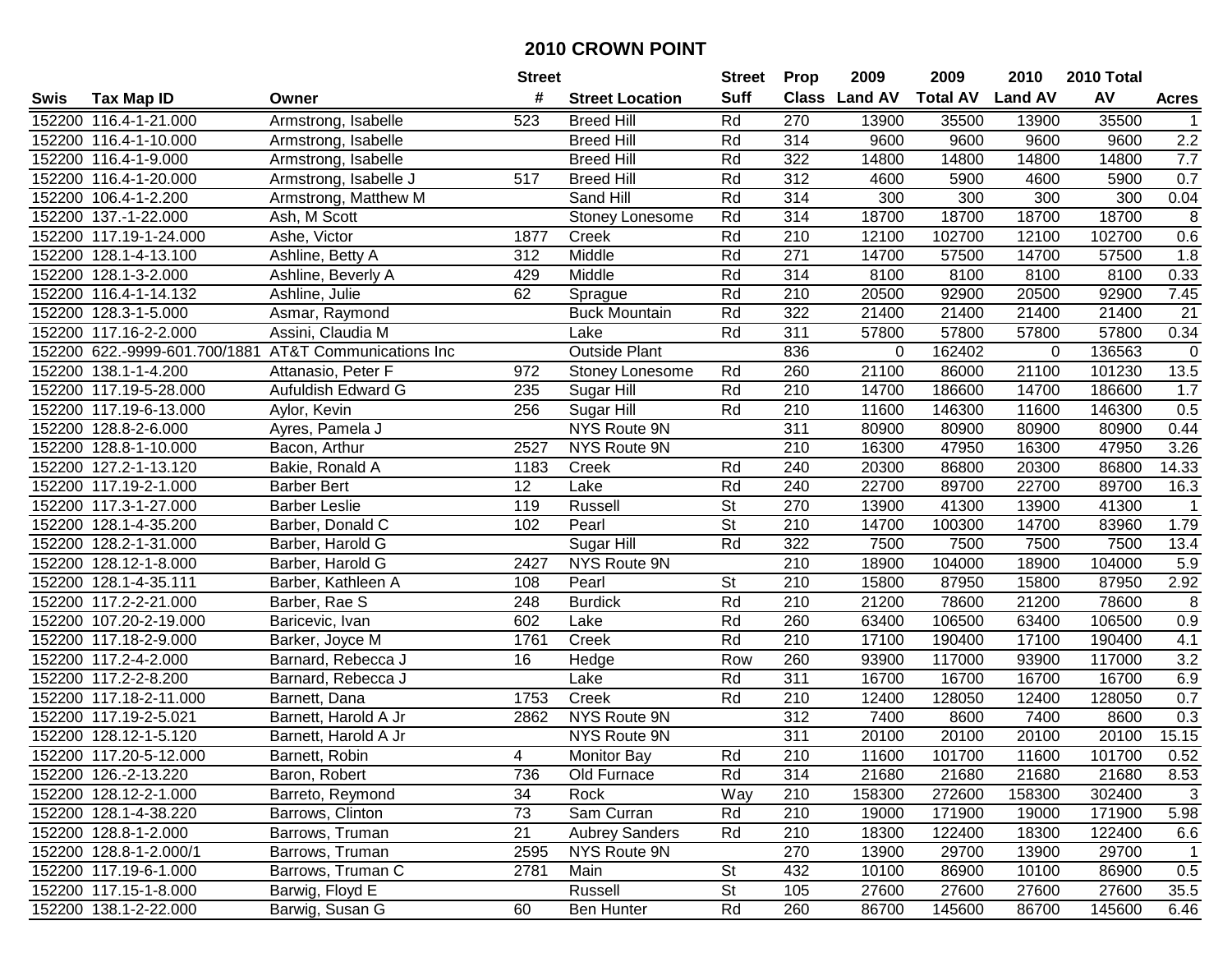# 2010 CROWN POINT

| Swis | Tax Map ID | Owner | Street # | Street Location | Street Suff | Prop Class | 2009 Land AV | 2009 Total AV | 2010 Land AV | 2010 Total AV | Acres |
|---|---|---|---|---|---|---|---|---|---|---|---|
| 152200 | 116.4-1-21.000 | Armstrong, Isabelle | 523 | Breed Hill | Rd | 270 | 13900 | 35500 | 13900 | 35500 | 1 |
| 152200 | 116.4-1-10.000 | Armstrong, Isabelle | | Breed Hill | Rd | 314 | 9600 | 9600 | 9600 | 9600 | 2.2 |
| 152200 | 116.4-1-9.000 | Armstrong, Isabelle | | Breed Hill | Rd | 322 | 14800 | 14800 | 14800 | 14800 | 7.7 |
| 152200 | 116.4-1-20.000 | Armstrong, Isabelle J | 517 | Breed Hill | Rd | 312 | 4600 | 5900 | 4600 | 5900 | 0.7 |
| 152200 | 106.4-1-2.200 | Armstrong, Matthew M | | Sand Hill | Rd | 314 | 300 | 300 | 300 | 300 | 0.04 |
| 152200 | 137.-1-22.000 | Ash, M Scott | | Stoney Lonesome | Rd | 314 | 18700 | 18700 | 18700 | 18700 | 8 |
| 152200 | 117.19-1-24.000 | Ashe, Victor | 1877 | Creek | Rd | 210 | 12100 | 102700 | 12100 | 102700 | 0.6 |
| 152200 | 128.1-4-13.100 | Ashline, Betty A | 312 | Middle | Rd | 271 | 14700 | 57500 | 14700 | 57500 | 1.8 |
| 152200 | 128.1-3-2.000 | Ashline, Beverly A | 429 | Middle | Rd | 314 | 8100 | 8100 | 8100 | 8100 | 0.33 |
| 152200 | 116.4-1-14.132 | Ashline, Julie | 62 | Sprague | Rd | 210 | 20500 | 92900 | 20500 | 92900 | 7.45 |
| 152200 | 128.3-1-5.000 | Asmar, Raymond | | Buck Mountain | Rd | 322 | 21400 | 21400 | 21400 | 21400 | 21 |
| 152200 | 117.16-2-2.000 | Assini, Claudia M | | Lake | Rd | 311 | 57800 | 57800 | 57800 | 57800 | 0.34 |
| 152200 | 622.-9999-601.700/1881 | AT&T Communications Inc | | Outside Plant | | 836 | 0 | 162402 | 0 | 136563 | 0 |
| 152200 | 138.1-1-4.200 | Attanasio, Peter F | 972 | Stoney Lonesome | Rd | 260 | 21100 | 86000 | 21100 | 101230 | 13.5 |
| 152200 | 117.19-5-28.000 | Aufuldish Edward G | 235 | Sugar Hill | Rd | 210 | 14700 | 186600 | 14700 | 186600 | 1.7 |
| 152200 | 117.19-6-13.000 | Aylor, Kevin | 256 | Sugar Hill | Rd | 210 | 11600 | 146300 | 11600 | 146300 | 0.5 |
| 152200 | 128.8-2-6.000 | Ayres, Pamela J | | NYS Route 9N | | 311 | 80900 | 80900 | 80900 | 80900 | 0.44 |
| 152200 | 128.8-1-10.000 | Bacon, Arthur | 2527 | NYS Route 9N | | 210 | 16300 | 47950 | 16300 | 47950 | 3.26 |
| 152200 | 127.2-1-13.120 | Bakie, Ronald A | 1183 | Creek | Rd | 240 | 20300 | 86800 | 20300 | 86800 | 14.33 |
| 152200 | 117.19-2-1.000 | Barber Bert | 12 | Lake | Rd | 240 | 22700 | 89700 | 22700 | 89700 | 16.3 |
| 152200 | 117.3-1-27.000 | Barber Leslie | 119 | Russell | St | 270 | 13900 | 41300 | 13900 | 41300 | 1 |
| 152200 | 128.1-4-35.200 | Barber, Donald C | 102 | Pearl | St | 210 | 14700 | 100300 | 14700 | 83960 | 1.79 |
| 152200 | 128.2-1-31.000 | Barber, Harold G | | Sugar Hill | Rd | 322 | 7500 | 7500 | 7500 | 7500 | 13.4 |
| 152200 | 128.12-1-8.000 | Barber, Harold G | 2427 | NYS Route 9N | | 210 | 18900 | 104000 | 18900 | 104000 | 5.9 |
| 152200 | 128.1-4-35.111 | Barber, Kathleen A | 108 | Pearl | St | 210 | 15800 | 87950 | 15800 | 87950 | 2.92 |
| 152200 | 117.2-2-21.000 | Barber, Rae S | 248 | Burdick | Rd | 210 | 21200 | 78600 | 21200 | 78600 | 8 |
| 152200 | 107.20-2-19.000 | Baricevic, Ivan | 602 | Lake | Rd | 260 | 63400 | 106500 | 63400 | 106500 | 0.9 |
| 152200 | 117.18-2-9.000 | Barker, Joyce M | 1761 | Creek | Rd | 210 | 17100 | 190400 | 17100 | 190400 | 4.1 |
| 152200 | 117.2-4-2.000 | Barnard, Rebecca J | 16 | Hedge | Row | 260 | 93900 | 117000 | 93900 | 117000 | 3.2 |
| 152200 | 117.2-2-8.200 | Barnard, Rebecca J | | Lake | Rd | 311 | 16700 | 16700 | 16700 | 16700 | 6.9 |
| 152200 | 117.18-2-11.000 | Barnett, Dana | 1753 | Creek | Rd | 210 | 12400 | 128050 | 12400 | 128050 | 0.7 |
| 152200 | 117.19-2-5.021 | Barnett, Harold A Jr | 2862 | NYS Route 9N | | 312 | 7400 | 8600 | 7400 | 8600 | 0.3 |
| 152200 | 128.12-1-5.120 | Barnett, Harold A Jr | | NYS Route 9N | | 311 | 20100 | 20100 | 20100 | 20100 | 15.15 |
| 152200 | 117.20-5-12.000 | Barnett, Robin | 4 | Monitor Bay | Rd | 210 | 11600 | 101700 | 11600 | 101700 | 0.52 |
| 152200 | 126.-2-13.220 | Baron, Robert | 736 | Old Furnace | Rd | 314 | 21680 | 21680 | 21680 | 21680 | 8.53 |
| 152200 | 128.12-2-1.000 | Barreto, Reymond | 34 | Rock | Way | 210 | 158300 | 272600 | 158300 | 302400 | 3 |
| 152200 | 128.1-4-38.220 | Barrows, Clinton | 73 | Sam Curran | Rd | 210 | 19000 | 171900 | 19000 | 171900 | 5.98 |
| 152200 | 128.8-1-2.000 | Barrows, Truman | 21 | Aubrey Sanders | Rd | 210 | 18300 | 122400 | 18300 | 122400 | 6.6 |
| 152200 | 128.8-1-2.000/1 | Barrows, Truman | 2595 | NYS Route 9N | | 270 | 13900 | 29700 | 13900 | 29700 | 1 |
| 152200 | 117.19-6-1.000 | Barrows, Truman C | 2781 | Main | St | 432 | 10100 | 86900 | 10100 | 86900 | 0.5 |
| 152200 | 117.15-1-8.000 | Barwig, Floyd E | | Russell | St | 105 | 27600 | 27600 | 27600 | 27600 | 35.5 |
| 152200 | 138.1-2-22.000 | Barwig, Susan G | 60 | Ben Hunter | Rd | 260 | 86700 | 145600 | 86700 | 145600 | 6.46 |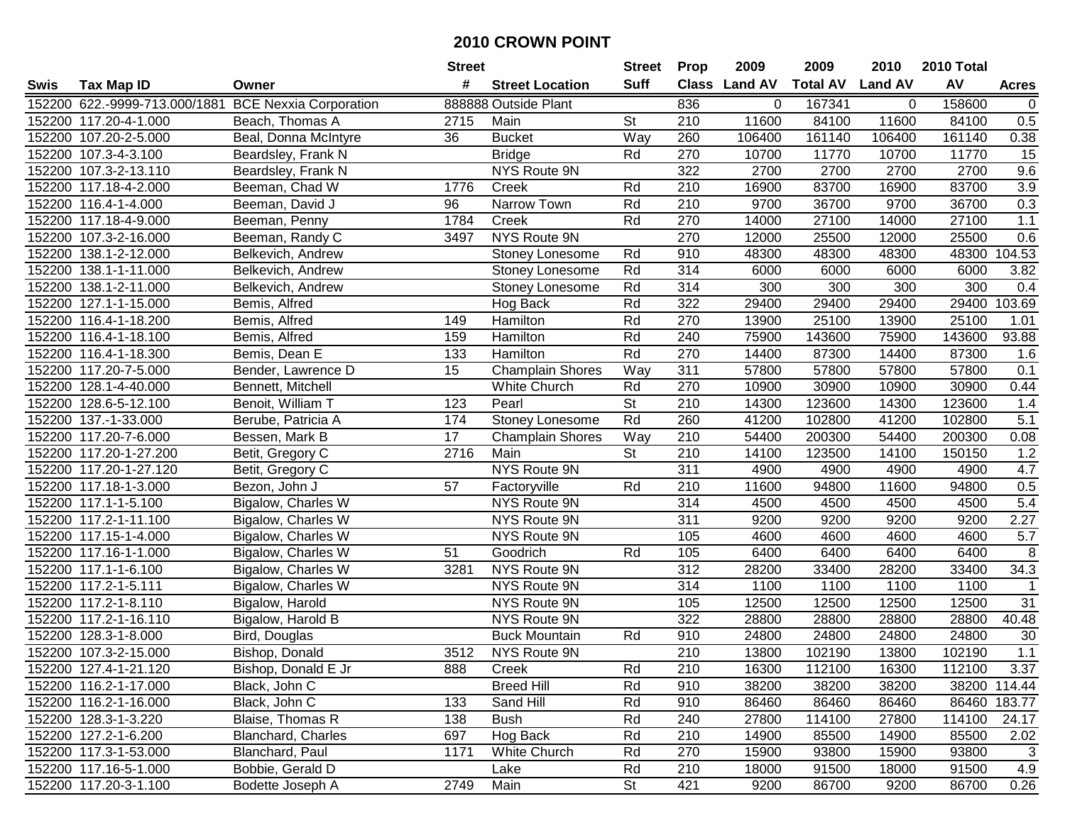# 2010 CROWN POINT

| Swis | Tax Map ID | Owner | Street # | Street Location | Street Suff | Prop Class | 2009 Land AV | 2009 Total AV | 2010 Land AV | 2010 Total AV | Acres |
|---|---|---|---|---|---|---|---|---|---|---|---|
| 152200 | 622.-9999-713.000/1881 | BCE Nexxia Corporation | 888888 | Outside Plant | | 836 | 0 | 167341 | 0 | 158600 | 0 |
| 152200 | 117.20-4-1.000 | Beach, Thomas A | 2715 | Main | St | 210 | 11600 | 84100 | 11600 | 84100 | 0.5 |
| 152200 | 107.20-2-5.000 | Beal, Donna McIntyre | 36 | Bucket | Way | 260 | 106400 | 161140 | 106400 | 161140 | 0.38 |
| 152200 | 107.3-4-3.100 | Beardsley, Frank N | | Bridge | Rd | 270 | 10700 | 11770 | 10700 | 11770 | 15 |
| 152200 | 107.3-2-13.110 | Beardsley, Frank N | | NYS Route 9N | | 322 | 2700 | 2700 | 2700 | 2700 | 9.6 |
| 152200 | 117.18-4-2.000 | Beeman, Chad W | 1776 | Creek | Rd | 210 | 16900 | 83700 | 16900 | 83700 | 3.9 |
| 152200 | 116.4-1-4.000 | Beeman, David J | 96 | Narrow Town | Rd | 210 | 9700 | 36700 | 9700 | 36700 | 0.3 |
| 152200 | 117.18-4-9.000 | Beeman, Penny | 1784 | Creek | Rd | 270 | 14000 | 27100 | 14000 | 27100 | 1.1 |
| 152200 | 107.3-2-16.000 | Beeman, Randy C | 3497 | NYS Route 9N | | 270 | 12000 | 25500 | 12000 | 25500 | 0.6 |
| 152200 | 138.1-2-12.000 | Belkevich, Andrew | | Stoney Lonesome | Rd | 910 | 48300 | 48300 | 48300 | 48300 | 104.53 |
| 152200 | 138.1-1-11.000 | Belkevich, Andrew | | Stoney Lonesome | Rd | 314 | 6000 | 6000 | 6000 | 6000 | 3.82 |
| 152200 | 138.1-2-11.000 | Belkevich, Andrew | | Stoney Lonesome | Rd | 314 | 300 | 300 | 300 | 300 | 0.4 |
| 152200 | 127.1-1-15.000 | Bemis, Alfred | | Hog Back | Rd | 322 | 29400 | 29400 | 29400 | 29400 | 103.69 |
| 152200 | 116.4-1-18.200 | Bemis, Alfred | 149 | Hamilton | Rd | 270 | 13900 | 25100 | 13900 | 25100 | 1.01 |
| 152200 | 116.4-1-18.100 | Bemis, Alfred | 159 | Hamilton | Rd | 240 | 75900 | 143600 | 75900 | 143600 | 93.88 |
| 152200 | 116.4-1-18.300 | Bemis, Dean E | 133 | Hamilton | Rd | 270 | 14400 | 87300 | 14400 | 87300 | 1.6 |
| 152200 | 117.20-7-5.000 | Bender, Lawrence D | 15 | Champlain Shores | Way | 311 | 57800 | 57800 | 57800 | 57800 | 0.1 |
| 152200 | 128.1-4-40.000 | Bennett, Mitchell | | White Church | Rd | 270 | 10900 | 30900 | 10900 | 30900 | 0.44 |
| 152200 | 128.6-5-12.100 | Benoit, William T | 123 | Pearl | St | 210 | 14300 | 123600 | 14300 | 123600 | 1.4 |
| 152200 | 137.-1-33.000 | Berube, Patricia A | 174 | Stoney Lonesome | Rd | 260 | 41200 | 102800 | 41200 | 102800 | 5.1 |
| 152200 | 117.20-7-6.000 | Bessen, Mark B | 17 | Champlain Shores | Way | 210 | 54400 | 200300 | 54400 | 200300 | 0.08 |
| 152200 | 117.20-1-27.200 | Betit, Gregory C | 2716 | Main | St | 210 | 14100 | 123500 | 14100 | 150150 | 1.2 |
| 152200 | 117.20-1-27.120 | Betit, Gregory C | | NYS Route 9N | | 311 | 4900 | 4900 | 4900 | 4900 | 4.7 |
| 152200 | 117.18-1-3.000 | Bezon, John J | 57 | Factoryville | Rd | 210 | 11600 | 94800 | 11600 | 94800 | 0.5 |
| 152200 | 117.1-1-5.100 | Bigalow, Charles W | | NYS Route 9N | | 314 | 4500 | 4500 | 4500 | 4500 | 5.4 |
| 152200 | 117.2-1-11.100 | Bigalow, Charles W | | NYS Route 9N | | 311 | 9200 | 9200 | 9200 | 9200 | 2.27 |
| 152200 | 117.15-1-4.000 | Bigalow, Charles W | | NYS Route 9N | | 105 | 4600 | 4600 | 4600 | 4600 | 5.7 |
| 152200 | 117.16-1-1.000 | Bigalow, Charles W | 51 | Goodrich | Rd | 105 | 6400 | 6400 | 6400 | 6400 | 8 |
| 152200 | 117.1-1-6.100 | Bigalow, Charles W | 3281 | NYS Route 9N | | 312 | 28200 | 33400 | 28200 | 33400 | 34.3 |
| 152200 | 117.2-1-5.111 | Bigalow, Charles W | | NYS Route 9N | | 314 | 1100 | 1100 | 1100 | 1100 | 1 |
| 152200 | 117.2-1-8.110 | Bigalow, Harold | | NYS Route 9N | | 105 | 12500 | 12500 | 12500 | 12500 | 31 |
| 152200 | 117.2-1-16.110 | Bigalow, Harold B | | NYS Route 9N | | 322 | 28800 | 28800 | 28800 | 28800 | 40.48 |
| 152200 | 128.3-1-8.000 | Bird, Douglas | | Buck Mountain | Rd | 910 | 24800 | 24800 | 24800 | 24800 | 30 |
| 152200 | 107.3-2-15.000 | Bishop, Donald | 3512 | NYS Route 9N | | 210 | 13800 | 102190 | 13800 | 102190 | 1.1 |
| 152200 | 127.4-1-21.120 | Bishop, Donald E Jr | 888 | Creek | Rd | 210 | 16300 | 112100 | 16300 | 112100 | 3.37 |
| 152200 | 116.2-1-17.000 | Black, John C | | Breed Hill | Rd | 910 | 38200 | 38200 | 38200 | 38200 | 114.44 |
| 152200 | 116.2-1-16.000 | Black, John C | 133 | Sand Hill | Rd | 910 | 86460 | 86460 | 86460 | 86460 | 183.77 |
| 152200 | 128.3-1-3.220 | Blaise, Thomas R | 138 | Bush | Rd | 240 | 27800 | 114100 | 27800 | 114100 | 24.17 |
| 152200 | 127.2-1-6.200 | Blanchard, Charles | 697 | Hog Back | Rd | 210 | 14900 | 85500 | 14900 | 85500 | 2.02 |
| 152200 | 117.3-1-53.000 | Blanchard, Paul | 1171 | White Church | Rd | 270 | 15900 | 93800 | 15900 | 93800 | 3 |
| 152200 | 117.16-5-1.000 | Bobbie, Gerald D | | Lake | Rd | 210 | 18000 | 91500 | 18000 | 91500 | 4.9 |
| 152200 | 117.20-3-1.100 | Bodette Joseph A | 2749 | Main | St | 421 | 9200 | 86700 | 9200 | 86700 | 0.26 |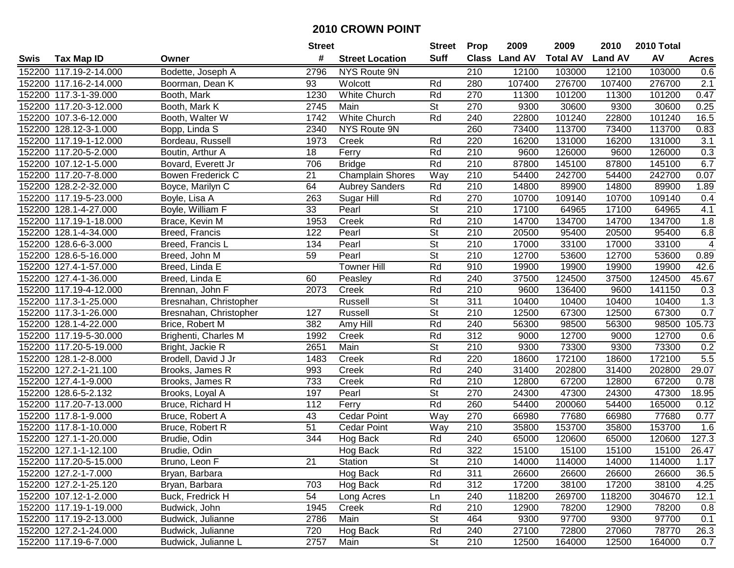# 2010 CROWN POINT

| Swis | Tax Map ID | Owner | Street # | Street Location | Street Suff | Prop Class | 2009 Land AV | 2009 Total AV | 2010 Land AV | 2010 Total AV | Acres |
|---|---|---|---|---|---|---|---|---|---|---|---|
| 152200 | 117.19-2-14.000 | Bodette, Joseph A | 2796 | NYS Route 9N | | 210 | 12100 | 103000 | 12100 | 103000 | 0.6 |
| 152200 | 117.16-2-14.000 | Boorman, Dean K | 93 | Wolcott | Rd | 280 | 107400 | 276700 | 107400 | 276700 | 2.1 |
| 152200 | 117.3-1-39.000 | Booth, Mark | 1230 | White Church | Rd | 270 | 11300 | 101200 | 11300 | 101200 | 0.47 |
| 152200 | 117.20-3-12.000 | Booth, Mark K | 2745 | Main | St | 270 | 9300 | 30600 | 9300 | 30600 | 0.25 |
| 152200 | 107.3-6-12.000 | Booth, Walter W | 1742 | White Church | Rd | 240 | 22800 | 101240 | 22800 | 101240 | 16.5 |
| 152200 | 128.12-3-1.000 | Bopp, Linda S | 2340 | NYS Route 9N | | 260 | 73400 | 113700 | 73400 | 113700 | 0.83 |
| 152200 | 117.19-1-12.000 | Bordeau, Russell | 1973 | Creek | Rd | 220 | 16200 | 131000 | 16200 | 131000 | 3.1 |
| 152200 | 117.20-5-2.000 | Boutin, Arthur A | 18 | Ferry | Rd | 210 | 9600 | 126000 | 9600 | 126000 | 0.3 |
| 152200 | 107.12-1-5.000 | Bovard, Everett Jr | 706 | Bridge | Rd | 210 | 87800 | 145100 | 87800 | 145100 | 6.7 |
| 152200 | 117.20-7-8.000 | Bowen Frederick C | 21 | Champlain Shores | Way | 210 | 54400 | 242700 | 54400 | 242700 | 0.07 |
| 152200 | 128.2-2-32.000 | Boyce, Marilyn C | 64 | Aubrey Sanders | Rd | 210 | 14800 | 89900 | 14800 | 89900 | 1.89 |
| 152200 | 117.19-5-23.000 | Boyle, Lisa A | 263 | Sugar Hill | Rd | 270 | 10700 | 109140 | 10700 | 109140 | 0.4 |
| 152200 | 128.1-4-27.000 | Boyle, William F | 33 | Pearl | St | 210 | 17100 | 64965 | 17100 | 64965 | 4.1 |
| 152200 | 117.19-1-18.000 | Brace, Kevin M | 1953 | Creek | Rd | 210 | 14700 | 134700 | 14700 | 134700 | 1.8 |
| 152200 | 128.1-4-34.000 | Breed, Francis | 122 | Pearl | St | 210 | 20500 | 95400 | 20500 | 95400 | 6.8 |
| 152200 | 128.6-6-3.000 | Breed, Francis L | 134 | Pearl | St | 210 | 17000 | 33100 | 17000 | 33100 | 4 |
| 152200 | 128.6-5-16.000 | Breed, John M | 59 | Pearl | St | 210 | 12700 | 53600 | 12700 | 53600 | 0.89 |
| 152200 | 127.4-1-57.000 | Breed, Linda E | | Towner Hill | Rd | 910 | 19900 | 19900 | 19900 | 19900 | 42.6 |
| 152200 | 127.4-1-36.000 | Breed, Linda E | 60 | Peasley | Rd | 240 | 37500 | 124500 | 37500 | 124500 | 45.67 |
| 152200 | 117.19-4-12.000 | Brennan, John F | 2073 | Creek | Rd | 210 | 9600 | 136400 | 9600 | 141150 | 0.3 |
| 152200 | 117.3-1-25.000 | Bresnahan, Christopher | | Russell | St | 311 | 10400 | 10400 | 10400 | 10400 | 1.3 |
| 152200 | 117.3-1-26.000 | Bresnahan, Christopher | 127 | Russell | St | 210 | 12500 | 67300 | 12500 | 67300 | 0.7 |
| 152200 | 128.1-4-22.000 | Brice, Robert M | 382 | Amy Hill | Rd | 240 | 56300 | 98500 | 56300 | 98500 | 105.73 |
| 152200 | 117.19-5-30.000 | Brighenti, Charles M | 1992 | Creek | Rd | 312 | 9000 | 12700 | 9000 | 12700 | 0.6 |
| 152200 | 117.20-5-19.000 | Bright, Jackie R | 2651 | Main | St | 210 | 9300 | 73300 | 9300 | 73300 | 0.2 |
| 152200 | 128.1-2-8.000 | Brodell, David J Jr | 1483 | Creek | Rd | 220 | 18600 | 172100 | 18600 | 172100 | 5.5 |
| 152200 | 127.2-1-21.100 | Brooks, James R | 993 | Creek | Rd | 240 | 31400 | 202800 | 31400 | 202800 | 29.07 |
| 152200 | 127.4-1-9.000 | Brooks, James R | 733 | Creek | Rd | 210 | 12800 | 67200 | 12800 | 67200 | 0.78 |
| 152200 | 128.6-5-2.132 | Brooks, Loyal A | 197 | Pearl | St | 270 | 24300 | 47300 | 24300 | 47300 | 18.95 |
| 152200 | 117.20-7-13.000 | Bruce, Richard H | 112 | Ferry | Rd | 260 | 54400 | 200060 | 54400 | 165000 | 0.12 |
| 152200 | 117.8-1-9.000 | Bruce, Robert A | 43 | Cedar Point | Way | 270 | 66980 | 77680 | 66980 | 77680 | 0.77 |
| 152200 | 117.8-1-10.000 | Bruce, Robert R | 51 | Cedar Point | Way | 210 | 35800 | 153700 | 35800 | 153700 | 1.6 |
| 152200 | 127.1-1-20.000 | Brudie, Odin | 344 | Hog Back | Rd | 240 | 65000 | 120600 | 65000 | 120600 | 127.3 |
| 152200 | 127.1-1-12.100 | Brudie, Odin | | Hog Back | Rd | 322 | 15100 | 15100 | 15100 | 15100 | 26.47 |
| 152200 | 117.20-5-15.000 | Bruno, Leon F | 21 | Station | St | 210 | 14000 | 114000 | 14000 | 114000 | 1.17 |
| 152200 | 127.2-1-7.000 | Bryan, Barbara | | Hog Back | Rd | 311 | 26600 | 26600 | 26600 | 26600 | 36.5 |
| 152200 | 127.2-1-25.120 | Bryan, Barbara | 703 | Hog Back | Rd | 312 | 17200 | 38100 | 17200 | 38100 | 4.25 |
| 152200 | 107.12-1-2.000 | Buck, Fredrick H | 54 | Long Acres | Ln | 240 | 118200 | 269700 | 118200 | 304670 | 12.1 |
| 152200 | 117.19-1-19.000 | Budwick, John | 1945 | Creek | Rd | 210 | 12900 | 78200 | 12900 | 78200 | 0.8 |
| 152200 | 117.19-2-13.000 | Budwick, Julianne | 2786 | Main | St | 464 | 9300 | 97700 | 9300 | 97700 | 0.1 |
| 152200 | 127.2-1-24.000 | Budwick, Julianne | 720 | Hog Back | Rd | 240 | 27100 | 72800 | 27060 | 78770 | 26.3 |
| 152200 | 117.19-6-7.000 | Budwick, Julianne L | 2757 | Main | St | 210 | 12500 | 164000 | 12500 | 164000 | 0.7 |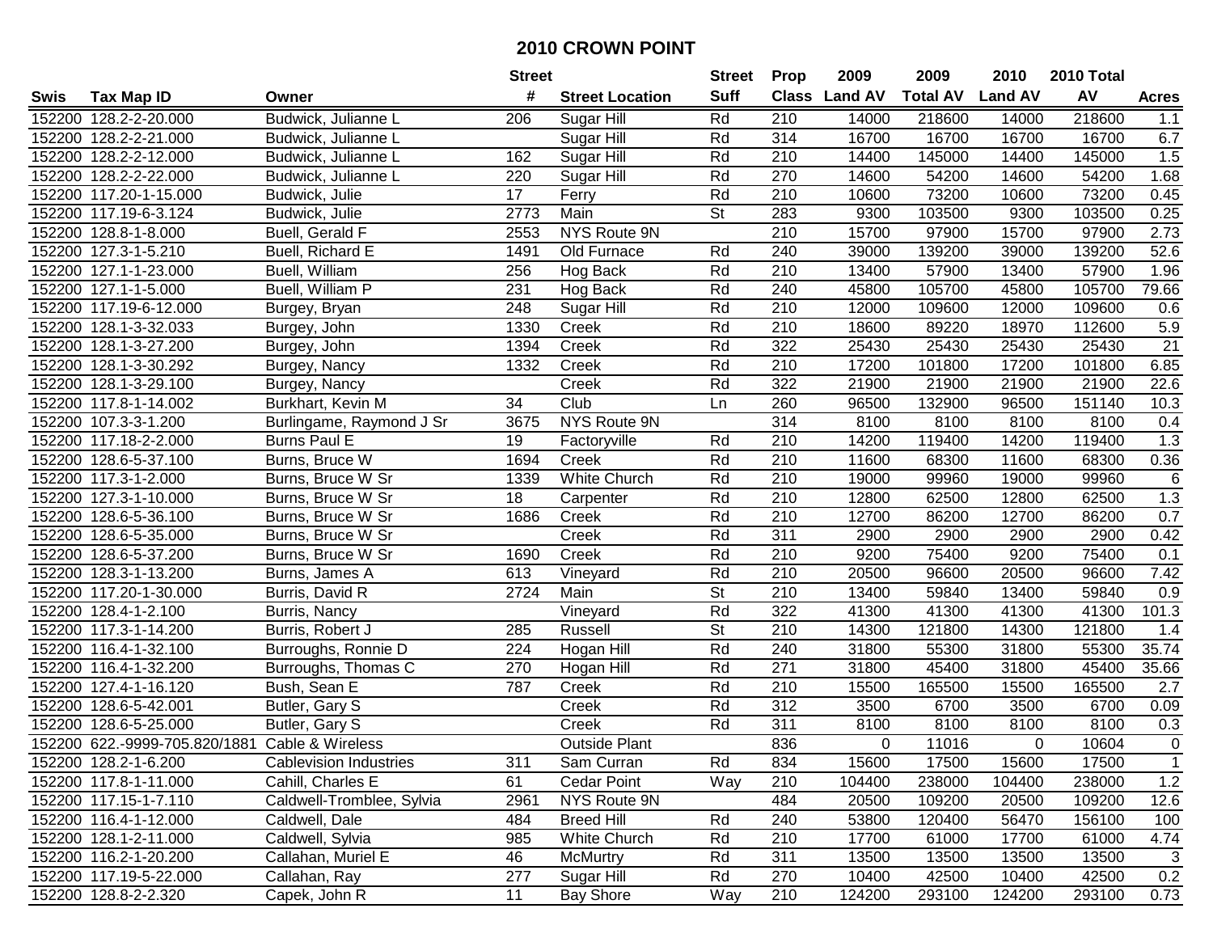# 2010 CROWN POINT

| Swis | Tax Map ID | Owner | Street # | Street Location | Street Suff | Prop Class | 2009 Land AV | 2009 Total AV | 2010 Land AV | 2010 Total AV | Acres |
|---|---|---|---|---|---|---|---|---|---|---|---|
| 152200 | 128.2-2-20.000 | Budwick, Julianne L | 206 | Sugar Hill | Rd | 210 | 14000 | 218600 | 14000 | 218600 | 1.1 |
| 152200 | 128.2-2-21.000 | Budwick, Julianne L | | Sugar Hill | Rd | 314 | 16700 | 16700 | 16700 | 16700 | 6.7 |
| 152200 | 128.2-2-12.000 | Budwick, Julianne L | 162 | Sugar Hill | Rd | 210 | 14400 | 145000 | 14400 | 145000 | 1.5 |
| 152200 | 128.2-2-22.000 | Budwick, Julianne L | 220 | Sugar Hill | Rd | 270 | 14600 | 54200 | 14600 | 54200 | 1.68 |
| 152200 | 117.20-1-15.000 | Budwick, Julie | 17 | Ferry | Rd | 210 | 10600 | 73200 | 10600 | 73200 | 0.45 |
| 152200 | 117.19-6-3.124 | Budwick, Julie | 2773 | Main | St | 283 | 9300 | 103500 | 9300 | 103500 | 0.25 |
| 152200 | 128.8-1-8.000 | Buell, Gerald F | 2553 | NYS Route 9N | | 210 | 15700 | 97900 | 15700 | 97900 | 2.73 |
| 152200 | 127.3-1-5.210 | Buell, Richard E | 1491 | Old Furnace | Rd | 240 | 39000 | 139200 | 39000 | 139200 | 52.6 |
| 152200 | 127.1-1-23.000 | Buell, William | 256 | Hog Back | Rd | 210 | 13400 | 57900 | 13400 | 57900 | 1.96 |
| 152200 | 127.1-1-5.000 | Buell, William P | 231 | Hog Back | Rd | 240 | 45800 | 105700 | 45800 | 105700 | 79.66 |
| 152200 | 117.19-6-12.000 | Burgey, Bryan | 248 | Sugar Hill | Rd | 210 | 12000 | 109600 | 12000 | 109600 | 0.6 |
| 152200 | 128.1-3-32.033 | Burgey, John | 1330 | Creek | Rd | 210 | 18600 | 89220 | 18970 | 112600 | 5.9 |
| 152200 | 128.1-3-27.200 | Burgey, John | 1394 | Creek | Rd | 322 | 25430 | 25430 | 25430 | 25430 | 21 |
| 152200 | 128.1-3-30.292 | Burgey, Nancy | 1332 | Creek | Rd | 210 | 17200 | 101800 | 17200 | 101800 | 6.85 |
| 152200 | 128.1-3-29.100 | Burgey, Nancy | | Creek | Rd | 322 | 21900 | 21900 | 21900 | 21900 | 22.6 |
| 152200 | 117.8-1-14.002 | Burkhart, Kevin M | 34 | Club | Ln | 260 | 96500 | 132900 | 96500 | 151140 | 10.3 |
| 152200 | 107.3-3-1.200 | Burlingame, Raymond J Sr | 3675 | NYS Route 9N | | 314 | 8100 | 8100 | 8100 | 8100 | 0.4 |
| 152200 | 117.18-2-2.000 | Burns Paul E | 19 | Factoryville | Rd | 210 | 14200 | 119400 | 14200 | 119400 | 1.3 |
| 152200 | 128.6-5-37.100 | Burns, Bruce W | 1694 | Creek | Rd | 210 | 11600 | 68300 | 11600 | 68300 | 0.36 |
| 152200 | 117.3-1-2.000 | Burns, Bruce W Sr | 1339 | White Church | Rd | 210 | 19000 | 99960 | 19000 | 99960 | 6 |
| 152200 | 127.3-1-10.000 | Burns, Bruce W Sr | 18 | Carpenter | Rd | 210 | 12800 | 62500 | 12800 | 62500 | 1.3 |
| 152200 | 128.6-5-36.100 | Burns, Bruce W Sr | 1686 | Creek | Rd | 210 | 12700 | 86200 | 12700 | 86200 | 0.7 |
| 152200 | 128.6-5-35.000 | Burns, Bruce W Sr | | Creek | Rd | 311 | 2900 | 2900 | 2900 | 2900 | 0.42 |
| 152200 | 128.6-5-37.200 | Burns, Bruce W Sr | 1690 | Creek | Rd | 210 | 9200 | 75400 | 9200 | 75400 | 0.1 |
| 152200 | 128.3-1-13.200 | Burns, James A | 613 | Vineyard | Rd | 210 | 20500 | 96600 | 20500 | 96600 | 7.42 |
| 152200 | 117.20-1-30.000 | Burris, David R | 2724 | Main | St | 210 | 13400 | 59840 | 13400 | 59840 | 0.9 |
| 152200 | 128.4-1-2.100 | Burris, Nancy | | Vineyard | Rd | 322 | 41300 | 41300 | 41300 | 41300 | 101.3 |
| 152200 | 117.3-1-14.200 | Burris, Robert J | 285 | Russell | St | 210 | 14300 | 121800 | 14300 | 121800 | 1.4 |
| 152200 | 116.4-1-32.100 | Burroughs, Ronnie D | 224 | Hogan Hill | Rd | 240 | 31800 | 55300 | 31800 | 55300 | 35.74 |
| 152200 | 116.4-1-32.200 | Burroughs, Thomas C | 270 | Hogan Hill | Rd | 271 | 31800 | 45400 | 31800 | 45400 | 35.66 |
| 152200 | 127.4-1-16.120 | Bush, Sean E | 787 | Creek | Rd | 210 | 15500 | 165500 | 15500 | 165500 | 2.7 |
| 152200 | 128.6-5-42.001 | Butler, Gary S | | Creek | Rd | 312 | 3500 | 6700 | 3500 | 6700 | 0.09 |
| 152200 | 128.6-5-25.000 | Butler, Gary S | | Creek | Rd | 311 | 8100 | 8100 | 8100 | 8100 | 0.3 |
| 152200 | 622.-9999-705.820/1881 | Cable & Wireless | | Outside Plant | | 836 | 0 | 11016 | 0 | 10604 | 0 |
| 152200 | 128.2-1-6.200 | Cablevision Industries | 311 | Sam Curran | Rd | 834 | 15600 | 17500 | 15600 | 17500 | 1 |
| 152200 | 117.8-1-11.000 | Cahill, Charles E | 61 | Cedar Point | Way | 210 | 104400 | 238000 | 104400 | 238000 | 1.2 |
| 152200 | 117.15-1-7.110 | Caldwell-Tromblee, Sylvia | 2961 | NYS Route 9N | | 484 | 20500 | 109200 | 20500 | 109200 | 12.6 |
| 152200 | 116.4-1-12.000 | Caldwell, Dale | 484 | Breed Hill | Rd | 240 | 53800 | 120400 | 56470 | 156100 | 100 |
| 152200 | 128.1-2-11.000 | Caldwell, Sylvia | 985 | White Church | Rd | 210 | 17700 | 61000 | 17700 | 61000 | 4.74 |
| 152200 | 116.2-1-20.200 | Callahan, Muriel E | 46 | McMurtry | Rd | 311 | 13500 | 13500 | 13500 | 13500 | 3 |
| 152200 | 117.19-5-22.000 | Callahan, Ray | 277 | Sugar Hill | Rd | 270 | 10400 | 42500 | 10400 | 42500 | 0.2 |
| 152200 | 128.8-2-2.320 | Capek, John R | 11 | Bay Shore | Way | 210 | 124200 | 293100 | 124200 | 293100 | 0.73 |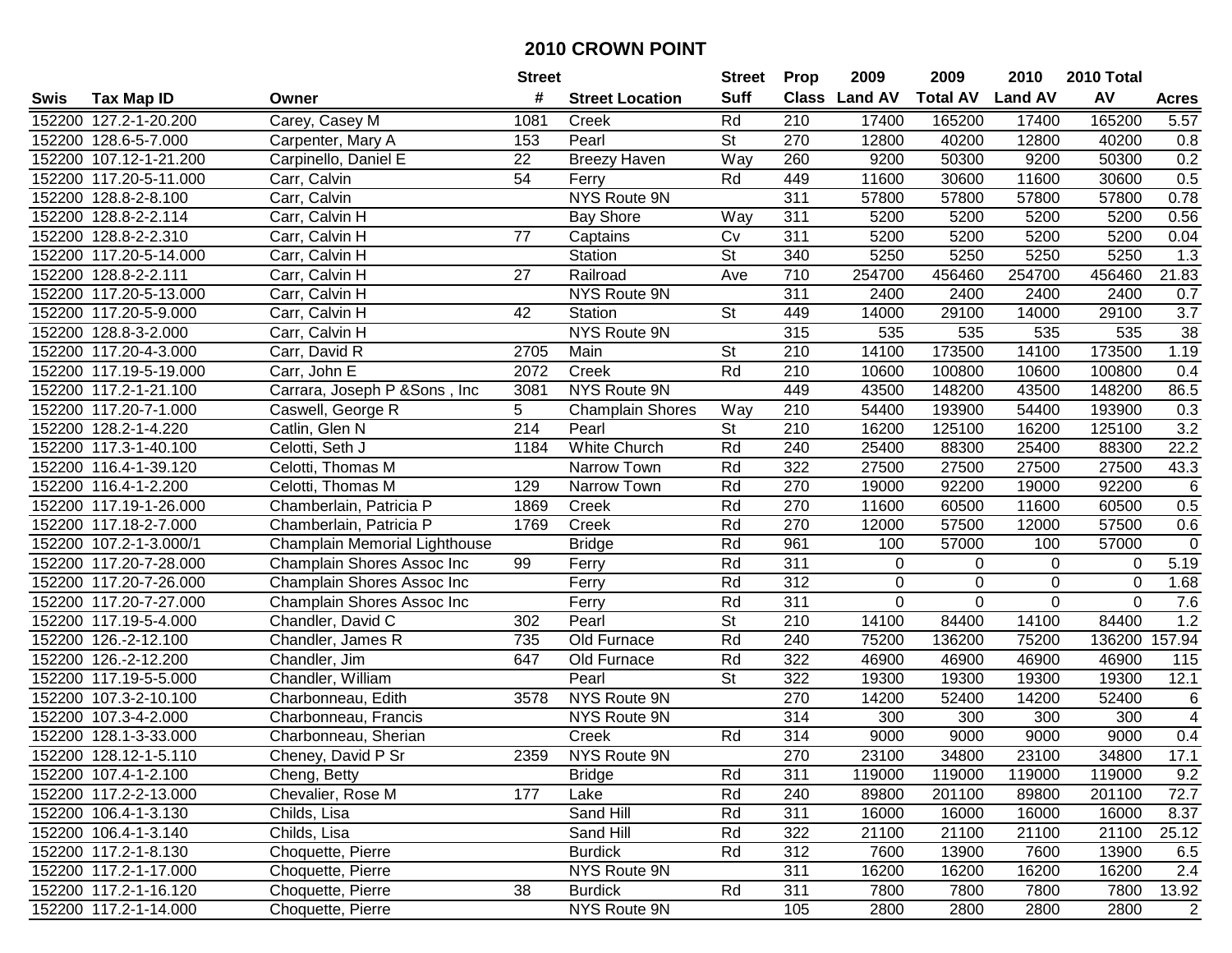# 2010 CROWN POINT

| Swis | Tax Map ID | Owner | Street # | Street Location | Street Suff | Prop Class | 2009 Land AV | 2009 Total AV | 2010 Land AV | 2010 Total AV | Acres |
|---|---|---|---|---|---|---|---|---|---|---|---|
| 152200 | 127.2-1-20.200 | Carey, Casey M | 1081 | Creek | Rd | 210 | 17400 | 165200 | 17400 | 165200 | 5.57 |
| 152200 | 128.6-5-7.000 | Carpenter, Mary A | 153 | Pearl | St | 270 | 12800 | 40200 | 12800 | 40200 | 0.8 |
| 152200 | 107.12-1-21.200 | Carpinello, Daniel E | 22 | Breezy Haven | Way | 260 | 9200 | 50300 | 9200 | 50300 | 0.2 |
| 152200 | 117.20-5-11.000 | Carr, Calvin | 54 | Ferry | Rd | 449 | 11600 | 30600 | 11600 | 30600 | 0.5 |
| 152200 | 128.8-2-8.100 | Carr, Calvin | | NYS Route 9N | | 311 | 57800 | 57800 | 57800 | 57800 | 0.78 |
| 152200 | 128.8-2-2.114 | Carr, Calvin H | | Bay Shore | Way | 311 | 5200 | 5200 | 5200 | 5200 | 0.56 |
| 152200 | 128.8-2-2.310 | Carr, Calvin H | 77 | Captains | Cv | 311 | 5200 | 5200 | 5200 | 5200 | 0.04 |
| 152200 | 117.20-5-14.000 | Carr, Calvin H | | Station | St | 340 | 5250 | 5250 | 5250 | 5250 | 1.3 |
| 152200 | 128.8-2-2.111 | Carr, Calvin H | 27 | Railroad | Ave | 710 | 254700 | 456460 | 254700 | 456460 | 21.83 |
| 152200 | 117.20-5-13.000 | Carr, Calvin H | | NYS Route 9N | | 311 | 2400 | 2400 | 2400 | 2400 | 0.7 |
| 152200 | 117.20-5-9.000 | Carr, Calvin H | 42 | Station | St | 449 | 14000 | 29100 | 14000 | 29100 | 3.7 |
| 152200 | 128.8-3-2.000 | Carr, Calvin H | | NYS Route 9N | | 315 | 535 | 535 | 535 | 535 | 38 |
| 152200 | 117.20-4-3.000 | Carr, David R | 2705 | Main | St | 210 | 14100 | 173500 | 14100 | 173500 | 1.19 |
| 152200 | 117.19-5-19.000 | Carr, John E | 2072 | Creek | Rd | 210 | 10600 | 100800 | 10600 | 100800 | 0.4 |
| 152200 | 117.2-1-21.100 | Carrara, Joseph P &Sons , Inc | 3081 | NYS Route 9N | | 449 | 43500 | 148200 | 43500 | 148200 | 86.5 |
| 152200 | 117.20-7-1.000 | Caswell, George R | 5 | Champlain Shores | Way | 210 | 54400 | 193900 | 54400 | 193900 | 0.3 |
| 152200 | 128.2-1-4.220 | Catlin, Glen N | 214 | Pearl | St | 210 | 16200 | 125100 | 16200 | 125100 | 3.2 |
| 152200 | 117.3-1-40.100 | Celotti, Seth J | 1184 | White Church | Rd | 240 | 25400 | 88300 | 25400 | 88300 | 22.2 |
| 152200 | 116.4-1-39.120 | Celotti, Thomas M | | Narrow Town | Rd | 322 | 27500 | 27500 | 27500 | 27500 | 43.3 |
| 152200 | 116.4-1-2.200 | Celotti, Thomas M | 129 | Narrow Town | Rd | 270 | 19000 | 92200 | 19000 | 92200 | 6 |
| 152200 | 117.19-1-26.000 | Chamberlain, Patricia P | 1869 | Creek | Rd | 270 | 11600 | 60500 | 11600 | 60500 | 0.5 |
| 152200 | 117.18-2-7.000 | Chamberlain, Patricia P | 1769 | Creek | Rd | 270 | 12000 | 57500 | 12000 | 57500 | 0.6 |
| 152200 | 107.2-1-3.000/1 | Champlain Memorial Lighthouse | | Bridge | Rd | 961 | 100 | 57000 | 100 | 57000 | 0 |
| 152200 | 117.20-7-28.000 | Champlain Shores Assoc Inc | 99 | Ferry | Rd | 311 | 0 | 0 | 0 | 0 | 5.19 |
| 152200 | 117.20-7-26.000 | Champlain Shores Assoc Inc | | Ferry | Rd | 312 | 0 | 0 | 0 | 0 | 1.68 |
| 152200 | 117.20-7-27.000 | Champlain Shores Assoc Inc | | Ferry | Rd | 311 | 0 | 0 | 0 | 0 | 7.6 |
| 152200 | 117.19-5-4.000 | Chandler, David C | 302 | Pearl | St | 210 | 14100 | 84400 | 14100 | 84400 | 1.2 |
| 152200 | 126.-2-12.100 | Chandler, James R | 735 | Old Furnace | Rd | 240 | 75200 | 136200 | 75200 | 136200 | 157.94 |
| 152200 | 126.-2-12.200 | Chandler, Jim | 647 | Old Furnace | Rd | 322 | 46900 | 46900 | 46900 | 46900 | 115 |
| 152200 | 117.19-5-5.000 | Chandler, William | | Pearl | St | 322 | 19300 | 19300 | 19300 | 19300 | 12.1 |
| 152200 | 107.3-2-10.100 | Charbonneau, Edith | 3578 | NYS Route 9N | | 270 | 14200 | 52400 | 14200 | 52400 | 6 |
| 152200 | 107.3-4-2.000 | Charbonneau, Francis | | NYS Route 9N | | 314 | 300 | 300 | 300 | 300 | 4 |
| 152200 | 128.1-3-33.000 | Charbonneau, Sherian | | Creek | Rd | 314 | 9000 | 9000 | 9000 | 9000 | 0.4 |
| 152200 | 128.12-1-5.110 | Cheney, David P Sr | 2359 | NYS Route 9N | | 270 | 23100 | 34800 | 23100 | 34800 | 17.1 |
| 152200 | 107.4-1-2.100 | Cheng, Betty | | Bridge | Rd | 311 | 119000 | 119000 | 119000 | 119000 | 9.2 |
| 152200 | 117.2-2-13.000 | Chevalier, Rose M | 177 | Lake | Rd | 240 | 89800 | 201100 | 89800 | 201100 | 72.7 |
| 152200 | 106.4-1-3.130 | Childs, Lisa | | Sand Hill | Rd | 311 | 16000 | 16000 | 16000 | 16000 | 8.37 |
| 152200 | 106.4-1-3.140 | Childs, Lisa | | Sand Hill | Rd | 322 | 21100 | 21100 | 21100 | 21100 | 25.12 |
| 152200 | 117.2-1-8.130 | Choquette, Pierre | | Burdick | Rd | 312 | 7600 | 13900 | 7600 | 13900 | 6.5 |
| 152200 | 117.2-1-17.000 | Choquette, Pierre | | NYS Route 9N | | 311 | 16200 | 16200 | 16200 | 16200 | 2.4 |
| 152200 | 117.2-1-16.120 | Choquette, Pierre | 38 | Burdick | Rd | 311 | 7800 | 7800 | 7800 | 7800 | 13.92 |
| 152200 | 117.2-1-14.000 | Choquette, Pierre | | NYS Route 9N | | 105 | 2800 | 2800 | 2800 | 2800 | 2 |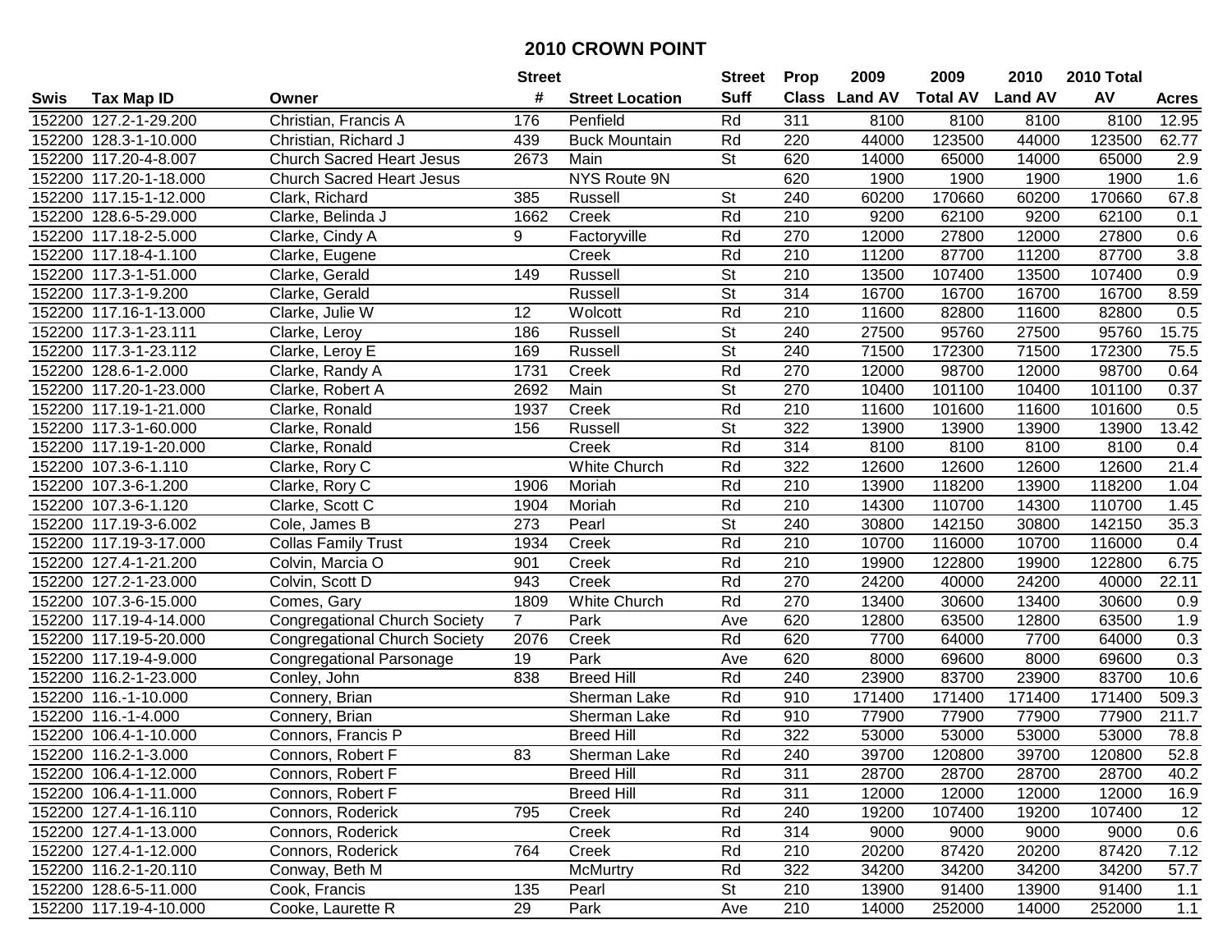# 2010 CROWN POINT

| Swis | Tax Map ID | Owner | Street # | Street Location | Street Suff | Prop Class | 2009 Land AV | 2009 Total AV | 2010 Land AV | 2010 Total AV | Acres |
|---|---|---|---|---|---|---|---|---|---|---|---|
| 152200 | 127.2-1-29.200 | Christian, Francis A | 176 | Penfield | Rd | 311 | 8100 | 8100 | 8100 | 8100 | 12.95 |
| 152200 | 128.3-1-10.000 | Christian, Richard J | 439 | Buck Mountain | Rd | 220 | 44000 | 123500 | 44000 | 123500 | 62.77 |
| 152200 | 117.20-4-8.007 | Church Sacred Heart Jesus | 2673 | Main | St | 620 | 14000 | 65000 | 14000 | 65000 | 2.9 |
| 152200 | 117.20-1-18.000 | Church Sacred Heart Jesus | | NYS Route 9N | | 620 | 1900 | 1900 | 1900 | 1900 | 1.6 |
| 152200 | 117.15-1-12.000 | Clark, Richard | 385 | Russell | St | 240 | 60200 | 170660 | 60200 | 170660 | 67.8 |
| 152200 | 128.6-5-29.000 | Clarke, Belinda J | 1662 | Creek | Rd | 210 | 9200 | 62100 | 9200 | 62100 | 0.1 |
| 152200 | 117.18-2-5.000 | Clarke, Cindy A | 9 | Factoryville | Rd | 270 | 12000 | 27800 | 12000 | 27800 | 0.6 |
| 152200 | 117.18-4-1.100 | Clarke, Eugene | | Creek | Rd | 210 | 11200 | 87700 | 11200 | 87700 | 3.8 |
| 152200 | 117.3-1-51.000 | Clarke, Gerald | 149 | Russell | St | 210 | 13500 | 107400 | 13500 | 107400 | 0.9 |
| 152200 | 117.3-1-9.200 | Clarke, Gerald | | Russell | St | 314 | 16700 | 16700 | 16700 | 16700 | 8.59 |
| 152200 | 117.16-1-13.000 | Clarke, Julie W | 12 | Wolcott | Rd | 210 | 11600 | 82800 | 11600 | 82800 | 0.5 |
| 152200 | 117.3-1-23.111 | Clarke, Leroy | 186 | Russell | St | 240 | 27500 | 95760 | 27500 | 95760 | 15.75 |
| 152200 | 117.3-1-23.112 | Clarke, Leroy E | 169 | Russell | St | 240 | 71500 | 172300 | 71500 | 172300 | 75.5 |
| 152200 | 128.6-1-2.000 | Clarke, Randy A | 1731 | Creek | Rd | 270 | 12000 | 98700 | 12000 | 98700 | 0.64 |
| 152200 | 117.20-1-23.000 | Clarke, Robert A | 2692 | Main | St | 270 | 10400 | 101100 | 10400 | 101100 | 0.37 |
| 152200 | 117.19-1-21.000 | Clarke, Ronald | 1937 | Creek | Rd | 210 | 11600 | 101600 | 11600 | 101600 | 0.5 |
| 152200 | 117.3-1-60.000 | Clarke, Ronald | 156 | Russell | St | 322 | 13900 | 13900 | 13900 | 13900 | 13.42 |
| 152200 | 117.19-1-20.000 | Clarke, Ronald | | Creek | Rd | 314 | 8100 | 8100 | 8100 | 8100 | 0.4 |
| 152200 | 107.3-6-1.110 | Clarke, Rory C | | White Church | Rd | 322 | 12600 | 12600 | 12600 | 12600 | 21.4 |
| 152200 | 107.3-6-1.200 | Clarke, Rory C | 1906 | Moriah | Rd | 210 | 13900 | 118200 | 13900 | 118200 | 1.04 |
| 152200 | 107.3-6-1.120 | Clarke, Scott C | 1904 | Moriah | Rd | 210 | 14300 | 110700 | 14300 | 110700 | 1.45 |
| 152200 | 117.19-3-6.002 | Cole, James B | 273 | Pearl | St | 240 | 30800 | 142150 | 30800 | 142150 | 35.3 |
| 152200 | 117.19-3-17.000 | Collas Family Trust | 1934 | Creek | Rd | 210 | 10700 | 116000 | 10700 | 116000 | 0.4 |
| 152200 | 127.4-1-21.200 | Colvin, Marcia O | 901 | Creek | Rd | 210 | 19900 | 122800 | 19900 | 122800 | 6.75 |
| 152200 | 127.2-1-23.000 | Colvin, Scott D | 943 | Creek | Rd | 270 | 24200 | 40000 | 24200 | 40000 | 22.11 |
| 152200 | 107.3-6-15.000 | Comes, Gary | 1809 | White Church | Rd | 270 | 13400 | 30600 | 13400 | 30600 | 0.9 |
| 152200 | 117.19-4-14.000 | Congregational Church Society | 7 | Park | Ave | 620 | 12800 | 63500 | 12800 | 63500 | 1.9 |
| 152200 | 117.19-5-20.000 | Congregational Church Society | 2076 | Creek | Rd | 620 | 7700 | 64000 | 7700 | 64000 | 0.3 |
| 152200 | 117.19-4-9.000 | Congregational Parsonage | 19 | Park | Ave | 620 | 8000 | 69600 | 8000 | 69600 | 0.3 |
| 152200 | 116.2-1-23.000 | Conley, John | 838 | Breed Hill | Rd | 240 | 23900 | 83700 | 23900 | 83700 | 10.6 |
| 152200 | 116.-1-10.000 | Connery, Brian | | Sherman Lake | Rd | 910 | 171400 | 171400 | 171400 | 171400 | 509.3 |
| 152200 | 116.-1-4.000 | Connery, Brian | | Sherman Lake | Rd | 910 | 77900 | 77900 | 77900 | 77900 | 211.7 |
| 152200 | 106.4-1-10.000 | Connors, Francis P | | Breed Hill | Rd | 322 | 53000 | 53000 | 53000 | 53000 | 78.8 |
| 152200 | 116.2-1-3.000 | Connors, Robert F | 83 | Sherman Lake | Rd | 240 | 39700 | 120800 | 39700 | 120800 | 52.8 |
| 152200 | 106.4-1-12.000 | Connors, Robert F | | Breed Hill | Rd | 311 | 28700 | 28700 | 28700 | 28700 | 40.2 |
| 152200 | 106.4-1-11.000 | Connors, Robert F | | Breed Hill | Rd | 311 | 12000 | 12000 | 12000 | 12000 | 16.9 |
| 152200 | 127.4-1-16.110 | Connors, Roderick | 795 | Creek | Rd | 240 | 19200 | 107400 | 19200 | 107400 | 12 |
| 152200 | 127.4-1-13.000 | Connors, Roderick | | Creek | Rd | 314 | 9000 | 9000 | 9000 | 9000 | 0.6 |
| 152200 | 127.4-1-12.000 | Connors, Roderick | 764 | Creek | Rd | 210 | 20200 | 87420 | 20200 | 87420 | 7.12 |
| 152200 | 116.2-1-20.110 | Conway, Beth M | | McMurtry | Rd | 322 | 34200 | 34200 | 34200 | 34200 | 57.7 |
| 152200 | 128.6-5-11.000 | Cook, Francis | 135 | Pearl | St | 210 | 13900 | 91400 | 13900 | 91400 | 1.1 |
| 152200 | 117.19-4-10.000 | Cooke, Laurette R | 29 | Park | Ave | 210 | 14000 | 252000 | 14000 | 252000 | 1.1 |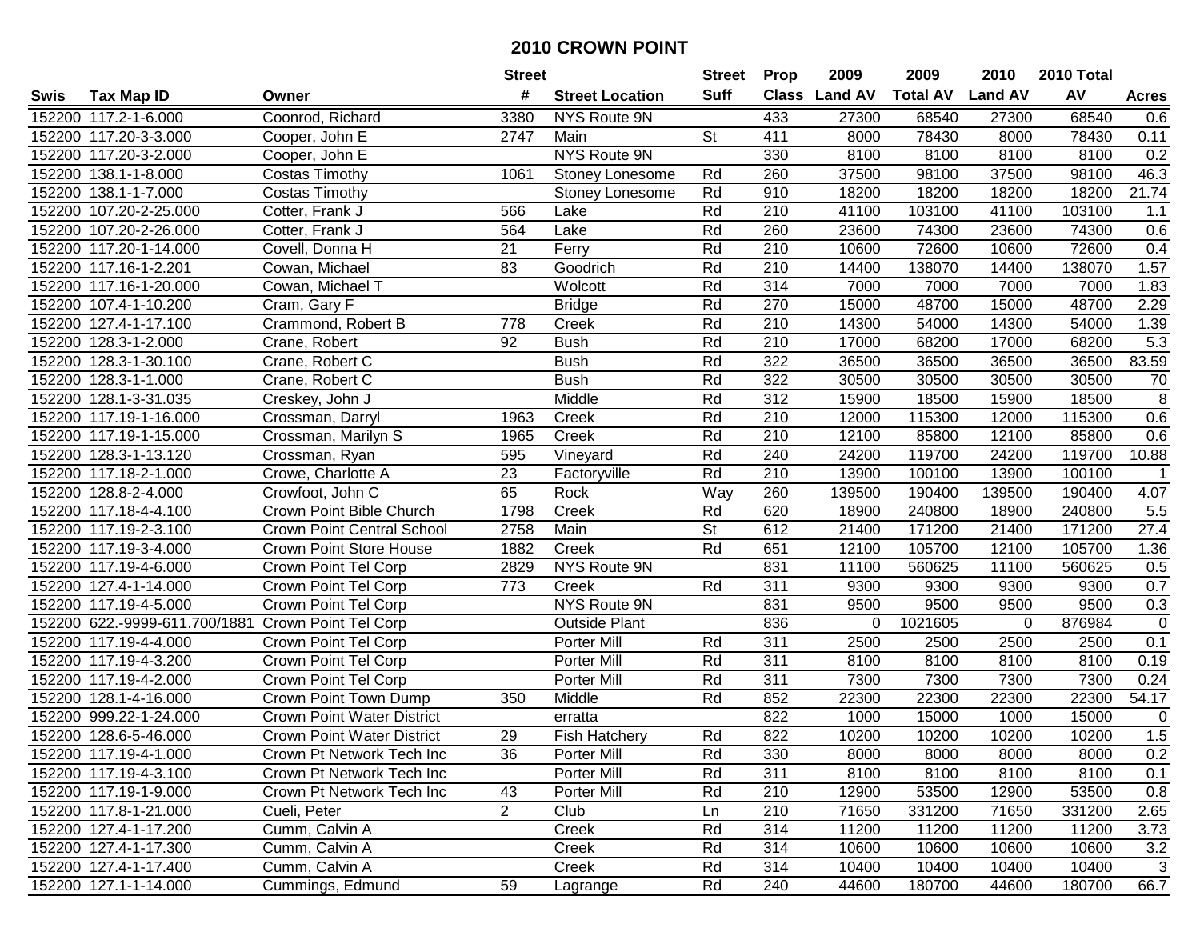# 2010 CROWN POINT

| Swis | Tax Map ID | Owner | Street # | Street Location | Street Suff | Prop Class | 2009 Land AV | 2009 Total AV | 2010 Land AV | 2010 Total AV | Acres |
|---|---|---|---|---|---|---|---|---|---|---|---|
| 152200 | 117.2-1-6.000 | Coonrod, Richard | 3380 | NYS Route 9N | | 433 | 27300 | 68540 | 27300 | 68540 | 0.6 |
| 152200 | 117.20-3-3.000 | Cooper, John E | 2747 | Main | St | 411 | 8000 | 78430 | 8000 | 78430 | 0.11 |
| 152200 | 117.20-3-2.000 | Cooper, John E | | NYS Route 9N | | 330 | 8100 | 8100 | 8100 | 8100 | 0.2 |
| 152200 | 138.1-1-8.000 | Costas Timothy | 1061 | Stoney Lonesome | Rd | 260 | 37500 | 98100 | 37500 | 98100 | 46.3 |
| 152200 | 138.1-1-7.000 | Costas Timothy | | Stoney Lonesome | Rd | 910 | 18200 | 18200 | 18200 | 18200 | 21.74 |
| 152200 | 107.20-2-25.000 | Cotter, Frank J | 566 | Lake | Rd | 210 | 41100 | 103100 | 41100 | 103100 | 1.1 |
| 152200 | 107.20-2-26.000 | Cotter, Frank J | 564 | Lake | Rd | 260 | 23600 | 74300 | 23600 | 74300 | 0.6 |
| 152200 | 117.20-1-14.000 | Covell, Donna H | 21 | Ferry | Rd | 210 | 10600 | 72600 | 10600 | 72600 | 0.4 |
| 152200 | 117.16-1-2.201 | Cowan, Michael | 83 | Goodrich | Rd | 210 | 14400 | 138070 | 14400 | 138070 | 1.57 |
| 152200 | 117.16-1-20.000 | Cowan, Michael T | | Wolcott | Rd | 314 | 7000 | 7000 | 7000 | 7000 | 1.83 |
| 152200 | 107.4-1-10.200 | Cram, Gary F | | Bridge | Rd | 270 | 15000 | 48700 | 15000 | 48700 | 2.29 |
| 152200 | 127.4-1-17.100 | Crammond, Robert B | 778 | Creek | Rd | 210 | 14300 | 54000 | 14300 | 54000 | 1.39 |
| 152200 | 128.3-1-2.000 | Crane, Robert | 92 | Bush | Rd | 210 | 17000 | 68200 | 17000 | 68200 | 5.3 |
| 152200 | 128.3-1-30.100 | Crane, Robert C | | Bush | Rd | 322 | 36500 | 36500 | 36500 | 36500 | 83.59 |
| 152200 | 128.3-1-1.000 | Crane, Robert C | | Bush | Rd | 322 | 30500 | 30500 | 30500 | 30500 | 70 |
| 152200 | 128.1-3-31.035 | Creskey, John J | | Middle | Rd | 312 | 15900 | 18500 | 15900 | 18500 | 8 |
| 152200 | 117.19-1-16.000 | Crossman, Darryl | 1963 | Creek | Rd | 210 | 12000 | 115300 | 12000 | 115300 | 0.6 |
| 152200 | 117.19-1-15.000 | Crossman, Marilyn S | 1965 | Creek | Rd | 210 | 12100 | 85800 | 12100 | 85800 | 0.6 |
| 152200 | 128.3-1-13.120 | Crossman, Ryan | 595 | Vineyard | Rd | 240 | 24200 | 119700 | 24200 | 119700 | 10.88 |
| 152200 | 117.18-2-1.000 | Crowe, Charlotte A | 23 | Factoryville | Rd | 210 | 13900 | 100100 | 13900 | 100100 | 1 |
| 152200 | 128.8-2-4.000 | Crowfoot, John C | 65 | Rock | Way | 260 | 139500 | 190400 | 139500 | 190400 | 4.07 |
| 152200 | 117.18-4-4.100 | Crown Point Bible Church | 1798 | Creek | Rd | 620 | 18900 | 240800 | 18900 | 240800 | 5.5 |
| 152200 | 117.19-2-3.100 | Crown Point Central School | 2758 | Main | St | 612 | 21400 | 171200 | 21400 | 171200 | 27.4 |
| 152200 | 117.19-3-4.000 | Crown Point Store House | 1882 | Creek | Rd | 651 | 12100 | 105700 | 12100 | 105700 | 1.36 |
| 152200 | 117.19-4-6.000 | Crown Point Tel Corp | 2829 | NYS Route 9N | | 831 | 11100 | 560625 | 11100 | 560625 | 0.5 |
| 152200 | 127.4-1-14.000 | Crown Point Tel Corp | 773 | Creek | Rd | 311 | 9300 | 9300 | 9300 | 9300 | 0.7 |
| 152200 | 117.19-4-5.000 | Crown Point Tel Corp | | NYS Route 9N | | 831 | 9500 | 9500 | 9500 | 9500 | 0.3 |
| 152200 | 622.-9999-611.700/1881 | Crown Point Tel Corp | | Outside Plant | | 836 | 0 | 1021605 | 0 | 876984 | 0 |
| 152200 | 117.19-4-4.000 | Crown Point Tel Corp | | Porter Mill | Rd | 311 | 2500 | 2500 | 2500 | 2500 | 0.1 |
| 152200 | 117.19-4-3.200 | Crown Point Tel Corp | | Porter Mill | Rd | 311 | 8100 | 8100 | 8100 | 8100 | 0.19 |
| 152200 | 117.19-4-2.000 | Crown Point Tel Corp | | Porter Mill | Rd | 311 | 7300 | 7300 | 7300 | 7300 | 0.24 |
| 152200 | 128.1-4-16.000 | Crown Point Town Dump | 350 | Middle | Rd | 852 | 22300 | 22300 | 22300 | 22300 | 54.17 |
| 152200 | 999.22-1-24.000 | Crown Point Water District | | erratta | | 822 | 1000 | 15000 | 1000 | 15000 | 0 |
| 152200 | 128.6-5-46.000 | Crown Point Water District | 29 | Fish Hatchery | Rd | 822 | 10200 | 10200 | 10200 | 10200 | 1.5 |
| 152200 | 117.19-4-1.000 | Crown Pt Network Tech Inc | 36 | Porter Mill | Rd | 330 | 8000 | 8000 | 8000 | 8000 | 0.2 |
| 152200 | 117.19-4-3.100 | Crown Pt Network Tech Inc | | Porter Mill | Rd | 311 | 8100 | 8100 | 8100 | 8100 | 0.1 |
| 152200 | 117.19-1-9.000 | Crown Pt Network Tech Inc | 43 | Porter Mill | Rd | 210 | 12900 | 53500 | 12900 | 53500 | 0.8 |
| 152200 | 117.8-1-21.000 | Cueli, Peter | 2 | Club | Ln | 210 | 71650 | 331200 | 71650 | 331200 | 2.65 |
| 152200 | 127.4-1-17.200 | Cumm, Calvin A | | Creek | Rd | 314 | 11200 | 11200 | 11200 | 11200 | 3.73 |
| 152200 | 127.4-1-17.300 | Cumm, Calvin A | | Creek | Rd | 314 | 10600 | 10600 | 10600 | 10600 | 3.2 |
| 152200 | 127.4-1-17.400 | Cumm, Calvin A | | Creek | Rd | 314 | 10400 | 10400 | 10400 | 10400 | 3 |
| 152200 | 127.1-1-14.000 | Cummings, Edmund | 59 | Lagrange | Rd | 240 | 44600 | 180700 | 44600 | 180700 | 66.7 |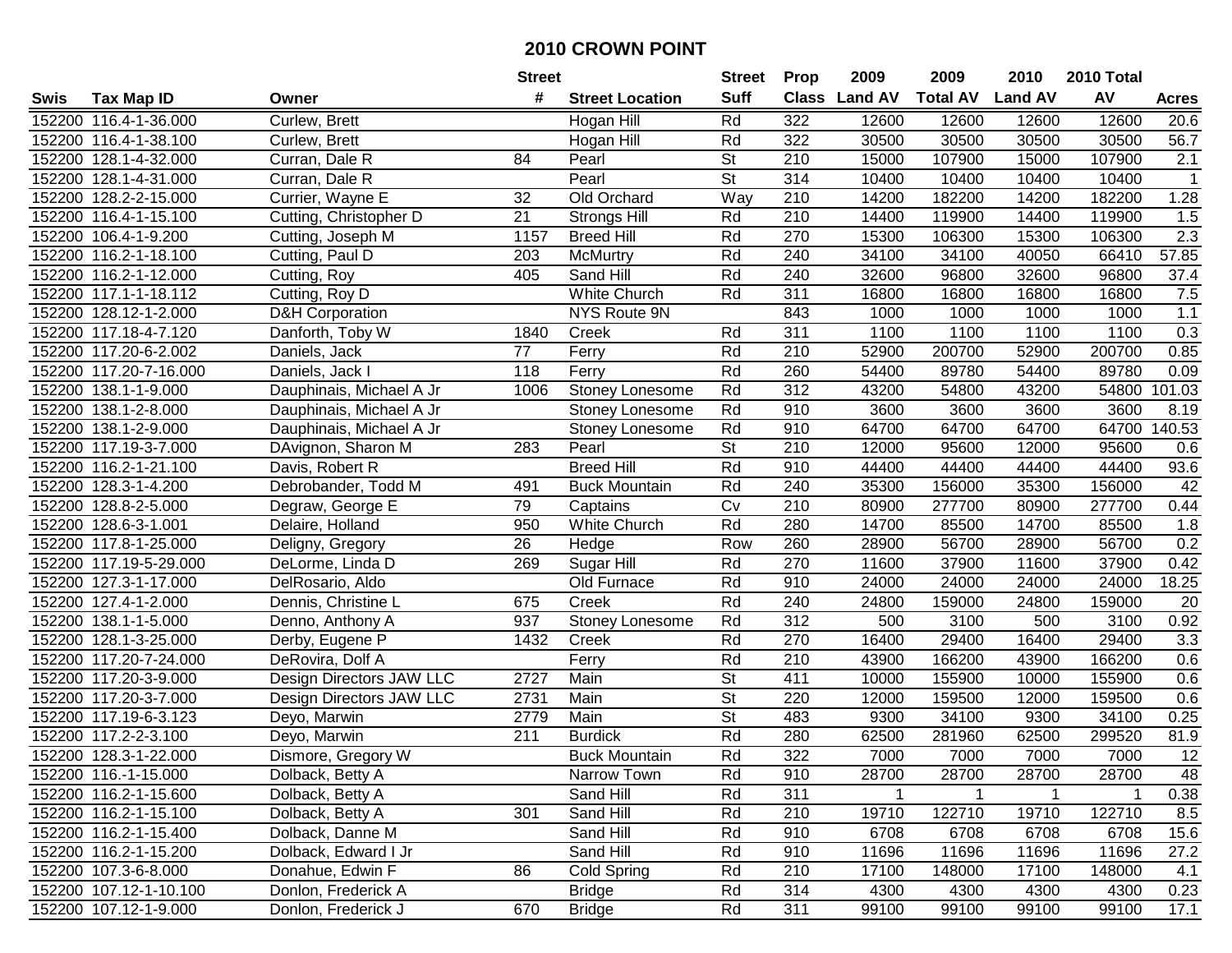# 2010 CROWN POINT

| Swis | Tax Map ID | Owner | Street # | Street Location | Street Suff | Prop Class | 2009 Land AV | 2009 Total AV | 2010 Land AV | 2010 Total AV | Acres |
|---|---|---|---|---|---|---|---|---|---|---|---|
| 152200 | 116.4-1-36.000 | Curlew, Brett | | Hogan Hill | Rd | 322 | 12600 | 12600 | 12600 | 12600 | 20.6 |
| 152200 | 116.4-1-38.100 | Curlew, Brett | | Hogan Hill | Rd | 322 | 30500 | 30500 | 30500 | 30500 | 56.7 |
| 152200 | 128.1-4-32.000 | Curran, Dale R | 84 | Pearl | St | 210 | 15000 | 107900 | 15000 | 107900 | 2.1 |
| 152200 | 128.1-4-31.000 | Curran, Dale R | | Pearl | St | 314 | 10400 | 10400 | 10400 | 10400 | 1 |
| 152200 | 128.2-2-15.000 | Currier, Wayne E | 32 | Old Orchard | Way | 210 | 14200 | 182200 | 14200 | 182200 | 1.28 |
| 152200 | 116.4-1-15.100 | Cutting, Christopher D | 21 | Strongs Hill | Rd | 210 | 14400 | 119900 | 14400 | 119900 | 1.5 |
| 152200 | 106.4-1-9.200 | Cutting, Joseph M | 1157 | Breed Hill | Rd | 270 | 15300 | 106300 | 15300 | 106300 | 2.3 |
| 152200 | 116.2-1-18.100 | Cutting, Paul D | 203 | McMurtry | Rd | 240 | 34100 | 34100 | 40050 | 66410 | 57.85 |
| 152200 | 116.2-1-12.000 | Cutting, Roy | 405 | Sand Hill | Rd | 240 | 32600 | 96800 | 32600 | 96800 | 37.4 |
| 152200 | 117.1-1-18.112 | Cutting, Roy D | | White Church | Rd | 311 | 16800 | 16800 | 16800 | 16800 | 7.5 |
| 152200 | 128.12-1-2.000 | D&H Corporation | | NYS Route 9N | | 843 | 1000 | 1000 | 1000 | 1000 | 1.1 |
| 152200 | 117.18-4-7.120 | Danforth, Toby W | 1840 | Creek | Rd | 311 | 1100 | 1100 | 1100 | 1100 | 0.3 |
| 152200 | 117.20-6-2.002 | Daniels, Jack | 77 | Ferry | Rd | 210 | 52900 | 200700 | 52900 | 200700 | 0.85 |
| 152200 | 117.20-7-16.000 | Daniels, Jack I | 118 | Ferry | Rd | 260 | 54400 | 89780 | 54400 | 89780 | 0.09 |
| 152200 | 138.1-1-9.000 | Dauphinais, Michael A Jr | 1006 | Stoney Lonesome | Rd | 312 | 43200 | 54800 | 43200 | 54800 | 101.03 |
| 152200 | 138.1-2-8.000 | Dauphinais, Michael A Jr | | Stoney Lonesome | Rd | 910 | 3600 | 3600 | 3600 | 3600 | 8.19 |
| 152200 | 138.1-2-9.000 | Dauphinais, Michael A Jr | | Stoney Lonesome | Rd | 910 | 64700 | 64700 | 64700 | 64700 | 140.53 |
| 152200 | 117.19-3-7.000 | DAvignon, Sharon M | 283 | Pearl | St | 210 | 12000 | 95600 | 12000 | 95600 | 0.6 |
| 152200 | 116.2-1-21.100 | Davis, Robert R | | Breed Hill | Rd | 910 | 44400 | 44400 | 44400 | 44400 | 93.6 |
| 152200 | 128.3-1-4.200 | Debrobander, Todd M | 491 | Buck Mountain | Rd | 240 | 35300 | 156000 | 35300 | 156000 | 42 |
| 152200 | 128.8-2-5.000 | Degraw, George E | 79 | Captains | Cv | 210 | 80900 | 277700 | 80900 | 277700 | 0.44 |
| 152200 | 128.6-3-1.001 | Delaire, Holland | 950 | White Church | Rd | 280 | 14700 | 85500 | 14700 | 85500 | 1.8 |
| 152200 | 117.8-1-25.000 | Deligny, Gregory | 26 | Hedge | Row | 260 | 28900 | 56700 | 28900 | 56700 | 0.2 |
| 152200 | 117.19-5-29.000 | DeLorme, Linda D | 269 | Sugar Hill | Rd | 270 | 11600 | 37900 | 11600 | 37900 | 0.42 |
| 152200 | 127.3-1-17.000 | DelRosario, Aldo | | Old Furnace | Rd | 910 | 24000 | 24000 | 24000 | 24000 | 18.25 |
| 152200 | 127.4-1-2.000 | Dennis, Christine L | 675 | Creek | Rd | 240 | 24800 | 159000 | 24800 | 159000 | 20 |
| 152200 | 138.1-1-5.000 | Denno, Anthony A | 937 | Stoney Lonesome | Rd | 312 | 500 | 3100 | 500 | 3100 | 0.92 |
| 152200 | 128.1-3-25.000 | Derby, Eugene P | 1432 | Creek | Rd | 270 | 16400 | 29400 | 16400 | 29400 | 3.3 |
| 152200 | 117.20-7-24.000 | DeRovira, Dolf A | | Ferry | Rd | 210 | 43900 | 166200 | 43900 | 166200 | 0.6 |
| 152200 | 117.20-3-9.000 | Design Directors JAW LLC | 2727 | Main | St | 411 | 10000 | 155900 | 10000 | 155900 | 0.6 |
| 152200 | 117.20-3-7.000 | Design Directors JAW LLC | 2731 | Main | St | 220 | 12000 | 159500 | 12000 | 159500 | 0.6 |
| 152200 | 117.19-6-3.123 | Deyo, Marwin | 2779 | Main | St | 483 | 9300 | 34100 | 9300 | 34100 | 0.25 |
| 152200 | 117.2-2-3.100 | Deyo, Marwin | 211 | Burdick | Rd | 280 | 62500 | 281960 | 62500 | 299520 | 81.9 |
| 152200 | 128.3-1-22.000 | Dismore, Gregory W | | Buck Mountain | Rd | 322 | 7000 | 7000 | 7000 | 7000 | 12 |
| 152200 | 116.-1-15.000 | Dolback, Betty A | | Narrow Town | Rd | 910 | 28700 | 28700 | 28700 | 28700 | 48 |
| 152200 | 116.2-1-15.600 | Dolback, Betty A | | Sand Hill | Rd | 311 | 1 | 1 | 1 | 1 | 0.38 |
| 152200 | 116.2-1-15.100 | Dolback, Betty A | 301 | Sand Hill | Rd | 210 | 19710 | 122710 | 19710 | 122710 | 8.5 |
| 152200 | 116.2-1-15.400 | Dolback, Danne M | | Sand Hill | Rd | 910 | 6708 | 6708 | 6708 | 6708 | 15.6 |
| 152200 | 116.2-1-15.200 | Dolback, Edward I Jr | | Sand Hill | Rd | 910 | 11696 | 11696 | 11696 | 11696 | 27.2 |
| 152200 | 107.3-6-8.000 | Donahue, Edwin F | 86 | Cold Spring | Rd | 210 | 17100 | 148000 | 17100 | 148000 | 4.1 |
| 152200 | 107.12-1-10.100 | Donlon, Frederick A | | Bridge | Rd | 314 | 4300 | 4300 | 4300 | 4300 | 0.23 |
| 152200 | 107.12-1-9.000 | Donlon, Frederick J | 670 | Bridge | Rd | 311 | 99100 | 99100 | 99100 | 99100 | 17.1 |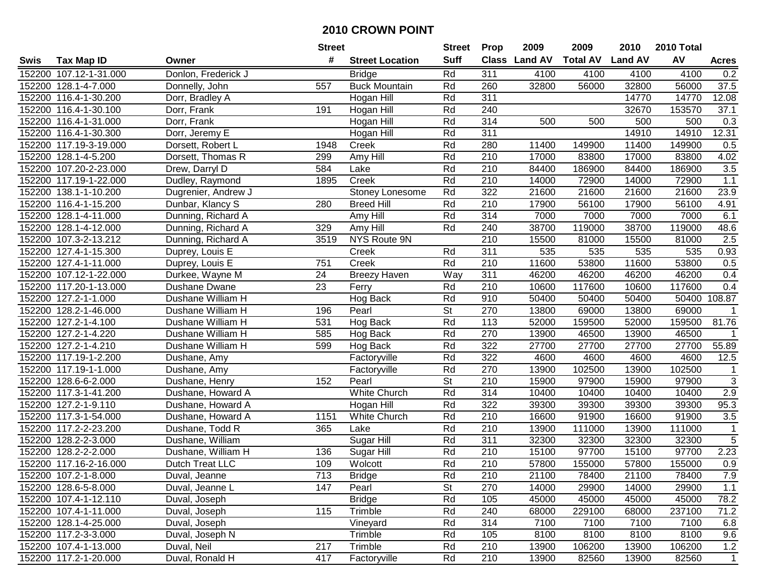# 2010 CROWN POINT

| Swis | Tax Map ID | Owner | Street # | Street Location | Street Suff | Prop Class | 2009 Land AV | 2009 Total AV | 2010 Land AV | 2010 Total AV | Acres |
|---|---|---|---|---|---|---|---|---|---|---|---|
| 152200 | 107.12-1-31.000 | Donlon, Frederick J | | Bridge | Rd | 311 | 4100 | 4100 | 4100 | 4100 | 0.2 |
| 152200 | 128.1-4-7.000 | Donnelly, John | 557 | Buck Mountain | Rd | 260 | 32800 | 56000 | 32800 | 56000 | 37.5 |
| 152200 | 116.4-1-30.200 | Dorr, Bradley A | | Hogan Hill | Rd | 311 | | | 14770 | 14770 | 12.08 |
| 152200 | 116.4-1-30.100 | Dorr, Frank | 191 | Hogan Hill | Rd | 240 | | | 32670 | 153570 | 37.1 |
| 152200 | 116.4-1-31.000 | Dorr, Frank | | Hogan Hill | Rd | 314 | 500 | 500 | 500 | 500 | 0.3 |
| 152200 | 116.4-1-30.300 | Dorr, Jeremy E | | Hogan Hill | Rd | 311 | | | 14910 | 14910 | 12.31 |
| 152200 | 117.19-3-19.000 | Dorsett, Robert L | 1948 | Creek | Rd | 280 | 11400 | 149900 | 11400 | 149900 | 0.5 |
| 152200 | 128.1-4-5.200 | Dorsett, Thomas R | 299 | Amy Hill | Rd | 210 | 17000 | 83800 | 17000 | 83800 | 4.02 |
| 152200 | 107.20-2-23.000 | Drew, Darryl D | 584 | Lake | Rd | 210 | 84400 | 186900 | 84400 | 186900 | 3.5 |
| 152200 | 117.19-1-22.000 | Dudley, Raymond | 1895 | Creek | Rd | 210 | 14000 | 72900 | 14000 | 72900 | 1.1 |
| 152200 | 138.1-1-10.200 | Dugrenier, Andrew J | | Stoney Lonesome | Rd | 322 | 21600 | 21600 | 21600 | 21600 | 23.9 |
| 152200 | 116.4-1-15.200 | Dunbar, Klancy S | 280 | Breed Hill | Rd | 210 | 17900 | 56100 | 17900 | 56100 | 4.91 |
| 152200 | 128.1-4-11.000 | Dunning, Richard A | | Amy Hill | Rd | 314 | 7000 | 7000 | 7000 | 7000 | 6.1 |
| 152200 | 128.1-4-12.000 | Dunning, Richard A | 329 | Amy Hill | Rd | 240 | 38700 | 119000 | 38700 | 119000 | 48.6 |
| 152200 | 107.3-2-13.212 | Dunning, Richard A | 3519 | NYS Route 9N | | 210 | 15500 | 81000 | 15500 | 81000 | 2.5 |
| 152200 | 127.4-1-15.300 | Duprey, Louis E | | Creek | Rd | 311 | 535 | 535 | 535 | 535 | 0.93 |
| 152200 | 127.4-1-11.000 | Duprey, Louis E | 751 | Creek | Rd | 210 | 11600 | 53800 | 11600 | 53800 | 0.5 |
| 152200 | 107.12-1-22.000 | Durkee, Wayne M | 24 | Breezy Haven | Way | 311 | 46200 | 46200 | 46200 | 46200 | 0.4 |
| 152200 | 117.20-1-13.000 | Dushane Dwane | 23 | Ferry | Rd | 210 | 10600 | 117600 | 10600 | 117600 | 0.4 |
| 152200 | 127.2-1-1.000 | Dushane William H | | Hog Back | Rd | 910 | 50400 | 50400 | 50400 | 50400 | 108.87 |
| 152200 | 128.2-1-46.000 | Dushane William H | 196 | Pearl | St | 270 | 13800 | 69000 | 13800 | 69000 | 1 |
| 152200 | 127.2-1-4.100 | Dushane William H | 531 | Hog Back | Rd | 113 | 52000 | 159500 | 52000 | 159500 | 81.76 |
| 152200 | 127.2-1-4.220 | Dushane William H | 585 | Hog Back | Rd | 270 | 13900 | 46500 | 13900 | 46500 | 1 |
| 152200 | 127.2-1-4.210 | Dushane William H | 599 | Hog Back | Rd | 322 | 27700 | 27700 | 27700 | 27700 | 55.89 |
| 152200 | 117.19-1-2.200 | Dushane, Amy | | Factoryville | Rd | 322 | 4600 | 4600 | 4600 | 4600 | 12.5 |
| 152200 | 117.19-1-1.000 | Dushane, Amy | | Factoryville | Rd | 270 | 13900 | 102500 | 13900 | 102500 | 1 |
| 152200 | 128.6-6-2.000 | Dushane, Henry | 152 | Pearl | St | 210 | 15900 | 97900 | 15900 | 97900 | 3 |
| 152200 | 117.3-1-41.200 | Dushane, Howard A | | White Church | Rd | 314 | 10400 | 10400 | 10400 | 10400 | 2.9 |
| 152200 | 127.2-1-9.110 | Dushane, Howard A | | Hogan Hill | Rd | 322 | 39300 | 39300 | 39300 | 39300 | 95.3 |
| 152200 | 117.3-1-54.000 | Dushane, Howard A | 1151 | White Church | Rd | 210 | 16600 | 91900 | 16600 | 91900 | 3.5 |
| 152200 | 117.2-2-23.200 | Dushane, Todd R | 365 | Lake | Rd | 210 | 13900 | 111000 | 13900 | 111000 | 1 |
| 152200 | 128.2-2-3.000 | Dushane, William | | Sugar Hill | Rd | 311 | 32300 | 32300 | 32300 | 32300 | 5 |
| 152200 | 128.2-2-2.000 | Dushane, William H | 136 | Sugar Hill | Rd | 210 | 15100 | 97700 | 15100 | 97700 | 2.23 |
| 152200 | 117.16-2-16.000 | Dutch Treat LLC | 109 | Wolcott | Rd | 210 | 57800 | 155000 | 57800 | 155000 | 0.9 |
| 152200 | 107.2-1-8.000 | Duval, Jeanne | 713 | Bridge | Rd | 210 | 21100 | 78400 | 21100 | 78400 | 7.9 |
| 152200 | 128.6-5-8.000 | Duval, Jeanne L | 147 | Pearl | St | 270 | 14000 | 29900 | 14000 | 29900 | 1.1 |
| 152200 | 107.4-1-12.110 | Duval, Joseph | | Bridge | Rd | 105 | 45000 | 45000 | 45000 | 45000 | 78.2 |
| 152200 | 107.4-1-11.000 | Duval, Joseph | 115 | Trimble | Rd | 240 | 68000 | 229100 | 68000 | 237100 | 71.2 |
| 152200 | 128.1-4-25.000 | Duval, Joseph | | Vineyard | Rd | 314 | 7100 | 7100 | 7100 | 7100 | 6.8 |
| 152200 | 117.2-3-3.000 | Duval, Joseph N | | Trimble | Rd | 105 | 8100 | 8100 | 8100 | 8100 | 9.6 |
| 152200 | 107.4-1-13.000 | Duval, Neil | 217 | Trimble | Rd | 210 | 13900 | 106200 | 13900 | 106200 | 1.2 |
| 152200 | 117.2-1-20.000 | Duval, Ronald H | 417 | Factoryville | Rd | 210 | 13900 | 82560 | 13900 | 82560 | 1 |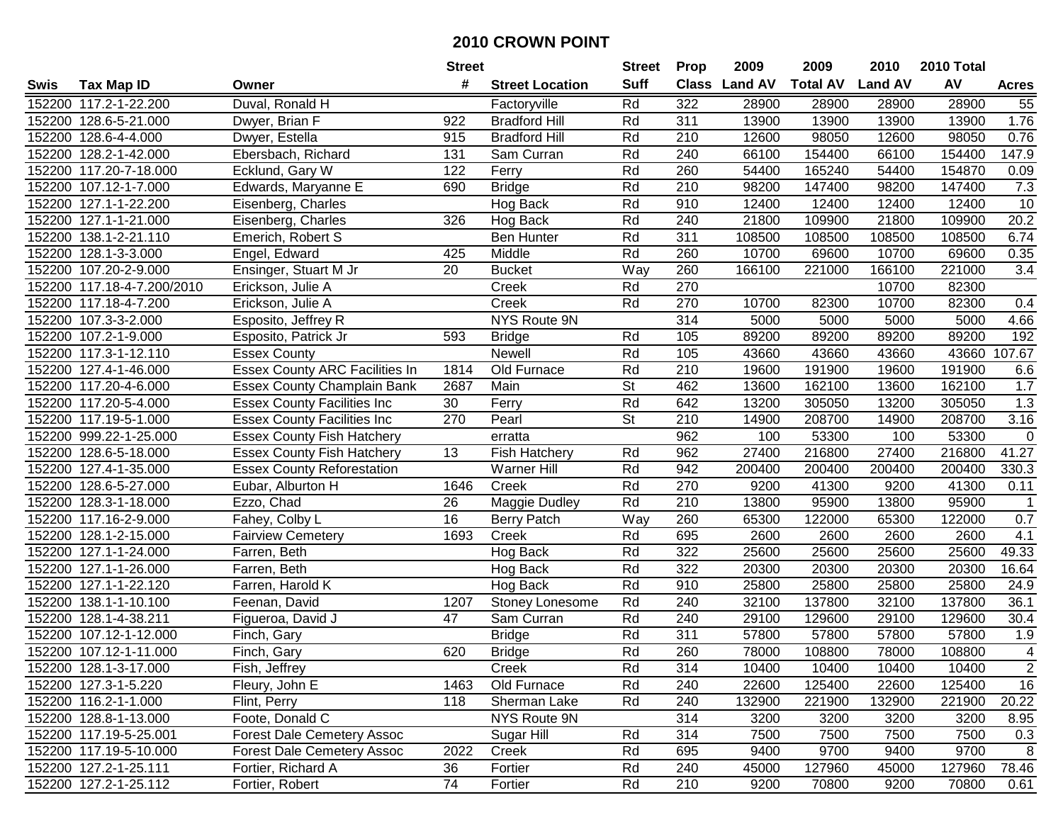# 2010 CROWN POINT

| Swis | Tax Map ID | Owner | Street # | Street Location | Street Suff | Prop Class | 2009 Land AV | 2009 Total AV | 2010 Land AV | 2010 Total AV | Acres |
|---|---|---|---|---|---|---|---|---|---|---|---|
| 152200 | 117.2-1-22.200 | Duval, Ronald H | | Factoryville | Rd | 322 | 28900 | 28900 | 28900 | 28900 | 55 |
| 152200 | 128.6-5-21.000 | Dwyer, Brian F | 922 | Bradford Hill | Rd | 311 | 13900 | 13900 | 13900 | 13900 | 1.76 |
| 152200 | 128.6-4-4.000 | Dwyer, Estella | 915 | Bradford Hill | Rd | 210 | 12600 | 98050 | 12600 | 98050 | 0.76 |
| 152200 | 128.2-1-42.000 | Ebersbach, Richard | 131 | Sam Curran | Rd | 240 | 66100 | 154400 | 66100 | 154400 | 147.9 |
| 152200 | 117.20-7-18.000 | Ecklund, Gary W | 122 | Ferry | Rd | 260 | 54400 | 165240 | 54400 | 154870 | 0.09 |
| 152200 | 107.12-1-7.000 | Edwards, Maryanne E | 690 | Bridge | Rd | 210 | 98200 | 147400 | 98200 | 147400 | 7.3 |
| 152200 | 127.1-1-22.200 | Eisenberg, Charles | | Hog Back | Rd | 910 | 12400 | 12400 | 12400 | 12400 | 10 |
| 152200 | 127.1-1-21.000 | Eisenberg, Charles | 326 | Hog Back | Rd | 240 | 21800 | 109900 | 21800 | 109900 | 20.2 |
| 152200 | 138.1-2-21.110 | Emerich, Robert S | | Ben Hunter | Rd | 311 | 108500 | 108500 | 108500 | 108500 | 6.74 |
| 152200 | 128.1-3-3.000 | Engel, Edward | 425 | Middle | Rd | 260 | 10700 | 69600 | 10700 | 69600 | 0.35 |
| 152200 | 107.20-2-9.000 | Ensinger, Stuart M Jr | 20 | Bucket | Way | 260 | 166100 | 221000 | 166100 | 221000 | 3.4 |
| 152200 | 117.18-4-7.200/2010 | Erickson, Julie A | | Creek | Rd | 270 | | | 10700 | 82300 | |
| 152200 | 117.18-4-7.200 | Erickson, Julie A | | Creek | Rd | 270 | 10700 | 82300 | 10700 | 82300 | 0.4 |
| 152200 | 107.3-3-2.000 | Esposito, Jeffrey R | | NYS Route 9N | | 314 | 5000 | 5000 | 5000 | 5000 | 4.66 |
| 152200 | 107.2-1-9.000 | Esposito, Patrick Jr | 593 | Bridge | Rd | 105 | 89200 | 89200 | 89200 | 89200 | 192 |
| 152200 | 117.3-1-12.110 | Essex County | | Newell | Rd | 105 | 43660 | 43660 | 43660 | 43660 | 107.67 |
| 152200 | 127.4-1-46.000 | Essex County ARC Facilities In | 1814 | Old Furnace | Rd | 210 | 19600 | 191900 | 19600 | 191900 | 6.6 |
| 152200 | 117.20-4-6.000 | Essex County Champlain Bank | 2687 | Main | St | 462 | 13600 | 162100 | 13600 | 162100 | 1.7 |
| 152200 | 117.20-5-4.000 | Essex County Facilities Inc | 30 | Ferry | Rd | 642 | 13200 | 305050 | 13200 | 305050 | 1.3 |
| 152200 | 117.19-5-1.000 | Essex County Facilities Inc | 270 | Pearl | St | 210 | 14900 | 208700 | 14900 | 208700 | 3.16 |
| 152200 | 999.22-1-25.000 | Essex County Fish Hatchery | | erratta | | 962 | 100 | 53300 | 100 | 53300 | 0 |
| 152200 | 128.6-5-18.000 | Essex County Fish Hatchery | 13 | Fish Hatchery | Rd | 962 | 27400 | 216800 | 27400 | 216800 | 41.27 |
| 152200 | 127.4-1-35.000 | Essex County Reforestation | | Warner Hill | Rd | 942 | 200400 | 200400 | 200400 | 200400 | 330.3 |
| 152200 | 128.6-5-27.000 | Eubar, Alburton H | 1646 | Creek | Rd | 270 | 9200 | 41300 | 9200 | 41300 | 0.11 |
| 152200 | 128.3-1-18.000 | Ezzo, Chad | 26 | Maggie Dudley | Rd | 210 | 13800 | 95900 | 13800 | 95900 | 1 |
| 152200 | 117.16-2-9.000 | Fahey, Colby L | 16 | Berry Patch | Way | 260 | 65300 | 122000 | 65300 | 122000 | 0.7 |
| 152200 | 128.1-2-15.000 | Fairview Cemetery | 1693 | Creek | Rd | 695 | 2600 | 2600 | 2600 | 2600 | 4.1 |
| 152200 | 127.1-1-24.000 | Farren, Beth | | Hog Back | Rd | 322 | 25600 | 25600 | 25600 | 25600 | 49.33 |
| 152200 | 127.1-1-26.000 | Farren, Beth | | Hog Back | Rd | 322 | 20300 | 20300 | 20300 | 20300 | 16.64 |
| 152200 | 127.1-1-22.120 | Farren, Harold K | | Hog Back | Rd | 910 | 25800 | 25800 | 25800 | 25800 | 24.9 |
| 152200 | 138.1-1-10.100 | Feenan, David | 1207 | Stoney Lonesome | Rd | 240 | 32100 | 137800 | 32100 | 137800 | 36.1 |
| 152200 | 128.1-4-38.211 | Figueroa, David J | 47 | Sam Curran | Rd | 240 | 29100 | 129600 | 29100 | 129600 | 30.4 |
| 152200 | 107.12-1-12.000 | Finch, Gary | | Bridge | Rd | 311 | 57800 | 57800 | 57800 | 57800 | 1.9 |
| 152200 | 107.12-1-11.000 | Finch, Gary | 620 | Bridge | Rd | 260 | 78000 | 108800 | 78000 | 108800 | 4 |
| 152200 | 128.1-3-17.000 | Fish, Jeffrey | | Creek | Rd | 314 | 10400 | 10400 | 10400 | 10400 | 2 |
| 152200 | 127.3-1-5.220 | Fleury, John E | 1463 | Old Furnace | Rd | 240 | 22600 | 125400 | 22600 | 125400 | 16 |
| 152200 | 116.2-1-1.000 | Flint, Perry | 118 | Sherman Lake | Rd | 240 | 132900 | 221900 | 132900 | 221900 | 20.22 |
| 152200 | 128.8-1-13.000 | Foote, Donald C | | NYS Route 9N | | 314 | 3200 | 3200 | 3200 | 3200 | 8.95 |
| 152200 | 117.19-5-25.001 | Forest Dale Cemetery Assoc | | Sugar Hill | Rd | 314 | 7500 | 7500 | 7500 | 7500 | 0.3 |
| 152200 | 117.19-5-10.000 | Forest Dale Cemetery Assoc | 2022 | Creek | Rd | 695 | 9400 | 9700 | 9400 | 9700 | 8 |
| 152200 | 127.2-1-25.111 | Fortier, Richard A | 36 | Fortier | Rd | 240 | 45000 | 127960 | 45000 | 127960 | 78.46 |
| 152200 | 127.2-1-25.112 | Fortier, Robert | 74 | Fortier | Rd | 210 | 9200 | 70800 | 9200 | 70800 | 0.61 |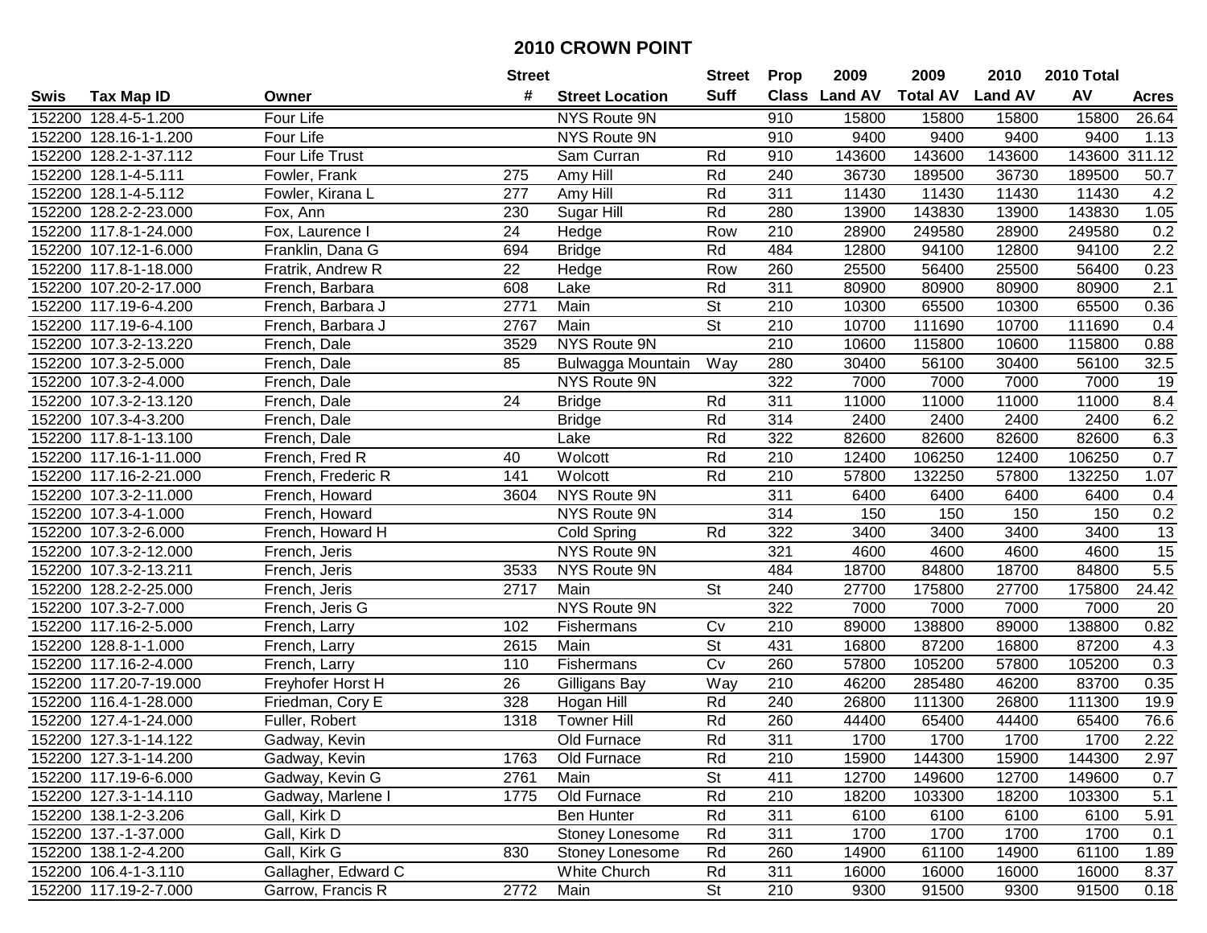# 2010 CROWN POINT

| Swis | Tax Map ID | Owner | Street # | Street Location | Street Suff | Prop Class | 2009 Land AV | 2009 Total AV | 2010 Land AV | 2010 Total AV | Acres |
|---|---|---|---|---|---|---|---|---|---|---|---|
| 152200 | 128.4-5-1.200 | Four Life | | NYS Route 9N | | 910 | 15800 | 15800 | 15800 | 15800 | 26.64 |
| 152200 | 128.16-1-1.200 | Four Life | | NYS Route 9N | | 910 | 9400 | 9400 | 9400 | 9400 | 1.13 |
| 152200 | 128.2-1-37.112 | Four Life Trust | | Sam Curran | Rd | 910 | 143600 | 143600 | 143600 | 143600 | 311.12 |
| 152200 | 128.1-4-5.111 | Fowler, Frank | 275 | Amy Hill | Rd | 240 | 36730 | 189500 | 36730 | 189500 | 50.7 |
| 152200 | 128.1-4-5.112 | Fowler, Kirana L | 277 | Amy Hill | Rd | 311 | 11430 | 11430 | 11430 | 11430 | 4.2 |
| 152200 | 128.2-2-23.000 | Fox, Ann | 230 | Sugar Hill | Rd | 280 | 13900 | 143830 | 13900 | 143830 | 1.05 |
| 152200 | 117.8-1-24.000 | Fox, Laurence I | 24 | Hedge | Row | 210 | 28900 | 249580 | 28900 | 249580 | 0.2 |
| 152200 | 107.12-1-6.000 | Franklin, Dana G | 694 | Bridge | Rd | 484 | 12800 | 94100 | 12800 | 94100 | 2.2 |
| 152200 | 117.8-1-18.000 | Fratrik, Andrew R | 22 | Hedge | Row | 260 | 25500 | 56400 | 25500 | 56400 | 0.23 |
| 152200 | 107.20-2-17.000 | French, Barbara | 608 | Lake | Rd | 311 | 80900 | 80900 | 80900 | 80900 | 2.1 |
| 152200 | 117.19-6-4.200 | French, Barbara J | 2771 | Main | St | 210 | 10300 | 65500 | 10300 | 65500 | 0.36 |
| 152200 | 117.19-6-4.100 | French, Barbara J | 2767 | Main | St | 210 | 10700 | 111690 | 10700 | 111690 | 0.4 |
| 152200 | 107.3-2-13.220 | French, Dale | 3529 | NYS Route 9N | | 210 | 10600 | 115800 | 10600 | 115800 | 0.88 |
| 152200 | 107.3-2-5.000 | French, Dale | 85 | Bulwagga Mountain | Way | 280 | 30400 | 56100 | 30400 | 56100 | 32.5 |
| 152200 | 107.3-2-4.000 | French, Dale | | NYS Route 9N | | 322 | 7000 | 7000 | 7000 | 7000 | 19 |
| 152200 | 107.3-2-13.120 | French, Dale | 24 | Bridge | Rd | 311 | 11000 | 11000 | 11000 | 11000 | 8.4 |
| 152200 | 107.3-4-3.200 | French, Dale | | Bridge | Rd | 314 | 2400 | 2400 | 2400 | 2400 | 6.2 |
| 152200 | 117.8-1-13.100 | French, Dale | | Lake | Rd | 322 | 82600 | 82600 | 82600 | 82600 | 6.3 |
| 152200 | 117.16-1-11.000 | French, Fred R | 40 | Wolcott | Rd | 210 | 12400 | 106250 | 12400 | 106250 | 0.7 |
| 152200 | 117.16-2-21.000 | French, Frederic R | 141 | Wolcott | Rd | 210 | 57800 | 132250 | 57800 | 132250 | 1.07 |
| 152200 | 107.3-2-11.000 | French, Howard | 3604 | NYS Route 9N | | 311 | 6400 | 6400 | 6400 | 6400 | 0.4 |
| 152200 | 107.3-4-1.000 | French, Howard | | NYS Route 9N | | 314 | 150 | 150 | 150 | 150 | 0.2 |
| 152200 | 107.3-2-6.000 | French, Howard H | | Cold Spring | Rd | 322 | 3400 | 3400 | 3400 | 3400 | 13 |
| 152200 | 107.3-2-12.000 | French, Jeris | | NYS Route 9N | | 321 | 4600 | 4600 | 4600 | 4600 | 15 |
| 152200 | 107.3-2-13.211 | French, Jeris | 3533 | NYS Route 9N | | 484 | 18700 | 84800 | 18700 | 84800 | 5.5 |
| 152200 | 128.2-2-25.000 | French, Jeris | 2717 | Main | St | 240 | 27700 | 175800 | 27700 | 175800 | 24.42 |
| 152200 | 107.3-2-7.000 | French, Jeris G | | NYS Route 9N | | 322 | 7000 | 7000 | 7000 | 7000 | 20 |
| 152200 | 117.16-2-5.000 | French, Larry | 102 | Fishermans | Cv | 210 | 89000 | 138800 | 89000 | 138800 | 0.82 |
| 152200 | 128.8-1-1.000 | French, Larry | 2615 | Main | St | 431 | 16800 | 87200 | 16800 | 87200 | 4.3 |
| 152200 | 117.16-2-4.000 | French, Larry | 110 | Fishermans | Cv | 260 | 57800 | 105200 | 57800 | 105200 | 0.3 |
| 152200 | 117.20-7-19.000 | Freyhofer Horst H | 26 | Gilligans Bay | Way | 210 | 46200 | 285480 | 46200 | 83700 | 0.35 |
| 152200 | 116.4-1-28.000 | Friedman, Cory E | 328 | Hogan Hill | Rd | 240 | 26800 | 111300 | 26800 | 111300 | 19.9 |
| 152200 | 127.4-1-24.000 | Fuller, Robert | 1318 | Towner Hill | Rd | 260 | 44400 | 65400 | 44400 | 65400 | 76.6 |
| 152200 | 127.3-1-14.122 | Gadway, Kevin | | Old Furnace | Rd | 311 | 1700 | 1700 | 1700 | 1700 | 2.22 |
| 152200 | 127.3-1-14.200 | Gadway, Kevin | 1763 | Old Furnace | Rd | 210 | 15900 | 144300 | 15900 | 144300 | 2.97 |
| 152200 | 117.19-6-6.000 | Gadway, Kevin G | 2761 | Main | St | 411 | 12700 | 149600 | 12700 | 149600 | 0.7 |
| 152200 | 127.3-1-14.110 | Gadway, Marlene I | 1775 | Old Furnace | Rd | 210 | 18200 | 103300 | 18200 | 103300 | 5.1 |
| 152200 | 138.1-2-3.206 | Gall, Kirk D | | Ben Hunter | Rd | 311 | 6100 | 6100 | 6100 | 6100 | 5.91 |
| 152200 | 137.-1-37.000 | Gall, Kirk D | | Stoney Lonesome | Rd | 311 | 1700 | 1700 | 1700 | 1700 | 0.1 |
| 152200 | 138.1-2-4.200 | Gall, Kirk G | 830 | Stoney Lonesome | Rd | 260 | 14900 | 61100 | 14900 | 61100 | 1.89 |
| 152200 | 106.4-1-3.110 | Gallagher, Edward C | | White Church | Rd | 311 | 16000 | 16000 | 16000 | 16000 | 8.37 |
| 152200 | 117.19-2-7.000 | Garrow, Francis R | 2772 | Main | St | 210 | 9300 | 91500 | 9300 | 91500 | 0.18 |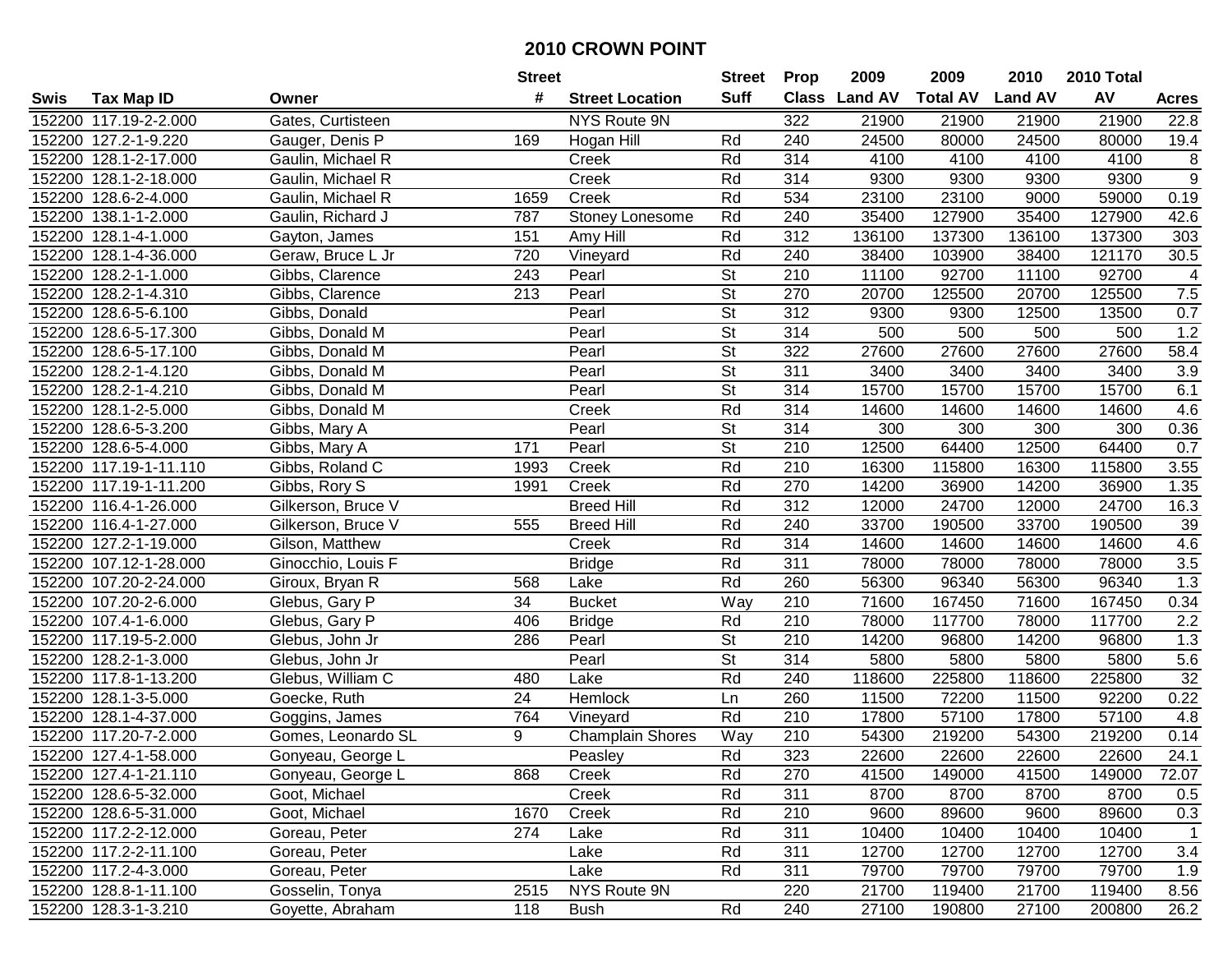# 2010 CROWN POINT

| Swis | Tax Map ID | Owner | Street # | Street Location | Street Suff | Prop Class | 2009 Land AV | 2009 Total AV | 2010 Land AV | 2010 Total AV | Acres |
|---|---|---|---|---|---|---|---|---|---|---|---|
| 152200 | 117.19-2-2.000 | Gates, Curtisteen | | NYS Route 9N | | 322 | 21900 | 21900 | 21900 | 21900 | 22.8 |
| 152200 | 127.2-1-9.220 | Gauger, Denis P | 169 | Hogan Hill | Rd | 240 | 24500 | 80000 | 24500 | 80000 | 19.4 |
| 152200 | 128.1-2-17.000 | Gaulin, Michael R | | Creek | Rd | 314 | 4100 | 4100 | 4100 | 4100 | 8 |
| 152200 | 128.1-2-18.000 | Gaulin, Michael R | | Creek | Rd | 314 | 9300 | 9300 | 9300 | 9300 | 9 |
| 152200 | 128.6-2-4.000 | Gaulin, Michael R | 1659 | Creek | Rd | 534 | 23100 | 23100 | 9000 | 59000 | 0.19 |
| 152200 | 138.1-1-2.000 | Gaulin, Richard J | 787 | Stoney Lonesome | Rd | 240 | 35400 | 127900 | 35400 | 127900 | 42.6 |
| 152200 | 128.1-4-1.000 | Gayton, James | 151 | Amy Hill | Rd | 312 | 136100 | 137300 | 136100 | 137300 | 303 |
| 152200 | 128.1-4-36.000 | Geraw, Bruce L Jr | 720 | Vineyard | Rd | 240 | 38400 | 103900 | 38400 | 121170 | 30.5 |
| 152200 | 128.2-1-1.000 | Gibbs, Clarence | 243 | Pearl | St | 210 | 11100 | 92700 | 11100 | 92700 | 4 |
| 152200 | 128.2-1-4.310 | Gibbs, Clarence | 213 | Pearl | St | 270 | 20700 | 125500 | 20700 | 125500 | 7.5 |
| 152200 | 128.6-5-6.100 | Gibbs, Donald | | Pearl | St | 312 | 9300 | 9300 | 12500 | 13500 | 0.7 |
| 152200 | 128.6-5-17.300 | Gibbs, Donald M | | Pearl | St | 314 | 500 | 500 | 500 | 500 | 1.2 |
| 152200 | 128.6-5-17.100 | Gibbs, Donald M | | Pearl | St | 322 | 27600 | 27600 | 27600 | 27600 | 58.4 |
| 152200 | 128.2-1-4.120 | Gibbs, Donald M | | Pearl | St | 311 | 3400 | 3400 | 3400 | 3400 | 3.9 |
| 152200 | 128.2-1-4.210 | Gibbs, Donald M | | Pearl | St | 314 | 15700 | 15700 | 15700 | 15700 | 6.1 |
| 152200 | 128.1-2-5.000 | Gibbs, Donald M | | Creek | Rd | 314 | 14600 | 14600 | 14600 | 14600 | 4.6 |
| 152200 | 128.6-5-3.200 | Gibbs, Mary A | | Pearl | St | 314 | 300 | 300 | 300 | 300 | 0.36 |
| 152200 | 128.6-5-4.000 | Gibbs, Mary A | 171 | Pearl | St | 210 | 12500 | 64400 | 12500 | 64400 | 0.7 |
| 152200 | 117.19-1-11.110 | Gibbs, Roland C | 1993 | Creek | Rd | 210 | 16300 | 115800 | 16300 | 115800 | 3.55 |
| 152200 | 117.19-1-11.200 | Gibbs, Rory S | 1991 | Creek | Rd | 270 | 14200 | 36900 | 14200 | 36900 | 1.35 |
| 152200 | 116.4-1-26.000 | Gilkerson, Bruce V | | Breed Hill | Rd | 312 | 12000 | 24700 | 12000 | 24700 | 16.3 |
| 152200 | 116.4-1-27.000 | Gilkerson, Bruce V | 555 | Breed Hill | Rd | 240 | 33700 | 190500 | 33700 | 190500 | 39 |
| 152200 | 127.2-1-19.000 | Gilson, Matthew | | Creek | Rd | 314 | 14600 | 14600 | 14600 | 14600 | 4.6 |
| 152200 | 107.12-1-28.000 | Ginocchio, Louis F | | Bridge | Rd | 311 | 78000 | 78000 | 78000 | 78000 | 3.5 |
| 152200 | 107.20-2-24.000 | Giroux, Bryan R | 568 | Lake | Rd | 260 | 56300 | 96340 | 56300 | 96340 | 1.3 |
| 152200 | 107.20-2-6.000 | Glebus, Gary P | 34 | Bucket | Way | 210 | 71600 | 167450 | 71600 | 167450 | 0.34 |
| 152200 | 107.4-1-6.000 | Glebus, Gary P | 406 | Bridge | Rd | 210 | 78000 | 117700 | 78000 | 117700 | 2.2 |
| 152200 | 117.19-5-2.000 | Glebus, John Jr | 286 | Pearl | St | 210 | 14200 | 96800 | 14200 | 96800 | 1.3 |
| 152200 | 128.2-1-3.000 | Glebus, John Jr | | Pearl | St | 314 | 5800 | 5800 | 5800 | 5800 | 5.6 |
| 152200 | 117.8-1-13.200 | Glebus, William C | 480 | Lake | Rd | 240 | 118600 | 225800 | 118600 | 225800 | 32 |
| 152200 | 128.1-3-5.000 | Goecke, Ruth | 24 | Hemlock | Ln | 260 | 11500 | 72200 | 11500 | 92200 | 0.22 |
| 152200 | 128.1-4-37.000 | Goggins, James | 764 | Vineyard | Rd | 210 | 17800 | 57100 | 17800 | 57100 | 4.8 |
| 152200 | 117.20-7-2.000 | Gomes, Leonardo SL | 9 | Champlain Shores | Way | 210 | 54300 | 219200 | 54300 | 219200 | 0.14 |
| 152200 | 127.4-1-58.000 | Gonyeau, George L | | Peasley | Rd | 323 | 22600 | 22600 | 22600 | 22600 | 24.1 |
| 152200 | 127.4-1-21.110 | Gonyeau, George L | 868 | Creek | Rd | 270 | 41500 | 149000 | 41500 | 149000 | 72.07 |
| 152200 | 128.6-5-32.000 | Goot, Michael | | Creek | Rd | 311 | 8700 | 8700 | 8700 | 8700 | 0.5 |
| 152200 | 128.6-5-31.000 | Goot, Michael | 1670 | Creek | Rd | 210 | 9600 | 89600 | 9600 | 89600 | 0.3 |
| 152200 | 117.2-2-12.000 | Goreau, Peter | 274 | Lake | Rd | 311 | 10400 | 10400 | 10400 | 10400 | 1 |
| 152200 | 117.2-2-11.100 | Goreau, Peter | | Lake | Rd | 311 | 12700 | 12700 | 12700 | 12700 | 3.4 |
| 152200 | 117.2-4-3.000 | Goreau, Peter | | Lake | Rd | 311 | 79700 | 79700 | 79700 | 79700 | 1.9 |
| 152200 | 128.8-1-11.100 | Gosselin, Tonya | 2515 | NYS Route 9N | | 220 | 21700 | 119400 | 21700 | 119400 | 8.56 |
| 152200 | 128.3-1-3.210 | Goyette, Abraham | 118 | Bush | Rd | 240 | 27100 | 190800 | 27100 | 200800 | 26.2 |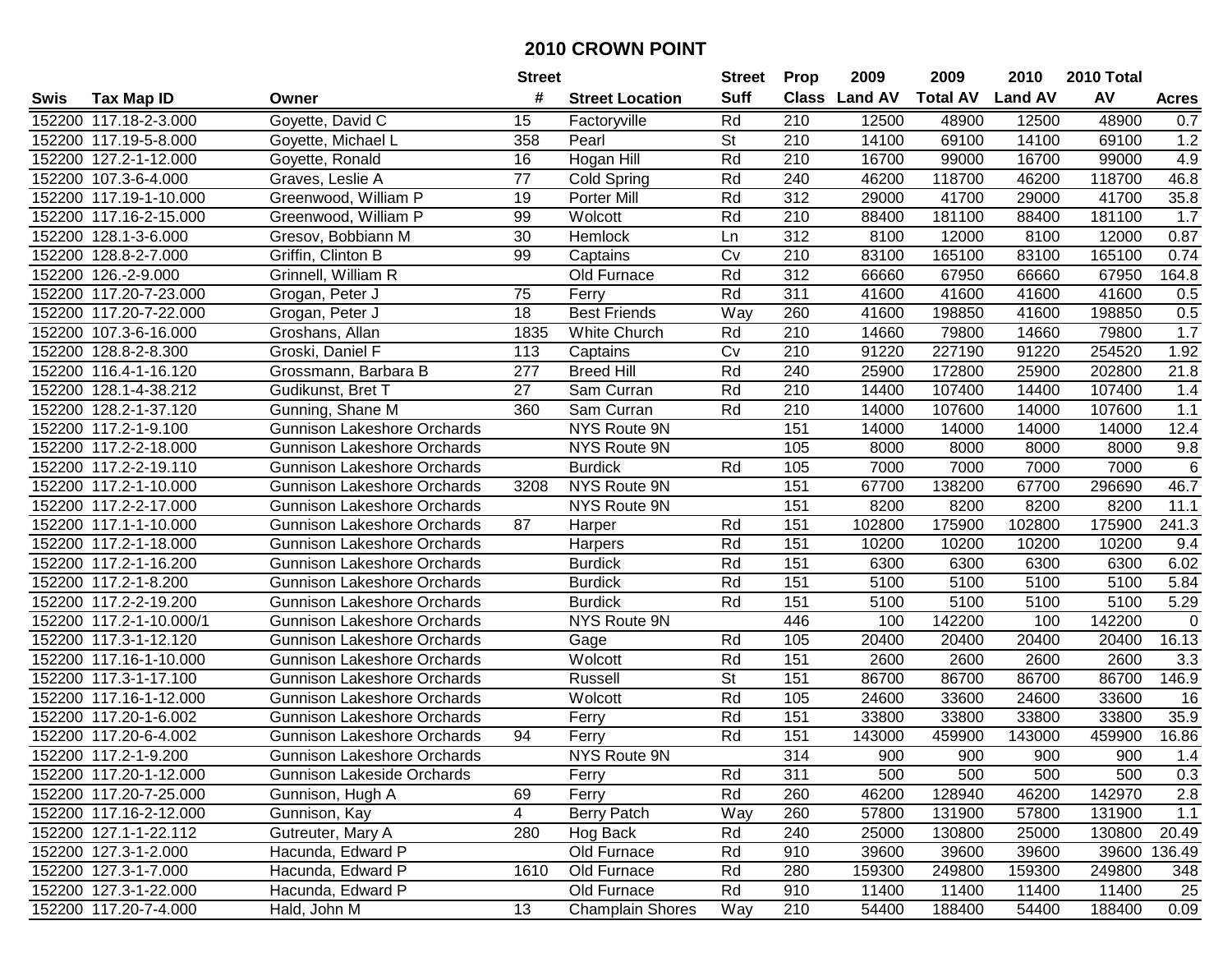# 2010 CROWN POINT

| Swis | Tax Map ID | Owner | Street # | Street Location | Street Suff | Prop Class | 2009 Land AV | 2009 Total AV | 2010 Land AV | 2010 Total AV | Acres |
|---|---|---|---|---|---|---|---|---|---|---|---|
| 152200 | 117.18-2-3.000 | Goyette, David C | 15 | Factoryville | Rd | 210 | 12500 | 48900 | 12500 | 48900 | 0.7 |
| 152200 | 117.19-5-8.000 | Goyette, Michael L | 358 | Pearl | St | 210 | 14100 | 69100 | 14100 | 69100 | 1.2 |
| 152200 | 127.2-1-12.000 | Goyette, Ronald | 16 | Hogan Hill | Rd | 210 | 16700 | 99000 | 16700 | 99000 | 4.9 |
| 152200 | 107.3-6-4.000 | Graves, Leslie A | 77 | Cold Spring | Rd | 240 | 46200 | 118700 | 46200 | 118700 | 46.8 |
| 152200 | 117.19-1-10.000 | Greenwood, William P | 19 | Porter Mill | Rd | 312 | 29000 | 41700 | 29000 | 41700 | 35.8 |
| 152200 | 117.16-2-15.000 | Greenwood, William P | 99 | Wolcott | Rd | 210 | 88400 | 181100 | 88400 | 181100 | 1.7 |
| 152200 | 128.1-3-6.000 | Gresov, Bobbiann M | 30 | Hemlock | Ln | 312 | 8100 | 12000 | 8100 | 12000 | 0.87 |
| 152200 | 128.8-2-7.000 | Griffin, Clinton B | 99 | Captains | Cv | 210 | 83100 | 165100 | 83100 | 165100 | 0.74 |
| 152200 | 126.-2-9.000 | Grinnell, William R | | Old Furnace | Rd | 312 | 66660 | 67950 | 66660 | 67950 | 164.8 |
| 152200 | 117.20-7-23.000 | Grogan, Peter J | 75 | Ferry | Rd | 311 | 41600 | 41600 | 41600 | 41600 | 0.5 |
| 152200 | 117.20-7-22.000 | Grogan, Peter J | 18 | Best Friends | Way | 260 | 41600 | 198850 | 41600 | 198850 | 0.5 |
| 152200 | 107.3-6-16.000 | Groshans, Allan | 1835 | White Church | Rd | 210 | 14660 | 79800 | 14660 | 79800 | 1.7 |
| 152200 | 128.8-2-8.300 | Groski, Daniel F | 113 | Captains | Cv | 210 | 91220 | 227190 | 91220 | 254520 | 1.92 |
| 152200 | 116.4-1-16.120 | Grossmann, Barbara B | 277 | Breed Hill | Rd | 240 | 25900 | 172800 | 25900 | 202800 | 21.8 |
| 152200 | 128.1-4-38.212 | Gudikunst, Bret T | 27 | Sam Curran | Rd | 210 | 14400 | 107400 | 14400 | 107400 | 1.4 |
| 152200 | 128.2-1-37.120 | Gunning, Shane M | 360 | Sam Curran | Rd | 210 | 14000 | 107600 | 14000 | 107600 | 1.1 |
| 152200 | 117.2-1-9.100 | Gunnison Lakeshore Orchards | | NYS Route 9N | | 151 | 14000 | 14000 | 14000 | 14000 | 12.4 |
| 152200 | 117.2-2-18.000 | Gunnison Lakeshore Orchards | | NYS Route 9N | | 105 | 8000 | 8000 | 8000 | 8000 | 9.8 |
| 152200 | 117.2-2-19.110 | Gunnison Lakeshore Orchards | | Burdick | Rd | 105 | 7000 | 7000 | 7000 | 7000 | 6 |
| 152200 | 117.2-1-10.000 | Gunnison Lakeshore Orchards | 3208 | NYS Route 9N | | 151 | 67700 | 138200 | 67700 | 296690 | 46.7 |
| 152200 | 117.2-2-17.000 | Gunnison Lakeshore Orchards | | NYS Route 9N | | 151 | 8200 | 8200 | 8200 | 8200 | 11.1 |
| 152200 | 117.1-1-10.000 | Gunnison Lakeshore Orchards | 87 | Harper | Rd | 151 | 102800 | 175900 | 102800 | 175900 | 241.3 |
| 152200 | 117.2-1-18.000 | Gunnison Lakeshore Orchards | | Harpers | Rd | 151 | 10200 | 10200 | 10200 | 10200 | 9.4 |
| 152200 | 117.2-1-16.200 | Gunnison Lakeshore Orchards | | Burdick | Rd | 151 | 6300 | 6300 | 6300 | 6300 | 6.02 |
| 152200 | 117.2-1-8.200 | Gunnison Lakeshore Orchards | | Burdick | Rd | 151 | 5100 | 5100 | 5100 | 5100 | 5.84 |
| 152200 | 117.2-2-19.200 | Gunnison Lakeshore Orchards | | Burdick | Rd | 151 | 5100 | 5100 | 5100 | 5100 | 5.29 |
| 152200 | 117.2-1-10.000/1 | Gunnison Lakeshore Orchards | | NYS Route 9N | | 446 | 100 | 142200 | 100 | 142200 | 0 |
| 152200 | 117.3-1-12.120 | Gunnison Lakeshore Orchards | | Gage | Rd | 105 | 20400 | 20400 | 20400 | 20400 | 16.13 |
| 152200 | 117.16-1-10.000 | Gunnison Lakeshore Orchards | | Wolcott | Rd | 151 | 2600 | 2600 | 2600 | 2600 | 3.3 |
| 152200 | 117.3-1-17.100 | Gunnison Lakeshore Orchards | | Russell | St | 151 | 86700 | 86700 | 86700 | 86700 | 146.9 |
| 152200 | 117.16-1-12.000 | Gunnison Lakeshore Orchards | | Wolcott | Rd | 105 | 24600 | 33600 | 24600 | 33600 | 16 |
| 152200 | 117.20-1-6.002 | Gunnison Lakeshore Orchards | | Ferry | Rd | 151 | 33800 | 33800 | 33800 | 33800 | 35.9 |
| 152200 | 117.20-6-4.002 | Gunnison Lakeshore Orchards | 94 | Ferry | Rd | 151 | 143000 | 459900 | 143000 | 459900 | 16.86 |
| 152200 | 117.2-1-9.200 | Gunnison Lakeshore Orchards | | NYS Route 9N | | 314 | 900 | 900 | 900 | 900 | 1.4 |
| 152200 | 117.20-1-12.000 | Gunnison Lakeside Orchards | | Ferry | Rd | 311 | 500 | 500 | 500 | 500 | 0.3 |
| 152200 | 117.20-7-25.000 | Gunnison, Hugh A | 69 | Ferry | Rd | 260 | 46200 | 128940 | 46200 | 142970 | 2.8 |
| 152200 | 117.16-2-12.000 | Gunnison, Kay | 4 | Berry Patch | Way | 260 | 57800 | 131900 | 57800 | 131900 | 1.1 |
| 152200 | 127.1-1-22.112 | Gutreuter, Mary A | 280 | Hog Back | Rd | 240 | 25000 | 130800 | 25000 | 130800 | 20.49 |
| 152200 | 127.3-1-2.000 | Hacunda, Edward P | | Old Furnace | Rd | 910 | 39600 | 39600 | 39600 | 39600 | 136.49 |
| 152200 | 127.3-1-7.000 | Hacunda, Edward P | 1610 | Old Furnace | Rd | 280 | 159300 | 249800 | 159300 | 249800 | 348 |
| 152200 | 127.3-1-22.000 | Hacunda, Edward P | | Old Furnace | Rd | 910 | 11400 | 11400 | 11400 | 11400 | 25 |
| 152200 | 117.20-7-4.000 | Hald, John M | 13 | Champlain Shores | Way | 210 | 54400 | 188400 | 54400 | 188400 | 0.09 |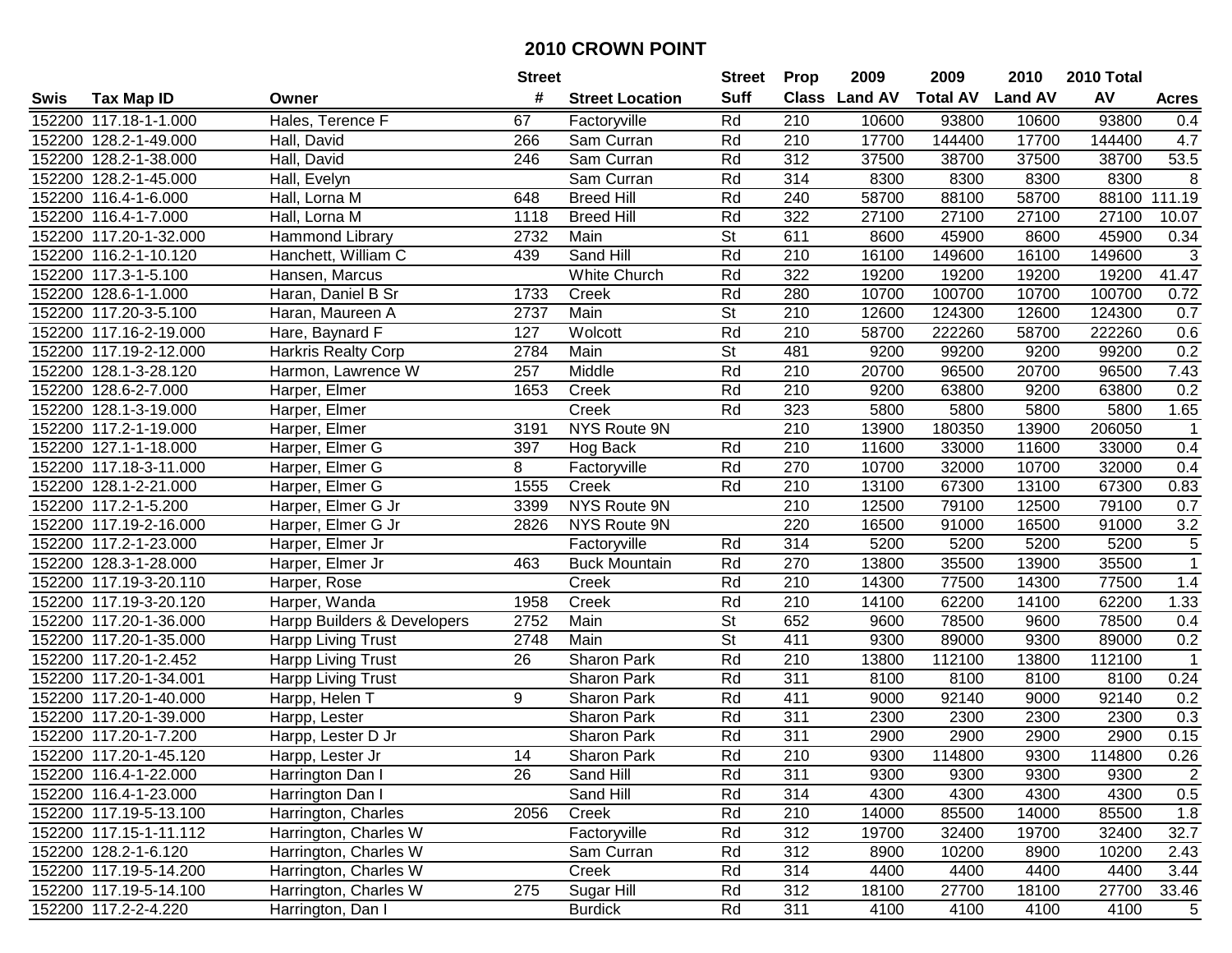# 2010 CROWN POINT

| Swis | Tax Map ID | Owner | Street # | Street Location | Street Suff | Prop Class | 2009 Land AV | 2009 Total AV | 2010 Land AV | 2010 Total AV | Acres |
|---|---|---|---|---|---|---|---|---|---|---|---|
| 152200 | 117.18-1-1.000 | Hales, Terence F | 67 | Factoryville | Rd | 210 | 10600 | 93800 | 10600 | 93800 | 0.4 |
| 152200 | 128.2-1-49.000 | Hall, David | 266 | Sam Curran | Rd | 210 | 17700 | 144400 | 17700 | 144400 | 4.7 |
| 152200 | 128.2-1-38.000 | Hall, David | 246 | Sam Curran | Rd | 312 | 37500 | 38700 | 37500 | 38700 | 53.5 |
| 152200 | 128.2-1-45.000 | Hall, Evelyn | | Sam Curran | Rd | 314 | 8300 | 8300 | 8300 | 8300 | 8 |
| 152200 | 116.4-1-6.000 | Hall, Lorna M | 648 | Breed Hill | Rd | 240 | 58700 | 88100 | 58700 | 88100 | 111.19 |
| 152200 | 116.4-1-7.000 | Hall, Lorna M | 1118 | Breed Hill | Rd | 322 | 27100 | 27100 | 27100 | 27100 | 10.07 |
| 152200 | 117.20-1-32.000 | Hammond Library | 2732 | Main | St | 611 | 8600 | 45900 | 8600 | 45900 | 0.34 |
| 152200 | 116.2-1-10.120 | Hanchett, William C | 439 | Sand Hill | Rd | 210 | 16100 | 149600 | 16100 | 149600 | 3 |
| 152200 | 117.3-1-5.100 | Hansen, Marcus | | White Church | Rd | 322 | 19200 | 19200 | 19200 | 19200 | 41.47 |
| 152200 | 128.6-1-1.000 | Haran, Daniel B Sr | 1733 | Creek | Rd | 280 | 10700 | 100700 | 10700 | 100700 | 0.72 |
| 152200 | 117.20-3-5.100 | Haran, Maureen A | 2737 | Main | St | 210 | 12600 | 124300 | 12600 | 124300 | 0.7 |
| 152200 | 117.16-2-19.000 | Hare, Baynard F | 127 | Wolcott | Rd | 210 | 58700 | 222260 | 58700 | 222260 | 0.6 |
| 152200 | 117.19-2-12.000 | Harkris Realty Corp | 2784 | Main | St | 481 | 9200 | 99200 | 9200 | 99200 | 0.2 |
| 152200 | 128.1-3-28.120 | Harmon, Lawrence W | 257 | Middle | Rd | 210 | 20700 | 96500 | 20700 | 96500 | 7.43 |
| 152200 | 128.6-2-7.000 | Harper, Elmer | 1653 | Creek | Rd | 210 | 9200 | 63800 | 9200 | 63800 | 0.2 |
| 152200 | 128.1-3-19.000 | Harper, Elmer | | Creek | Rd | 323 | 5800 | 5800 | 5800 | 5800 | 1.65 |
| 152200 | 117.2-1-19.000 | Harper, Elmer | 3191 | NYS Route 9N | | 210 | 13900 | 180350 | 13900 | 206050 | 1 |
| 152200 | 127.1-1-18.000 | Harper, Elmer G | 397 | Hog Back | Rd | 210 | 11600 | 33000 | 11600 | 33000 | 0.4 |
| 152200 | 117.18-3-11.000 | Harper, Elmer G | 8 | Factoryville | Rd | 270 | 10700 | 32000 | 10700 | 32000 | 0.4 |
| 152200 | 128.1-2-21.000 | Harper, Elmer G | 1555 | Creek | Rd | 210 | 13100 | 67300 | 13100 | 67300 | 0.83 |
| 152200 | 117.2-1-5.200 | Harper, Elmer G Jr | 3399 | NYS Route 9N | | 210 | 12500 | 79100 | 12500 | 79100 | 0.7 |
| 152200 | 117.19-2-16.000 | Harper, Elmer G Jr | 2826 | NYS Route 9N | | 220 | 16500 | 91000 | 16500 | 91000 | 3.2 |
| 152200 | 117.2-1-23.000 | Harper, Elmer Jr | | Factoryville | Rd | 314 | 5200 | 5200 | 5200 | 5200 | 5 |
| 152200 | 128.3-1-28.000 | Harper, Elmer Jr | 463 | Buck Mountain | Rd | 270 | 13800 | 35500 | 13900 | 35500 | 1 |
| 152200 | 117.19-3-20.110 | Harper, Rose | | Creek | Rd | 210 | 14300 | 77500 | 14300 | 77500 | 1.4 |
| 152200 | 117.19-3-20.120 | Harper, Wanda | 1958 | Creek | Rd | 210 | 14100 | 62200 | 14100 | 62200 | 1.33 |
| 152200 | 117.20-1-36.000 | Harpp Builders & Developers | 2752 | Main | St | 652 | 9600 | 78500 | 9600 | 78500 | 0.4 |
| 152200 | 117.20-1-35.000 | Harpp Living Trust | 2748 | Main | St | 411 | 9300 | 89000 | 9300 | 89000 | 0.2 |
| 152200 | 117.20-1-2.452 | Harpp Living Trust | 26 | Sharon Park | Rd | 210 | 13800 | 112100 | 13800 | 112100 | 1 |
| 152200 | 117.20-1-34.001 | Harpp Living Trust | | Sharon Park | Rd | 311 | 8100 | 8100 | 8100 | 8100 | 0.24 |
| 152200 | 117.20-1-40.000 | Harpp, Helen T | 9 | Sharon Park | Rd | 411 | 9000 | 92140 | 9000 | 92140 | 0.2 |
| 152200 | 117.20-1-39.000 | Harpp, Lester | | Sharon Park | Rd | 311 | 2300 | 2300 | 2300 | 2300 | 0.3 |
| 152200 | 117.20-1-7.200 | Harpp, Lester D Jr | | Sharon Park | Rd | 311 | 2900 | 2900 | 2900 | 2900 | 0.15 |
| 152200 | 117.20-1-45.120 | Harpp, Lester Jr | 14 | Sharon Park | Rd | 210 | 9300 | 114800 | 9300 | 114800 | 0.26 |
| 152200 | 116.4-1-22.000 | Harrington Dan I | 26 | Sand Hill | Rd | 311 | 9300 | 9300 | 9300 | 9300 | 2 |
| 152200 | 116.4-1-23.000 | Harrington Dan I | | Sand Hill | Rd | 314 | 4300 | 4300 | 4300 | 4300 | 0.5 |
| 152200 | 117.19-5-13.100 | Harrington, Charles | 2056 | Creek | Rd | 210 | 14000 | 85500 | 14000 | 85500 | 1.8 |
| 152200 | 117.15-1-11.112 | Harrington, Charles W | | Factoryville | Rd | 312 | 19700 | 32400 | 19700 | 32400 | 32.7 |
| 152200 | 128.2-1-6.120 | Harrington, Charles W | | Sam Curran | Rd | 312 | 8900 | 10200 | 8900 | 10200 | 2.43 |
| 152200 | 117.19-5-14.200 | Harrington, Charles W | | Creek | Rd | 314 | 4400 | 4400 | 4400 | 4400 | 3.44 |
| 152200 | 117.19-5-14.100 | Harrington, Charles W | 275 | Sugar Hill | Rd | 312 | 18100 | 27700 | 18100 | 27700 | 33.46 |
| 152200 | 117.2-2-4.220 | Harrington, Dan I | | Burdick | Rd | 311 | 4100 | 4100 | 4100 | 4100 | 5 |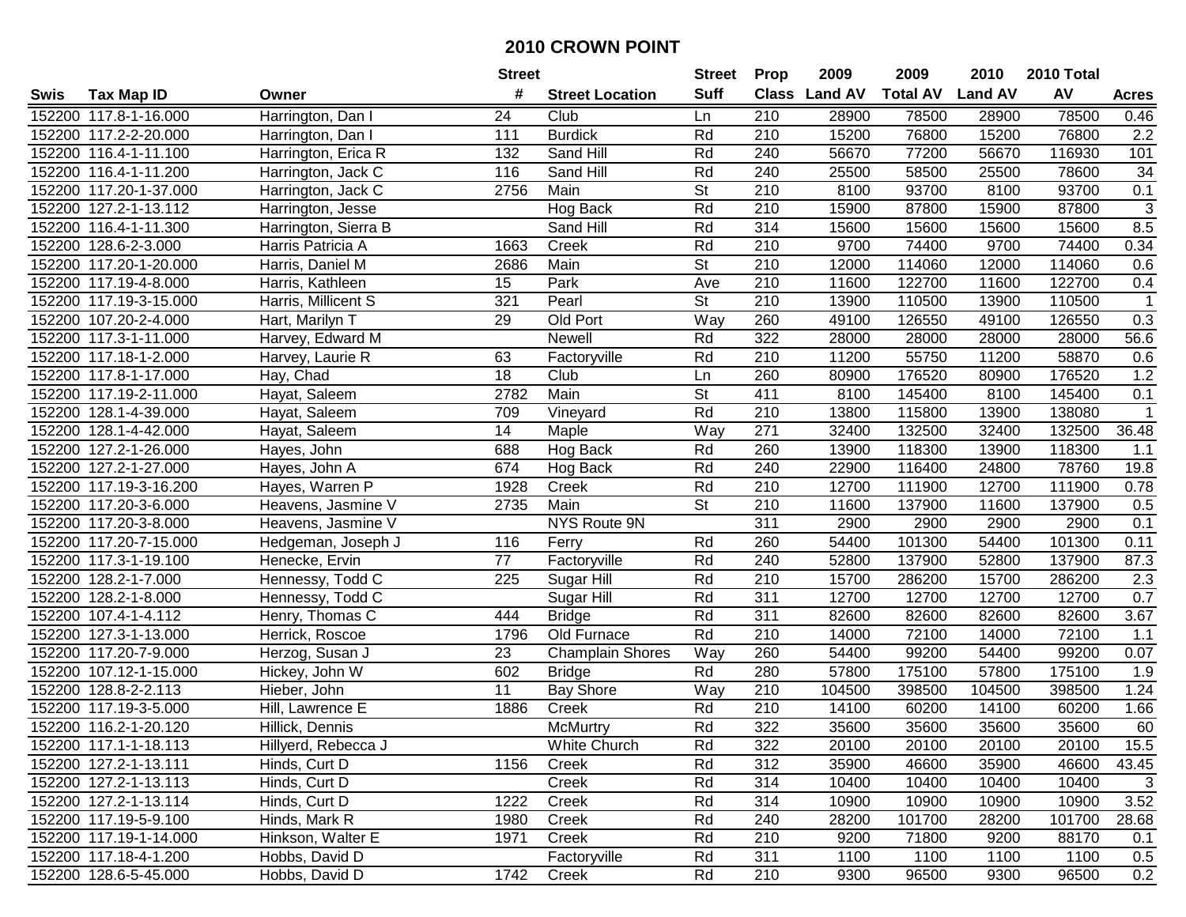# 2010 CROWN POINT

| Swis | Tax Map ID | Owner | Street # | Street Location | Street Suff | Prop Class | 2009 Land AV | 2009 Total AV | 2010 Land AV | 2010 Total AV | Acres |
|---|---|---|---|---|---|---|---|---|---|---|---|
| 152200 | 117.8-1-16.000 | Harrington, Dan I | 24 | Club | Ln | 210 | 28900 | 78500 | 28900 | 78500 | 0.46 |
| 152200 | 117.2-2-20.000 | Harrington, Dan I | 111 | Burdick | Rd | 210 | 15200 | 76800 | 15200 | 76800 | 2.2 |
| 152200 | 116.4-1-11.100 | Harrington, Erica R | 132 | Sand Hill | Rd | 240 | 56670 | 77200 | 56670 | 116930 | 101 |
| 152200 | 116.4-1-11.200 | Harrington, Jack C | 116 | Sand Hill | Rd | 240 | 25500 | 58500 | 25500 | 78600 | 34 |
| 152200 | 117.20-1-37.000 | Harrington, Jack C | 2756 | Main | St | 210 | 8100 | 93700 | 8100 | 93700 | 0.1 |
| 152200 | 127.2-1-13.112 | Harrington, Jesse | | Hog Back | Rd | 210 | 15900 | 87800 | 15900 | 87800 | 3 |
| 152200 | 116.4-1-11.300 | Harrington, Sierra B | | Sand Hill | Rd | 314 | 15600 | 15600 | 15600 | 15600 | 8.5 |
| 152200 | 128.6-2-3.000 | Harris Patricia A | 1663 | Creek | Rd | 210 | 9700 | 74400 | 9700 | 74400 | 0.34 |
| 152200 | 117.20-1-20.000 | Harris, Daniel M | 2686 | Main | St | 210 | 12000 | 114060 | 12000 | 114060 | 0.6 |
| 152200 | 117.19-4-8.000 | Harris, Kathleen | 15 | Park | Ave | 210 | 11600 | 122700 | 11600 | 122700 | 0.4 |
| 152200 | 117.19-3-15.000 | Harris, Millicent S | 321 | Pearl | St | 210 | 13900 | 110500 | 13900 | 110500 | 1 |
| 152200 | 107.20-2-4.000 | Hart, Marilyn T | 29 | Old Port | Way | 260 | 49100 | 126550 | 49100 | 126550 | 0.3 |
| 152200 | 117.3-1-11.000 | Harvey, Edward M | | Newell | Rd | 322 | 28000 | 28000 | 28000 | 28000 | 56.6 |
| 152200 | 117.18-1-2.000 | Harvey, Laurie R | 63 | Factoryville | Rd | 210 | 11200 | 55750 | 11200 | 58870 | 0.6 |
| 152200 | 117.8-1-17.000 | Hay, Chad | 18 | Club | Ln | 260 | 80900 | 176520 | 80900 | 176520 | 1.2 |
| 152200 | 117.19-2-11.000 | Hayat, Saleem | 2782 | Main | St | 411 | 8100 | 145400 | 8100 | 145400 | 0.1 |
| 152200 | 128.1-4-39.000 | Hayat, Saleem | 709 | Vineyard | Rd | 210 | 13800 | 115800 | 13900 | 138080 | 1 |
| 152200 | 128.1-4-42.000 | Hayat, Saleem | 14 | Maple | Way | 271 | 32400 | 132500 | 32400 | 132500 | 36.48 |
| 152200 | 127.2-1-26.000 | Hayes, John | 688 | Hog Back | Rd | 260 | 13900 | 118300 | 13900 | 118300 | 1.1 |
| 152200 | 127.2-1-27.000 | Hayes, John A | 674 | Hog Back | Rd | 240 | 22900 | 116400 | 24800 | 78760 | 19.8 |
| 152200 | 117.19-3-16.200 | Hayes, Warren P | 1928 | Creek | Rd | 210 | 12700 | 111900 | 12700 | 111900 | 0.78 |
| 152200 | 117.20-3-6.000 | Heavens, Jasmine V | 2735 | Main | St | 210 | 11600 | 137900 | 11600 | 137900 | 0.5 |
| 152200 | 117.20-3-8.000 | Heavens, Jasmine V | | NYS Route 9N | | 311 | 2900 | 2900 | 2900 | 2900 | 0.1 |
| 152200 | 117.20-7-15.000 | Hedgeman, Joseph J | 116 | Ferry | Rd | 260 | 54400 | 101300 | 54400 | 101300 | 0.11 |
| 152200 | 117.3-1-19.100 | Henecke, Ervin | 77 | Factoryville | Rd | 240 | 52800 | 137900 | 52800 | 137900 | 87.3 |
| 152200 | 128.2-1-7.000 | Hennessy, Todd C | 225 | Sugar Hill | Rd | 210 | 15700 | 286200 | 15700 | 286200 | 2.3 |
| 152200 | 128.2-1-8.000 | Hennessy, Todd C | | Sugar Hill | Rd | 311 | 12700 | 12700 | 12700 | 12700 | 0.7 |
| 152200 | 107.4-1-4.112 | Henry, Thomas C | 444 | Bridge | Rd | 311 | 82600 | 82600 | 82600 | 82600 | 3.67 |
| 152200 | 127.3-1-13.000 | Herrick, Roscoe | 1796 | Old Furnace | Rd | 210 | 14000 | 72100 | 14000 | 72100 | 1.1 |
| 152200 | 117.20-7-9.000 | Herzog, Susan J | 23 | Champlain Shores | Way | 260 | 54400 | 99200 | 54400 | 99200 | 0.07 |
| 152200 | 107.12-1-15.000 | Hickey, John W | 602 | Bridge | Rd | 280 | 57800 | 175100 | 57800 | 175100 | 1.9 |
| 152200 | 128.8-2-2.113 | Hieber, John | 11 | Bay Shore | Way | 210 | 104500 | 398500 | 104500 | 398500 | 1.24 |
| 152200 | 117.19-3-5.000 | Hill, Lawrence E | 1886 | Creek | Rd | 210 | 14100 | 60200 | 14100 | 60200 | 1.66 |
| 152200 | 116.2-1-20.120 | Hillick, Dennis | | McMurtry | Rd | 322 | 35600 | 35600 | 35600 | 35600 | 60 |
| 152200 | 117.1-1-18.113 | Hillyerd, Rebecca J | | White Church | Rd | 322 | 20100 | 20100 | 20100 | 20100 | 15.5 |
| 152200 | 127.2-1-13.111 | Hinds, Curt D | 1156 | Creek | Rd | 312 | 35900 | 46600 | 35900 | 46600 | 43.45 |
| 152200 | 127.2-1-13.113 | Hinds, Curt D | | Creek | Rd | 314 | 10400 | 10400 | 10400 | 10400 | 3 |
| 152200 | 127.2-1-13.114 | Hinds, Curt D | 1222 | Creek | Rd | 314 | 10900 | 10900 | 10900 | 10900 | 3.52 |
| 152200 | 117.19-5-9.100 | Hinds, Mark R | 1980 | Creek | Rd | 240 | 28200 | 101700 | 28200 | 101700 | 28.68 |
| 152200 | 117.19-1-14.000 | Hinkson, Walter E | 1971 | Creek | Rd | 210 | 9200 | 71800 | 9200 | 88170 | 0.1 |
| 152200 | 117.18-4-1.200 | Hobbs, David D | | Factoryville | Rd | 311 | 1100 | 1100 | 1100 | 1100 | 0.5 |
| 152200 | 128.6-5-45.000 | Hobbs, David D | 1742 | Creek | Rd | 210 | 9300 | 96500 | 9300 | 96500 | 0.2 |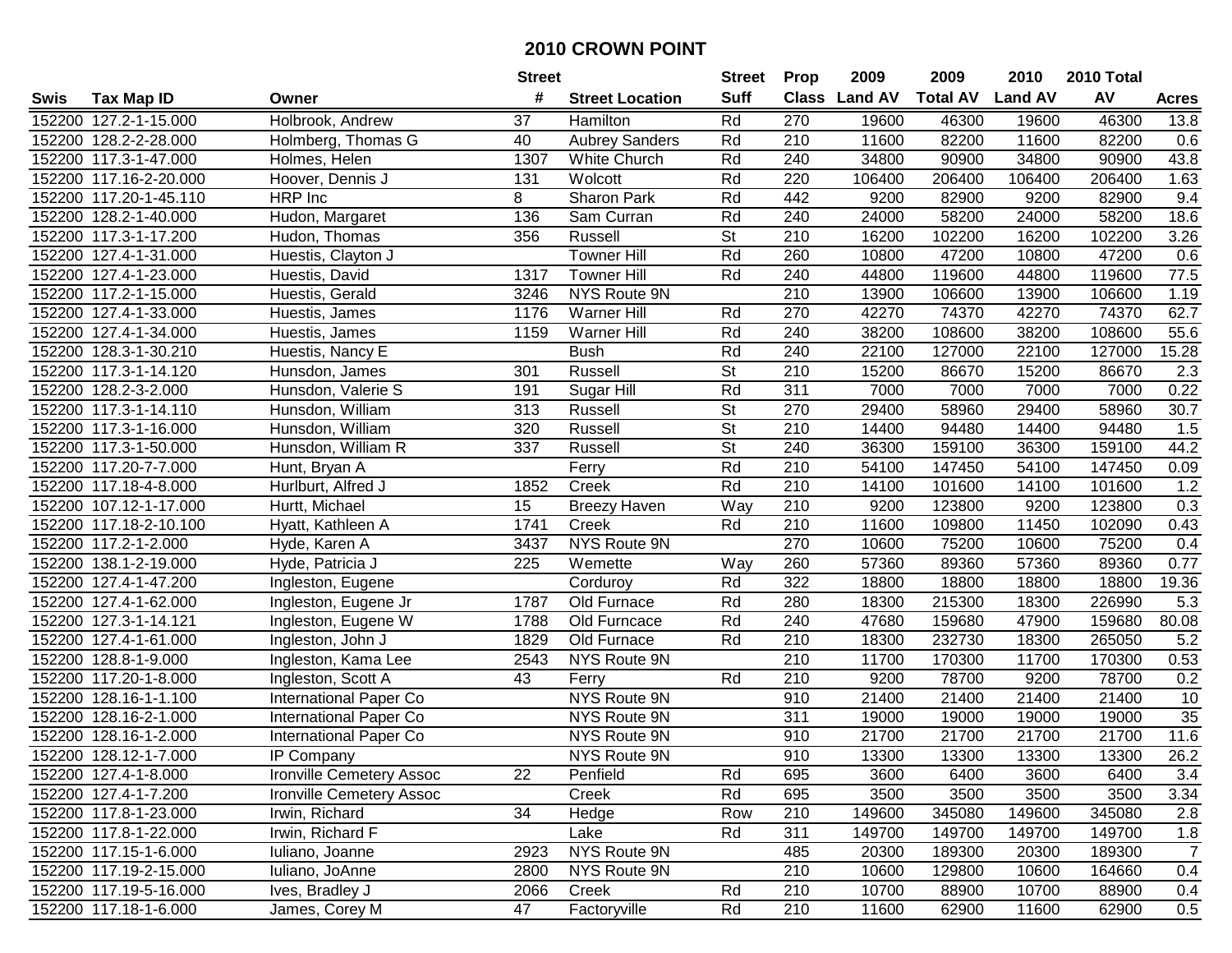# 2010 CROWN POINT

| Swis | Tax Map ID | Owner | Street # | Street Location | Street Suff | Prop Class | 2009 Land AV | 2009 Total AV | 2010 Land AV | 2010 Total AV | Acres |
|---|---|---|---|---|---|---|---|---|---|---|---|
| 152200 | 127.2-1-15.000 | Holbrook, Andrew | 37 | Hamilton | Rd | 270 | 19600 | 46300 | 19600 | 46300 | 13.8 |
| 152200 | 128.2-2-28.000 | Holmberg, Thomas G | 40 | Aubrey Sanders | Rd | 210 | 11600 | 82200 | 11600 | 82200 | 0.6 |
| 152200 | 117.3-1-47.000 | Holmes, Helen | 1307 | White Church | Rd | 240 | 34800 | 90900 | 34800 | 90900 | 43.8 |
| 152200 | 117.16-2-20.000 | Hoover, Dennis J | 131 | Wolcott | Rd | 220 | 106400 | 206400 | 106400 | 206400 | 1.63 |
| 152200 | 117.20-1-45.110 | HRP Inc | 8 | Sharon Park | Rd | 442 | 9200 | 82900 | 9200 | 82900 | 9.4 |
| 152200 | 128.2-1-40.000 | Hudon, Margaret | 136 | Sam Curran | Rd | 240 | 24000 | 58200 | 24000 | 58200 | 18.6 |
| 152200 | 117.3-1-17.200 | Hudon, Thomas | 356 | Russell | St | 210 | 16200 | 102200 | 16200 | 102200 | 3.26 |
| 152200 | 127.4-1-31.000 | Huestis, Clayton J | | Towner Hill | Rd | 260 | 10800 | 47200 | 10800 | 47200 | 0.6 |
| 152200 | 127.4-1-23.000 | Huestis, David | 1317 | Towner Hill | Rd | 240 | 44800 | 119600 | 44800 | 119600 | 77.5 |
| 152200 | 117.2-1-15.000 | Huestis, Gerald | 3246 | NYS Route 9N | | 210 | 13900 | 106600 | 13900 | 106600 | 1.19 |
| 152200 | 127.4-1-33.000 | Huestis, James | 1176 | Warner Hill | Rd | 270 | 42270 | 74370 | 42270 | 74370 | 62.7 |
| 152200 | 127.4-1-34.000 | Huestis, James | 1159 | Warner Hill | Rd | 240 | 38200 | 108600 | 38200 | 108600 | 55.6 |
| 152200 | 128.3-1-30.210 | Huestis, Nancy E | | Bush | Rd | 240 | 22100 | 127000 | 22100 | 127000 | 15.28 |
| 152200 | 117.3-1-14.120 | Hunsdon, James | 301 | Russell | St | 210 | 15200 | 86670 | 15200 | 86670 | 2.3 |
| 152200 | 128.2-3-2.000 | Hunsdon, Valerie S | 191 | Sugar Hill | Rd | 311 | 7000 | 7000 | 7000 | 7000 | 0.22 |
| 152200 | 117.3-1-14.110 | Hunsdon, William | 313 | Russell | St | 270 | 29400 | 58960 | 29400 | 58960 | 30.7 |
| 152200 | 117.3-1-16.000 | Hunsdon, William | 320 | Russell | St | 210 | 14400 | 94480 | 14400 | 94480 | 1.5 |
| 152200 | 117.3-1-50.000 | Hunsdon, William R | 337 | Russell | St | 240 | 36300 | 159100 | 36300 | 159100 | 44.2 |
| 152200 | 117.20-7-7.000 | Hunt, Bryan A | | Ferry | Rd | 210 | 54100 | 147450 | 54100 | 147450 | 0.09 |
| 152200 | 117.18-4-8.000 | Hurlburt, Alfred J | 1852 | Creek | Rd | 210 | 14100 | 101600 | 14100 | 101600 | 1.2 |
| 152200 | 107.12-1-17.000 | Hurtt, Michael | 15 | Breezy Haven | Way | 210 | 9200 | 123800 | 9200 | 123800 | 0.3 |
| 152200 | 117.18-2-10.100 | Hyatt, Kathleen A | 1741 | Creek | Rd | 210 | 11600 | 109800 | 11450 | 102090 | 0.43 |
| 152200 | 117.2-1-2.000 | Hyde, Karen A | 3437 | NYS Route 9N | | 270 | 10600 | 75200 | 10600 | 75200 | 0.4 |
| 152200 | 138.1-2-19.000 | Hyde, Patricia J | 225 | Wemette | Way | 260 | 57360 | 89360 | 57360 | 89360 | 0.77 |
| 152200 | 127.4-1-47.200 | Ingleston, Eugene | | Corduroy | Rd | 322 | 18800 | 18800 | 18800 | 18800 | 19.36 |
| 152200 | 127.4-1-62.000 | Ingleston, Eugene Jr | 1787 | Old Furnace | Rd | 280 | 18300 | 215300 | 18300 | 226990 | 5.3 |
| 152200 | 127.3-1-14.121 | Ingleston, Eugene W | 1788 | Old Furncace | Rd | 240 | 47680 | 159680 | 47900 | 159680 | 80.08 |
| 152200 | 127.4-1-61.000 | Ingleston, John J | 1829 | Old Furnace | Rd | 210 | 18300 | 232730 | 18300 | 265050 | 5.2 |
| 152200 | 128.8-1-9.000 | Ingleston, Kama Lee | 2543 | NYS Route 9N | | 210 | 11700 | 170300 | 11700 | 170300 | 0.53 |
| 152200 | 117.20-1-8.000 | Ingleston, Scott A | 43 | Ferry | Rd | 210 | 9200 | 78700 | 9200 | 78700 | 0.2 |
| 152200 | 128.16-1-1.100 | International Paper Co | | NYS Route 9N | | 910 | 21400 | 21400 | 21400 | 21400 | 10 |
| 152200 | 128.16-2-1.000 | International Paper Co | | NYS Route 9N | | 311 | 19000 | 19000 | 19000 | 19000 | 35 |
| 152200 | 128.16-1-2.000 | International Paper Co | | NYS Route 9N | | 910 | 21700 | 21700 | 21700 | 21700 | 11.6 |
| 152200 | 128.12-1-7.000 | IP Company | | NYS Route 9N | | 910 | 13300 | 13300 | 13300 | 13300 | 26.2 |
| 152200 | 127.4-1-8.000 | Ironville Cemetery Assoc | 22 | Penfield | Rd | 695 | 3600 | 6400 | 3600 | 6400 | 3.4 |
| 152200 | 127.4-1-7.200 | Ironville Cemetery Assoc | | Creek | Rd | 695 | 3500 | 3500 | 3500 | 3500 | 3.34 |
| 152200 | 117.8-1-23.000 | Irwin, Richard | 34 | Hedge | Row | 210 | 149600 | 345080 | 149600 | 345080 | 2.8 |
| 152200 | 117.8-1-22.000 | Irwin, Richard F | | Lake | Rd | 311 | 149700 | 149700 | 149700 | 149700 | 1.8 |
| 152200 | 117.15-1-6.000 | Iuliano, Joanne | 2923 | NYS Route 9N | | 485 | 20300 | 189300 | 20300 | 189300 | 7 |
| 152200 | 117.19-2-15.000 | Iuliano, JoAnne | 2800 | NYS Route 9N | | 210 | 10600 | 129800 | 10600 | 164660 | 0.4 |
| 152200 | 117.19-5-16.000 | Ives, Bradley J | 2066 | Creek | Rd | 210 | 10700 | 88900 | 10700 | 88900 | 0.4 |
| 152200 | 117.18-1-6.000 | James, Corey M | 47 | Factoryville | Rd | 210 | 11600 | 62900 | 11600 | 62900 | 0.5 |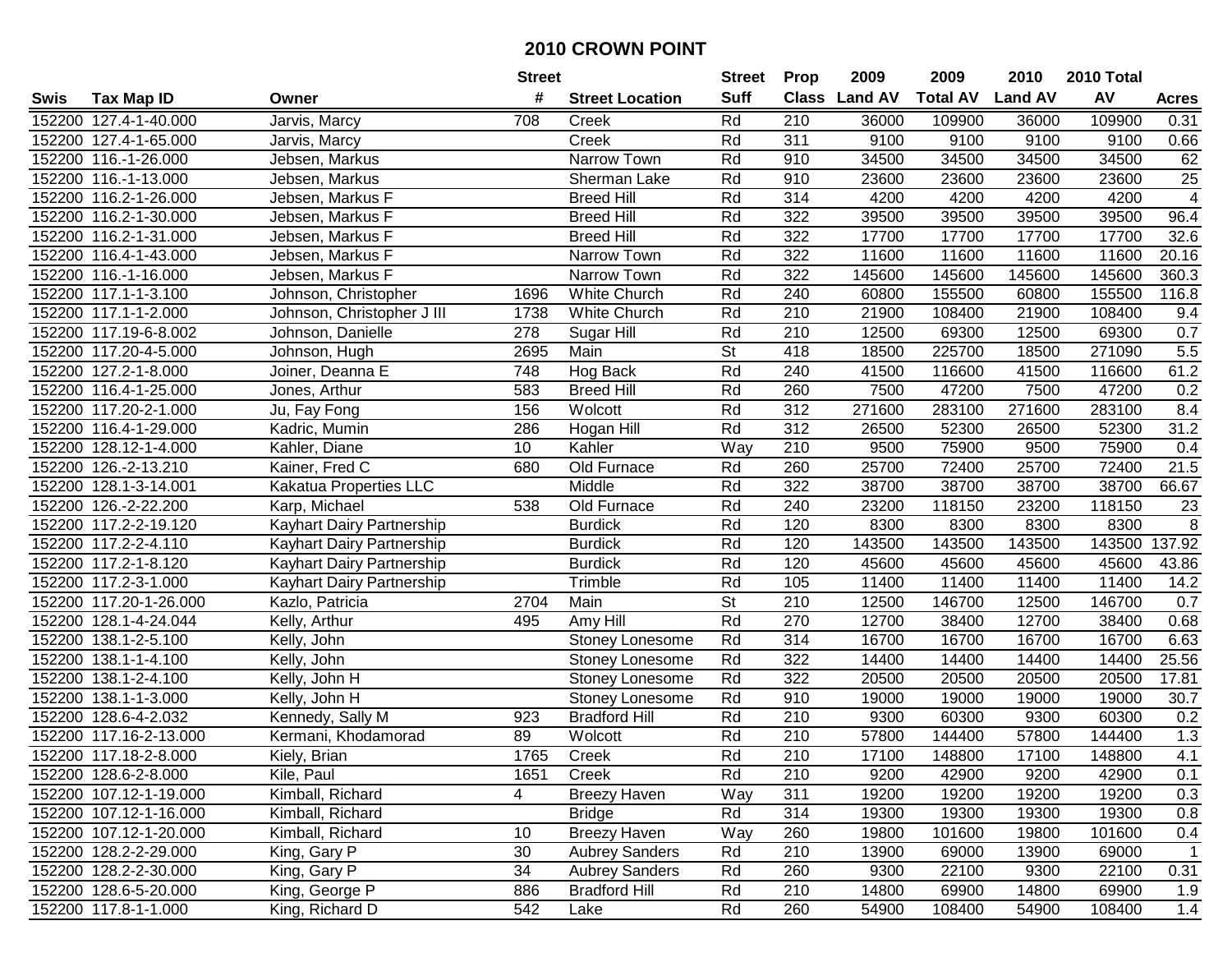# 2010 CROWN POINT

| Swis | Tax Map ID | Owner | Street # | Street Location | Street Suff | Prop Class | 2009 Land AV | 2009 Total AV | 2010 Land AV | 2010 Total AV | Acres |
|---|---|---|---|---|---|---|---|---|---|---|---|
| 152200 | 127.4-1-40.000 | Jarvis, Marcy | 708 | Creek | Rd | 210 | 36000 | 109900 | 36000 | 109900 | 0.31 |
| 152200 | 127.4-1-65.000 | Jarvis, Marcy | | Creek | Rd | 311 | 9100 | 9100 | 9100 | 9100 | 0.66 |
| 152200 | 116.-1-26.000 | Jebsen, Markus | | Narrow Town | Rd | 910 | 34500 | 34500 | 34500 | 34500 | 62 |
| 152200 | 116.-1-13.000 | Jebsen, Markus | | Sherman Lake | Rd | 910 | 23600 | 23600 | 23600 | 23600 | 25 |
| 152200 | 116.2-1-26.000 | Jebsen, Markus F | | Breed Hill | Rd | 314 | 4200 | 4200 | 4200 | 4200 | 4 |
| 152200 | 116.2-1-30.000 | Jebsen, Markus F | | Breed Hill | Rd | 322 | 39500 | 39500 | 39500 | 39500 | 96.4 |
| 152200 | 116.2-1-31.000 | Jebsen, Markus F | | Breed Hill | Rd | 322 | 17700 | 17700 | 17700 | 17700 | 32.6 |
| 152200 | 116.4-1-43.000 | Jebsen, Markus F | | Narrow Town | Rd | 322 | 11600 | 11600 | 11600 | 11600 | 20.16 |
| 152200 | 116.-1-16.000 | Jebsen, Markus F | | Narrow Town | Rd | 322 | 145600 | 145600 | 145600 | 145600 | 360.3 |
| 152200 | 117.1-1-3.100 | Johnson, Christopher | 1696 | White Church | Rd | 240 | 60800 | 155500 | 60800 | 155500 | 116.8 |
| 152200 | 117.1-1-2.000 | Johnson, Christopher J III | 1738 | White Church | Rd | 210 | 21900 | 108400 | 21900 | 108400 | 9.4 |
| 152200 | 117.19-6-8.002 | Johnson, Danielle | 278 | Sugar Hill | Rd | 210 | 12500 | 69300 | 12500 | 69300 | 0.7 |
| 152200 | 117.20-4-5.000 | Johnson, Hugh | 2695 | Main | St | 418 | 18500 | 225700 | 18500 | 271090 | 5.5 |
| 152200 | 127.2-1-8.000 | Joiner, Deanna E | 748 | Hog Back | Rd | 240 | 41500 | 116600 | 41500 | 116600 | 61.2 |
| 152200 | 116.4-1-25.000 | Jones, Arthur | 583 | Breed Hill | Rd | 260 | 7500 | 47200 | 7500 | 47200 | 0.2 |
| 152200 | 117.20-2-1.000 | Ju, Fay Fong | 156 | Wolcott | Rd | 312 | 271600 | 283100 | 271600 | 283100 | 8.4 |
| 152200 | 116.4-1-29.000 | Kadric, Mumin | 286 | Hogan Hill | Rd | 312 | 26500 | 52300 | 26500 | 52300 | 31.2 |
| 152200 | 128.12-1-4.000 | Kahler, Diane | 10 | Kahler | Way | 210 | 9500 | 75900 | 9500 | 75900 | 0.4 |
| 152200 | 126.-2-13.210 | Kainer, Fred C | 680 | Old Furnace | Rd | 260 | 25700 | 72400 | 25700 | 72400 | 21.5 |
| 152200 | 128.1-3-14.001 | Kakatua Properties LLC | | Middle | Rd | 322 | 38700 | 38700 | 38700 | 38700 | 66.67 |
| 152200 | 126.-2-22.200 | Karp, Michael | 538 | Old Furnace | Rd | 240 | 23200 | 118150 | 23200 | 118150 | 23 |
| 152200 | 117.2-2-19.120 | Kayhart Dairy Partnership | | Burdick | Rd | 120 | 8300 | 8300 | 8300 | 8300 | 8 |
| 152200 | 117.2-2-4.110 | Kayhart Dairy Partnership | | Burdick | Rd | 120 | 143500 | 143500 | 143500 | 143500 | 137.92 |
| 152200 | 117.2-1-8.120 | Kayhart Dairy Partnership | | Burdick | Rd | 120 | 45600 | 45600 | 45600 | 45600 | 43.86 |
| 152200 | 117.2-3-1.000 | Kayhart Dairy Partnership | | Trimble | Rd | 105 | 11400 | 11400 | 11400 | 11400 | 14.2 |
| 152200 | 117.20-1-26.000 | Kazlo, Patricia | 2704 | Main | St | 210 | 12500 | 146700 | 12500 | 146700 | 0.7 |
| 152200 | 128.1-4-24.044 | Kelly, Arthur | 495 | Amy Hill | Rd | 270 | 12700 | 38400 | 12700 | 38400 | 0.68 |
| 152200 | 138.1-2-5.100 | Kelly, John | | Stoney Lonesome | Rd | 314 | 16700 | 16700 | 16700 | 16700 | 6.63 |
| 152200 | 138.1-1-4.100 | Kelly, John | | Stoney Lonesome | Rd | 322 | 14400 | 14400 | 14400 | 14400 | 25.56 |
| 152200 | 138.1-2-4.100 | Kelly, John H | | Stoney Lonesome | Rd | 322 | 20500 | 20500 | 20500 | 20500 | 17.81 |
| 152200 | 138.1-1-3.000 | Kelly, John H | | Stoney Lonesome | Rd | 910 | 19000 | 19000 | 19000 | 19000 | 30.7 |
| 152200 | 128.6-4-2.032 | Kennedy, Sally M | 923 | Bradford Hill | Rd | 210 | 9300 | 60300 | 9300 | 60300 | 0.2 |
| 152200 | 117.16-2-13.000 | Kermani, Khodamorad | 89 | Wolcott | Rd | 210 | 57800 | 144400 | 57800 | 144400 | 1.3 |
| 152200 | 117.18-2-8.000 | Kiely, Brian | 1765 | Creek | Rd | 210 | 17100 | 148800 | 17100 | 148800 | 4.1 |
| 152200 | 128.6-2-8.000 | Kile, Paul | 1651 | Creek | Rd | 210 | 9200 | 42900 | 9200 | 42900 | 0.1 |
| 152200 | 107.12-1-19.000 | Kimball, Richard | 4 | Breezy Haven | Way | 311 | 19200 | 19200 | 19200 | 19200 | 0.3 |
| 152200 | 107.12-1-16.000 | Kimball, Richard | | Bridge | Rd | 314 | 19300 | 19300 | 19300 | 19300 | 0.8 |
| 152200 | 107.12-1-20.000 | Kimball, Richard | 10 | Breezy Haven | Way | 260 | 19800 | 101600 | 19800 | 101600 | 0.4 |
| 152200 | 128.2-2-29.000 | King, Gary P | 30 | Aubrey Sanders | Rd | 210 | 13900 | 69000 | 13900 | 69000 | 1 |
| 152200 | 128.2-2-30.000 | King, Gary P | 34 | Aubrey Sanders | Rd | 260 | 9300 | 22100 | 9300 | 22100 | 0.31 |
| 152200 | 128.6-5-20.000 | King, George P | 886 | Bradford Hill | Rd | 210 | 14800 | 69900 | 14800 | 69900 | 1.9 |
| 152200 | 117.8-1-1.000 | King, Richard D | 542 | Lake | Rd | 260 | 54900 | 108400 | 54900 | 108400 | 1.4 |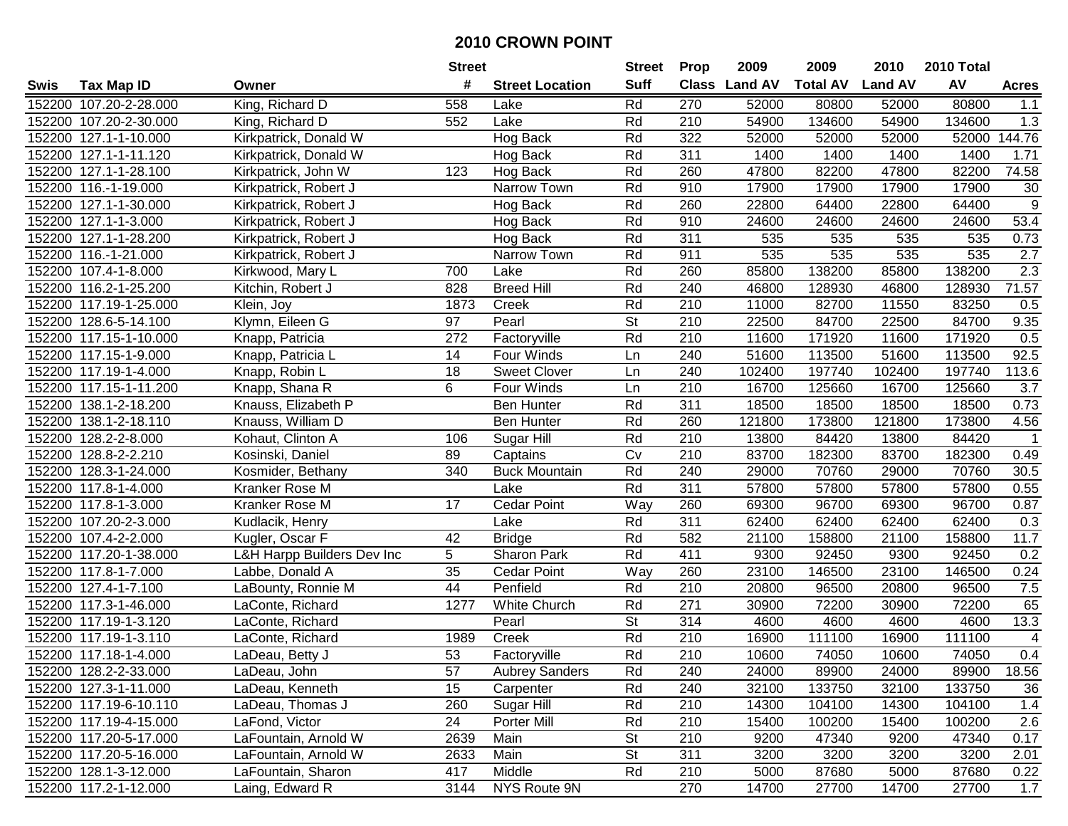# 2010 CROWN POINT

| Swis | Tax Map ID | Owner | Street # | Street Location | Street Suff | Prop Class | 2009 Land AV | 2009 Total AV | 2010 Land AV | 2010 Total AV | Acres |
|---|---|---|---|---|---|---|---|---|---|---|---|
| 152200 | 107.20-2-28.000 | King, Richard D | 558 | Lake | Rd | 270 | 52000 | 80800 | 52000 | 80800 | 1.1 |
| 152200 | 107.20-2-30.000 | King, Richard D | 552 | Lake | Rd | 210 | 54900 | 134600 | 54900 | 134600 | 1.3 |
| 152200 | 127.1-1-10.000 | Kirkpatrick, Donald W | | Hog Back | Rd | 322 | 52000 | 52000 | 52000 | 52000 | 144.76 |
| 152200 | 127.1-1-11.120 | Kirkpatrick, Donald W | | Hog Back | Rd | 311 | 1400 | 1400 | 1400 | 1400 | 1.71 |
| 152200 | 127.1-1-28.100 | Kirkpatrick, John W | 123 | Hog Back | Rd | 260 | 47800 | 82200 | 47800 | 82200 | 74.58 |
| 152200 | 116.-1-19.000 | Kirkpatrick, Robert J | | Narrow Town | Rd | 910 | 17900 | 17900 | 17900 | 17900 | 30 |
| 152200 | 127.1-1-30.000 | Kirkpatrick, Robert J | | Hog Back | Rd | 260 | 22800 | 64400 | 22800 | 64400 | 9 |
| 152200 | 127.1-1-3.000 | Kirkpatrick, Robert J | | Hog Back | Rd | 910 | 24600 | 24600 | 24600 | 24600 | 53.4 |
| 152200 | 127.1-1-28.200 | Kirkpatrick, Robert J | | Hog Back | Rd | 311 | 535 | 535 | 535 | 535 | 0.73 |
| 152200 | 116.-1-21.000 | Kirkpatrick, Robert J | | Narrow Town | Rd | 911 | 535 | 535 | 535 | 535 | 2.7 |
| 152200 | 107.4-1-8.000 | Kirkwood, Mary L | 700 | Lake | Rd | 260 | 85800 | 138200 | 85800 | 138200 | 2.3 |
| 152200 | 116.2-1-25.200 | Kitchin, Robert J | 828 | Breed Hill | Rd | 240 | 46800 | 128930 | 46800 | 128930 | 71.57 |
| 152200 | 117.19-1-25.000 | Klein, Joy | 1873 | Creek | Rd | 210 | 11000 | 82700 | 11550 | 83250 | 0.5 |
| 152200 | 128.6-5-14.100 | Klymn, Eileen G | 97 | Pearl | St | 210 | 22500 | 84700 | 22500 | 84700 | 9.35 |
| 152200 | 117.15-1-10.000 | Knapp, Patricia | 272 | Factoryville | Rd | 210 | 11600 | 171920 | 11600 | 171920 | 0.5 |
| 152200 | 117.15-1-9.000 | Knapp, Patricia L | 14 | Four Winds | Ln | 240 | 51600 | 113500 | 51600 | 113500 | 92.5 |
| 152200 | 117.19-1-4.000 | Knapp, Robin L | 18 | Sweet Clover | Ln | 240 | 102400 | 197740 | 102400 | 197740 | 113.6 |
| 152200 | 117.15-1-11.200 | Knapp, Shana R | 6 | Four Winds | Ln | 210 | 16700 | 125660 | 16700 | 125660 | 3.7 |
| 152200 | 138.1-2-18.200 | Knauss, Elizabeth P | | Ben Hunter | Rd | 311 | 18500 | 18500 | 18500 | 18500 | 0.73 |
| 152200 | 138.1-2-18.110 | Knauss, William D | | Ben Hunter | Rd | 260 | 121800 | 173800 | 121800 | 173800 | 4.56 |
| 152200 | 128.2-2-8.000 | Kohaut, Clinton A | 106 | Sugar Hill | Rd | 210 | 13800 | 84420 | 13800 | 84420 | 1 |
| 152200 | 128.8-2-2.210 | Kosinski, Daniel | 89 | Captains | Cv | 210 | 83700 | 182300 | 83700 | 182300 | 0.49 |
| 152200 | 128.3-1-24.000 | Kosmider, Bethany | 340 | Buck Mountain | Rd | 240 | 29000 | 70760 | 29000 | 70760 | 30.5 |
| 152200 | 117.8-1-4.000 | Kranker Rose M | | Lake | Rd | 311 | 57800 | 57800 | 57800 | 57800 | 0.55 |
| 152200 | 117.8-1-3.000 | Kranker Rose M | 17 | Cedar Point | Way | 260 | 69300 | 96700 | 69300 | 96700 | 0.87 |
| 152200 | 107.20-2-3.000 | Kudlacik, Henry | | Lake | Rd | 311 | 62400 | 62400 | 62400 | 62400 | 0.3 |
| 152200 | 107.4-2-2.000 | Kugler, Oscar F | 42 | Bridge | Rd | 582 | 21100 | 158800 | 21100 | 158800 | 11.7 |
| 152200 | 117.20-1-38.000 | L&H Harpp Builders Dev Inc | 5 | Sharon Park | Rd | 411 | 9300 | 92450 | 9300 | 92450 | 0.2 |
| 152200 | 117.8-1-7.000 | Labbe, Donald A | 35 | Cedar Point | Way | 260 | 23100 | 146500 | 23100 | 146500 | 0.24 |
| 152200 | 127.4-1-7.100 | LaBounty, Ronnie M | 44 | Penfield | Rd | 210 | 20800 | 96500 | 20800 | 96500 | 7.5 |
| 152200 | 117.3-1-46.000 | LaConte, Richard | 1277 | White Church | Rd | 271 | 30900 | 72200 | 30900 | 72200 | 65 |
| 152200 | 117.19-1-3.120 | LaConte, Richard | | Pearl | St | 314 | 4600 | 4600 | 4600 | 4600 | 13.3 |
| 152200 | 117.19-1-3.110 | LaConte, Richard | 1989 | Creek | Rd | 210 | 16900 | 111100 | 16900 | 111100 | 4 |
| 152200 | 117.18-1-4.000 | LaDeau, Betty J | 53 | Factoryville | Rd | 210 | 10600 | 74050 | 10600 | 74050 | 0.4 |
| 152200 | 128.2-2-33.000 | LaDeau, John | 57 | Aubrey Sanders | Rd | 240 | 24000 | 89900 | 24000 | 89900 | 18.56 |
| 152200 | 127.3-1-11.000 | LaDeau, Kenneth | 15 | Carpenter | Rd | 240 | 32100 | 133750 | 32100 | 133750 | 36 |
| 152200 | 117.19-6-10.110 | LaDeau, Thomas J | 260 | Sugar Hill | Rd | 210 | 14300 | 104100 | 14300 | 104100 | 1.4 |
| 152200 | 117.19-4-15.000 | LaFond, Victor | 24 | Porter Mill | Rd | 210 | 15400 | 100200 | 15400 | 100200 | 2.6 |
| 152200 | 117.20-5-17.000 | LaFountain, Arnold W | 2639 | Main | St | 210 | 9200 | 47340 | 9200 | 47340 | 0.17 |
| 152200 | 117.20-5-16.000 | LaFountain, Arnold W | 2633 | Main | St | 311 | 3200 | 3200 | 3200 | 3200 | 2.01 |
| 152200 | 128.1-3-12.000 | LaFountain, Sharon | 417 | Middle | Rd | 210 | 5000 | 87680 | 5000 | 87680 | 0.22 |
| 152200 | 117.2-1-12.000 | Laing, Edward R | 3144 | NYS Route 9N | | 270 | 14700 | 27700 | 14700 | 27700 | 1.7 |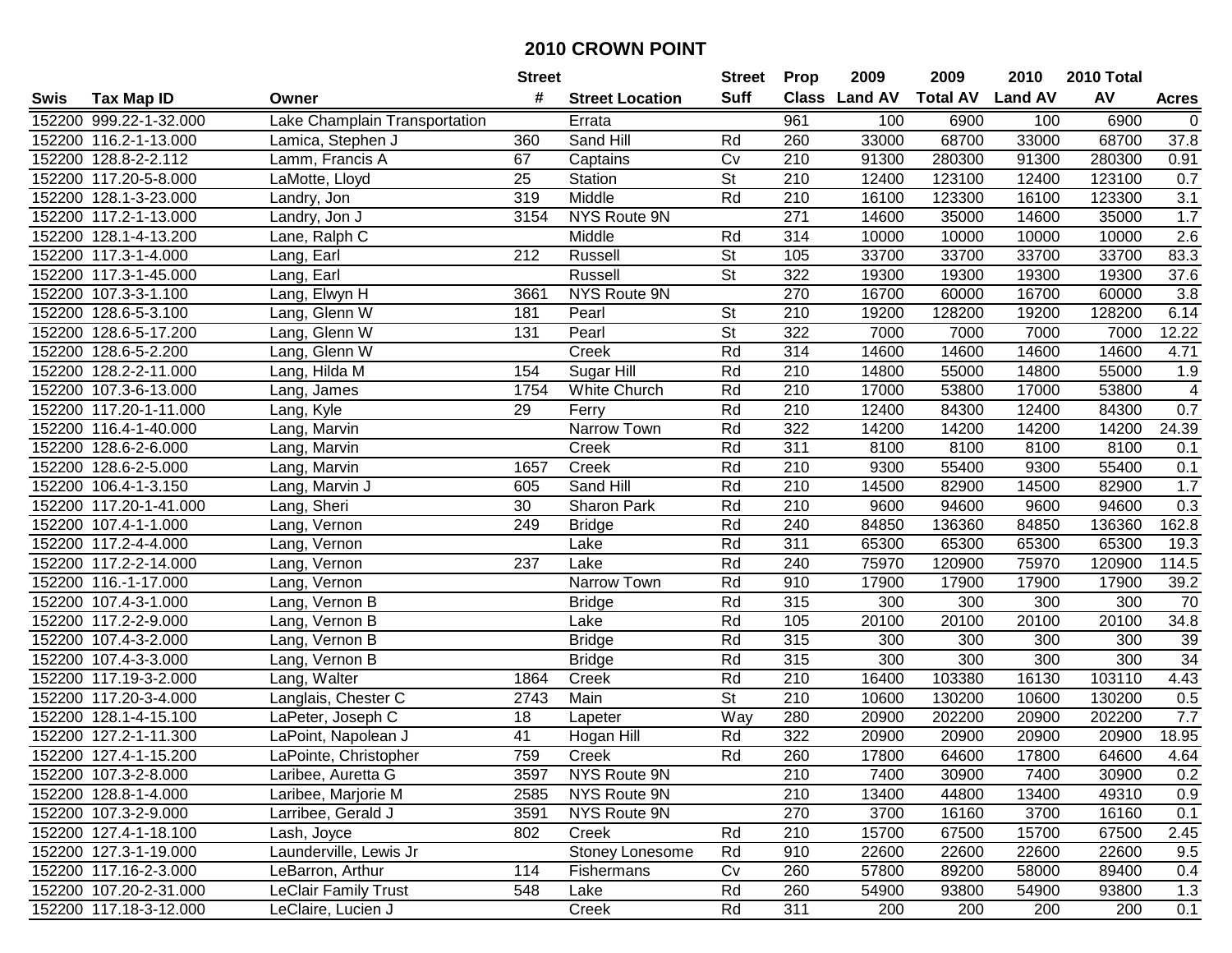# 2010 CROWN POINT

| Swis | Tax Map ID | Owner | Street # | Street Location | Street Suff | Prop Class | 2009 Land AV | 2009 Total AV | 2010 Land AV | 2010 Total AV | Acres |
|---|---|---|---|---|---|---|---|---|---|---|---|
| 152200 | 999.22-1-32.000 | Lake Champlain Transportation | | Errata | | 961 | 100 | 6900 | 100 | 6900 | 0 |
| 152200 | 116.2-1-13.000 | Lamica, Stephen J | 360 | Sand Hill | Rd | 260 | 33000 | 68700 | 33000 | 68700 | 37.8 |
| 152200 | 128.8-2-2.112 | Lamm, Francis A | 67 | Captains | Cv | 210 | 91300 | 280300 | 91300 | 280300 | 0.91 |
| 152200 | 117.20-5-8.000 | LaMotte, Lloyd | 25 | Station | St | 210 | 12400 | 123100 | 12400 | 123100 | 0.7 |
| 152200 | 128.1-3-23.000 | Landry, Jon | 319 | Middle | Rd | 210 | 16100 | 123300 | 16100 | 123300 | 3.1 |
| 152200 | 117.2-1-13.000 | Landry, Jon J | 3154 | NYS Route 9N | | 271 | 14600 | 35000 | 14600 | 35000 | 1.7 |
| 152200 | 128.1-4-13.200 | Lane, Ralph C | | Middle | Rd | 314 | 10000 | 10000 | 10000 | 10000 | 2.6 |
| 152200 | 117.3-1-4.000 | Lang, Earl | 212 | Russell | St | 105 | 33700 | 33700 | 33700 | 33700 | 83.3 |
| 152200 | 117.3-1-45.000 | Lang, Earl | | Russell | St | 322 | 19300 | 19300 | 19300 | 19300 | 37.6 |
| 152200 | 107.3-3-1.100 | Lang, Elwyn H | 3661 | NYS Route 9N | | 270 | 16700 | 60000 | 16700 | 60000 | 3.8 |
| 152200 | 128.6-5-3.100 | Lang, Glenn W | 181 | Pearl | St | 210 | 19200 | 128200 | 19200 | 128200 | 6.14 |
| 152200 | 128.6-5-17.200 | Lang, Glenn W | 131 | Pearl | St | 322 | 7000 | 7000 | 7000 | 7000 | 12.22 |
| 152200 | 128.6-5-2.200 | Lang, Glenn W | | Creek | Rd | 314 | 14600 | 14600 | 14600 | 14600 | 4.71 |
| 152200 | 128.2-2-11.000 | Lang, Hilda M | 154 | Sugar Hill | Rd | 210 | 14800 | 55000 | 14800 | 55000 | 1.9 |
| 152200 | 107.3-6-13.000 | Lang, James | 1754 | White Church | Rd | 210 | 17000 | 53800 | 17000 | 53800 | 4 |
| 152200 | 117.20-1-11.000 | Lang, Kyle | 29 | Ferry | Rd | 210 | 12400 | 84300 | 12400 | 84300 | 0.7 |
| 152200 | 116.4-1-40.000 | Lang, Marvin | | Narrow Town | Rd | 322 | 14200 | 14200 | 14200 | 14200 | 24.39 |
| 152200 | 128.6-2-6.000 | Lang, Marvin | | Creek | Rd | 311 | 8100 | 8100 | 8100 | 8100 | 0.1 |
| 152200 | 128.6-2-5.000 | Lang, Marvin | 1657 | Creek | Rd | 210 | 9300 | 55400 | 9300 | 55400 | 0.1 |
| 152200 | 106.4-1-3.150 | Lang, Marvin J | 605 | Sand Hill | Rd | 210 | 14500 | 82900 | 14500 | 82900 | 1.7 |
| 152200 | 117.20-1-41.000 | Lang, Sheri | 30 | Sharon Park | Rd | 210 | 9600 | 94600 | 9600 | 94600 | 0.3 |
| 152200 | 107.4-1-1.000 | Lang, Vernon | 249 | Bridge | Rd | 240 | 84850 | 136360 | 84850 | 136360 | 162.8 |
| 152200 | 117.2-4-4.000 | Lang, Vernon | | Lake | Rd | 311 | 65300 | 65300 | 65300 | 65300 | 19.3 |
| 152200 | 117.2-2-14.000 | Lang, Vernon | 237 | Lake | Rd | 240 | 75970 | 120900 | 75970 | 120900 | 114.5 |
| 152200 | 116.-1-17.000 | Lang, Vernon | | Narrow Town | Rd | 910 | 17900 | 17900 | 17900 | 17900 | 39.2 |
| 152200 | 107.4-3-1.000 | Lang, Vernon B | | Bridge | Rd | 315 | 300 | 300 | 300 | 300 | 70 |
| 152200 | 117.2-2-9.000 | Lang, Vernon B | | Lake | Rd | 105 | 20100 | 20100 | 20100 | 20100 | 34.8 |
| 152200 | 107.4-3-2.000 | Lang, Vernon B | | Bridge | Rd | 315 | 300 | 300 | 300 | 300 | 39 |
| 152200 | 107.4-3-3.000 | Lang, Vernon B | | Bridge | Rd | 315 | 300 | 300 | 300 | 300 | 34 |
| 152200 | 117.19-3-2.000 | Lang, Walter | 1864 | Creek | Rd | 210 | 16400 | 103380 | 16130 | 103110 | 4.43 |
| 152200 | 117.20-3-4.000 | Langlais, Chester C | 2743 | Main | St | 210 | 10600 | 130200 | 10600 | 130200 | 0.5 |
| 152200 | 128.1-4-15.100 | LaPeter, Joseph C | 18 | Lapeter | Way | 280 | 20900 | 202200 | 20900 | 202200 | 7.7 |
| 152200 | 127.2-1-11.300 | LaPoint, Napolean J | 41 | Hogan Hill | Rd | 322 | 20900 | 20900 | 20900 | 20900 | 18.95 |
| 152200 | 127.4-1-15.200 | LaPointe, Christopher | 759 | Creek | Rd | 260 | 17800 | 64600 | 17800 | 64600 | 4.64 |
| 152200 | 107.3-2-8.000 | Laribee, Auretta G | 3597 | NYS Route 9N | | 210 | 7400 | 30900 | 7400 | 30900 | 0.2 |
| 152200 | 128.8-1-4.000 | Laribee, Marjorie M | 2585 | NYS Route 9N | | 210 | 13400 | 44800 | 13400 | 49310 | 0.9 |
| 152200 | 107.3-2-9.000 | Larribee, Gerald J | 3591 | NYS Route 9N | | 270 | 3700 | 16160 | 3700 | 16160 | 0.1 |
| 152200 | 127.4-1-18.100 | Lash, Joyce | 802 | Creek | Rd | 210 | 15700 | 67500 | 15700 | 67500 | 2.45 |
| 152200 | 127.3-1-19.000 | Launderville, Lewis Jr | | Stoney Lonesome | Rd | 910 | 22600 | 22600 | 22600 | 22600 | 9.5 |
| 152200 | 117.16-2-3.000 | LeBarron, Arthur | 114 | Fishermans | Cv | 260 | 57800 | 89200 | 58000 | 89400 | 0.4 |
| 152200 | 107.20-2-31.000 | LeClair Family Trust | 548 | Lake | Rd | 260 | 54900 | 93800 | 54900 | 93800 | 1.3 |
| 152200 | 117.18-3-12.000 | LeClaire, Lucien J | | Creek | Rd | 311 | 200 | 200 | 200 | 200 | 0.1 |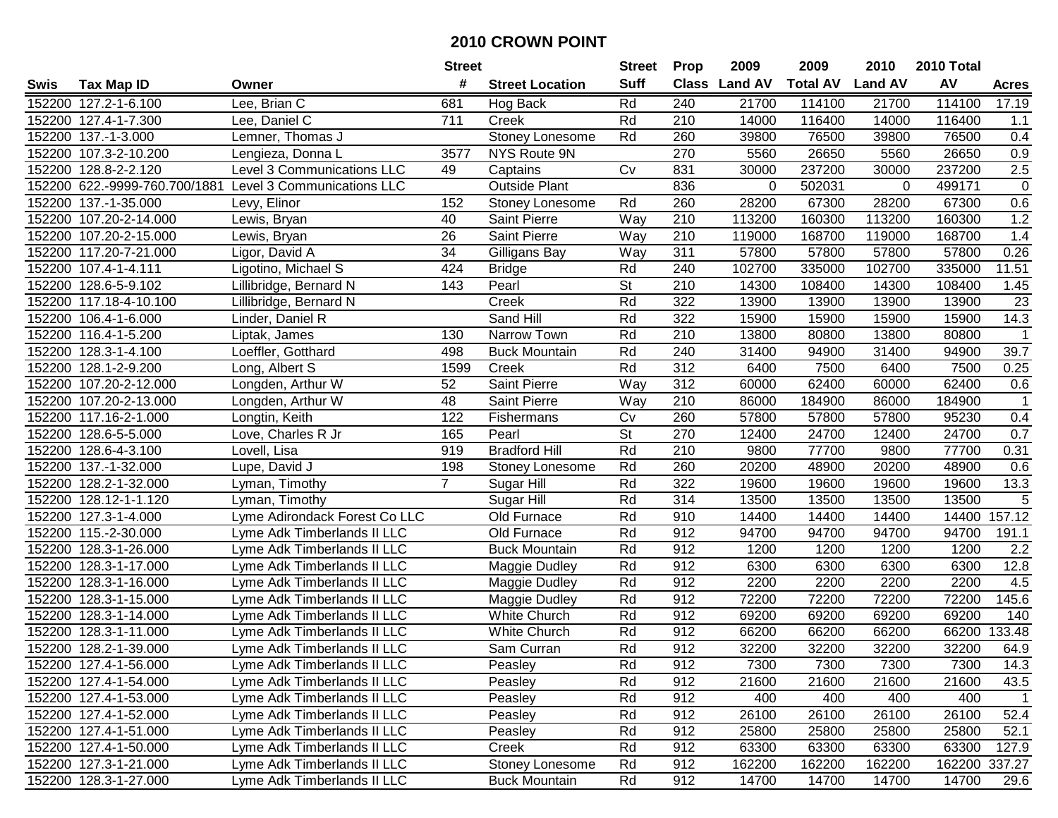# 2010 CROWN POINT

| Swis | Tax Map ID | Owner | Street # | Street Location | Street Suff | Prop Class | 2009 Land AV | 2009 Total AV | 2010 Land AV | 2010 Total AV | Acres |
|---|---|---|---|---|---|---|---|---|---|---|---|
| 152200 | 127.2-1-6.100 | Lee, Brian C | 681 | Hog Back | Rd | 240 | 21700 | 114100 | 21700 | 114100 | 17.19 |
| 152200 | 127.4-1-7.300 | Lee, Daniel C | 711 | Creek | Rd | 210 | 14000 | 116400 | 14000 | 116400 | 1.1 |
| 152200 | 137.-1-3.000 | Lemner, Thomas J | | Stoney Lonesome | Rd | 260 | 39800 | 76500 | 39800 | 76500 | 0.4 |
| 152200 | 107.3-2-10.200 | Lengieza, Donna L | 3577 | NYS Route 9N | | 270 | 5560 | 26650 | 5560 | 26650 | 0.9 |
| 152200 | 128.8-2-2.120 | Level 3 Communications LLC | 49 | Captains | Cv | 831 | 30000 | 237200 | 30000 | 237200 | 2.5 |
| 152200 | 622.-9999-760.700/1881 | Level 3 Communications LLC | | Outside Plant | | 836 | 0 | 502031 | 0 | 499171 | 0 |
| 152200 | 137.-1-35.000 | Levy, Elinor | 152 | Stoney Lonesome | Rd | 260 | 28200 | 67300 | 28200 | 67300 | 0.6 |
| 152200 | 107.20-2-14.000 | Lewis, Bryan | 40 | Saint Pierre | Way | 210 | 113200 | 160300 | 113200 | 160300 | 1.2 |
| 152200 | 107.20-2-15.000 | Lewis, Bryan | 26 | Saint Pierre | Way | 210 | 119000 | 168700 | 119000 | 168700 | 1.4 |
| 152200 | 117.20-7-21.000 | Ligor, David A | 34 | Gilligans Bay | Way | 311 | 57800 | 57800 | 57800 | 57800 | 0.26 |
| 152200 | 107.4-1-4.111 | Ligotino, Michael S | 424 | Bridge | Rd | 240 | 102700 | 335000 | 102700 | 335000 | 11.51 |
| 152200 | 128.6-5-9.102 | Lillibridge, Bernard N | 143 | Pearl | St | 210 | 14300 | 108400 | 14300 | 108400 | 1.45 |
| 152200 | 117.18-4-10.100 | Lillibridge, Bernard N | | Creek | Rd | 322 | 13900 | 13900 | 13900 | 13900 | 23 |
| 152200 | 106.4-1-6.000 | Linder, Daniel R | | Sand Hill | Rd | 322 | 15900 | 15900 | 15900 | 15900 | 14.3 |
| 152200 | 116.4-1-5.200 | Liptak, James | 130 | Narrow Town | Rd | 210 | 13800 | 80800 | 13800 | 80800 | 1 |
| 152200 | 128.3-1-4.100 | Loeffler, Gotthard | 498 | Buck Mountain | Rd | 240 | 31400 | 94900 | 31400 | 94900 | 39.7 |
| 152200 | 128.1-2-9.200 | Long, Albert S | 1599 | Creek | Rd | 312 | 6400 | 7500 | 6400 | 7500 | 0.25 |
| 152200 | 107.20-2-12.000 | Longden, Arthur W | 52 | Saint Pierre | Way | 312 | 60000 | 62400 | 60000 | 62400 | 0.6 |
| 152200 | 107.20-2-13.000 | Longden, Arthur W | 48 | Saint Pierre | Way | 210 | 86000 | 184900 | 86000 | 184900 | 1 |
| 152200 | 117.16-2-1.000 | Longtin, Keith | 122 | Fishermans | Cv | 260 | 57800 | 57800 | 57800 | 95230 | 0.4 |
| 152200 | 128.6-5-5.000 | Love, Charles R Jr | 165 | Pearl | St | 270 | 12400 | 24700 | 12400 | 24700 | 0.7 |
| 152200 | 128.6-4-3.100 | Lovell, Lisa | 919 | Bradford Hill | Rd | 210 | 9800 | 77700 | 9800 | 77700 | 0.31 |
| 152200 | 137.-1-32.000 | Lupe, David J | 198 | Stoney Lonesome | Rd | 260 | 20200 | 48900 | 20200 | 48900 | 0.6 |
| 152200 | 128.2-1-32.000 | Lyman, Timothy | 7 | Sugar Hill | Rd | 322 | 19600 | 19600 | 19600 | 19600 | 13.3 |
| 152200 | 128.12-1-1.120 | Lyman, Timothy | | Sugar Hill | Rd | 314 | 13500 | 13500 | 13500 | 13500 | 5 |
| 152200 | 127.3-1-4.000 | Lyme Adirondack Forest Co LLC | | Old Furnace | Rd | 910 | 14400 | 14400 | 14400 | 14400 | 157.12 |
| 152200 | 115.-2-30.000 | Lyme Adk Timberlands II LLC | | Old Furnace | Rd | 912 | 94700 | 94700 | 94700 | 94700 | 191.1 |
| 152200 | 128.3-1-26.000 | Lyme Adk Timberlands II LLC | | Buck Mountain | Rd | 912 | 1200 | 1200 | 1200 | 1200 | 2.2 |
| 152200 | 128.3-1-17.000 | Lyme Adk Timberlands II LLC | | Maggie Dudley | Rd | 912 | 6300 | 6300 | 6300 | 6300 | 12.8 |
| 152200 | 128.3-1-16.000 | Lyme Adk Timberlands II LLC | | Maggie Dudley | Rd | 912 | 2200 | 2200 | 2200 | 2200 | 4.5 |
| 152200 | 128.3-1-15.000 | Lyme Adk Timberlands II LLC | | Maggie Dudley | Rd | 912 | 72200 | 72200 | 72200 | 72200 | 145.6 |
| 152200 | 128.3-1-14.000 | Lyme Adk Timberlands II LLC | | White Church | Rd | 912 | 69200 | 69200 | 69200 | 69200 | 140 |
| 152200 | 128.3-1-11.000 | Lyme Adk Timberlands II LLC | | White Church | Rd | 912 | 66200 | 66200 | 66200 | 66200 | 133.48 |
| 152200 | 128.2-1-39.000 | Lyme Adk Timberlands II LLC | | Sam Curran | Rd | 912 | 32200 | 32200 | 32200 | 32200 | 64.9 |
| 152200 | 127.4-1-56.000 | Lyme Adk Timberlands II LLC | | Peasley | Rd | 912 | 7300 | 7300 | 7300 | 7300 | 14.3 |
| 152200 | 127.4-1-54.000 | Lyme Adk Timberlands II LLC | | Peasley | Rd | 912 | 21600 | 21600 | 21600 | 21600 | 43.5 |
| 152200 | 127.4-1-53.000 | Lyme Adk Timberlands II LLC | | Peasley | Rd | 912 | 400 | 400 | 400 | 400 | 1 |
| 152200 | 127.4-1-52.000 | Lyme Adk Timberlands II LLC | | Peasley | Rd | 912 | 26100 | 26100 | 26100 | 26100 | 52.4 |
| 152200 | 127.4-1-51.000 | Lyme Adk Timberlands II LLC | | Peasley | Rd | 912 | 25800 | 25800 | 25800 | 25800 | 52.1 |
| 152200 | 127.4-1-50.000 | Lyme Adk Timberlands II LLC | | Creek | Rd | 912 | 63300 | 63300 | 63300 | 63300 | 127.9 |
| 152200 | 127.3-1-21.000 | Lyme Adk Timberlands II LLC | | Stoney Lonesome | Rd | 912 | 162200 | 162200 | 162200 | 162200 | 337.27 |
| 152200 | 128.3-1-27.000 | Lyme Adk Timberlands II LLC | | Buck Mountain | Rd | 912 | 14700 | 14700 | 14700 | 14700 | 29.6 |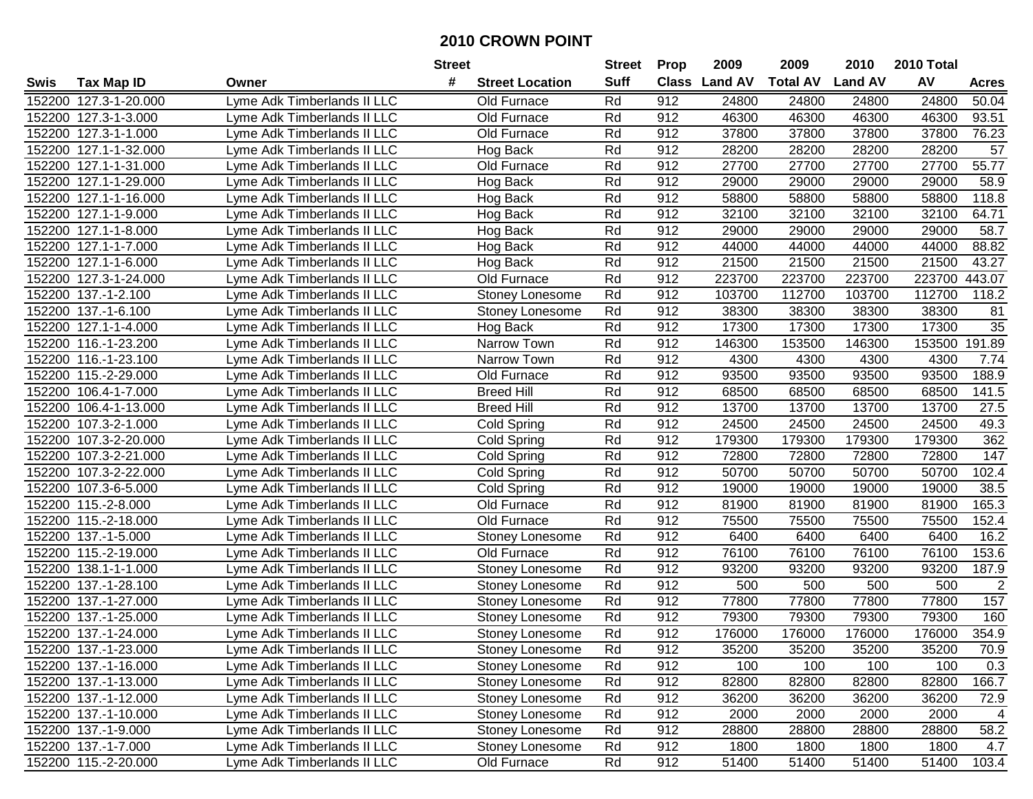# 2010 CROWN POINT

| Swis | Tax Map ID | Owner | Street # | Street Location | Street Suff | Prop Class | 2009 Land AV | 2009 Total AV | 2010 Land AV | 2010 Total AV | Acres |
|---|---|---|---|---|---|---|---|---|---|---|---|
| 152200 | 127.3-1-20.000 | Lyme Adk Timberlands II LLC | | Old Furnace | Rd | 912 | 24800 | 24800 | 24800 | 24800 | 50.04 |
| 152200 | 127.3-1-3.000 | Lyme Adk Timberlands II LLC | | Old Furnace | Rd | 912 | 46300 | 46300 | 46300 | 46300 | 93.51 |
| 152200 | 127.3-1-1.000 | Lyme Adk Timberlands II LLC | | Old Furnace | Rd | 912 | 37800 | 37800 | 37800 | 37800 | 76.23 |
| 152200 | 127.1-1-32.000 | Lyme Adk Timberlands II LLC | | Hog Back | Rd | 912 | 28200 | 28200 | 28200 | 28200 | 57 |
| 152200 | 127.1-1-31.000 | Lyme Adk Timberlands II LLC | | Old Furnace | Rd | 912 | 27700 | 27700 | 27700 | 27700 | 55.77 |
| 152200 | 127.1-1-29.000 | Lyme Adk Timberlands II LLC | | Hog Back | Rd | 912 | 29000 | 29000 | 29000 | 29000 | 58.9 |
| 152200 | 127.1-1-16.000 | Lyme Adk Timberlands II LLC | | Hog Back | Rd | 912 | 58800 | 58800 | 58800 | 58800 | 118.8 |
| 152200 | 127.1-1-9.000 | Lyme Adk Timberlands II LLC | | Hog Back | Rd | 912 | 32100 | 32100 | 32100 | 32100 | 64.71 |
| 152200 | 127.1-1-8.000 | Lyme Adk Timberlands II LLC | | Hog Back | Rd | 912 | 29000 | 29000 | 29000 | 29000 | 58.7 |
| 152200 | 127.1-1-7.000 | Lyme Adk Timberlands II LLC | | Hog Back | Rd | 912 | 44000 | 44000 | 44000 | 44000 | 88.82 |
| 152200 | 127.1-1-6.000 | Lyme Adk Timberlands II LLC | | Hog Back | Rd | 912 | 21500 | 21500 | 21500 | 21500 | 43.27 |
| 152200 | 127.3-1-24.000 | Lyme Adk Timberlands II LLC | | Old Furnace | Rd | 912 | 223700 | 223700 | 223700 | 223700 | 443.07 |
| 152200 | 137.-1-2.100 | Lyme Adk Timberlands II LLC | | Stoney Lonesome | Rd | 912 | 103700 | 112700 | 103700 | 112700 | 118.2 |
| 152200 | 137.-1-6.100 | Lyme Adk Timberlands II LLC | | Stoney Lonesome | Rd | 912 | 38300 | 38300 | 38300 | 38300 | 81 |
| 152200 | 127.1-1-4.000 | Lyme Adk Timberlands II LLC | | Hog Back | Rd | 912 | 17300 | 17300 | 17300 | 17300 | 35 |
| 152200 | 116.-1-23.200 | Lyme Adk Timberlands II LLC | | Narrow Town | Rd | 912 | 146300 | 153500 | 146300 | 153500 | 191.89 |
| 152200 | 116.-1-23.100 | Lyme Adk Timberlands II LLC | | Narrow Town | Rd | 912 | 4300 | 4300 | 4300 | 4300 | 7.74 |
| 152200 | 115.-2-29.000 | Lyme Adk Timberlands II LLC | | Old Furnace | Rd | 912 | 93500 | 93500 | 93500 | 93500 | 188.9 |
| 152200 | 106.4-1-7.000 | Lyme Adk Timberlands II LLC | | Breed Hill | Rd | 912 | 68500 | 68500 | 68500 | 68500 | 141.5 |
| 152200 | 106.4-1-13.000 | Lyme Adk Timberlands II LLC | | Breed Hill | Rd | 912 | 13700 | 13700 | 13700 | 13700 | 27.5 |
| 152200 | 107.3-2-1.000 | Lyme Adk Timberlands II LLC | | Cold Spring | Rd | 912 | 24500 | 24500 | 24500 | 24500 | 49.3 |
| 152200 | 107.3-2-20.000 | Lyme Adk Timberlands II LLC | | Cold Spring | Rd | 912 | 179300 | 179300 | 179300 | 179300 | 362 |
| 152200 | 107.3-2-21.000 | Lyme Adk Timberlands II LLC | | Cold Spring | Rd | 912 | 72800 | 72800 | 72800 | 72800 | 147 |
| 152200 | 107.3-2-22.000 | Lyme Adk Timberlands II LLC | | Cold Spring | Rd | 912 | 50700 | 50700 | 50700 | 50700 | 102.4 |
| 152200 | 107.3-6-5.000 | Lyme Adk Timberlands II LLC | | Cold Spring | Rd | 912 | 19000 | 19000 | 19000 | 19000 | 38.5 |
| 152200 | 115.-2-8.000 | Lyme Adk Timberlands II LLC | | Old Furnace | Rd | 912 | 81900 | 81900 | 81900 | 81900 | 165.3 |
| 152200 | 115.-2-18.000 | Lyme Adk Timberlands II LLC | | Old Furnace | Rd | 912 | 75500 | 75500 | 75500 | 75500 | 152.4 |
| 152200 | 137.-1-5.000 | Lyme Adk Timberlands II LLC | | Stoney Lonesome | Rd | 912 | 6400 | 6400 | 6400 | 6400 | 16.2 |
| 152200 | 115.-2-19.000 | Lyme Adk Timberlands II LLC | | Old Furnace | Rd | 912 | 76100 | 76100 | 76100 | 76100 | 153.6 |
| 152200 | 138.1-1-1.000 | Lyme Adk Timberlands II LLC | | Stoney Lonesome | Rd | 912 | 93200 | 93200 | 93200 | 93200 | 187.9 |
| 152200 | 137.-1-28.100 | Lyme Adk Timberlands II LLC | | Stoney Lonesome | Rd | 912 | 500 | 500 | 500 | 500 | 2 |
| 152200 | 137.-1-27.000 | Lyme Adk Timberlands II LLC | | Stoney Lonesome | Rd | 912 | 77800 | 77800 | 77800 | 77800 | 157 |
| 152200 | 137.-1-25.000 | Lyme Adk Timberlands II LLC | | Stoney Lonesome | Rd | 912 | 79300 | 79300 | 79300 | 79300 | 160 |
| 152200 | 137.-1-24.000 | Lyme Adk Timberlands II LLC | | Stoney Lonesome | Rd | 912 | 176000 | 176000 | 176000 | 176000 | 354.9 |
| 152200 | 137.-1-23.000 | Lyme Adk Timberlands II LLC | | Stoney Lonesome | Rd | 912 | 35200 | 35200 | 35200 | 35200 | 70.9 |
| 152200 | 137.-1-16.000 | Lyme Adk Timberlands II LLC | | Stoney Lonesome | Rd | 912 | 100 | 100 | 100 | 100 | 0.3 |
| 152200 | 137.-1-13.000 | Lyme Adk Timberlands II LLC | | Stoney Lonesome | Rd | 912 | 82800 | 82800 | 82800 | 82800 | 166.7 |
| 152200 | 137.-1-12.000 | Lyme Adk Timberlands II LLC | | Stoney Lonesome | Rd | 912 | 36200 | 36200 | 36200 | 36200 | 72.9 |
| 152200 | 137.-1-10.000 | Lyme Adk Timberlands II LLC | | Stoney Lonesome | Rd | 912 | 2000 | 2000 | 2000 | 2000 | 4 |
| 152200 | 137.-1-9.000 | Lyme Adk Timberlands II LLC | | Stoney Lonesome | Rd | 912 | 28800 | 28800 | 28800 | 28800 | 58.2 |
| 152200 | 137.-1-7.000 | Lyme Adk Timberlands II LLC | | Stoney Lonesome | Rd | 912 | 1800 | 1800 | 1800 | 1800 | 4.7 |
| 152200 | 115.-2-20.000 | Lyme Adk Timberlands II LLC | | Old Furnace | Rd | 912 | 51400 | 51400 | 51400 | 51400 | 103.4 |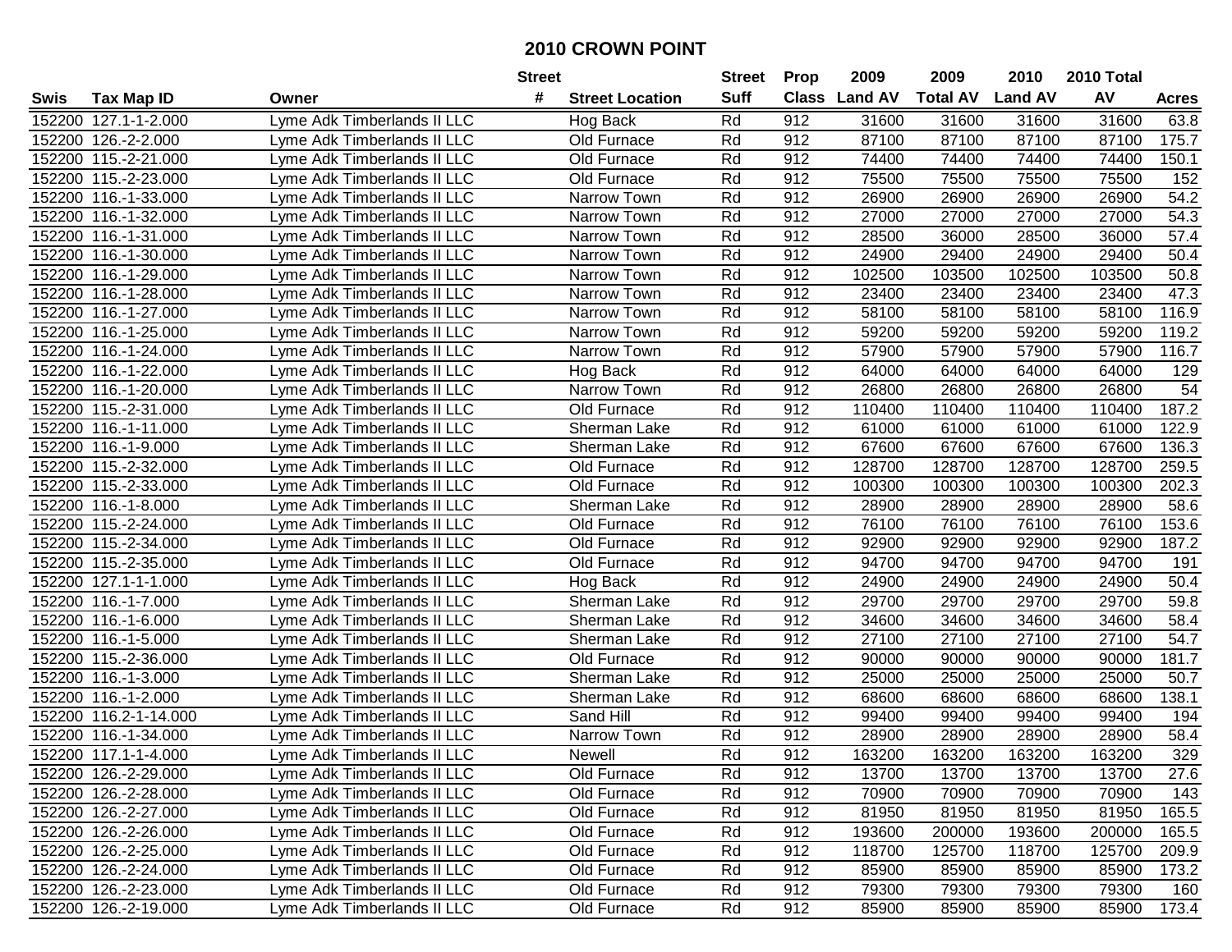# 2010 CROWN POINT

| Swis | Tax Map ID | Owner | Street # | Street Location | Street Suff | Prop Class | 2009 Land AV | 2009 Total AV | 2010 Land AV | 2010 Total AV | Acres |
|---|---|---|---|---|---|---|---|---|---|---|---|
| 152200 | 127.1-1-2.000 | Lyme Adk Timberlands II LLC | | Hog Back | Rd | 912 | 31600 | 31600 | 31600 | 31600 | 63.8 |
| 152200 | 126.-2-2.000 | Lyme Adk Timberlands II LLC | | Old Furnace | Rd | 912 | 87100 | 87100 | 87100 | 87100 | 175.7 |
| 152200 | 115.-2-21.000 | Lyme Adk Timberlands II LLC | | Old Furnace | Rd | 912 | 74400 | 74400 | 74400 | 74400 | 150.1 |
| 152200 | 115.-2-23.000 | Lyme Adk Timberlands II LLC | | Old Furnace | Rd | 912 | 75500 | 75500 | 75500 | 75500 | 152 |
| 152200 | 116.-1-33.000 | Lyme Adk Timberlands II LLC | | Narrow Town | Rd | 912 | 26900 | 26900 | 26900 | 26900 | 54.2 |
| 152200 | 116.-1-32.000 | Lyme Adk Timberlands II LLC | | Narrow Town | Rd | 912 | 27000 | 27000 | 27000 | 27000 | 54.3 |
| 152200 | 116.-1-31.000 | Lyme Adk Timberlands II LLC | | Narrow Town | Rd | 912 | 28500 | 36000 | 28500 | 36000 | 57.4 |
| 152200 | 116.-1-30.000 | Lyme Adk Timberlands II LLC | | Narrow Town | Rd | 912 | 24900 | 29400 | 24900 | 29400 | 50.4 |
| 152200 | 116.-1-29.000 | Lyme Adk Timberlands II LLC | | Narrow Town | Rd | 912 | 102500 | 103500 | 102500 | 103500 | 50.8 |
| 152200 | 116.-1-28.000 | Lyme Adk Timberlands II LLC | | Narrow Town | Rd | 912 | 23400 | 23400 | 23400 | 23400 | 47.3 |
| 152200 | 116.-1-27.000 | Lyme Adk Timberlands II LLC | | Narrow Town | Rd | 912 | 58100 | 58100 | 58100 | 58100 | 116.9 |
| 152200 | 116.-1-25.000 | Lyme Adk Timberlands II LLC | | Narrow Town | Rd | 912 | 59200 | 59200 | 59200 | 59200 | 119.2 |
| 152200 | 116.-1-24.000 | Lyme Adk Timberlands II LLC | | Narrow Town | Rd | 912 | 57900 | 57900 | 57900 | 57900 | 116.7 |
| 152200 | 116.-1-22.000 | Lyme Adk Timberlands II LLC | | Hog Back | Rd | 912 | 64000 | 64000 | 64000 | 64000 | 129 |
| 152200 | 116.-1-20.000 | Lyme Adk Timberlands II LLC | | Narrow Town | Rd | 912 | 26800 | 26800 | 26800 | 26800 | 54 |
| 152200 | 115.-2-31.000 | Lyme Adk Timberlands II LLC | | Old Furnace | Rd | 912 | 110400 | 110400 | 110400 | 110400 | 187.2 |
| 152200 | 116.-1-11.000 | Lyme Adk Timberlands II LLC | | Sherman Lake | Rd | 912 | 61000 | 61000 | 61000 | 61000 | 122.9 |
| 152200 | 116.-1-9.000 | Lyme Adk Timberlands II LLC | | Sherman Lake | Rd | 912 | 67600 | 67600 | 67600 | 67600 | 136.3 |
| 152200 | 115.-2-32.000 | Lyme Adk Timberlands II LLC | | Old Furnace | Rd | 912 | 128700 | 128700 | 128700 | 128700 | 259.5 |
| 152200 | 115.-2-33.000 | Lyme Adk Timberlands II LLC | | Old Furnace | Rd | 912 | 100300 | 100300 | 100300 | 100300 | 202.3 |
| 152200 | 116.-1-8.000 | Lyme Adk Timberlands II LLC | | Sherman Lake | Rd | 912 | 28900 | 28900 | 28900 | 28900 | 58.6 |
| 152200 | 115.-2-24.000 | Lyme Adk Timberlands II LLC | | Old Furnace | Rd | 912 | 76100 | 76100 | 76100 | 76100 | 153.6 |
| 152200 | 115.-2-34.000 | Lyme Adk Timberlands II LLC | | Old Furnace | Rd | 912 | 92900 | 92900 | 92900 | 92900 | 187.2 |
| 152200 | 115.-2-35.000 | Lyme Adk Timberlands II LLC | | Old Furnace | Rd | 912 | 94700 | 94700 | 94700 | 94700 | 191 |
| 152200 | 127.1-1-1.000 | Lyme Adk Timberlands II LLC | | Hog Back | Rd | 912 | 24900 | 24900 | 24900 | 24900 | 50.4 |
| 152200 | 116.-1-7.000 | Lyme Adk Timberlands II LLC | | Sherman Lake | Rd | 912 | 29700 | 29700 | 29700 | 29700 | 59.8 |
| 152200 | 116.-1-6.000 | Lyme Adk Timberlands II LLC | | Sherman Lake | Rd | 912 | 34600 | 34600 | 34600 | 34600 | 58.4 |
| 152200 | 116.-1-5.000 | Lyme Adk Timberlands II LLC | | Sherman Lake | Rd | 912 | 27100 | 27100 | 27100 | 27100 | 54.7 |
| 152200 | 115.-2-36.000 | Lyme Adk Timberlands II LLC | | Old Furnace | Rd | 912 | 90000 | 90000 | 90000 | 90000 | 181.7 |
| 152200 | 116.-1-3.000 | Lyme Adk Timberlands II LLC | | Sherman Lake | Rd | 912 | 25000 | 25000 | 25000 | 25000 | 50.7 |
| 152200 | 116.-1-2.000 | Lyme Adk Timberlands II LLC | | Sherman Lake | Rd | 912 | 68600 | 68600 | 68600 | 68600 | 138.1 |
| 152200 | 116.2-1-14.000 | Lyme Adk Timberlands II LLC | | Sand Hill | Rd | 912 | 99400 | 99400 | 99400 | 99400 | 194 |
| 152200 | 116.-1-34.000 | Lyme Adk Timberlands II LLC | | Narrow Town | Rd | 912 | 28900 | 28900 | 28900 | 28900 | 58.4 |
| 152200 | 117.1-1-4.000 | Lyme Adk Timberlands II LLC | | Newell | Rd | 912 | 163200 | 163200 | 163200 | 163200 | 329 |
| 152200 | 126.-2-29.000 | Lyme Adk Timberlands II LLC | | Old Furnace | Rd | 912 | 13700 | 13700 | 13700 | 13700 | 27.6 |
| 152200 | 126.-2-28.000 | Lyme Adk Timberlands II LLC | | Old Furnace | Rd | 912 | 70900 | 70900 | 70900 | 70900 | 143 |
| 152200 | 126.-2-27.000 | Lyme Adk Timberlands II LLC | | Old Furnace | Rd | 912 | 81950 | 81950 | 81950 | 81950 | 165.5 |
| 152200 | 126.-2-26.000 | Lyme Adk Timberlands II LLC | | Old Furnace | Rd | 912 | 193600 | 200000 | 193600 | 200000 | 165.5 |
| 152200 | 126.-2-25.000 | Lyme Adk Timberlands II LLC | | Old Furnace | Rd | 912 | 118700 | 125700 | 118700 | 125700 | 209.9 |
| 152200 | 126.-2-24.000 | Lyme Adk Timberlands II LLC | | Old Furnace | Rd | 912 | 85900 | 85900 | 85900 | 85900 | 173.2 |
| 152200 | 126.-2-23.000 | Lyme Adk Timberlands II LLC | | Old Furnace | Rd | 912 | 79300 | 79300 | 79300 | 79300 | 160 |
| 152200 | 126.-2-19.000 | Lyme Adk Timberlands II LLC | | Old Furnace | Rd | 912 | 85900 | 85900 | 85900 | 85900 | 173.4 |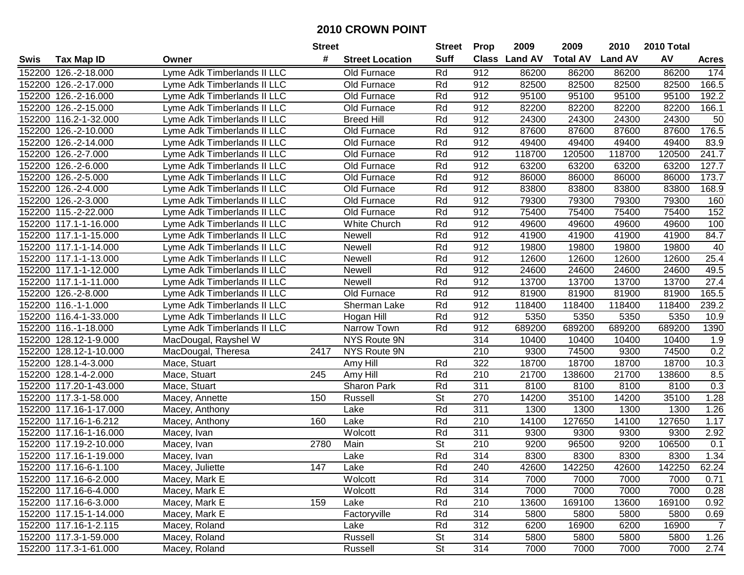# 2010 CROWN POINT

| Swis | Tax Map ID | Owner | Street # | Street Location | Street Suff | Prop Class | 2009 Land AV | 2009 Total AV | 2010 Land AV | 2010 Total AV | Acres |
|---|---|---|---|---|---|---|---|---|---|---|---|
| 152200 | 126.-2-18.000 | Lyme Adk Timberlands II LLC | | Old Furnace | Rd | 912 | 86200 | 86200 | 86200 | 86200 | 174 |
| 152200 | 126.-2-17.000 | Lyme Adk Timberlands II LLC | | Old Furnace | Rd | 912 | 82500 | 82500 | 82500 | 82500 | 166.5 |
| 152200 | 126.-2-16.000 | Lyme Adk Timberlands II LLC | | Old Furnace | Rd | 912 | 95100 | 95100 | 95100 | 95100 | 192.2 |
| 152200 | 126.-2-15.000 | Lyme Adk Timberlands II LLC | | Old Furnace | Rd | 912 | 82200 | 82200 | 82200 | 82200 | 166.1 |
| 152200 | 116.2-1-32.000 | Lyme Adk Timberlands II LLC | | Breed Hill | Rd | 912 | 24300 | 24300 | 24300 | 24300 | 50 |
| 152200 | 126.-2-10.000 | Lyme Adk Timberlands II LLC | | Old Furnace | Rd | 912 | 87600 | 87600 | 87600 | 87600 | 176.5 |
| 152200 | 126.-2-14.000 | Lyme Adk Timberlands II LLC | | Old Furnace | Rd | 912 | 49400 | 49400 | 49400 | 49400 | 83.9 |
| 152200 | 126.-2-7.000 | Lyme Adk Timberlands II LLC | | Old Furnace | Rd | 912 | 118700 | 120500 | 118700 | 120500 | 241.7 |
| 152200 | 126.-2-6.000 | Lyme Adk Timberlands II LLC | | Old Furnace | Rd | 912 | 63200 | 63200 | 63200 | 63200 | 127.7 |
| 152200 | 126.-2-5.000 | Lyme Adk Timberlands II LLC | | Old Furnace | Rd | 912 | 86000 | 86000 | 86000 | 86000 | 173.7 |
| 152200 | 126.-2-4.000 | Lyme Adk Timberlands II LLC | | Old Furnace | Rd | 912 | 83800 | 83800 | 83800 | 83800 | 168.9 |
| 152200 | 126.-2-3.000 | Lyme Adk Timberlands II LLC | | Old Furnace | Rd | 912 | 79300 | 79300 | 79300 | 79300 | 160 |
| 152200 | 115.-2-22.000 | Lyme Adk Timberlands II LLC | | Old Furnace | Rd | 912 | 75400 | 75400 | 75400 | 75400 | 152 |
| 152200 | 117.1-1-16.000 | Lyme Adk Timberlands II LLC | | White Church | Rd | 912 | 49600 | 49600 | 49600 | 49600 | 100 |
| 152200 | 117.1-1-15.000 | Lyme Adk Timberlands II LLC | | Newell | Rd | 912 | 41900 | 41900 | 41900 | 41900 | 84.7 |
| 152200 | 117.1-1-14.000 | Lyme Adk Timberlands II LLC | | Newell | Rd | 912 | 19800 | 19800 | 19800 | 19800 | 40 |
| 152200 | 117.1-1-13.000 | Lyme Adk Timberlands II LLC | | Newell | Rd | 912 | 12600 | 12600 | 12600 | 12600 | 25.4 |
| 152200 | 117.1-1-12.000 | Lyme Adk Timberlands II LLC | | Newell | Rd | 912 | 24600 | 24600 | 24600 | 24600 | 49.5 |
| 152200 | 117.1-1-11.000 | Lyme Adk Timberlands II LLC | | Newell | Rd | 912 | 13700 | 13700 | 13700 | 13700 | 27.4 |
| 152200 | 126.-2-8.000 | Lyme Adk Timberlands II LLC | | Old Furnace | Rd | 912 | 81900 | 81900 | 81900 | 81900 | 165.5 |
| 152200 | 116.-1-1.000 | Lyme Adk Timberlands II LLC | | Sherman Lake | Rd | 912 | 118400 | 118400 | 118400 | 118400 | 239.2 |
| 152200 | 116.4-1-33.000 | Lyme Adk Timberlands II LLC | | Hogan Hill | Rd | 912 | 5350 | 5350 | 5350 | 5350 | 10.9 |
| 152200 | 116.-1-18.000 | Lyme Adk Timberlands II LLC | | Narrow Town | Rd | 912 | 689200 | 689200 | 689200 | 689200 | 1390 |
| 152200 | 128.12-1-9.000 | MacDougal, Rayshel W | | NYS Route 9N | | 314 | 10400 | 10400 | 10400 | 10400 | 1.9 |
| 152200 | 128.12-1-10.000 | MacDougal, Theresa | 2417 | NYS Route 9N | | 210 | 9300 | 74500 | 9300 | 74500 | 0.2 |
| 152200 | 128.1-4-3.000 | Mace, Stuart | | Amy Hill | Rd | 322 | 18700 | 18700 | 18700 | 18700 | 10.3 |
| 152200 | 128.1-4-2.000 | Mace, Stuart | 245 | Amy Hill | Rd | 210 | 21700 | 138600 | 21700 | 138600 | 8.5 |
| 152200 | 117.20-1-43.000 | Mace, Stuart | | Sharon Park | Rd | 311 | 8100 | 8100 | 8100 | 8100 | 0.3 |
| 152200 | 117.3-1-58.000 | Macey, Annette | 150 | Russell | St | 270 | 14200 | 35100 | 14200 | 35100 | 1.28 |
| 152200 | 117.16-1-17.000 | Macey, Anthony | | Lake | Rd | 311 | 1300 | 1300 | 1300 | 1300 | 1.26 |
| 152200 | 117.16-1-6.212 | Macey, Anthony | 160 | Lake | Rd | 210 | 14100 | 127650 | 14100 | 127650 | 1.17 |
| 152200 | 117.16-1-16.000 | Macey, Ivan | | Wolcott | Rd | 311 | 9300 | 9300 | 9300 | 9300 | 2.92 |
| 152200 | 117.19-2-10.000 | Macey, Ivan | 2780 | Main | St | 210 | 9200 | 96500 | 9200 | 106500 | 0.1 |
| 152200 | 117.16-1-19.000 | Macey, Ivan | | Lake | Rd | 314 | 8300 | 8300 | 8300 | 8300 | 1.34 |
| 152200 | 117.16-6-1.100 | Macey, Juliette | 147 | Lake | Rd | 240 | 42600 | 142250 | 42600 | 142250 | 62.24 |
| 152200 | 117.16-6-2.000 | Macey, Mark E | | Wolcott | Rd | 314 | 7000 | 7000 | 7000 | 7000 | 0.71 |
| 152200 | 117.16-6-4.000 | Macey, Mark E | | Wolcott | Rd | 314 | 7000 | 7000 | 7000 | 7000 | 0.28 |
| 152200 | 117.16-6-3.000 | Macey, Mark E | 159 | Lake | Rd | 210 | 13600 | 169100 | 13600 | 169100 | 0.92 |
| 152200 | 117.15-1-14.000 | Macey, Mark E | | Factoryville | Rd | 314 | 5800 | 5800 | 5800 | 5800 | 0.69 |
| 152200 | 117.16-1-2.115 | Macey, Roland | | Lake | Rd | 312 | 6200 | 16900 | 6200 | 16900 | 7 |
| 152200 | 117.3-1-59.000 | Macey, Roland | | Russell | St | 314 | 5800 | 5800 | 5800 | 5800 | 1.26 |
| 152200 | 117.3-1-61.000 | Macey, Roland | | Russell | St | 314 | 7000 | 7000 | 7000 | 7000 | 2.74 |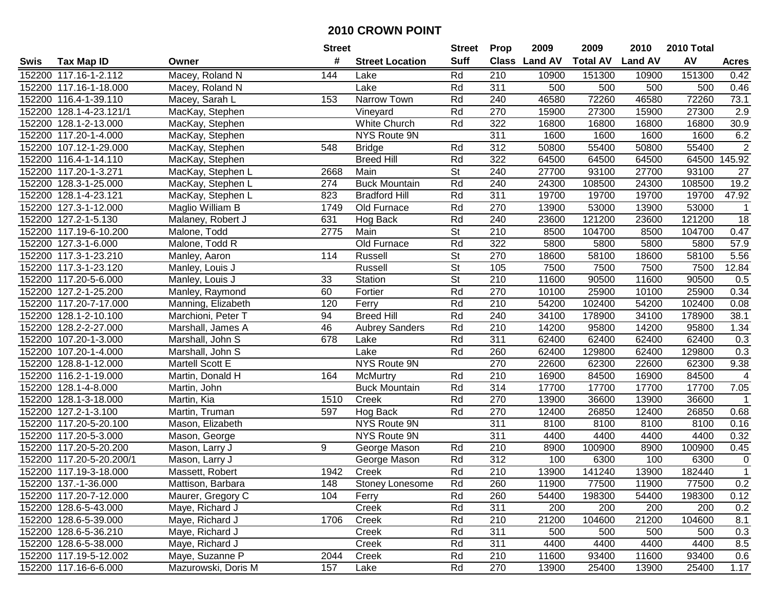# 2010 CROWN POINT

| Swis | Tax Map ID | Owner | Street # | Street Location | Street Suff | Prop Class | 2009 Land AV | 2009 Total AV | 2010 Land AV | 2010 Total AV | Acres |
|---|---|---|---|---|---|---|---|---|---|---|---|
| 152200 | 117.16-1-2.112 | Macey, Roland N | 144 | Lake | Rd | 210 | 10900 | 151300 | 10900 | 151300 | 0.42 |
| 152200 | 117.16-1-18.000 | Macey, Roland N | | Lake | Rd | 311 | 500 | 500 | 500 | 500 | 0.46 |
| 152200 | 116.4-1-39.110 | Macey, Sarah L | 153 | Narrow Town | Rd | 240 | 46580 | 72260 | 46580 | 72260 | 73.1 |
| 152200 | 128.1-4-23.121/1 | MacKay, Stephen | | Vineyard | Rd | 270 | 15900 | 27300 | 15900 | 27300 | 2.9 |
| 152200 | 128.1-2-13.000 | MacKay, Stephen | | White Church | Rd | 322 | 16800 | 16800 | 16800 | 16800 | 30.9 |
| 152200 | 117.20-1-4.000 | MacKay, Stephen | | NYS Route 9N | | 311 | 1600 | 1600 | 1600 | 1600 | 6.2 |
| 152200 | 107.12-1-29.000 | MacKay, Stephen | 548 | Bridge | Rd | 312 | 50800 | 55400 | 50800 | 55400 | 2 |
| 152200 | 116.4-1-14.110 | MacKay, Stephen | | Breed Hill | Rd | 322 | 64500 | 64500 | 64500 | 64500 | 145.92 |
| 152200 | 117.20-1-3.271 | MacKay, Stephen L | 2668 | Main | St | 240 | 27700 | 93100 | 27700 | 93100 | 27 |
| 152200 | 128.3-1-25.000 | MacKay, Stephen L | 274 | Buck Mountain | Rd | 240 | 24300 | 108500 | 24300 | 108500 | 19.2 |
| 152200 | 128.1-4-23.121 | MacKay, Stephen L | 823 | Bradford Hill | Rd | 311 | 19700 | 19700 | 19700 | 19700 | 47.92 |
| 152200 | 127.3-1-12.000 | Maglio William B | 1749 | Old Furnace | Rd | 270 | 13900 | 53000 | 13900 | 53000 | 1 |
| 152200 | 127.2-1-5.130 | Malaney, Robert J | 631 | Hog Back | Rd | 240 | 23600 | 121200 | 23600 | 121200 | 18 |
| 152200 | 117.19-6-10.200 | Malone, Todd | 2775 | Main | St | 210 | 8500 | 104700 | 8500 | 104700 | 0.47 |
| 152200 | 127.3-1-6.000 | Malone, Todd R | | Old Furnace | Rd | 322 | 5800 | 5800 | 5800 | 5800 | 57.9 |
| 152200 | 117.3-1-23.210 | Manley, Aaron | 114 | Russell | St | 270 | 18600 | 58100 | 18600 | 58100 | 5.56 |
| 152200 | 117.3-1-23.120 | Manley, Louis J | | Russell | St | 105 | 7500 | 7500 | 7500 | 7500 | 12.84 |
| 152200 | 117.20-5-6.000 | Manley, Louis J | 33 | Station | St | 210 | 11600 | 90500 | 11600 | 90500 | 0.5 |
| 152200 | 127.2-1-25.200 | Manley, Raymond | 60 | Fortier | Rd | 270 | 10100 | 25900 | 10100 | 25900 | 0.34 |
| 152200 | 117.20-7-17.000 | Manning, Elizabeth | 120 | Ferry | Rd | 210 | 54200 | 102400 | 54200 | 102400 | 0.08 |
| 152200 | 128.1-2-10.100 | Marchioni, Peter T | 94 | Breed Hill | Rd | 240 | 34100 | 178900 | 34100 | 178900 | 38.1 |
| 152200 | 128.2-2-27.000 | Marshall, James A | 46 | Aubrey Sanders | Rd | 210 | 14200 | 95800 | 14200 | 95800 | 1.34 |
| 152200 | 107.20-1-3.000 | Marshall, John S | 678 | Lake | Rd | 311 | 62400 | 62400 | 62400 | 62400 | 0.3 |
| 152200 | 107.20-1-4.000 | Marshall, John S | | Lake | Rd | 260 | 62400 | 129800 | 62400 | 129800 | 0.3 |
| 152200 | 128.8-1-12.000 | Martell Scott E | | NYS Route 9N | | 270 | 22600 | 62300 | 22600 | 62300 | 9.38 |
| 152200 | 116.2-1-19.000 | Martin, Donald H | 164 | McMurtry | Rd | 210 | 16900 | 84500 | 16900 | 84500 | 4 |
| 152200 | 128.1-4-8.000 | Martin, John | | Buck Mountain | Rd | 314 | 17700 | 17700 | 17700 | 17700 | 7.05 |
| 152200 | 128.1-3-18.000 | Martin, Kia | 1510 | Creek | Rd | 270 | 13900 | 36600 | 13900 | 36600 | 1 |
| 152200 | 127.2-1-3.100 | Martin, Truman | 597 | Hog Back | Rd | 270 | 12400 | 26850 | 12400 | 26850 | 0.68 |
| 152200 | 117.20-5-20.100 | Mason, Elizabeth | | NYS Route 9N | | 311 | 8100 | 8100 | 8100 | 8100 | 0.16 |
| 152200 | 117.20-5-3.000 | Mason, George | | NYS Route 9N | | 311 | 4400 | 4400 | 4400 | 4400 | 0.32 |
| 152200 | 117.20-5-20.200 | Mason, Larry J | 9 | George Mason | Rd | 210 | 8900 | 100900 | 8900 | 100900 | 0.45 |
| 152200 | 117.20-5-20.200/1 | Mason, Larry J | | George Mason | Rd | 312 | 100 | 6300 | 100 | 6300 | 0 |
| 152200 | 117.19-3-18.000 | Massett, Robert | 1942 | Creek | Rd | 210 | 13900 | 141240 | 13900 | 182440 | 1 |
| 152200 | 137.-1-36.000 | Mattison, Barbara | 148 | Stoney Lonesome | Rd | 260 | 11900 | 77500 | 11900 | 77500 | 0.2 |
| 152200 | 117.20-7-12.000 | Maurer, Gregory C | 104 | Ferry | Rd | 260 | 54400 | 198300 | 54400 | 198300 | 0.12 |
| 152200 | 128.6-5-43.000 | Maye, Richard J | | Creek | Rd | 311 | 200 | 200 | 200 | 200 | 0.2 |
| 152200 | 128.6-5-39.000 | Maye, Richard J | 1706 | Creek | Rd | 210 | 21200 | 104600 | 21200 | 104600 | 8.1 |
| 152200 | 128.6-5-36.210 | Maye, Richard J | | Creek | Rd | 311 | 500 | 500 | 500 | 500 | 0.3 |
| 152200 | 128.6-5-38.000 | Maye, Richard J | | Creek | Rd | 311 | 4400 | 4400 | 4400 | 4400 | 8.5 |
| 152200 | 117.19-5-12.002 | Maye, Suzanne P | 2044 | Creek | Rd | 210 | 11600 | 93400 | 11600 | 93400 | 0.6 |
| 152200 | 117.16-6-6.000 | Mazurowski, Doris M | 157 | Lake | Rd | 270 | 13900 | 25400 | 13900 | 25400 | 1.17 |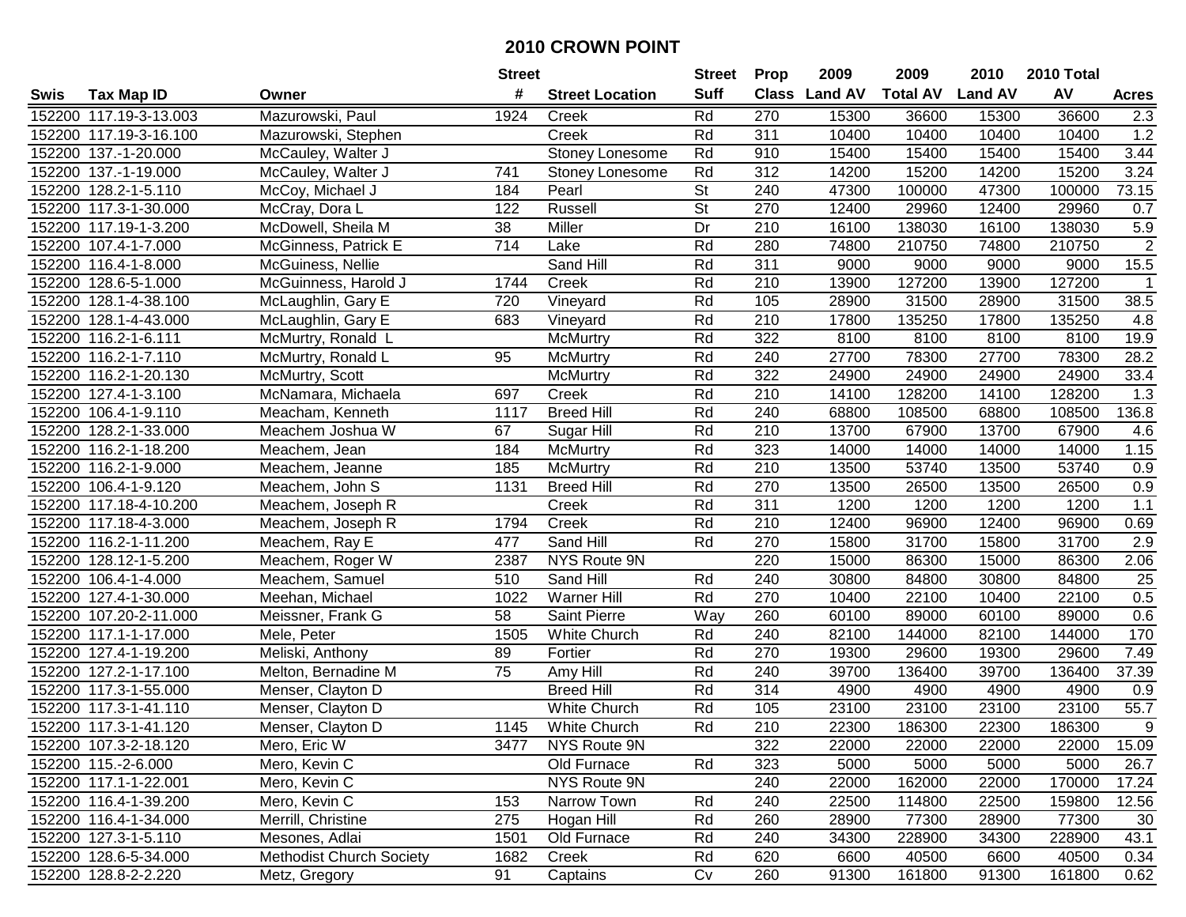# 2010 CROWN POINT

| Swis | Tax Map ID | Owner | Street # | Street Location | Street Suff | Prop Class | 2009 Land AV | 2009 Total AV | 2010 Land AV | 2010 Total AV | Acres |
|---|---|---|---|---|---|---|---|---|---|---|---|
| 152200 | 117.19-3-13.003 | Mazurowski, Paul | 1924 | Creek | Rd | 270 | 15300 | 36600 | 15300 | 36600 | 2.3 |
| 152200 | 117.19-3-16.100 | Mazurowski, Stephen | | Creek | Rd | 311 | 10400 | 10400 | 10400 | 10400 | 1.2 |
| 152200 | 137.-1-20.000 | McCauley, Walter J | | Stoney Lonesome | Rd | 910 | 15400 | 15400 | 15400 | 15400 | 3.44 |
| 152200 | 137.-1-19.000 | McCauley, Walter J | 741 | Stoney Lonesome | Rd | 312 | 14200 | 15200 | 14200 | 15200 | 3.24 |
| 152200 | 128.2-1-5.110 | McCoy, Michael J | 184 | Pearl | St | 240 | 47300 | 100000 | 47300 | 100000 | 73.15 |
| 152200 | 117.3-1-30.000 | McCray, Dora L | 122 | Russell | St | 270 | 12400 | 29960 | 12400 | 29960 | 0.7 |
| 152200 | 117.19-1-3.200 | McDowell, Sheila M | 38 | Miller | Dr | 210 | 16100 | 138030 | 16100 | 138030 | 5.9 |
| 152200 | 107.4-1-7.000 | McGinness, Patrick E | 714 | Lake | Rd | 280 | 74800 | 210750 | 74800 | 210750 | 2 |
| 152200 | 116.4-1-8.000 | McGuiness, Nellie | | Sand Hill | Rd | 311 | 9000 | 9000 | 9000 | 9000 | 15.5 |
| 152200 | 128.6-5-1.000 | McGuinness, Harold J | 1744 | Creek | Rd | 210 | 13900 | 127200 | 13900 | 127200 | 1 |
| 152200 | 128.1-4-38.100 | McLaughlin, Gary E | 720 | Vineyard | Rd | 105 | 28900 | 31500 | 28900 | 31500 | 38.5 |
| 152200 | 128.1-4-43.000 | McLaughlin, Gary E | 683 | Vineyard | Rd | 210 | 17800 | 135250 | 17800 | 135250 | 4.8 |
| 152200 | 116.2-1-6.111 | McMurtry, Ronald L | | McMurtry | Rd | 322 | 8100 | 8100 | 8100 | 8100 | 19.9 |
| 152200 | 116.2-1-7.110 | McMurtry, Ronald L | 95 | McMurtry | Rd | 240 | 27700 | 78300 | 27700 | 78300 | 28.2 |
| 152200 | 116.2-1-20.130 | McMurtry, Scott | | McMurtry | Rd | 322 | 24900 | 24900 | 24900 | 24900 | 33.4 |
| 152200 | 127.4-1-3.100 | McNamara, Michaela | 697 | Creek | Rd | 210 | 14100 | 128200 | 14100 | 128200 | 1.3 |
| 152200 | 106.4-1-9.110 | Meacham, Kenneth | 1117 | Breed Hill | Rd | 240 | 68800 | 108500 | 68800 | 108500 | 136.8 |
| 152200 | 128.2-1-33.000 | Meachem Joshua W | 67 | Sugar Hill | Rd | 210 | 13700 | 67900 | 13700 | 67900 | 4.6 |
| 152200 | 116.2-1-18.200 | Meachem, Jean | 184 | McMurtry | Rd | 323 | 14000 | 14000 | 14000 | 14000 | 1.15 |
| 152200 | 116.2-1-9.000 | Meachem, Jeanne | 185 | McMurtry | Rd | 210 | 13500 | 53740 | 13500 | 53740 | 0.9 |
| 152200 | 106.4-1-9.120 | Meachem, John S | 1131 | Breed Hill | Rd | 270 | 13500 | 26500 | 13500 | 26500 | 0.9 |
| 152200 | 117.18-4-10.200 | Meachem, Joseph R | | Creek | Rd | 311 | 1200 | 1200 | 1200 | 1200 | 1.1 |
| 152200 | 117.18-4-3.000 | Meachem, Joseph R | 1794 | Creek | Rd | 210 | 12400 | 96900 | 12400 | 96900 | 0.69 |
| 152200 | 116.2-1-11.200 | Meachem, Ray E | 477 | Sand Hill | Rd | 270 | 15800 | 31700 | 15800 | 31700 | 2.9 |
| 152200 | 128.12-1-5.200 | Meachem, Roger W | 2387 | NYS Route 9N | | 220 | 15000 | 86300 | 15000 | 86300 | 2.06 |
| 152200 | 106.4-1-4.000 | Meachem, Samuel | 510 | Sand Hill | Rd | 240 | 30800 | 84800 | 30800 | 84800 | 25 |
| 152200 | 127.4-1-30.000 | Meehan, Michael | 1022 | Warner Hill | Rd | 270 | 10400 | 22100 | 10400 | 22100 | 0.5 |
| 152200 | 107.20-2-11.000 | Meissner, Frank G | 58 | Saint Pierre | Way | 260 | 60100 | 89000 | 60100 | 89000 | 0.6 |
| 152200 | 117.1-1-17.000 | Mele, Peter | 1505 | White Church | Rd | 240 | 82100 | 144000 | 82100 | 144000 | 170 |
| 152200 | 127.4-1-19.200 | Meliski, Anthony | 89 | Fortier | Rd | 270 | 19300 | 29600 | 19300 | 29600 | 7.49 |
| 152200 | 127.2-1-17.100 | Melton, Bernadine M | 75 | Amy Hill | Rd | 240 | 39700 | 136400 | 39700 | 136400 | 37.39 |
| 152200 | 117.3-1-55.000 | Menser, Clayton D | | Breed Hill | Rd | 314 | 4900 | 4900 | 4900 | 4900 | 0.9 |
| 152200 | 117.3-1-41.110 | Menser, Clayton D | | White Church | Rd | 105 | 23100 | 23100 | 23100 | 23100 | 55.7 |
| 152200 | 117.3-1-41.120 | Menser, Clayton D | 1145 | White Church | Rd | 210 | 22300 | 186300 | 22300 | 186300 | 9 |
| 152200 | 107.3-2-18.120 | Mero, Eric W | 3477 | NYS Route 9N | | 322 | 22000 | 22000 | 22000 | 22000 | 15.09 |
| 152200 | 115.-2-6.000 | Mero, Kevin C | | Old Furnace | Rd | 323 | 5000 | 5000 | 5000 | 5000 | 26.7 |
| 152200 | 117.1-1-22.001 | Mero, Kevin C | | NYS Route 9N | | 240 | 22000 | 162000 | 22000 | 170000 | 17.24 |
| 152200 | 116.4-1-39.200 | Mero, Kevin C | 153 | Narrow Town | Rd | 240 | 22500 | 114800 | 22500 | 159800 | 12.56 |
| 152200 | 116.4-1-34.000 | Merrill, Christine | 275 | Hogan Hill | Rd | 260 | 28900 | 77300 | 28900 | 77300 | 30 |
| 152200 | 127.3-1-5.110 | Mesones, Adlai | 1501 | Old Furnace | Rd | 240 | 34300 | 228900 | 34300 | 228900 | 43.1 |
| 152200 | 128.6-5-34.000 | Methodist Church Society | 1682 | Creek | Rd | 620 | 6600 | 40500 | 6600 | 40500 | 0.34 |
| 152200 | 128.8-2-2.220 | Metz, Gregory | 91 | Captains | Cv | 260 | 91300 | 161800 | 91300 | 161800 | 0.62 |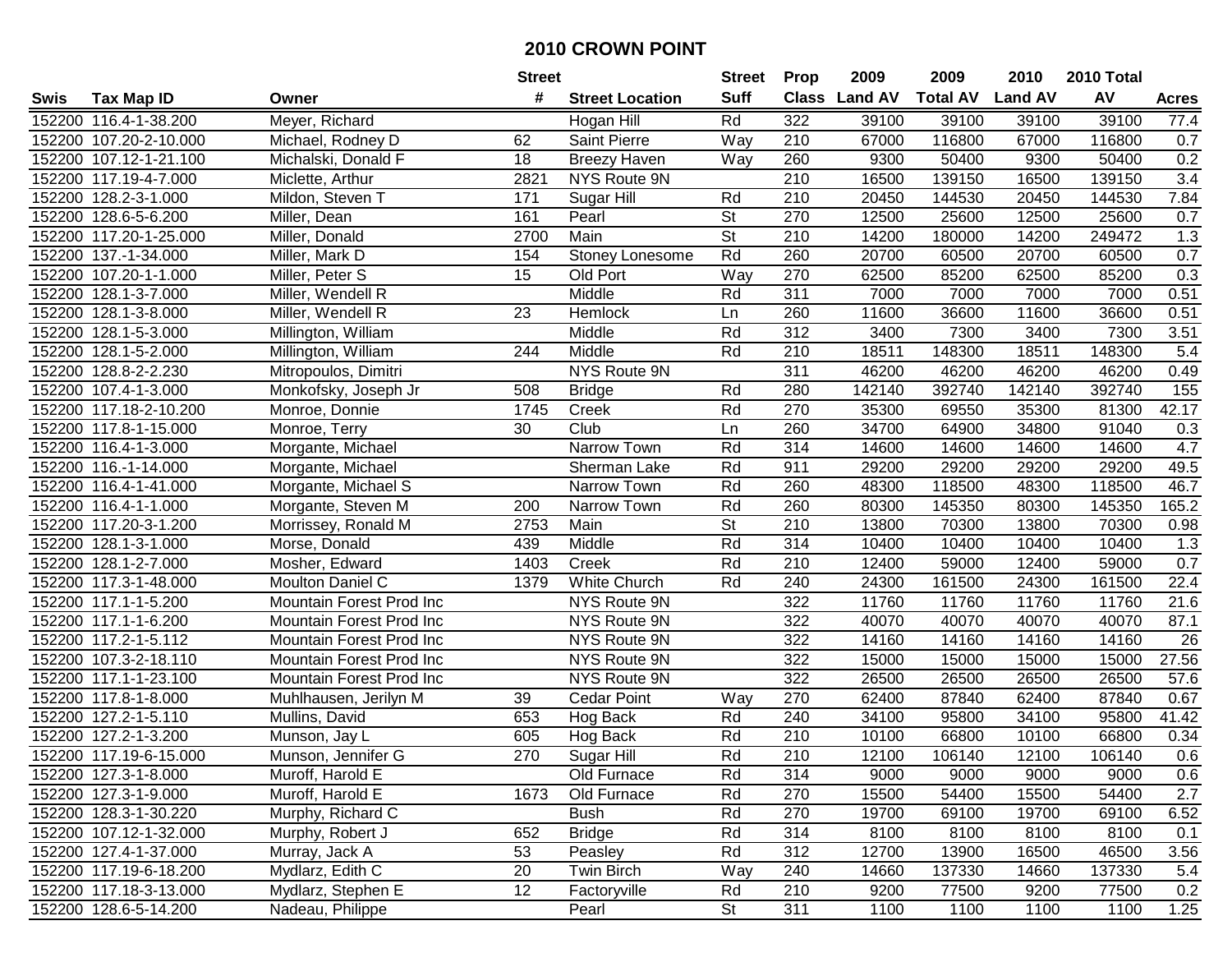# 2010 CROWN POINT

| Swis | Tax Map ID | Owner | Street # | Street Location | Street Suff | Prop Class | 2009 Land AV | 2009 Total AV | 2010 Land AV | 2010 Total AV | Acres |
|---|---|---|---|---|---|---|---|---|---|---|---|
| 152200 | 116.4-1-38.200 | Meyer, Richard | | Hogan Hill | Rd | 322 | 39100 | 39100 | 39100 | 39100 | 77.4 |
| 152200 | 107.20-2-10.000 | Michael, Rodney D | 62 | Saint Pierre | Way | 210 | 67000 | 116800 | 67000 | 116800 | 0.7 |
| 152200 | 107.12-1-21.100 | Michalski, Donald F | 18 | Breezy Haven | Way | 260 | 9300 | 50400 | 9300 | 50400 | 0.2 |
| 152200 | 117.19-4-7.000 | Miclette, Arthur | 2821 | NYS Route 9N | | 210 | 16500 | 139150 | 16500 | 139150 | 3.4 |
| 152200 | 128.2-3-1.000 | Mildon, Steven T | 171 | Sugar Hill | Rd | 210 | 20450 | 144530 | 20450 | 144530 | 7.84 |
| 152200 | 128.6-5-6.200 | Miller, Dean | 161 | Pearl | St | 270 | 12500 | 25600 | 12500 | 25600 | 0.7 |
| 152200 | 117.20-1-25.000 | Miller, Donald | 2700 | Main | St | 210 | 14200 | 180000 | 14200 | 249472 | 1.3 |
| 152200 | 137.-1-34.000 | Miller, Mark D | 154 | Stoney Lonesome | Rd | 260 | 20700 | 60500 | 20700 | 60500 | 0.7 |
| 152200 | 107.20-1-1.000 | Miller, Peter S | 15 | Old Port | Way | 270 | 62500 | 85200 | 62500 | 85200 | 0.3 |
| 152200 | 128.1-3-7.000 | Miller, Wendell R | | Middle | Rd | 311 | 7000 | 7000 | 7000 | 7000 | 0.51 |
| 152200 | 128.1-3-8.000 | Miller, Wendell R | 23 | Hemlock | Ln | 260 | 11600 | 36600 | 11600 | 36600 | 0.51 |
| 152200 | 128.1-5-3.000 | Millington, William | | Middle | Rd | 312 | 3400 | 7300 | 3400 | 7300 | 3.51 |
| 152200 | 128.1-5-2.000 | Millington, William | 244 | Middle | Rd | 210 | 18511 | 148300 | 18511 | 148300 | 5.4 |
| 152200 | 128.8-2-2.230 | Mitropoulos, Dimitri | | NYS Route 9N | | 311 | 46200 | 46200 | 46200 | 46200 | 0.49 |
| 152200 | 107.4-1-3.000 | Monkofsky, Joseph Jr | 508 | Bridge | Rd | 280 | 142140 | 392740 | 142140 | 392740 | 155 |
| 152200 | 117.18-2-10.200 | Monroe, Donnie | 1745 | Creek | Rd | 270 | 35300 | 69550 | 35300 | 81300 | 42.17 |
| 152200 | 117.8-1-15.000 | Monroe, Terry | 30 | Club | Ln | 260 | 34700 | 64900 | 34800 | 91040 | 0.3 |
| 152200 | 116.4-1-3.000 | Morgante, Michael | | Narrow Town | Rd | 314 | 14600 | 14600 | 14600 | 14600 | 4.7 |
| 152200 | 116.-1-14.000 | Morgante, Michael | | Sherman Lake | Rd | 911 | 29200 | 29200 | 29200 | 29200 | 49.5 |
| 152200 | 116.4-1-41.000 | Morgante, Michael S | | Narrow Town | Rd | 260 | 48300 | 118500 | 48300 | 118500 | 46.7 |
| 152200 | 116.4-1-1.000 | Morgante, Steven M | 200 | Narrow Town | Rd | 260 | 80300 | 145350 | 80300 | 145350 | 165.2 |
| 152200 | 117.20-3-1.200 | Morrissey, Ronald M | 2753 | Main | St | 210 | 13800 | 70300 | 13800 | 70300 | 0.98 |
| 152200 | 128.1-3-1.000 | Morse, Donald | 439 | Middle | Rd | 314 | 10400 | 10400 | 10400 | 10400 | 1.3 |
| 152200 | 128.1-2-7.000 | Mosher, Edward | 1403 | Creek | Rd | 210 | 12400 | 59000 | 12400 | 59000 | 0.7 |
| 152200 | 117.3-1-48.000 | Moulton Daniel C | 1379 | White Church | Rd | 240 | 24300 | 161500 | 24300 | 161500 | 22.4 |
| 152200 | 117.1-1-5.200 | Mountain Forest Prod Inc | | NYS Route 9N | | 322 | 11760 | 11760 | 11760 | 11760 | 21.6 |
| 152200 | 117.1-1-6.200 | Mountain Forest Prod Inc | | NYS Route 9N | | 322 | 40070 | 40070 | 40070 | 40070 | 87.1 |
| 152200 | 117.2-1-5.112 | Mountain Forest Prod Inc | | NYS Route 9N | | 322 | 14160 | 14160 | 14160 | 14160 | 26 |
| 152200 | 107.3-2-18.110 | Mountain Forest Prod Inc | | NYS Route 9N | | 322 | 15000 | 15000 | 15000 | 15000 | 27.56 |
| 152200 | 117.1-1-23.100 | Mountain Forest Prod Inc | | NYS Route 9N | | 322 | 26500 | 26500 | 26500 | 26500 | 57.6 |
| 152200 | 117.8-1-8.000 | Muhlhausen, Jerilyn M | 39 | Cedar Point | Way | 270 | 62400 | 87840 | 62400 | 87840 | 0.67 |
| 152200 | 127.2-1-5.110 | Mullins, David | 653 | Hog Back | Rd | 240 | 34100 | 95800 | 34100 | 95800 | 41.42 |
| 152200 | 127.2-1-3.200 | Munson, Jay L | 605 | Hog Back | Rd | 210 | 10100 | 66800 | 10100 | 66800 | 0.34 |
| 152200 | 117.19-6-15.000 | Munson, Jennifer G | 270 | Sugar Hill | Rd | 210 | 12100 | 106140 | 12100 | 106140 | 0.6 |
| 152200 | 127.3-1-8.000 | Muroff, Harold E | | Old Furnace | Rd | 314 | 9000 | 9000 | 9000 | 9000 | 0.6 |
| 152200 | 127.3-1-9.000 | Muroff, Harold E | 1673 | Old Furnace | Rd | 270 | 15500 | 54400 | 15500 | 54400 | 2.7 |
| 152200 | 128.3-1-30.220 | Murphy, Richard C | | Bush | Rd | 270 | 19700 | 69100 | 19700 | 69100 | 6.52 |
| 152200 | 107.12-1-32.000 | Murphy, Robert J | 652 | Bridge | Rd | 314 | 8100 | 8100 | 8100 | 8100 | 0.1 |
| 152200 | 127.4-1-37.000 | Murray, Jack A | 53 | Peasley | Rd | 312 | 12700 | 13900 | 16500 | 46500 | 3.56 |
| 152200 | 117.19-6-18.200 | Mydlarz, Edith C | 20 | Twin Birch | Way | 240 | 14660 | 137330 | 14660 | 137330 | 5.4 |
| 152200 | 117.18-3-13.000 | Mydlarz, Stephen E | 12 | Factoryville | Rd | 210 | 9200 | 77500 | 9200 | 77500 | 0.2 |
| 152200 | 128.6-5-14.200 | Nadeau, Philippe | | Pearl | St | 311 | 1100 | 1100 | 1100 | 1100 | 1.25 |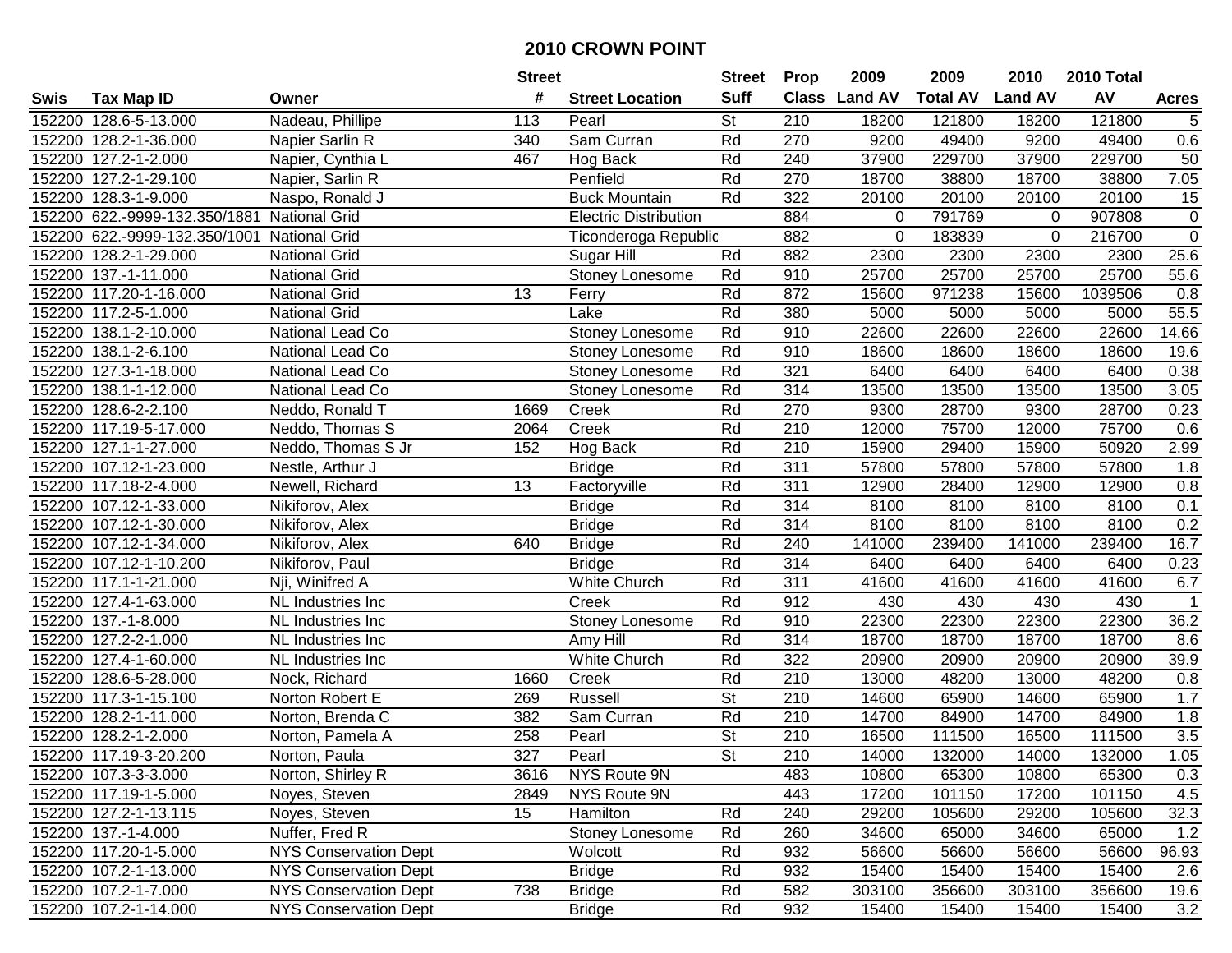# 2010 CROWN POINT

| Swis | Tax Map ID | Owner | Street # | Street Location | Street Suff | Prop Class | 2009 Land AV | 2009 Total AV | 2010 Land AV | 2010 Total AV | Acres |
|---|---|---|---|---|---|---|---|---|---|---|---|
| 152200 | 128.6-5-13.000 | Nadeau, Phillipe | 113 | Pearl | St | 210 | 18200 | 121800 | 18200 | 121800 | 5 |
| 152200 | 128.2-1-36.000 | Napier Sarlin R | 340 | Sam Curran | Rd | 270 | 9200 | 49400 | 9200 | 49400 | 0.6 |
| 152200 | 127.2-1-2.000 | Napier, Cynthia L | 467 | Hog Back | Rd | 240 | 37900 | 229700 | 37900 | 229700 | 50 |
| 152200 | 127.2-1-29.100 | Napier, Sarlin R | | Penfield | Rd | 270 | 18700 | 38800 | 18700 | 38800 | 7.05 |
| 152200 | 128.3-1-9.000 | Naspo, Ronald J | | Buck Mountain | Rd | 322 | 20100 | 20100 | 20100 | 20100 | 15 |
| 152200 | 622.-9999-132.350/1881 | National Grid | | Electric Distribution | | 884 | 0 | 791769 | 0 | 907808 | 0 |
| 152200 | 622.-9999-132.350/1001 | National Grid | | Ticonderoga Republic | | 882 | 0 | 183839 | 0 | 216700 | 0 |
| 152200 | 128.2-1-29.000 | National Grid | | Sugar Hill | Rd | 882 | 2300 | 2300 | 2300 | 2300 | 25.6 |
| 152200 | 137.-1-11.000 | National Grid | | Stoney Lonesome | Rd | 910 | 25700 | 25700 | 25700 | 25700 | 55.6 |
| 152200 | 117.20-1-16.000 | National Grid | 13 | Ferry | Rd | 872 | 15600 | 971238 | 15600 | 1039506 | 0.8 |
| 152200 | 117.2-5-1.000 | National Grid | | Lake | Rd | 380 | 5000 | 5000 | 5000 | 5000 | 55.5 |
| 152200 | 138.1-2-10.000 | National Lead Co | | Stoney Lonesome | Rd | 910 | 22600 | 22600 | 22600 | 22600 | 14.66 |
| 152200 | 138.1-2-6.100 | National Lead Co | | Stoney Lonesome | Rd | 910 | 18600 | 18600 | 18600 | 18600 | 19.6 |
| 152200 | 127.3-1-18.000 | National Lead Co | | Stoney Lonesome | Rd | 321 | 6400 | 6400 | 6400 | 6400 | 0.38 |
| 152200 | 138.1-1-12.000 | National Lead Co | | Stoney Lonesome | Rd | 314 | 13500 | 13500 | 13500 | 13500 | 3.05 |
| 152200 | 128.6-2-2.100 | Neddo, Ronald T | 1669 | Creek | Rd | 270 | 9300 | 28700 | 9300 | 28700 | 0.23 |
| 152200 | 117.19-5-17.000 | Neddo, Thomas S | 2064 | Creek | Rd | 210 | 12000 | 75700 | 12000 | 75700 | 0.6 |
| 152200 | 127.1-1-27.000 | Neddo, Thomas S Jr | 152 | Hog Back | Rd | 210 | 15900 | 29400 | 15900 | 50920 | 2.99 |
| 152200 | 107.12-1-23.000 | Nestle, Arthur J | | Bridge | Rd | 311 | 57800 | 57800 | 57800 | 57800 | 1.8 |
| 152200 | 117.18-2-4.000 | Newell, Richard | 13 | Factoryville | Rd | 311 | 12900 | 28400 | 12900 | 12900 | 0.8 |
| 152200 | 107.12-1-33.000 | Nikiforov, Alex | | Bridge | Rd | 314 | 8100 | 8100 | 8100 | 8100 | 0.1 |
| 152200 | 107.12-1-30.000 | Nikiforov, Alex | | Bridge | Rd | 314 | 8100 | 8100 | 8100 | 8100 | 0.2 |
| 152200 | 107.12-1-34.000 | Nikiforov, Alex | 640 | Bridge | Rd | 240 | 141000 | 239400 | 141000 | 239400 | 16.7 |
| 152200 | 107.12-1-10.200 | Nikiforov, Paul | | Bridge | Rd | 314 | 6400 | 6400 | 6400 | 6400 | 0.23 |
| 152200 | 117.1-1-21.000 | Nji, Winifred A | | White Church | Rd | 311 | 41600 | 41600 | 41600 | 41600 | 6.7 |
| 152200 | 127.4-1-63.000 | NL Industries Inc | | Creek | Rd | 912 | 430 | 430 | 430 | 430 | 1 |
| 152200 | 137.-1-8.000 | NL Industries Inc | | Stoney Lonesome | Rd | 910 | 22300 | 22300 | 22300 | 22300 | 36.2 |
| 152200 | 127.2-2-1.000 | NL Industries Inc | | Amy Hill | Rd | 314 | 18700 | 18700 | 18700 | 18700 | 8.6 |
| 152200 | 127.4-1-60.000 | NL Industries Inc | | White Church | Rd | 322 | 20900 | 20900 | 20900 | 20900 | 39.9 |
| 152200 | 128.6-5-28.000 | Nock, Richard | 1660 | Creek | Rd | 210 | 13000 | 48200 | 13000 | 48200 | 0.8 |
| 152200 | 117.3-1-15.100 | Norton Robert E | 269 | Russell | St | 210 | 14600 | 65900 | 14600 | 65900 | 1.7 |
| 152200 | 128.2-1-11.000 | Norton, Brenda C | 382 | Sam Curran | Rd | 210 | 14700 | 84900 | 14700 | 84900 | 1.8 |
| 152200 | 128.2-1-2.000 | Norton, Pamela A | 258 | Pearl | St | 210 | 16500 | 111500 | 16500 | 111500 | 3.5 |
| 152200 | 117.19-3-20.200 | Norton, Paula | 327 | Pearl | St | 210 | 14000 | 132000 | 14000 | 132000 | 1.05 |
| 152200 | 107.3-3-3.000 | Norton, Shirley R | 3616 | NYS Route 9N | | 483 | 10800 | 65300 | 10800 | 65300 | 0.3 |
| 152200 | 117.19-1-5.000 | Noyes, Steven | 2849 | NYS Route 9N | | 443 | 17200 | 101150 | 17200 | 101150 | 4.5 |
| 152200 | 127.2-1-13.115 | Noyes, Steven | 15 | Hamilton | Rd | 240 | 29200 | 105600 | 29200 | 105600 | 32.3 |
| 152200 | 137.-1-4.000 | Nuffer, Fred R | | Stoney Lonesome | Rd | 260 | 34600 | 65000 | 34600 | 65000 | 1.2 |
| 152200 | 117.20-1-5.000 | NYS Conservation Dept | | Wolcott | Rd | 932 | 56600 | 56600 | 56600 | 56600 | 96.93 |
| 152200 | 107.2-1-13.000 | NYS Conservation Dept | | Bridge | Rd | 932 | 15400 | 15400 | 15400 | 15400 | 2.6 |
| 152200 | 107.2-1-7.000 | NYS Conservation Dept | 738 | Bridge | Rd | 582 | 303100 | 356600 | 303100 | 356600 | 19.6 |
| 152200 | 107.2-1-14.000 | NYS Conservation Dept | | Bridge | Rd | 932 | 15400 | 15400 | 15400 | 15400 | 3.2 |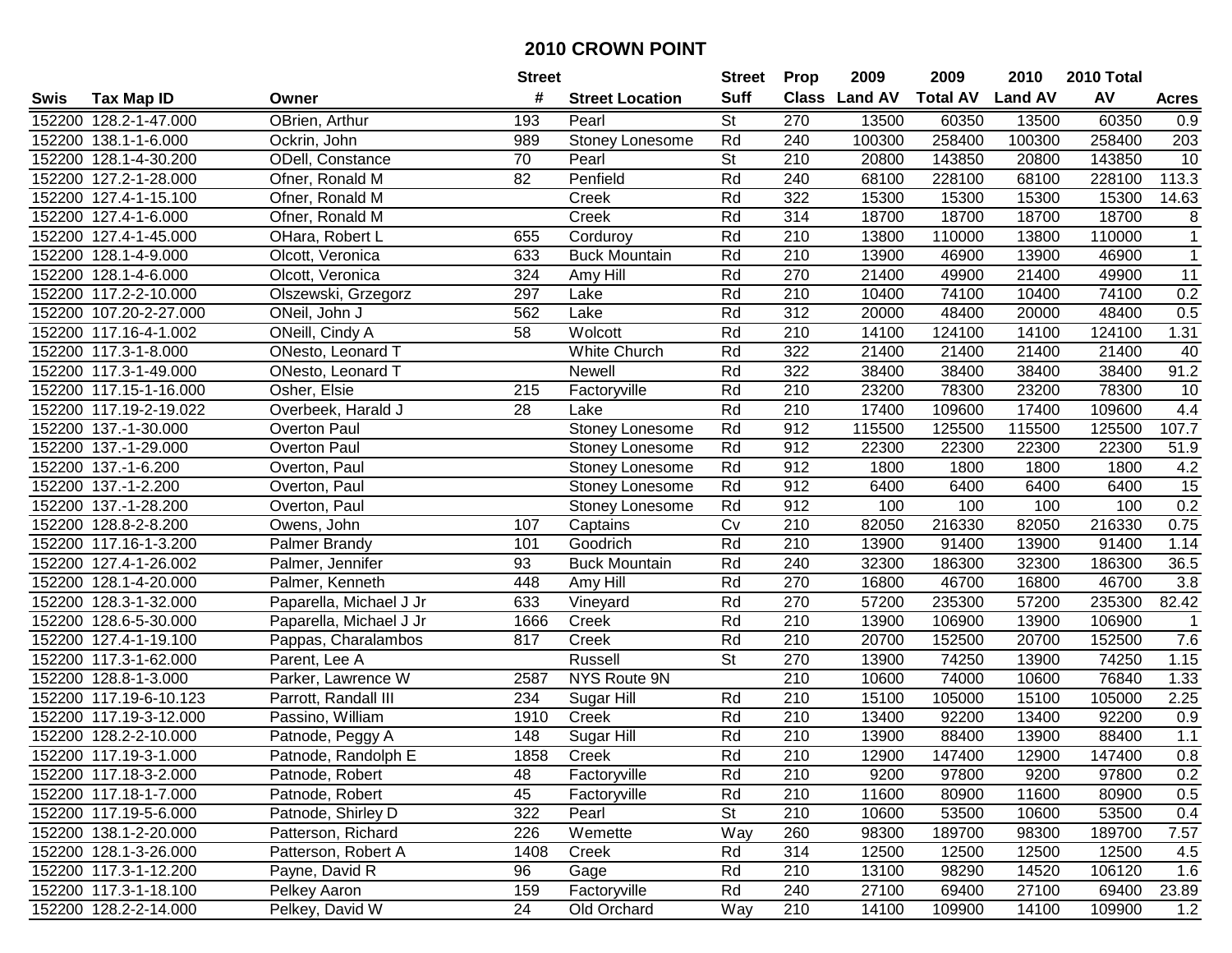# 2010 CROWN POINT

| Swis | Tax Map ID | Owner | Street # | Street Location | Street Suff | Prop Class | 2009 Land AV | 2009 Total AV | 2010 Land AV | 2010 Total AV | Acres |
|---|---|---|---|---|---|---|---|---|---|---|---|
| 152200 | 128.2-1-47.000 | OBrien, Arthur | 193 | Pearl | St | 270 | 13500 | 60350 | 13500 | 60350 | 0.9 |
| 152200 | 138.1-1-6.000 | Ockrin, John | 989 | Stoney Lonesome | Rd | 240 | 100300 | 258400 | 100300 | 258400 | 203 |
| 152200 | 128.1-4-30.200 | ODell, Constance | 70 | Pearl | St | 210 | 20800 | 143850 | 20800 | 143850 | 10 |
| 152200 | 127.2-1-28.000 | Ofner, Ronald M | 82 | Penfield | Rd | 240 | 68100 | 228100 | 68100 | 228100 | 113.3 |
| 152200 | 127.4-1-15.100 | Ofner, Ronald M | | Creek | Rd | 322 | 15300 | 15300 | 15300 | 15300 | 14.63 |
| 152200 | 127.4-1-6.000 | Ofner, Ronald M | | Creek | Rd | 314 | 18700 | 18700 | 18700 | 18700 | 8 |
| 152200 | 127.4-1-45.000 | OHara, Robert L | 655 | Corduroy | Rd | 210 | 13800 | 110000 | 13800 | 110000 | 1 |
| 152200 | 128.1-4-9.000 | Olcott, Veronica | 633 | Buck Mountain | Rd | 210 | 13900 | 46900 | 13900 | 46900 | 1 |
| 152200 | 128.1-4-6.000 | Olcott, Veronica | 324 | Amy Hill | Rd | 270 | 21400 | 49900 | 21400 | 49900 | 11 |
| 152200 | 117.2-2-10.000 | Olszewski, Grzegorz | 297 | Lake | Rd | 210 | 10400 | 74100 | 10400 | 74100 | 0.2 |
| 152200 | 107.20-2-27.000 | ONeil, John J | 562 | Lake | Rd | 312 | 20000 | 48400 | 20000 | 48400 | 0.5 |
| 152200 | 117.16-4-1.002 | ONeill, Cindy A | 58 | Wolcott | Rd | 210 | 14100 | 124100 | 14100 | 124100 | 1.31 |
| 152200 | 117.3-1-8.000 | ONesto, Leonard T | | White Church | Rd | 322 | 21400 | 21400 | 21400 | 21400 | 40 |
| 152200 | 117.3-1-49.000 | ONesto, Leonard T | | Newell | Rd | 322 | 38400 | 38400 | 38400 | 38400 | 91.2 |
| 152200 | 117.15-1-16.000 | Osher, Elsie | 215 | Factoryville | Rd | 210 | 23200 | 78300 | 23200 | 78300 | 10 |
| 152200 | 117.19-2-19.022 | Overbeek, Harald J | 28 | Lake | Rd | 210 | 17400 | 109600 | 17400 | 109600 | 4.4 |
| 152200 | 137.-1-30.000 | Overton Paul | | Stoney Lonesome | Rd | 912 | 115500 | 125500 | 115500 | 125500 | 107.7 |
| 152200 | 137.-1-29.000 | Overton Paul | | Stoney Lonesome | Rd | 912 | 22300 | 22300 | 22300 | 22300 | 51.9 |
| 152200 | 137.-1-6.200 | Overton, Paul | | Stoney Lonesome | Rd | 912 | 1800 | 1800 | 1800 | 1800 | 4.2 |
| 152200 | 137.-1-2.200 | Overton, Paul | | Stoney Lonesome | Rd | 912 | 6400 | 6400 | 6400 | 6400 | 15 |
| 152200 | 137.-1-28.200 | Overton, Paul | | Stoney Lonesome | Rd | 912 | 100 | 100 | 100 | 100 | 0.2 |
| 152200 | 128.8-2-8.200 | Owens, John | 107 | Captains | Cv | 210 | 82050 | 216330 | 82050 | 216330 | 0.75 |
| 152200 | 117.16-1-3.200 | Palmer Brandy | 101 | Goodrich | Rd | 210 | 13900 | 91400 | 13900 | 91400 | 1.14 |
| 152200 | 127.4-1-26.002 | Palmer, Jennifer | 93 | Buck Mountain | Rd | 240 | 32300 | 186300 | 32300 | 186300 | 36.5 |
| 152200 | 128.1-4-20.000 | Palmer, Kenneth | 448 | Amy Hill | Rd | 270 | 16800 | 46700 | 16800 | 46700 | 3.8 |
| 152200 | 128.3-1-32.000 | Paparella, Michael J Jr | 633 | Vineyard | Rd | 270 | 57200 | 235300 | 57200 | 235300 | 82.42 |
| 152200 | 128.6-5-30.000 | Paparella, Michael J Jr | 1666 | Creek | Rd | 210 | 13900 | 106900 | 13900 | 106900 | 1 |
| 152200 | 127.4-1-19.100 | Pappas, Charalambos | 817 | Creek | Rd | 210 | 20700 | 152500 | 20700 | 152500 | 7.6 |
| 152200 | 117.3-1-62.000 | Parent, Lee A | | Russell | St | 270 | 13900 | 74250 | 13900 | 74250 | 1.15 |
| 152200 | 128.8-1-3.000 | Parker, Lawrence W | 2587 | NYS Route 9N | | 210 | 10600 | 74000 | 10600 | 76840 | 1.33 |
| 152200 | 117.19-6-10.123 | Parrott, Randall III | 234 | Sugar Hill | Rd | 210 | 15100 | 105000 | 15100 | 105000 | 2.25 |
| 152200 | 117.19-3-12.000 | Passino, William | 1910 | Creek | Rd | 210 | 13400 | 92200 | 13400 | 92200 | 0.9 |
| 152200 | 128.2-2-10.000 | Patnode, Peggy A | 148 | Sugar Hill | Rd | 210 | 13900 | 88400 | 13900 | 88400 | 1.1 |
| 152200 | 117.19-3-1.000 | Patnode, Randolph E | 1858 | Creek | Rd | 210 | 12900 | 147400 | 12900 | 147400 | 0.8 |
| 152200 | 117.18-3-2.000 | Patnode, Robert | 48 | Factoryville | Rd | 210 | 9200 | 97800 | 9200 | 97800 | 0.2 |
| 152200 | 117.18-1-7.000 | Patnode, Robert | 45 | Factoryville | Rd | 210 | 11600 | 80900 | 11600 | 80900 | 0.5 |
| 152200 | 117.19-5-6.000 | Patnode, Shirley D | 322 | Pearl | St | 210 | 10600 | 53500 | 10600 | 53500 | 0.4 |
| 152200 | 138.1-2-20.000 | Patterson, Richard | 226 | Wemette | Way | 260 | 98300 | 189700 | 98300 | 189700 | 7.57 |
| 152200 | 128.1-3-26.000 | Patterson, Robert A | 1408 | Creek | Rd | 314 | 12500 | 12500 | 12500 | 12500 | 4.5 |
| 152200 | 117.3-1-12.200 | Payne, David R | 96 | Gage | Rd | 210 | 13100 | 98290 | 14520 | 106120 | 1.6 |
| 152200 | 117.3-1-18.100 | Pelkey Aaron | 159 | Factoryville | Rd | 240 | 27100 | 69400 | 27100 | 69400 | 23.89 |
| 152200 | 128.2-2-14.000 | Pelkey, David W | 24 | Old Orchard | Way | 210 | 14100 | 109900 | 14100 | 109900 | 1.2 |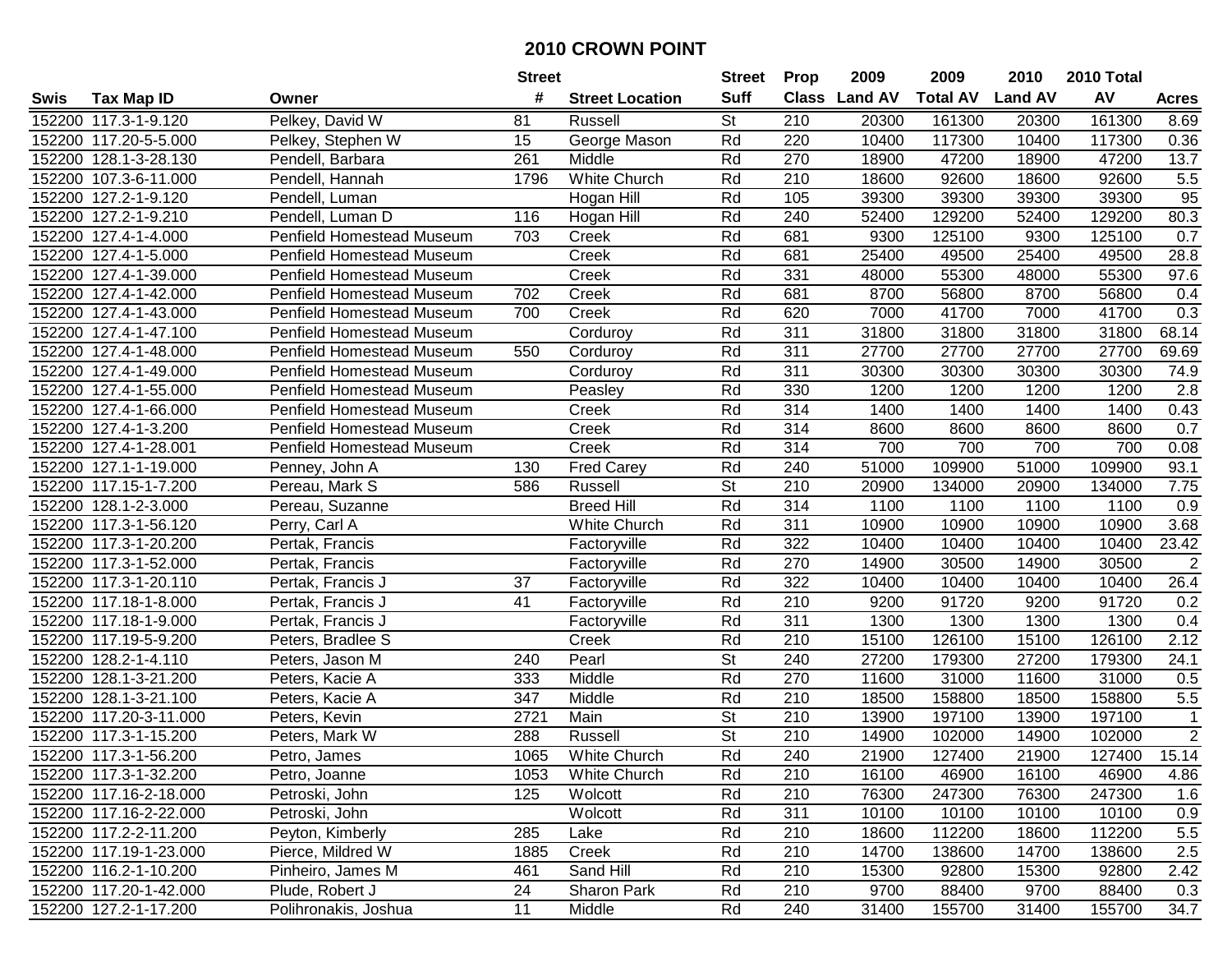# 2010 CROWN POINT

| Swis | Tax Map ID | Owner | Street # | Street Location | Street Suff | Prop Class | 2009 Land AV | 2009 Total AV | 2010 Land AV | 2010 Total AV | Acres |
|---|---|---|---|---|---|---|---|---|---|---|---|
| 152200 | 117.3-1-9.120 | Pelkey, David W | 81 | Russell | St | 210 | 20300 | 161300 | 20300 | 161300 | 8.69 |
| 152200 | 117.20-5-5.000 | Pelkey, Stephen W | 15 | George Mason | Rd | 220 | 10400 | 117300 | 10400 | 117300 | 0.36 |
| 152200 | 128.1-3-28.130 | Pendell, Barbara | 261 | Middle | Rd | 270 | 18900 | 47200 | 18900 | 47200 | 13.7 |
| 152200 | 107.3-6-11.000 | Pendell, Hannah | 1796 | White Church | Rd | 210 | 18600 | 92600 | 18600 | 92600 | 5.5 |
| 152200 | 127.2-1-9.120 | Pendell, Luman | | Hogan Hill | Rd | 105 | 39300 | 39300 | 39300 | 39300 | 95 |
| 152200 | 127.2-1-9.210 | Pendell, Luman D | 116 | Hogan Hill | Rd | 240 | 52400 | 129200 | 52400 | 129200 | 80.3 |
| 152200 | 127.4-1-4.000 | Penfield Homestead Museum | 703 | Creek | Rd | 681 | 9300 | 125100 | 9300 | 125100 | 0.7 |
| 152200 | 127.4-1-5.000 | Penfield Homestead Museum | | Creek | Rd | 681 | 25400 | 49500 | 25400 | 49500 | 28.8 |
| 152200 | 127.4-1-39.000 | Penfield Homestead Museum | | Creek | Rd | 331 | 48000 | 55300 | 48000 | 55300 | 97.6 |
| 152200 | 127.4-1-42.000 | Penfield Homestead Museum | 702 | Creek | Rd | 681 | 8700 | 56800 | 8700 | 56800 | 0.4 |
| 152200 | 127.4-1-43.000 | Penfield Homestead Museum | 700 | Creek | Rd | 620 | 7000 | 41700 | 7000 | 41700 | 0.3 |
| 152200 | 127.4-1-47.100 | Penfield Homestead Museum | | Corduroy | Rd | 311 | 31800 | 31800 | 31800 | 31800 | 68.14 |
| 152200 | 127.4-1-48.000 | Penfield Homestead Museum | 550 | Corduroy | Rd | 311 | 27700 | 27700 | 27700 | 27700 | 69.69 |
| 152200 | 127.4-1-49.000 | Penfield Homestead Museum | | Corduroy | Rd | 311 | 30300 | 30300 | 30300 | 30300 | 74.9 |
| 152200 | 127.4-1-55.000 | Penfield Homestead Museum | | Peasley | Rd | 330 | 1200 | 1200 | 1200 | 1200 | 2.8 |
| 152200 | 127.4-1-66.000 | Penfield Homestead Museum | | Creek | Rd | 314 | 1400 | 1400 | 1400 | 1400 | 0.43 |
| 152200 | 127.4-1-3.200 | Penfield Homestead Museum | | Creek | Rd | 314 | 8600 | 8600 | 8600 | 8600 | 0.7 |
| 152200 | 127.4-1-28.001 | Penfield Homestead Museum | | Creek | Rd | 314 | 700 | 700 | 700 | 700 | 0.08 |
| 152200 | 127.1-1-19.000 | Penney, John A | 130 | Fred Carey | Rd | 240 | 51000 | 109900 | 51000 | 109900 | 93.1 |
| 152200 | 117.15-1-7.200 | Pereau, Mark S | 586 | Russell | St | 210 | 20900 | 134000 | 20900 | 134000 | 7.75 |
| 152200 | 128.1-2-3.000 | Pereau, Suzanne | | Breed Hill | Rd | 314 | 1100 | 1100 | 1100 | 1100 | 0.9 |
| 152200 | 117.3-1-56.120 | Perry, Carl A | | White Church | Rd | 311 | 10900 | 10900 | 10900 | 10900 | 3.68 |
| 152200 | 117.3-1-20.200 | Pertak, Francis | | Factoryville | Rd | 322 | 10400 | 10400 | 10400 | 10400 | 23.42 |
| 152200 | 117.3-1-52.000 | Pertak, Francis | | Factoryville | Rd | 270 | 14900 | 30500 | 14900 | 30500 | 2 |
| 152200 | 117.3-1-20.110 | Pertak, Francis J | 37 | Factoryville | Rd | 322 | 10400 | 10400 | 10400 | 10400 | 26.4 |
| 152200 | 117.18-1-8.000 | Pertak, Francis J | 41 | Factoryville | Rd | 210 | 9200 | 91720 | 9200 | 91720 | 0.2 |
| 152200 | 117.18-1-9.000 | Pertak, Francis J | | Factoryville | Rd | 311 | 1300 | 1300 | 1300 | 1300 | 0.4 |
| 152200 | 117.19-5-9.200 | Peters, Bradlee S | | Creek | Rd | 210 | 15100 | 126100 | 15100 | 126100 | 2.12 |
| 152200 | 128.2-1-4.110 | Peters, Jason M | 240 | Pearl | St | 240 | 27200 | 179300 | 27200 | 179300 | 24.1 |
| 152200 | 128.1-3-21.200 | Peters, Kacie A | 333 | Middle | Rd | 270 | 11600 | 31000 | 11600 | 31000 | 0.5 |
| 152200 | 128.1-3-21.100 | Peters, Kacie A | 347 | Middle | Rd | 210 | 18500 | 158800 | 18500 | 158800 | 5.5 |
| 152200 | 117.20-3-11.000 | Peters, Kevin | 2721 | Main | St | 210 | 13900 | 197100 | 13900 | 197100 | 1 |
| 152200 | 117.3-1-15.200 | Peters, Mark W | 288 | Russell | St | 210 | 14900 | 102000 | 14900 | 102000 | 2 |
| 152200 | 117.3-1-56.200 | Petro, James | 1065 | White Church | Rd | 240 | 21900 | 127400 | 21900 | 127400 | 15.14 |
| 152200 | 117.3-1-32.200 | Petro, Joanne | 1053 | White Church | Rd | 210 | 16100 | 46900 | 16100 | 46900 | 4.86 |
| 152200 | 117.16-2-18.000 | Petroski, John | 125 | Wolcott | Rd | 210 | 76300 | 247300 | 76300 | 247300 | 1.6 |
| 152200 | 117.16-2-22.000 | Petroski, John | | Wolcott | Rd | 311 | 10100 | 10100 | 10100 | 10100 | 0.9 |
| 152200 | 117.2-2-11.200 | Peyton, Kimberly | 285 | Lake | Rd | 210 | 18600 | 112200 | 18600 | 112200 | 5.5 |
| 152200 | 117.19-1-23.000 | Pierce, Mildred W | 1885 | Creek | Rd | 210 | 14700 | 138600 | 14700 | 138600 | 2.5 |
| 152200 | 116.2-1-10.200 | Pinheiro, James M | 461 | Sand Hill | Rd | 210 | 15300 | 92800 | 15300 | 92800 | 2.42 |
| 152200 | 117.20-1-42.000 | Plude, Robert J | 24 | Sharon Park | Rd | 210 | 9700 | 88400 | 9700 | 88400 | 0.3 |
| 152200 | 127.2-1-17.200 | Polihronakis, Joshua | 11 | Middle | Rd | 240 | 31400 | 155700 | 31400 | 155700 | 34.7 |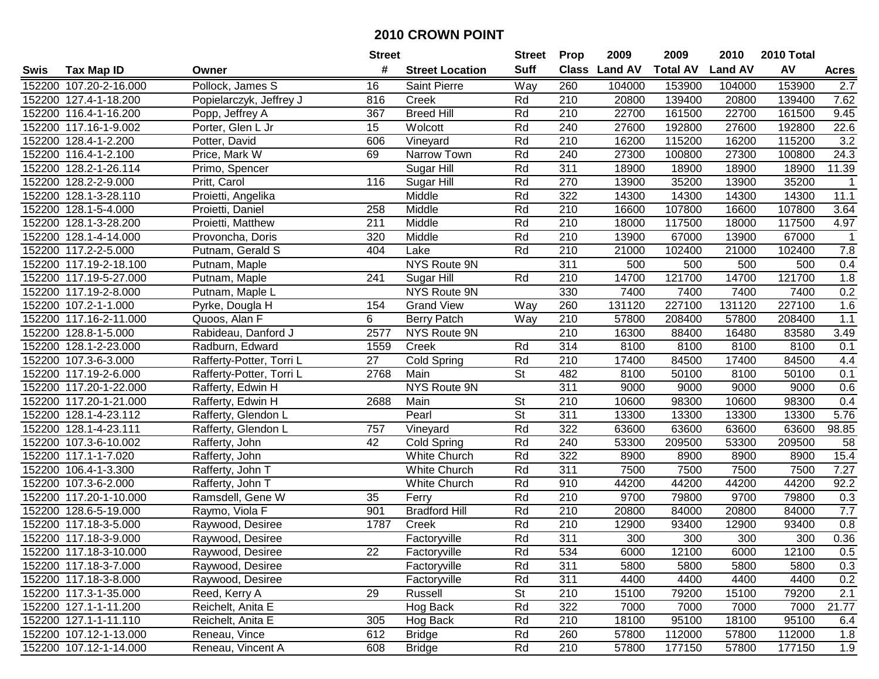# 2010 CROWN POINT

| Swis | Tax Map ID | Owner | Street # | Street Location | Street Suff | Prop Class | 2009 Land AV | 2009 Total AV | 2010 Land AV | 2010 Total AV | Acres |
|---|---|---|---|---|---|---|---|---|---|---|---|
| 152200 | 107.20-2-16.000 | Pollock, James S | 16 | Saint Pierre | Way | 260 | 104000 | 153900 | 104000 | 153900 | 2.7 |
| 152200 | 127.4-1-18.200 | Popielarczyk, Jeffrey J | 816 | Creek | Rd | 210 | 20800 | 139400 | 20800 | 139400 | 7.62 |
| 152200 | 116.4-1-16.200 | Popp, Jeffrey A | 367 | Breed Hill | Rd | 210 | 22700 | 161500 | 22700 | 161500 | 9.45 |
| 152200 | 117.16-1-9.002 | Porter, Glen L Jr | 15 | Wolcott | Rd | 240 | 27600 | 192800 | 27600 | 192800 | 22.6 |
| 152200 | 128.4-1-2.200 | Potter, David | 606 | Vineyard | Rd | 210 | 16200 | 115200 | 16200 | 115200 | 3.2 |
| 152200 | 116.4-1-2.100 | Price, Mark W | 69 | Narrow Town | Rd | 240 | 27300 | 100800 | 27300 | 100800 | 24.3 |
| 152200 | 128.2-1-26.114 | Primo, Spencer | | Sugar Hill | Rd | 311 | 18900 | 18900 | 18900 | 18900 | 11.39 |
| 152200 | 128.2-2-9.000 | Pritt, Carol | 116 | Sugar Hill | Rd | 270 | 13900 | 35200 | 13900 | 35200 | 1 |
| 152200 | 128.1-3-28.110 | Proietti, Angelika | | Middle | Rd | 322 | 14300 | 14300 | 14300 | 14300 | 11.1 |
| 152200 | 128.1-5-4.000 | Proietti, Daniel | 258 | Middle | Rd | 210 | 16600 | 107800 | 16600 | 107800 | 3.64 |
| 152200 | 128.1-3-28.200 | Proietti, Matthew | 211 | Middle | Rd | 210 | 18000 | 117500 | 18000 | 117500 | 4.97 |
| 152200 | 128.1-4-14.000 | Provoncha, Doris | 320 | Middle | Rd | 210 | 13900 | 67000 | 13900 | 67000 | 1 |
| 152200 | 117.2-2-5.000 | Putnam, Gerald S | 404 | Lake | Rd | 210 | 21000 | 102400 | 21000 | 102400 | 7.8 |
| 152200 | 117.19-2-18.100 | Putnam, Maple | | NYS Route 9N | | 311 | 500 | 500 | 500 | 500 | 0.4 |
| 152200 | 117.19-5-27.000 | Putnam, Maple | 241 | Sugar Hill | Rd | 210 | 14700 | 121700 | 14700 | 121700 | 1.8 |
| 152200 | 117.19-2-8.000 | Putnam, Maple L | | NYS Route 9N | | 330 | 7400 | 7400 | 7400 | 7400 | 0.2 |
| 152200 | 107.2-1-1.000 | Pyrke, Dougla H | 154 | Grand View | Way | 260 | 131120 | 227100 | 131120 | 227100 | 1.6 |
| 152200 | 117.16-2-11.000 | Quoos, Alan F | 6 | Berry Patch | Way | 210 | 57800 | 208400 | 57800 | 208400 | 1.1 |
| 152200 | 128.8-1-5.000 | Rabideau, Danford J | 2577 | NYS Route 9N | | 210 | 16300 | 88400 | 16480 | 83580 | 3.49 |
| 152200 | 128.1-2-23.000 | Radburn, Edward | 1559 | Creek | Rd | 314 | 8100 | 8100 | 8100 | 8100 | 0.1 |
| 152200 | 107.3-6-3.000 | Rafferty-Potter, Torri L | 27 | Cold Spring | Rd | 210 | 17400 | 84500 | 17400 | 84500 | 4.4 |
| 152200 | 117.19-2-6.000 | Rafferty-Potter, Torri L | 2768 | Main | St | 482 | 8100 | 50100 | 8100 | 50100 | 0.1 |
| 152200 | 117.20-1-22.000 | Rafferty, Edwin H | | NYS Route 9N | | 311 | 9000 | 9000 | 9000 | 9000 | 0.6 |
| 152200 | 117.20-1-21.000 | Rafferty, Edwin H | 2688 | Main | St | 210 | 10600 | 98300 | 10600 | 98300 | 0.4 |
| 152200 | 128.1-4-23.112 | Rafferty, Glendon L | | Pearl | St | 311 | 13300 | 13300 | 13300 | 13300 | 5.76 |
| 152200 | 128.1-4-23.111 | Rafferty, Glendon L | 757 | Vineyard | Rd | 322 | 63600 | 63600 | 63600 | 63600 | 98.85 |
| 152200 | 107.3-6-10.002 | Rafferty, John | 42 | Cold Spring | Rd | 240 | 53300 | 209500 | 53300 | 209500 | 58 |
| 152200 | 117.1-1-7.020 | Rafferty, John | | White Church | Rd | 322 | 8900 | 8900 | 8900 | 8900 | 15.4 |
| 152200 | 106.4-1-3.300 | Rafferty, John T | | White Church | Rd | 311 | 7500 | 7500 | 7500 | 7500 | 7.27 |
| 152200 | 107.3-6-2.000 | Rafferty, John T | | White Church | Rd | 910 | 44200 | 44200 | 44200 | 44200 | 92.2 |
| 152200 | 117.20-1-10.000 | Ramsdell, Gene W | 35 | Ferry | Rd | 210 | 9700 | 79800 | 9700 | 79800 | 0.3 |
| 152200 | 128.6-5-19.000 | Raymo, Viola F | 901 | Bradford Hill | Rd | 210 | 20800 | 84000 | 20800 | 84000 | 7.7 |
| 152200 | 117.18-3-5.000 | Raywood, Desiree | 1787 | Creek | Rd | 210 | 12900 | 93400 | 12900 | 93400 | 0.8 |
| 152200 | 117.18-3-9.000 | Raywood, Desiree | | Factoryville | Rd | 311 | 300 | 300 | 300 | 300 | 0.36 |
| 152200 | 117.18-3-10.000 | Raywood, Desiree | 22 | Factoryville | Rd | 534 | 6000 | 12100 | 6000 | 12100 | 0.5 |
| 152200 | 117.18-3-7.000 | Raywood, Desiree | | Factoryville | Rd | 311 | 5800 | 5800 | 5800 | 5800 | 0.3 |
| 152200 | 117.18-3-8.000 | Raywood, Desiree | | Factoryville | Rd | 311 | 4400 | 4400 | 4400 | 4400 | 0.2 |
| 152200 | 117.3-1-35.000 | Reed, Kerry A | 29 | Russell | St | 210 | 15100 | 79200 | 15100 | 79200 | 2.1 |
| 152200 | 127.1-1-11.200 | Reichelt, Anita E | | Hog Back | Rd | 322 | 7000 | 7000 | 7000 | 7000 | 21.77 |
| 152200 | 127.1-1-11.110 | Reichelt, Anita E | 305 | Hog Back | Rd | 210 | 18100 | 95100 | 18100 | 95100 | 6.4 |
| 152200 | 107.12-1-13.000 | Reneau, Vince | 612 | Bridge | Rd | 260 | 57800 | 112000 | 57800 | 112000 | 1.8 |
| 152200 | 107.12-1-14.000 | Reneau, Vincent A | 608 | Bridge | Rd | 210 | 57800 | 177150 | 57800 | 177150 | 1.9 |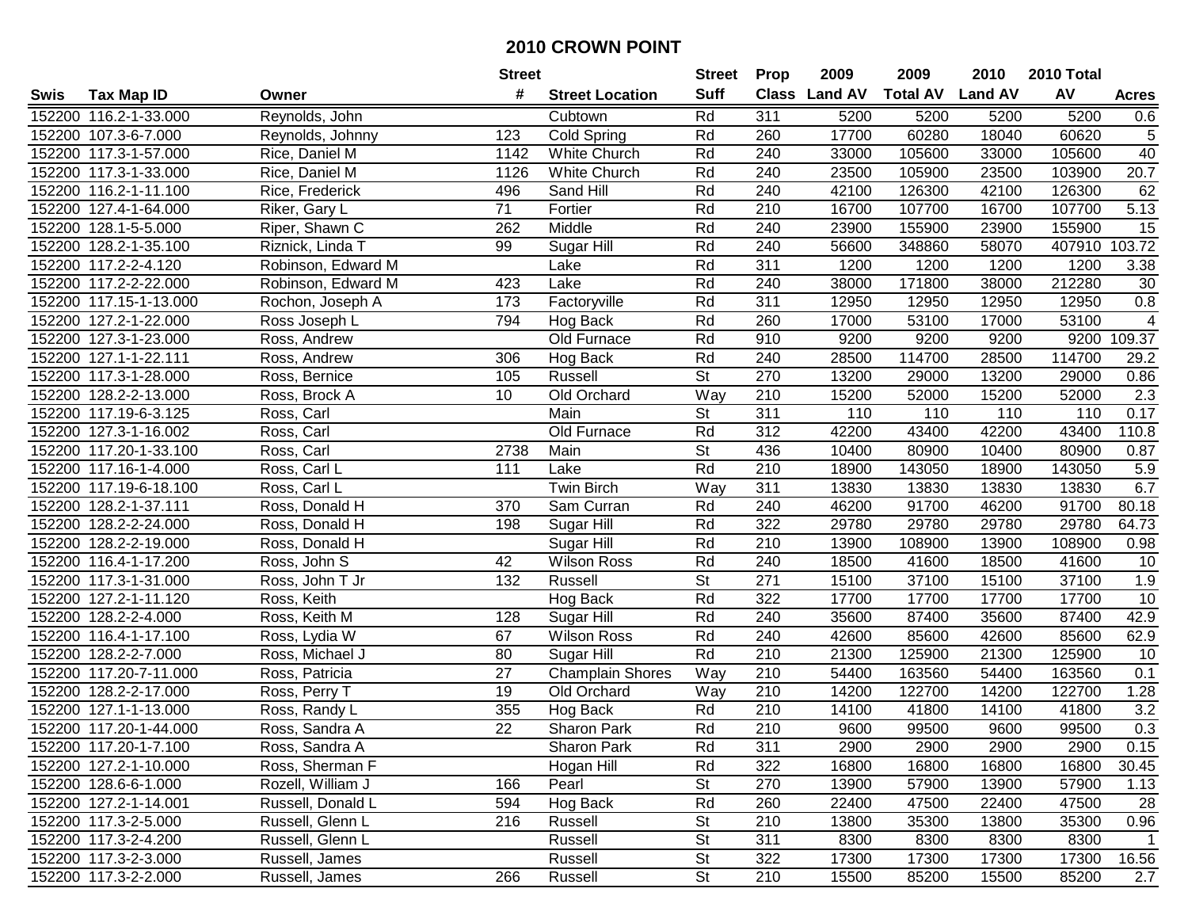# 2010 CROWN POINT

| Swis | Tax Map ID | Owner | Street # | Street Location | Street Suff | Prop Class | 2009 Land AV | 2009 Total AV | 2010 Land AV | 2010 Total AV | Acres |
|---|---|---|---|---|---|---|---|---|---|---|---|
| 152200 | 116.2-1-33.000 | Reynolds, John | | Cubtown | Rd | 311 | 5200 | 5200 | 5200 | 5200 | 0.6 |
| 152200 | 107.3-6-7.000 | Reynolds, Johnny | 123 | Cold Spring | Rd | 260 | 17700 | 60280 | 18040 | 60620 | 5 |
| 152200 | 117.3-1-57.000 | Rice, Daniel M | 1142 | White Church | Rd | 240 | 33000 | 105600 | 33000 | 105600 | 40 |
| 152200 | 117.3-1-33.000 | Rice, Daniel M | 1126 | White Church | Rd | 240 | 23500 | 105900 | 23500 | 103900 | 20.7 |
| 152200 | 116.2-1-11.100 | Rice, Frederick | 496 | Sand Hill | Rd | 240 | 42100 | 126300 | 42100 | 126300 | 62 |
| 152200 | 127.4-1-64.000 | Riker, Gary L | 71 | Fortier | Rd | 210 | 16700 | 107700 | 16700 | 107700 | 5.13 |
| 152200 | 128.1-5-5.000 | Riper, Shawn C | 262 | Middle | Rd | 240 | 23900 | 155900 | 23900 | 155900 | 15 |
| 152200 | 128.2-1-35.100 | Riznick, Linda T | 99 | Sugar Hill | Rd | 240 | 56600 | 348860 | 58070 | 407910 | 103.72 |
| 152200 | 117.2-2-4.120 | Robinson, Edward M | | Lake | Rd | 311 | 1200 | 1200 | 1200 | 1200 | 3.38 |
| 152200 | 117.2-2-22.000 | Robinson, Edward M | 423 | Lake | Rd | 240 | 38000 | 171800 | 38000 | 212280 | 30 |
| 152200 | 117.15-1-13.000 | Rochon, Joseph A | 173 | Factoryville | Rd | 311 | 12950 | 12950 | 12950 | 12950 | 0.8 |
| 152200 | 127.2-1-22.000 | Ross Joseph L | 794 | Hog Back | Rd | 260 | 17000 | 53100 | 17000 | 53100 | 4 |
| 152200 | 127.3-1-23.000 | Ross, Andrew | | Old Furnace | Rd | 910 | 9200 | 9200 | 9200 | 9200 | 109.37 |
| 152200 | 127.1-1-22.111 | Ross, Andrew | 306 | Hog Back | Rd | 240 | 28500 | 114700 | 28500 | 114700 | 29.2 |
| 152200 | 117.3-1-28.000 | Ross, Bernice | 105 | Russell | St | 270 | 13200 | 29000 | 13200 | 29000 | 0.86 |
| 152200 | 128.2-2-13.000 | Ross, Brock A | 10 | Old Orchard | Way | 210 | 15200 | 52000 | 15200 | 52000 | 2.3 |
| 152200 | 117.19-6-3.125 | Ross, Carl | | Main | St | 311 | 110 | 110 | 110 | 110 | 0.17 |
| 152200 | 127.3-1-16.002 | Ross, Carl | | Old Furnace | Rd | 312 | 42200 | 43400 | 42200 | 43400 | 110.8 |
| 152200 | 117.20-1-33.100 | Ross, Carl | 2738 | Main | St | 436 | 10400 | 80900 | 10400 | 80900 | 0.87 |
| 152200 | 117.16-1-4.000 | Ross, Carl L | 111 | Lake | Rd | 210 | 18900 | 143050 | 18900 | 143050 | 5.9 |
| 152200 | 117.19-6-18.100 | Ross, Carl L | | Twin Birch | Way | 311 | 13830 | 13830 | 13830 | 13830 | 6.7 |
| 152200 | 128.2-1-37.111 | Ross, Donald H | 370 | Sam Curran | Rd | 240 | 46200 | 91700 | 46200 | 91700 | 80.18 |
| 152200 | 128.2-2-24.000 | Ross, Donald H | 198 | Sugar Hill | Rd | 322 | 29780 | 29780 | 29780 | 29780 | 64.73 |
| 152200 | 128.2-2-19.000 | Ross, Donald H | | Sugar Hill | Rd | 210 | 13900 | 108900 | 13900 | 108900 | 0.98 |
| 152200 | 116.4-1-17.200 | Ross, John S | 42 | Wilson Ross | Rd | 240 | 18500 | 41600 | 18500 | 41600 | 10 |
| 152200 | 117.3-1-31.000 | Ross, John T Jr | 132 | Russell | St | 271 | 15100 | 37100 | 15100 | 37100 | 1.9 |
| 152200 | 127.2-1-11.120 | Ross, Keith | | Hog Back | Rd | 322 | 17700 | 17700 | 17700 | 17700 | 10 |
| 152200 | 128.2-2-4.000 | Ross, Keith M | 128 | Sugar Hill | Rd | 240 | 35600 | 87400 | 35600 | 87400 | 42.9 |
| 152200 | 116.4-1-17.100 | Ross, Lydia W | 67 | Wilson Ross | Rd | 240 | 42600 | 85600 | 42600 | 85600 | 62.9 |
| 152200 | 128.2-2-7.000 | Ross, Michael J | 80 | Sugar Hill | Rd | 210 | 21300 | 125900 | 21300 | 125900 | 10 |
| 152200 | 117.20-7-11.000 | Ross, Patricia | 27 | Champlain Shores | Way | 210 | 54400 | 163560 | 54400 | 163560 | 0.1 |
| 152200 | 128.2-2-17.000 | Ross, Perry T | 19 | Old Orchard | Way | 210 | 14200 | 122700 | 14200 | 122700 | 1.28 |
| 152200 | 127.1-1-13.000 | Ross, Randy L | 355 | Hog Back | Rd | 210 | 14100 | 41800 | 14100 | 41800 | 3.2 |
| 152200 | 117.20-1-44.000 | Ross, Sandra A | 22 | Sharon Park | Rd | 210 | 9600 | 99500 | 9600 | 99500 | 0.3 |
| 152200 | 117.20-1-7.100 | Ross, Sandra A | | Sharon Park | Rd | 311 | 2900 | 2900 | 2900 | 2900 | 0.15 |
| 152200 | 127.2-1-10.000 | Ross, Sherman F | | Hogan Hill | Rd | 322 | 16800 | 16800 | 16800 | 16800 | 30.45 |
| 152200 | 128.6-6-1.000 | Rozell, William J | 166 | Pearl | St | 270 | 13900 | 57900 | 13900 | 57900 | 1.13 |
| 152200 | 127.2-1-14.001 | Russell, Donald L | 594 | Hog Back | Rd | 260 | 22400 | 47500 | 22400 | 47500 | 28 |
| 152200 | 117.3-2-5.000 | Russell, Glenn L | 216 | Russell | St | 210 | 13800 | 35300 | 13800 | 35300 | 0.96 |
| 152200 | 117.3-2-4.200 | Russell, Glenn L | | Russell | St | 311 | 8300 | 8300 | 8300 | 8300 | 1 |
| 152200 | 117.3-2-3.000 | Russell, James | | Russell | St | 322 | 17300 | 17300 | 17300 | 17300 | 16.56 |
| 152200 | 117.3-2-2.000 | Russell, James | 266 | Russell | St | 210 | 15500 | 85200 | 15500 | 85200 | 2.7 |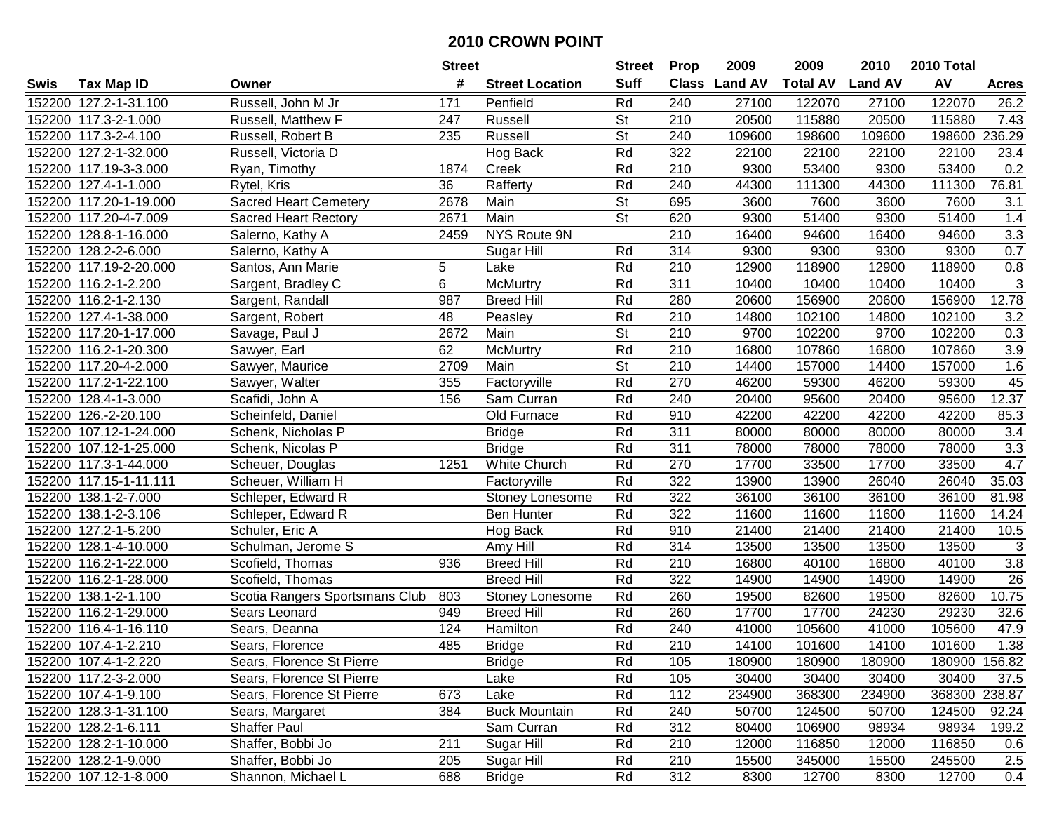# 2010 CROWN POINT

| Swis | Tax Map ID | Owner | Street # | Street Location | Street Suff | Prop Class | 2009 Land AV | 2009 Total AV | 2010 Land AV | 2010 Total AV | Acres |
|---|---|---|---|---|---|---|---|---|---|---|---|
| 152200 | 127.2-1-31.100 | Russell, John M Jr | 171 | Penfield | Rd | 240 | 27100 | 122070 | 27100 | 122070 | 26.2 |
| 152200 | 117.3-2-1.000 | Russell, Matthew F | 247 | Russell | St | 210 | 20500 | 115880 | 20500 | 115880 | 7.43 |
| 152200 | 117.3-2-4.100 | Russell, Robert B | 235 | Russell | St | 240 | 109600 | 198600 | 109600 | 198600 | 236.29 |
| 152200 | 127.2-1-32.000 | Russell, Victoria D | | Hog Back | Rd | 322 | 22100 | 22100 | 22100 | 22100 | 23.4 |
| 152200 | 117.19-3-3.000 | Ryan, Timothy | 1874 | Creek | Rd | 210 | 9300 | 53400 | 9300 | 53400 | 0.2 |
| 152200 | 127.4-1-1.000 | Rytel, Kris | 36 | Rafferty | Rd | 240 | 44300 | 111300 | 44300 | 111300 | 76.81 |
| 152200 | 117.20-1-19.000 | Sacred Heart Cemetery | 2678 | Main | St | 695 | 3600 | 7600 | 3600 | 7600 | 3.1 |
| 152200 | 117.20-4-7.009 | Sacred Heart Rectory | 2671 | Main | St | 620 | 9300 | 51400 | 9300 | 51400 | 1.4 |
| 152200 | 128.8-1-16.000 | Salerno, Kathy A | 2459 | NYS Route 9N | | 210 | 16400 | 94600 | 16400 | 94600 | 3.3 |
| 152200 | 128.2-2-6.000 | Salerno, Kathy A | | Sugar Hill | Rd | 314 | 9300 | 9300 | 9300 | 9300 | 0.7 |
| 152200 | 117.19-2-20.000 | Santos, Ann Marie | 5 | Lake | Rd | 210 | 12900 | 118900 | 12900 | 118900 | 0.8 |
| 152200 | 116.2-1-2.200 | Sargent, Bradley C | 6 | McMurtry | Rd | 311 | 10400 | 10400 | 10400 | 10400 | 3 |
| 152200 | 116.2-1-2.130 | Sargent, Randall | 987 | Breed Hill | Rd | 280 | 20600 | 156900 | 20600 | 156900 | 12.78 |
| 152200 | 127.4-1-38.000 | Sargent, Robert | 48 | Peasley | Rd | 210 | 14800 | 102100 | 14800 | 102100 | 3.2 |
| 152200 | 117.20-1-17.000 | Savage, Paul J | 2672 | Main | St | 210 | 9700 | 102200 | 9700 | 102200 | 0.3 |
| 152200 | 116.2-1-20.300 | Sawyer, Earl | 62 | McMurtry | Rd | 210 | 16800 | 107860 | 16800 | 107860 | 3.9 |
| 152200 | 117.20-4-2.000 | Sawyer, Maurice | 2709 | Main | St | 210 | 14400 | 157000 | 14400 | 157000 | 1.6 |
| 152200 | 117.2-1-22.100 | Sawyer, Walter | 355 | Factoryville | Rd | 270 | 46200 | 59300 | 46200 | 59300 | 45 |
| 152200 | 128.4-1-3.000 | Scafidi, John A | 156 | Sam Curran | Rd | 240 | 20400 | 95600 | 20400 | 95600 | 12.37 |
| 152200 | 126.-2-20.100 | Scheinfeld, Daniel | | Old Furnace | Rd | 910 | 42200 | 42200 | 42200 | 42200 | 85.3 |
| 152200 | 107.12-1-24.000 | Schenk, Nicholas P | | Bridge | Rd | 311 | 80000 | 80000 | 80000 | 80000 | 3.4 |
| 152200 | 107.12-1-25.000 | Schenk, Nicolas P | | Bridge | Rd | 311 | 78000 | 78000 | 78000 | 78000 | 3.3 |
| 152200 | 117.3-1-44.000 | Scheuer, Douglas | 1251 | White Church | Rd | 270 | 17700 | 33500 | 17700 | 33500 | 4.7 |
| 152200 | 117.15-1-11.111 | Scheuer, William H | | Factoryville | Rd | 322 | 13900 | 13900 | 26040 | 26040 | 35.03 |
| 152200 | 138.1-2-7.000 | Schleper, Edward R | | Stoney Lonesome | Rd | 322 | 36100 | 36100 | 36100 | 36100 | 81.98 |
| 152200 | 138.1-2-3.106 | Schleper, Edward R | | Ben Hunter | Rd | 322 | 11600 | 11600 | 11600 | 11600 | 14.24 |
| 152200 | 127.2-1-5.200 | Schuler, Eric A | | Hog Back | Rd | 910 | 21400 | 21400 | 21400 | 21400 | 10.5 |
| 152200 | 128.1-4-10.000 | Schulman, Jerome S | | Amy Hill | Rd | 314 | 13500 | 13500 | 13500 | 13500 | 3 |
| 152200 | 116.2-1-22.000 | Scofield, Thomas | 936 | Breed Hill | Rd | 210 | 16800 | 40100 | 16800 | 40100 | 3.8 |
| 152200 | 116.2-1-28.000 | Scofield, Thomas | | Breed Hill | Rd | 322 | 14900 | 14900 | 14900 | 14900 | 26 |
| 152200 | 138.1-2-1.100 | Scotia Rangers Sportsmans Club | 803 | Stoney Lonesome | Rd | 260 | 19500 | 82600 | 19500 | 82600 | 10.75 |
| 152200 | 116.2-1-29.000 | Sears Leonard | 949 | Breed Hill | Rd | 260 | 17700 | 17700 | 24230 | 29230 | 32.6 |
| 152200 | 116.4-1-16.110 | Sears, Deanna | 124 | Hamilton | Rd | 240 | 41000 | 105600 | 41000 | 105600 | 47.9 |
| 152200 | 107.4-1-2.210 | Sears, Florence | 485 | Bridge | Rd | 210 | 14100 | 101600 | 14100 | 101600 | 1.38 |
| 152200 | 107.4-1-2.220 | Sears, Florence St Pierre | | Bridge | Rd | 105 | 180900 | 180900 | 180900 | 180900 | 156.82 |
| 152200 | 117.2-3-2.000 | Sears, Florence St Pierre | | Lake | Rd | 105 | 30400 | 30400 | 30400 | 30400 | 37.5 |
| 152200 | 107.4-1-9.100 | Sears, Florence St Pierre | 673 | Lake | Rd | 112 | 234900 | 368300 | 234900 | 368300 | 238.87 |
| 152200 | 128.3-1-31.100 | Sears, Margaret | 384 | Buck Mountain | Rd | 240 | 50700 | 124500 | 50700 | 124500 | 92.24 |
| 152200 | 128.2-1-6.111 | Shaffer Paul | | Sam Curran | Rd | 312 | 80400 | 106900 | 98934 | 98934 | 199.2 |
| 152200 | 128.2-1-10.000 | Shaffer, Bobbi Jo | 211 | Sugar Hill | Rd | 210 | 12000 | 116850 | 12000 | 116850 | 0.6 |
| 152200 | 128.2-1-9.000 | Shaffer, Bobbi Jo | 205 | Sugar Hill | Rd | 210 | 15500 | 345000 | 15500 | 245500 | 2.5 |
| 152200 | 107.12-1-8.000 | Shannon, Michael L | 688 | Bridge | Rd | 312 | 8300 | 12700 | 8300 | 12700 | 0.4 |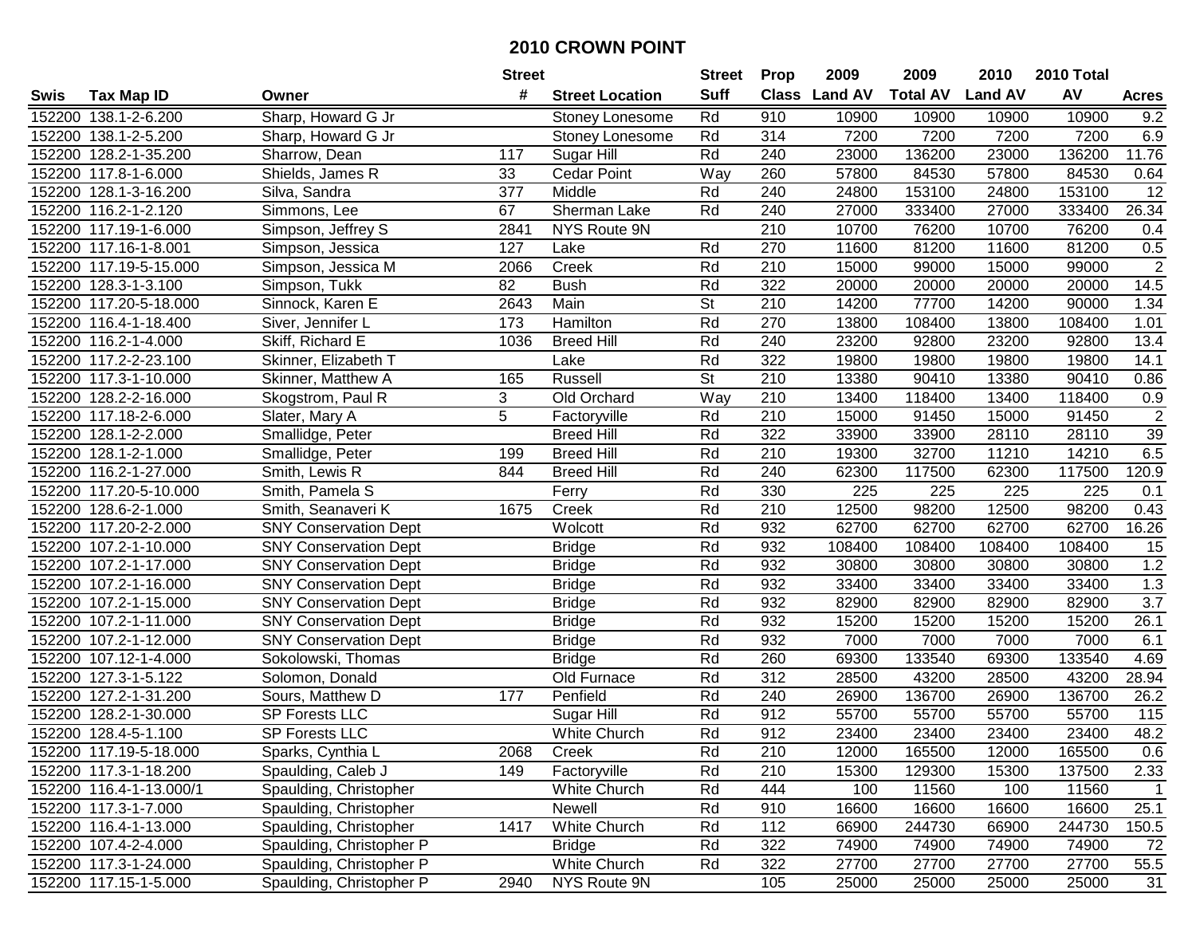# 2010 CROWN POINT

| Swis | Tax Map ID | Owner | Street # | Street Location | Street Suff | Prop Class | 2009 Land AV | 2009 Total AV | 2010 Land AV | 2010 Total AV | Acres |
|---|---|---|---|---|---|---|---|---|---|---|---|
| 152200 | 138.1-2-6.200 | Sharp, Howard G Jr | | Stoney Lonesome | Rd | 910 | 10900 | 10900 | 10900 | 10900 | 9.2 |
| 152200 | 138.1-2-5.200 | Sharp, Howard G Jr | | Stoney Lonesome | Rd | 314 | 7200 | 7200 | 7200 | 7200 | 6.9 |
| 152200 | 128.2-1-35.200 | Sharrow, Dean | 117 | Sugar Hill | Rd | 240 | 23000 | 136200 | 23000 | 136200 | 11.76 |
| 152200 | 117.8-1-6.000 | Shields, James R | 33 | Cedar Point | Way | 260 | 57800 | 84530 | 57800 | 84530 | 0.64 |
| 152200 | 128.1-3-16.200 | Silva, Sandra | 377 | Middle | Rd | 240 | 24800 | 153100 | 24800 | 153100 | 12 |
| 152200 | 116.2-1-2.120 | Simmons, Lee | 67 | Sherman Lake | Rd | 240 | 27000 | 333400 | 27000 | 333400 | 26.34 |
| 152200 | 117.19-1-6.000 | Simpson, Jeffrey S | 2841 | NYS Route 9N | | 210 | 10700 | 76200 | 10700 | 76200 | 0.4 |
| 152200 | 117.16-1-8.001 | Simpson, Jessica | 127 | Lake | Rd | 270 | 11600 | 81200 | 11600 | 81200 | 0.5 |
| 152200 | 117.19-5-15.000 | Simpson, Jessica M | 2066 | Creek | Rd | 210 | 15000 | 99000 | 15000 | 99000 | 2 |
| 152200 | 128.3-1-3.100 | Simpson, Tukk | 82 | Bush | Rd | 322 | 20000 | 20000 | 20000 | 20000 | 14.5 |
| 152200 | 117.20-5-18.000 | Sinnock, Karen E | 2643 | Main | St | 210 | 14200 | 77700 | 14200 | 90000 | 1.34 |
| 152200 | 116.4-1-18.400 | Siver, Jennifer L | 173 | Hamilton | Rd | 270 | 13800 | 108400 | 13800 | 108400 | 1.01 |
| 152200 | 116.2-1-4.000 | Skiff, Richard E | 1036 | Breed Hill | Rd | 240 | 23200 | 92800 | 23200 | 92800 | 13.4 |
| 152200 | 117.2-2-23.100 | Skinner, Elizabeth T | | Lake | Rd | 322 | 19800 | 19800 | 19800 | 19800 | 14.1 |
| 152200 | 117.3-1-10.000 | Skinner, Matthew A | 165 | Russell | St | 210 | 13380 | 90410 | 13380 | 90410 | 0.86 |
| 152200 | 128.2-2-16.000 | Skogstrom, Paul R | 3 | Old Orchard | Way | 210 | 13400 | 118400 | 13400 | 118400 | 0.9 |
| 152200 | 117.18-2-6.000 | Slater, Mary A | 5 | Factoryville | Rd | 210 | 15000 | 91450 | 15000 | 91450 | 2 |
| 152200 | 128.1-2-2.000 | Smallidge, Peter | | Breed Hill | Rd | 322 | 33900 | 33900 | 28110 | 28110 | 39 |
| 152200 | 128.1-2-1.000 | Smallidge, Peter | 199 | Breed Hill | Rd | 210 | 19300 | 32700 | 11210 | 14210 | 6.5 |
| 152200 | 116.2-1-27.000 | Smith, Lewis R | 844 | Breed Hill | Rd | 240 | 62300 | 117500 | 62300 | 117500 | 120.9 |
| 152200 | 117.20-5-10.000 | Smith, Pamela S | | Ferry | Rd | 330 | 225 | 225 | 225 | 225 | 0.1 |
| 152200 | 128.6-2-1.000 | Smith, Seanaveri K | 1675 | Creek | Rd | 210 | 12500 | 98200 | 12500 | 98200 | 0.43 |
| 152200 | 117.20-2-2.000 | SNY Conservation Dept | | Wolcott | Rd | 932 | 62700 | 62700 | 62700 | 62700 | 16.26 |
| 152200 | 107.2-1-10.000 | SNY Conservation Dept | | Bridge | Rd | 932 | 108400 | 108400 | 108400 | 108400 | 15 |
| 152200 | 107.2-1-17.000 | SNY Conservation Dept | | Bridge | Rd | 932 | 30800 | 30800 | 30800 | 30800 | 1.2 |
| 152200 | 107.2-1-16.000 | SNY Conservation Dept | | Bridge | Rd | 932 | 33400 | 33400 | 33400 | 33400 | 1.3 |
| 152200 | 107.2-1-15.000 | SNY Conservation Dept | | Bridge | Rd | 932 | 82900 | 82900 | 82900 | 82900 | 3.7 |
| 152200 | 107.2-1-11.000 | SNY Conservation Dept | | Bridge | Rd | 932 | 15200 | 15200 | 15200 | 15200 | 26.1 |
| 152200 | 107.2-1-12.000 | SNY Conservation Dept | | Bridge | Rd | 932 | 7000 | 7000 | 7000 | 7000 | 6.1 |
| 152200 | 107.12-1-4.000 | Sokolowski, Thomas | | Bridge | Rd | 260 | 69300 | 133540 | 69300 | 133540 | 4.69 |
| 152200 | 127.3-1-5.122 | Solomon, Donald | | Old Furnace | Rd | 312 | 28500 | 43200 | 28500 | 43200 | 28.94 |
| 152200 | 127.2-1-31.200 | Sours, Matthew D | 177 | Penfield | Rd | 240 | 26900 | 136700 | 26900 | 136700 | 26.2 |
| 152200 | 128.2-1-30.000 | SP Forests LLC | | Sugar Hill | Rd | 912 | 55700 | 55700 | 55700 | 55700 | 115 |
| 152200 | 128.4-5-1.100 | SP Forests LLC | | White Church | Rd | 912 | 23400 | 23400 | 23400 | 23400 | 48.2 |
| 152200 | 117.19-5-18.000 | Sparks, Cynthia L | 2068 | Creek | Rd | 210 | 12000 | 165500 | 12000 | 165500 | 0.6 |
| 152200 | 117.3-1-18.200 | Spaulding, Caleb J | 149 | Factoryville | Rd | 210 | 15300 | 129300 | 15300 | 137500 | 2.33 |
| 152200 | 116.4-1-13.000/1 | Spaulding, Christopher | | White Church | Rd | 444 | 100 | 11560 | 100 | 11560 | 1 |
| 152200 | 117.3-1-7.000 | Spaulding, Christopher | | Newell | Rd | 910 | 16600 | 16600 | 16600 | 16600 | 25.1 |
| 152200 | 116.4-1-13.000 | Spaulding, Christopher | 1417 | White Church | Rd | 112 | 66900 | 244730 | 66900 | 244730 | 150.5 |
| 152200 | 107.4-2-4.000 | Spaulding, Christopher P | | Bridge | Rd | 322 | 74900 | 74900 | 74900 | 74900 | 72 |
| 152200 | 117.3-1-24.000 | Spaulding, Christopher P | | White Church | Rd | 322 | 27700 | 27700 | 27700 | 27700 | 55.5 |
| 152200 | 117.15-1-5.000 | Spaulding, Christopher P | 2940 | NYS Route 9N | | 105 | 25000 | 25000 | 25000 | 25000 | 31 |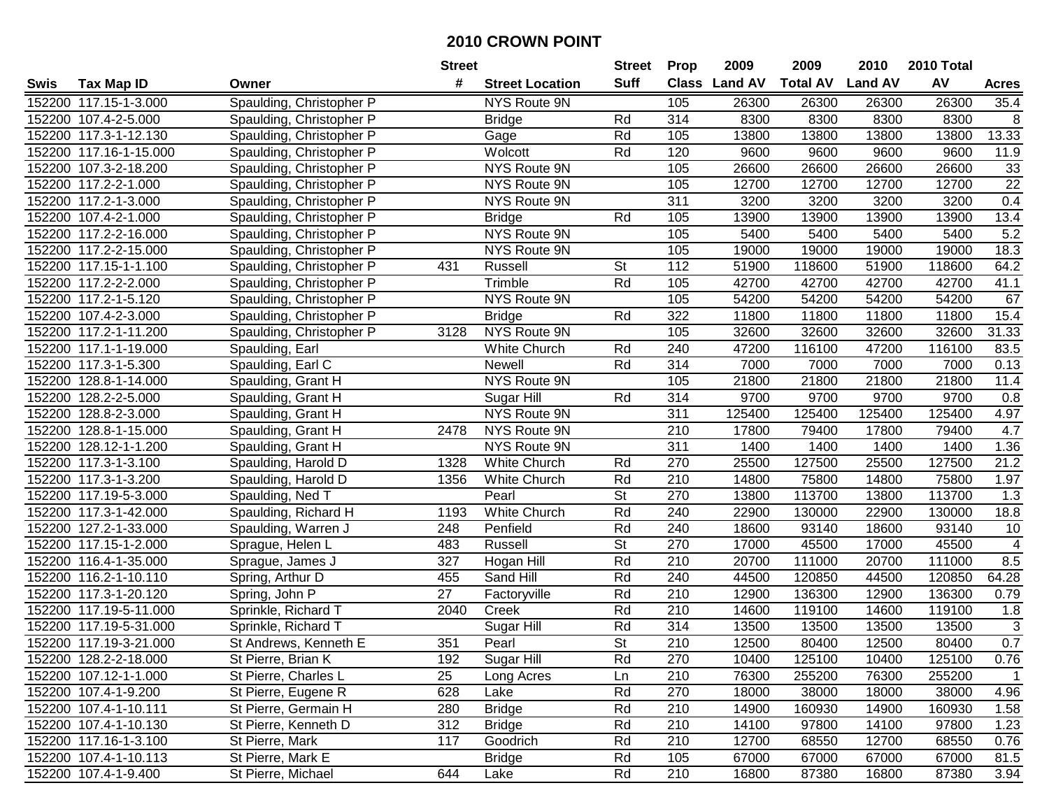# 2010 CROWN POINT

| Swis | Tax Map ID | Owner | Street # | Street Location | Street Suff | Prop Class | 2009 Land AV | 2009 Total AV | 2010 Land AV | 2010 Total AV | Acres |
|---|---|---|---|---|---|---|---|---|---|---|---|
| 152200 | 117.15-1-3.000 | Spaulding, Christopher P | | NYS Route 9N | | 105 | 26300 | 26300 | 26300 | 26300 | 35.4 |
| 152200 | 107.4-2-5.000 | Spaulding, Christopher P | | Bridge | Rd | 314 | 8300 | 8300 | 8300 | 8300 | 8 |
| 152200 | 117.3-1-12.130 | Spaulding, Christopher P | | Gage | Rd | 105 | 13800 | 13800 | 13800 | 13800 | 13.33 |
| 152200 | 117.16-1-15.000 | Spaulding, Christopher P | | Wolcott | Rd | 120 | 9600 | 9600 | 9600 | 9600 | 11.9 |
| 152200 | 107.3-2-18.200 | Spaulding, Christopher P | | NYS Route 9N | | 105 | 26600 | 26600 | 26600 | 26600 | 33 |
| 152200 | 117.2-2-1.000 | Spaulding, Christopher P | | NYS Route 9N | | 105 | 12700 | 12700 | 12700 | 12700 | 22 |
| 152200 | 117.2-1-3.000 | Spaulding, Christopher P | | NYS Route 9N | | 311 | 3200 | 3200 | 3200 | 3200 | 0.4 |
| 152200 | 107.4-2-1.000 | Spaulding, Christopher P | | Bridge | Rd | 105 | 13900 | 13900 | 13900 | 13900 | 13.4 |
| 152200 | 117.2-2-16.000 | Spaulding, Christopher P | | NYS Route 9N | | 105 | 5400 | 5400 | 5400 | 5400 | 5.2 |
| 152200 | 117.2-2-15.000 | Spaulding, Christopher P | | NYS Route 9N | | 105 | 19000 | 19000 | 19000 | 19000 | 18.3 |
| 152200 | 117.15-1-1.100 | Spaulding, Christopher P | 431 | Russell | St | 112 | 51900 | 118600 | 51900 | 118600 | 64.2 |
| 152200 | 117.2-2-2.000 | Spaulding, Christopher P | | Trimble | Rd | 105 | 42700 | 42700 | 42700 | 42700 | 41.1 |
| 152200 | 117.2-1-5.120 | Spaulding, Christopher P | | NYS Route 9N | | 105 | 54200 | 54200 | 54200 | 54200 | 67 |
| 152200 | 107.4-2-3.000 | Spaulding, Christopher P | | Bridge | Rd | 322 | 11800 | 11800 | 11800 | 11800 | 15.4 |
| 152200 | 117.2-1-11.200 | Spaulding, Christopher P | 3128 | NYS Route 9N | | 105 | 32600 | 32600 | 32600 | 32600 | 31.33 |
| 152200 | 117.1-1-19.000 | Spaulding, Earl | | White Church | Rd | 240 | 47200 | 116100 | 47200 | 116100 | 83.5 |
| 152200 | 117.3-1-5.300 | Spaulding, Earl C | | Newell | Rd | 314 | 7000 | 7000 | 7000 | 7000 | 0.13 |
| 152200 | 128.8-1-14.000 | Spaulding, Grant H | | NYS Route 9N | | 105 | 21800 | 21800 | 21800 | 21800 | 11.4 |
| 152200 | 128.2-2-5.000 | Spaulding, Grant H | | Sugar Hill | Rd | 314 | 9700 | 9700 | 9700 | 9700 | 0.8 |
| 152200 | 128.8-2-3.000 | Spaulding, Grant H | | NYS Route 9N | | 311 | 125400 | 125400 | 125400 | 125400 | 4.97 |
| 152200 | 128.8-1-15.000 | Spaulding, Grant H | 2478 | NYS Route 9N | | 210 | 17800 | 79400 | 17800 | 79400 | 4.7 |
| 152200 | 128.12-1-1.200 | Spaulding, Grant H | | NYS Route 9N | | 311 | 1400 | 1400 | 1400 | 1400 | 1.36 |
| 152200 | 117.3-1-3.100 | Spaulding, Harold D | 1328 | White Church | Rd | 270 | 25500 | 127500 | 25500 | 127500 | 21.2 |
| 152200 | 117.3-1-3.200 | Spaulding, Harold D | 1356 | White Church | Rd | 210 | 14800 | 75800 | 14800 | 75800 | 1.97 |
| 152200 | 117.19-5-3.000 | Spaulding, Ned T | | Pearl | St | 270 | 13800 | 113700 | 13800 | 113700 | 1.3 |
| 152200 | 117.3-1-42.000 | Spaulding, Richard H | 1193 | White Church | Rd | 240 | 22900 | 130000 | 22900 | 130000 | 18.8 |
| 152200 | 127.2-1-33.000 | Spaulding, Warren J | 248 | Penfield | Rd | 240 | 18600 | 93140 | 18600 | 93140 | 10 |
| 152200 | 117.15-1-2.000 | Sprague, Helen L | 483 | Russell | St | 270 | 17000 | 45500 | 17000 | 45500 | 4 |
| 152200 | 116.4-1-35.000 | Sprague, James J | 327 | Hogan Hill | Rd | 210 | 20700 | 111000 | 20700 | 111000 | 8.5 |
| 152200 | 116.2-1-10.110 | Spring, Arthur D | 455 | Sand Hill | Rd | 240 | 44500 | 120850 | 44500 | 120850 | 64.28 |
| 152200 | 117.3-1-20.120 | Spring, John P | 27 | Factoryville | Rd | 210 | 12900 | 136300 | 12900 | 136300 | 0.79 |
| 152200 | 117.19-5-11.000 | Sprinkle, Richard T | 2040 | Creek | Rd | 210 | 14600 | 119100 | 14600 | 119100 | 1.8 |
| 152200 | 117.19-5-31.000 | Sprinkle, Richard T | | Sugar Hill | Rd | 314 | 13500 | 13500 | 13500 | 13500 | 3 |
| 152200 | 117.19-3-21.000 | St Andrews, Kenneth E | 351 | Pearl | St | 210 | 12500 | 80400 | 12500 | 80400 | 0.7 |
| 152200 | 128.2-2-18.000 | St Pierre, Brian K | 192 | Sugar Hill | Rd | 270 | 10400 | 125100 | 10400 | 125100 | 0.76 |
| 152200 | 107.12-1-1.000 | St Pierre, Charles L | 25 | Long Acres | Ln | 210 | 76300 | 255200 | 76300 | 255200 | 1 |
| 152200 | 107.4-1-9.200 | St Pierre, Eugene R | 628 | Lake | Rd | 270 | 18000 | 38000 | 18000 | 38000 | 4.96 |
| 152200 | 107.4-1-10.111 | St Pierre, Germain H | 280 | Bridge | Rd | 210 | 14900 | 160930 | 14900 | 160930 | 1.58 |
| 152200 | 107.4-1-10.130 | St Pierre, Kenneth D | 312 | Bridge | Rd | 210 | 14100 | 97800 | 14100 | 97800 | 1.23 |
| 152200 | 117.16-1-3.100 | St Pierre, Mark | 117 | Goodrich | Rd | 210 | 12700 | 68550 | 12700 | 68550 | 0.76 |
| 152200 | 107.4-1-10.113 | St Pierre, Mark E | | Bridge | Rd | 105 | 67000 | 67000 | 67000 | 67000 | 81.5 |
| 152200 | 107.4-1-9.400 | St Pierre, Michael | 644 | Lake | Rd | 210 | 16800 | 87380 | 16800 | 87380 | 3.94 |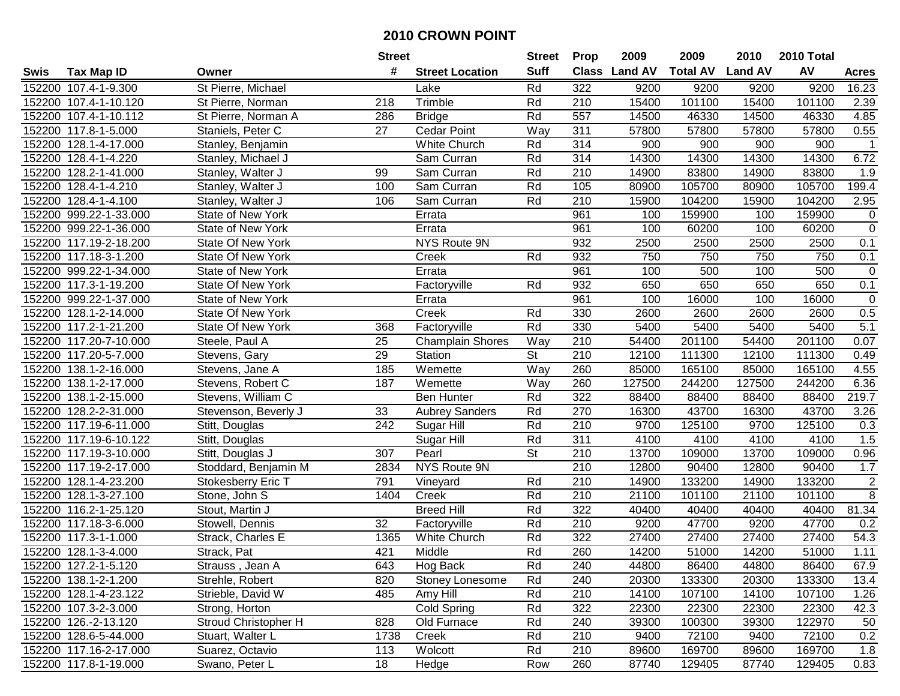# 2010 CROWN POINT

| Swis | Tax Map ID | Owner | Street # | Street Location | Street Suff | Prop Class | 2009 Land AV | 2009 Total AV | 2010 Land AV | 2010 Total AV | Acres |
|---|---|---|---|---|---|---|---|---|---|---|---|
| 152200 | 107.4-1-9.300 | St Pierre, Michael | | Lake | Rd | 322 | 9200 | 9200 | 9200 | 9200 | 16.23 |
| 152200 | 107.4-1-10.120 | St Pierre, Norman | 218 | Trimble | Rd | 210 | 15400 | 101100 | 15400 | 101100 | 2.39 |
| 152200 | 107.4-1-10.112 | St Pierre, Norman A | 286 | Bridge | Rd | 557 | 14500 | 46330 | 14500 | 46330 | 4.85 |
| 152200 | 117.8-1-5.000 | Staniels, Peter C | 27 | Cedar Point | Way | 311 | 57800 | 57800 | 57800 | 57800 | 0.55 |
| 152200 | 128.1-4-17.000 | Stanley, Benjamin | | White Church | Rd | 314 | 900 | 900 | 900 | 900 | 1 |
| 152200 | 128.4-1-4.220 | Stanley, Michael J | | Sam Curran | Rd | 314 | 14300 | 14300 | 14300 | 14300 | 6.72 |
| 152200 | 128.2-1-41.000 | Stanley, Walter J | 99 | Sam Curran | Rd | 210 | 14900 | 83800 | 14900 | 83800 | 1.9 |
| 152200 | 128.4-1-4.210 | Stanley, Walter J | 100 | Sam Curran | Rd | 105 | 80900 | 105700 | 80900 | 105700 | 199.4 |
| 152200 | 128.4-1-4.100 | Stanley, Walter J | 106 | Sam Curran | Rd | 210 | 15900 | 104200 | 15900 | 104200 | 2.95 |
| 152200 | 999.22-1-33.000 | State of New York | | Errata | | 961 | 100 | 159900 | 100 | 159900 | 0 |
| 152200 | 999.22-1-36.000 | State of New York | | Errata | | 961 | 100 | 60200 | 100 | 60200 | 0 |
| 152200 | 117.19-2-18.200 | State Of New York | | NYS Route 9N | | 932 | 2500 | 2500 | 2500 | 2500 | 0.1 |
| 152200 | 117.18-3-1.200 | State Of New York | | Creek | Rd | 932 | 750 | 750 | 750 | 750 | 0.1 |
| 152200 | 999.22-1-34.000 | State of New York | | Errata | | 961 | 100 | 500 | 100 | 500 | 0 |
| 152200 | 117.3-1-19.200 | State Of New York | | Factoryville | Rd | 932 | 650 | 650 | 650 | 650 | 0.1 |
| 152200 | 999.22-1-37.000 | State of New York | | Errata | | 961 | 100 | 16000 | 100 | 16000 | 0 |
| 152200 | 128.1-2-14.000 | State Of New York | | Creek | Rd | 330 | 2600 | 2600 | 2600 | 2600 | 0.5 |
| 152200 | 117.2-1-21.200 | State Of New York | 368 | Factoryville | Rd | 330 | 5400 | 5400 | 5400 | 5400 | 5.1 |
| 152200 | 117.20-7-10.000 | Steele, Paul A | 25 | Champlain Shores | Way | 210 | 54400 | 201100 | 54400 | 201100 | 0.07 |
| 152200 | 117.20-5-7.000 | Stevens, Gary | 29 | Station | St | 210 | 12100 | 111300 | 12100 | 111300 | 0.49 |
| 152200 | 138.1-2-16.000 | Stevens, Jane A | 185 | Wemette | Way | 260 | 85000 | 165100 | 85000 | 165100 | 4.55 |
| 152200 | 138.1-2-17.000 | Stevens, Robert C | 187 | Wemette | Way | 260 | 127500 | 244200 | 127500 | 244200 | 6.36 |
| 152200 | 138.1-2-15.000 | Stevens, William C | | Ben Hunter | Rd | 322 | 88400 | 88400 | 88400 | 88400 | 219.7 |
| 152200 | 128.2-2-31.000 | Stevenson, Beverly J | 33 | Aubrey Sanders | Rd | 270 | 16300 | 43700 | 16300 | 43700 | 3.26 |
| 152200 | 117.19-6-11.000 | Stitt, Douglas | 242 | Sugar Hill | Rd | 210 | 9700 | 125100 | 9700 | 125100 | 0.3 |
| 152200 | 117.19-6-10.122 | Stitt, Douglas | | Sugar Hill | Rd | 311 | 4100 | 4100 | 4100 | 4100 | 1.5 |
| 152200 | 117.19-3-10.000 | Stitt, Douglas J | 307 | Pearl | St | 210 | 13700 | 109000 | 13700 | 109000 | 0.96 |
| 152200 | 117.19-2-17.000 | Stoddard, Benjamin M | 2834 | NYS Route 9N | | 210 | 12800 | 90400 | 12800 | 90400 | 1.7 |
| 152200 | 128.1-4-23.200 | Stokesberry Eric T | 791 | Vineyard | Rd | 210 | 14900 | 133200 | 14900 | 133200 | 2 |
| 152200 | 128.1-3-27.100 | Stone, John S | 1404 | Creek | Rd | 210 | 21100 | 101100 | 21100 | 101100 | 8 |
| 152200 | 116.2-1-25.120 | Stout, Martin J | | Breed Hill | Rd | 322 | 40400 | 40400 | 40400 | 40400 | 81.34 |
| 152200 | 117.18-3-6.000 | Stowell, Dennis | 32 | Factoryville | Rd | 210 | 9200 | 47700 | 9200 | 47700 | 0.2 |
| 152200 | 117.3-1-1.000 | Strack, Charles E | 1365 | White Church | Rd | 322 | 27400 | 27400 | 27400 | 27400 | 54.3 |
| 152200 | 128.1-3-4.000 | Strack, Pat | 421 | Middle | Rd | 260 | 14200 | 51000 | 14200 | 51000 | 1.11 |
| 152200 | 127.2-1-5.120 | Strauss , Jean A | 643 | Hog Back | Rd | 240 | 44800 | 86400 | 44800 | 86400 | 67.9 |
| 152200 | 138.1-2-1.200 | Strehle, Robert | 820 | Stoney Lonesome | Rd | 240 | 20300 | 133300 | 20300 | 133300 | 13.4 |
| 152200 | 128.1-4-23.122 | Strieble, David W | 485 | Amy Hill | Rd | 210 | 14100 | 107100 | 14100 | 107100 | 1.26 |
| 152200 | 107.3-2-3.000 | Strong, Horton | | Cold Spring | Rd | 322 | 22300 | 22300 | 22300 | 22300 | 42.3 |
| 152200 | 126.-2-13.120 | Stroud Christopher H | 828 | Old Furnace | Rd | 240 | 39300 | 100300 | 39300 | 122970 | 50 |
| 152200 | 128.6-5-44.000 | Stuart, Walter L | 1738 | Creek | Rd | 210 | 9400 | 72100 | 9400 | 72100 | 0.2 |
| 152200 | 117.16-2-17.000 | Suarez, Octavio | 113 | Wolcott | Rd | 210 | 89600 | 169700 | 89600 | 169700 | 1.8 |
| 152200 | 117.8-1-19.000 | Swano, Peter L | 18 | Hedge | Row | 260 | 87740 | 129405 | 87740 | 129405 | 0.83 |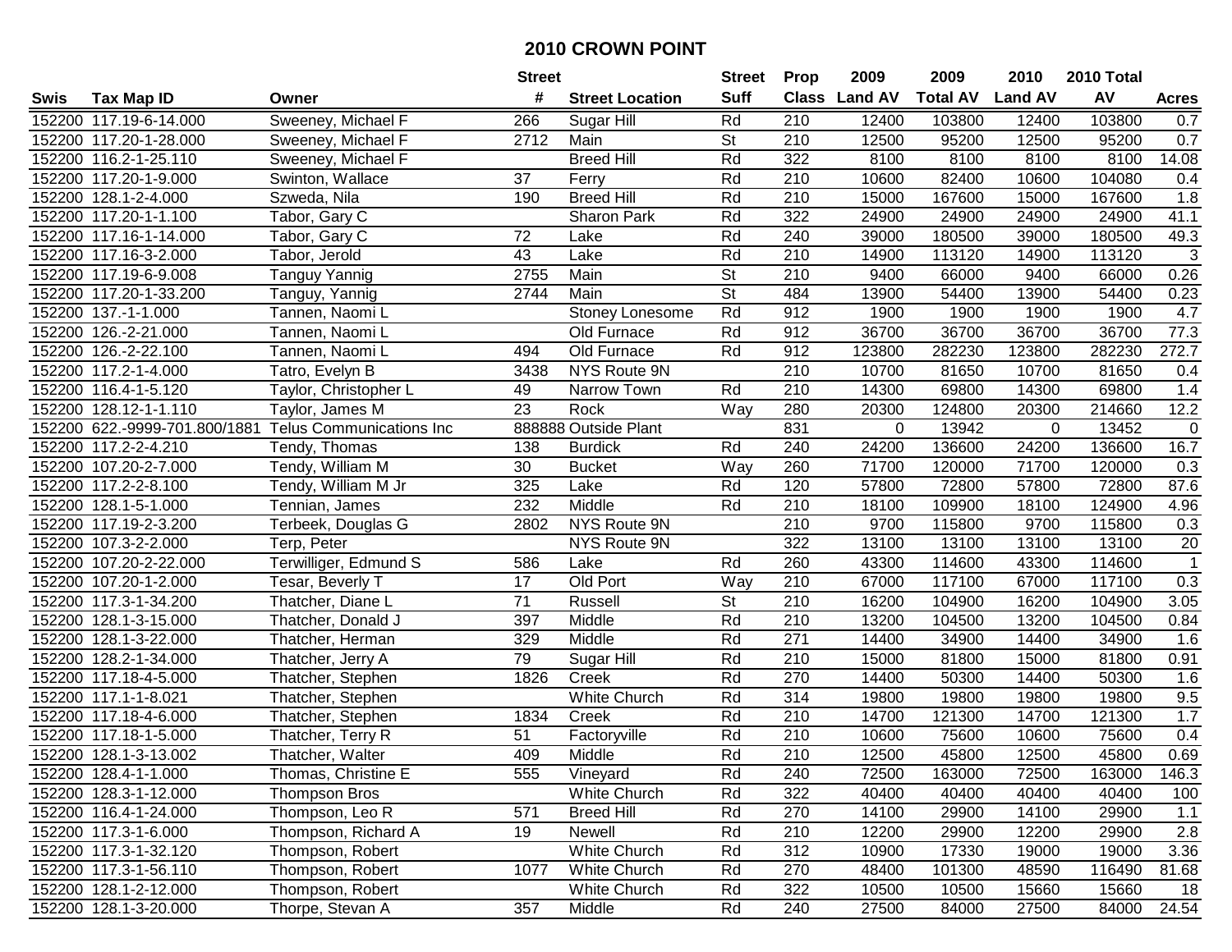# 2010 CROWN POINT

| Swis | Tax Map ID | Owner | Street # | Street Location | Street Suff | Prop Class | 2009 Land AV | 2009 Total AV | 2010 Land AV | 2010 Total AV | Acres |
|---|---|---|---|---|---|---|---|---|---|---|---|
| 152200 | 117.19-6-14.000 | Sweeney, Michael F | 266 | Sugar Hill | Rd | 210 | 12400 | 103800 | 12400 | 103800 | 0.7 |
| 152200 | 117.20-1-28.000 | Sweeney, Michael F | 2712 | Main | St | 210 | 12500 | 95200 | 12500 | 95200 | 0.7 |
| 152200 | 116.2-1-25.110 | Sweeney, Michael F | | Breed Hill | Rd | 322 | 8100 | 8100 | 8100 | 8100 | 14.08 |
| 152200 | 117.20-1-9.000 | Swinton, Wallace | 37 | Ferry | Rd | 210 | 10600 | 82400 | 10600 | 104080 | 0.4 |
| 152200 | 128.1-2-4.000 | Szweda, Nila | 190 | Breed Hill | Rd | 210 | 15000 | 167600 | 15000 | 167600 | 1.8 |
| 152200 | 117.20-1-1.100 | Tabor, Gary C | | Sharon Park | Rd | 322 | 24900 | 24900 | 24900 | 24900 | 41.1 |
| 152200 | 117.16-1-14.000 | Tabor, Gary C | 72 | Lake | Rd | 240 | 39000 | 180500 | 39000 | 180500 | 49.3 |
| 152200 | 117.16-3-2.000 | Tabor, Jerold | 43 | Lake | Rd | 210 | 14900 | 113120 | 14900 | 113120 | 3 |
| 152200 | 117.19-6-9.008 | Tanguy Yannig | 2755 | Main | St | 210 | 9400 | 66000 | 9400 | 66000 | 0.26 |
| 152200 | 117.20-1-33.200 | Tanguy, Yannig | 2744 | Main | St | 484 | 13900 | 54400 | 13900 | 54400 | 0.23 |
| 152200 | 137.-1-1.000 | Tannen, Naomi L | | Stoney Lonesome | Rd | 912 | 1900 | 1900 | 1900 | 1900 | 4.7 |
| 152200 | 126.-2-21.000 | Tannen, Naomi L | | Old Furnace | Rd | 912 | 36700 | 36700 | 36700 | 36700 | 77.3 |
| 152200 | 126.-2-22.100 | Tannen, Naomi L | 494 | Old Furnace | Rd | 912 | 123800 | 282230 | 123800 | 282230 | 272.7 |
| 152200 | 117.2-1-4.000 | Tatro, Evelyn B | 3438 | NYS Route 9N | | 210 | 10700 | 81650 | 10700 | 81650 | 0.4 |
| 152200 | 116.4-1-5.120 | Taylor, Christopher L | 49 | Narrow Town | Rd | 210 | 14300 | 69800 | 14300 | 69800 | 1.4 |
| 152200 | 128.12-1-1.110 | Taylor, James M | 23 | Rock | Way | 280 | 20300 | 124800 | 20300 | 214660 | 12.2 |
| 152200 | 622.-9999-701.800/1881 | Telus Communications Inc | 888888 | Outside Plant | | 831 | 0 | 13942 | 0 | 13452 | 0 |
| 152200 | 117.2-2-4.210 | Tendy, Thomas | 138 | Burdick | Rd | 240 | 24200 | 136600 | 24200 | 136600 | 16.7 |
| 152200 | 107.20-2-7.000 | Tendy, William M | 30 | Bucket | Way | 260 | 71700 | 120000 | 71700 | 120000 | 0.3 |
| 152200 | 117.2-2-8.100 | Tendy, William M Jr | 325 | Lake | Rd | 120 | 57800 | 72800 | 57800 | 72800 | 87.6 |
| 152200 | 128.1-5-1.000 | Tennian, James | 232 | Middle | Rd | 210 | 18100 | 109900 | 18100 | 124900 | 4.96 |
| 152200 | 117.19-2-3.200 | Terbeek, Douglas G | 2802 | NYS Route 9N | | 210 | 9700 | 115800 | 9700 | 115800 | 0.3 |
| 152200 | 107.3-2-2.000 | Terp, Peter | | NYS Route 9N | | 322 | 13100 | 13100 | 13100 | 13100 | 20 |
| 152200 | 107.20-2-22.000 | Terwilliger, Edmund S | 586 | Lake | Rd | 260 | 43300 | 114600 | 43300 | 114600 | 1 |
| 152200 | 107.20-1-2.000 | Tesar, Beverly T | 17 | Old Port | Way | 210 | 67000 | 117100 | 67000 | 117100 | 0.3 |
| 152200 | 117.3-1-34.200 | Thatcher, Diane L | 71 | Russell | St | 210 | 16200 | 104900 | 16200 | 104900 | 3.05 |
| 152200 | 128.1-3-15.000 | Thatcher, Donald J | 397 | Middle | Rd | 210 | 13200 | 104500 | 13200 | 104500 | 0.84 |
| 152200 | 128.1-3-22.000 | Thatcher, Herman | 329 | Middle | Rd | 271 | 14400 | 34900 | 14400 | 34900 | 1.6 |
| 152200 | 128.2-1-34.000 | Thatcher, Jerry A | 79 | Sugar Hill | Rd | 210 | 15000 | 81800 | 15000 | 81800 | 0.91 |
| 152200 | 117.18-4-5.000 | Thatcher, Stephen | 1826 | Creek | Rd | 270 | 14400 | 50300 | 14400 | 50300 | 1.6 |
| 152200 | 117.1-1-8.021 | Thatcher, Stephen | | White Church | Rd | 314 | 19800 | 19800 | 19800 | 19800 | 9.5 |
| 152200 | 117.18-4-6.000 | Thatcher, Stephen | 1834 | Creek | Rd | 210 | 14700 | 121300 | 14700 | 121300 | 1.7 |
| 152200 | 117.18-1-5.000 | Thatcher, Terry R | 51 | Factoryville | Rd | 210 | 10600 | 75600 | 10600 | 75600 | 0.4 |
| 152200 | 128.1-3-13.002 | Thatcher, Walter | 409 | Middle | Rd | 210 | 12500 | 45800 | 12500 | 45800 | 0.69 |
| 152200 | 128.4-1-1.000 | Thomas, Christine E | 555 | Vineyard | Rd | 240 | 72500 | 163000 | 72500 | 163000 | 146.3 |
| 152200 | 128.3-1-12.000 | Thompson Bros | | White Church | Rd | 322 | 40400 | 40400 | 40400 | 40400 | 100 |
| 152200 | 116.4-1-24.000 | Thompson, Leo R | 571 | Breed Hill | Rd | 270 | 14100 | 29900 | 14100 | 29900 | 1.1 |
| 152200 | 117.3-1-6.000 | Thompson, Richard A | 19 | Newell | Rd | 210 | 12200 | 29900 | 12200 | 29900 | 2.8 |
| 152200 | 117.3-1-32.120 | Thompson, Robert | | White Church | Rd | 312 | 10900 | 17330 | 19000 | 19000 | 3.36 |
| 152200 | 117.3-1-56.110 | Thompson, Robert | 1077 | White Church | Rd | 270 | 48400 | 101300 | 48590 | 116490 | 81.68 |
| 152200 | 128.1-2-12.000 | Thompson, Robert | | White Church | Rd | 322 | 10500 | 10500 | 15660 | 15660 | 18 |
| 152200 | 128.1-3-20.000 | Thorpe, Stevan A | 357 | Middle | Rd | 240 | 27500 | 84000 | 27500 | 84000 | 24.54 |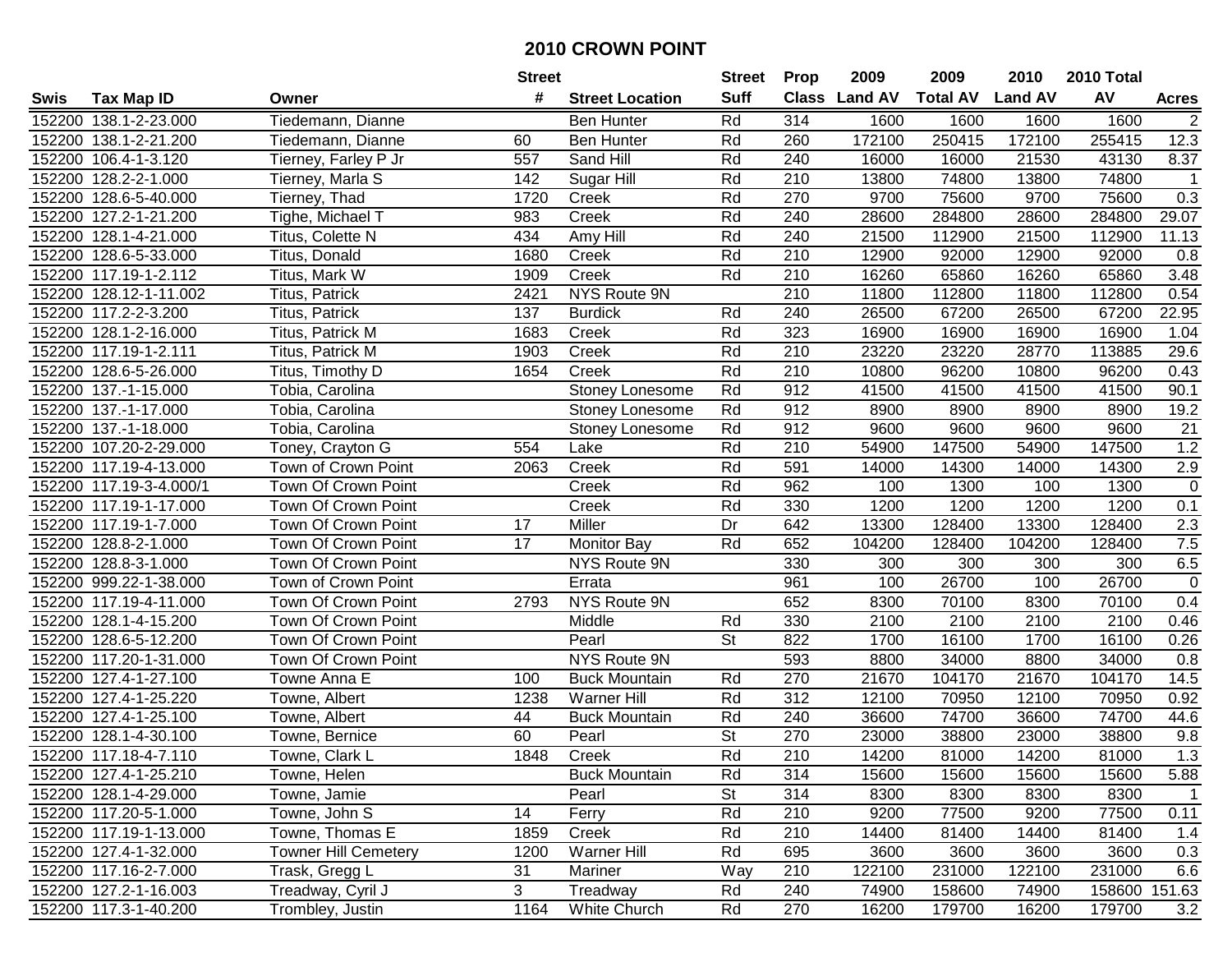# 2010 CROWN POINT

| Swis | Tax Map ID | Owner | Street # | Street Location | Street Suff | Prop Class | 2009 Land AV | 2009 Total AV | 2010 Land AV | 2010 Total AV | Acres |
|---|---|---|---|---|---|---|---|---|---|---|---|
| 152200 | 138.1-2-23.000 | Tiedemann, Dianne | | Ben Hunter | Rd | 314 | 1600 | 1600 | 1600 | 1600 | 2 |
| 152200 | 138.1-2-21.200 | Tiedemann, Dianne | 60 | Ben Hunter | Rd | 260 | 172100 | 250415 | 172100 | 255415 | 12.3 |
| 152200 | 106.4-1-3.120 | Tierney, Farley P Jr | 557 | Sand Hill | Rd | 240 | 16000 | 16000 | 21530 | 43130 | 8.37 |
| 152200 | 128.2-2-1.000 | Tierney, Marla S | 142 | Sugar Hill | Rd | 210 | 13800 | 74800 | 13800 | 74800 | 1 |
| 152200 | 128.6-5-40.000 | Tierney, Thad | 1720 | Creek | Rd | 270 | 9700 | 75600 | 9700 | 75600 | 0.3 |
| 152200 | 127.2-1-21.200 | Tighe, Michael T | 983 | Creek | Rd | 240 | 28600 | 284800 | 28600 | 284800 | 29.07 |
| 152200 | 128.1-4-21.000 | Titus, Colette N | 434 | Amy Hill | Rd | 240 | 21500 | 112900 | 21500 | 112900 | 11.13 |
| 152200 | 128.6-5-33.000 | Titus, Donald | 1680 | Creek | Rd | 210 | 12900 | 92000 | 12900 | 92000 | 0.8 |
| 152200 | 117.19-1-2.112 | Titus, Mark W | 1909 | Creek | Rd | 210 | 16260 | 65860 | 16260 | 65860 | 3.48 |
| 152200 | 128.12-1-11.002 | Titus, Patrick | 2421 | NYS Route 9N | | 210 | 11800 | 112800 | 11800 | 112800 | 0.54 |
| 152200 | 117.2-2-3.200 | Titus, Patrick | 137 | Burdick | Rd | 240 | 26500 | 67200 | 26500 | 67200 | 22.95 |
| 152200 | 128.1-2-16.000 | Titus, Patrick M | 1683 | Creek | Rd | 323 | 16900 | 16900 | 16900 | 16900 | 1.04 |
| 152200 | 117.19-1-2.111 | Titus, Patrick M | 1903 | Creek | Rd | 210 | 23220 | 23220 | 28770 | 113885 | 29.6 |
| 152200 | 128.6-5-26.000 | Titus, Timothy D | 1654 | Creek | Rd | 210 | 10800 | 96200 | 10800 | 96200 | 0.43 |
| 152200 | 137.-1-15.000 | Tobia, Carolina | | Stoney Lonesome | Rd | 912 | 41500 | 41500 | 41500 | 41500 | 90.1 |
| 152200 | 137.-1-17.000 | Tobia, Carolina | | Stoney Lonesome | Rd | 912 | 8900 | 8900 | 8900 | 8900 | 19.2 |
| 152200 | 137.-1-18.000 | Tobia, Carolina | | Stoney Lonesome | Rd | 912 | 9600 | 9600 | 9600 | 9600 | 21 |
| 152200 | 107.20-2-29.000 | Toney, Crayton G | 554 | Lake | Rd | 210 | 54900 | 147500 | 54900 | 147500 | 1.2 |
| 152200 | 117.19-4-13.000 | Town of Crown Point | 2063 | Creek | Rd | 591 | 14000 | 14300 | 14000 | 14300 | 2.9 |
| 152200 | 117.19-3-4.000/1 | Town Of Crown Point | | Creek | Rd | 962 | 100 | 1300 | 100 | 1300 | 0 |
| 152200 | 117.19-1-17.000 | Town Of Crown Point | | Creek | Rd | 330 | 1200 | 1200 | 1200 | 1200 | 0.1 |
| 152200 | 117.19-1-7.000 | Town Of Crown Point | 17 | Miller | Dr | 642 | 13300 | 128400 | 13300 | 128400 | 2.3 |
| 152200 | 128.8-2-1.000 | Town Of Crown Point | 17 | Monitor Bay | Rd | 652 | 104200 | 128400 | 104200 | 128400 | 7.5 |
| 152200 | 128.8-3-1.000 | Town Of Crown Point | | NYS Route 9N | | 330 | 300 | 300 | 300 | 300 | 6.5 |
| 152200 | 999.22-1-38.000 | Town of Crown Point | | Errata | | 961 | 100 | 26700 | 100 | 26700 | 0 |
| 152200 | 117.19-4-11.000 | Town Of Crown Point | 2793 | NYS Route 9N | | 652 | 8300 | 70100 | 8300 | 70100 | 0.4 |
| 152200 | 128.1-4-15.200 | Town Of Crown Point | | Middle | Rd | 330 | 2100 | 2100 | 2100 | 2100 | 0.46 |
| 152200 | 128.6-5-12.200 | Town Of Crown Point | | Pearl | St | 822 | 1700 | 16100 | 1700 | 16100 | 0.26 |
| 152200 | 117.20-1-31.000 | Town Of Crown Point | | NYS Route 9N | | 593 | 8800 | 34000 | 8800 | 34000 | 0.8 |
| 152200 | 127.4-1-27.100 | Towne Anna E | 100 | Buck Mountain | Rd | 270 | 21670 | 104170 | 21670 | 104170 | 14.5 |
| 152200 | 127.4-1-25.220 | Towne, Albert | 1238 | Warner Hill | Rd | 312 | 12100 | 70950 | 12100 | 70950 | 0.92 |
| 152200 | 127.4-1-25.100 | Towne, Albert | 44 | Buck Mountain | Rd | 240 | 36600 | 74700 | 36600 | 74700 | 44.6 |
| 152200 | 128.1-4-30.100 | Towne, Bernice | 60 | Pearl | St | 270 | 23000 | 38800 | 23000 | 38800 | 9.8 |
| 152200 | 117.18-4-7.110 | Towne, Clark L | 1848 | Creek | Rd | 210 | 14200 | 81000 | 14200 | 81000 | 1.3 |
| 152200 | 127.4-1-25.210 | Towne, Helen | | Buck Mountain | Rd | 314 | 15600 | 15600 | 15600 | 15600 | 5.88 |
| 152200 | 128.1-4-29.000 | Towne, Jamie | | Pearl | St | 314 | 8300 | 8300 | 8300 | 8300 | 1 |
| 152200 | 117.20-5-1.000 | Towne, John S | 14 | Ferry | Rd | 210 | 9200 | 77500 | 9200 | 77500 | 0.11 |
| 152200 | 117.19-1-13.000 | Towne, Thomas E | 1859 | Creek | Rd | 210 | 14400 | 81400 | 14400 | 81400 | 1.4 |
| 152200 | 127.4-1-32.000 | Towner Hill Cemetery | 1200 | Warner Hill | Rd | 695 | 3600 | 3600 | 3600 | 3600 | 0.3 |
| 152200 | 117.16-2-7.000 | Trask, Gregg L | 31 | Mariner | Way | 210 | 122100 | 231000 | 122100 | 231000 | 6.6 |
| 152200 | 127.2-1-16.003 | Treadway, Cyril J | 3 | Treadway | Rd | 240 | 74900 | 158600 | 74900 | 158600 | 151.63 |
| 152200 | 117.3-1-40.200 | Trombley, Justin | 1164 | White Church | Rd | 270 | 16200 | 179700 | 16200 | 179700 | 3.2 |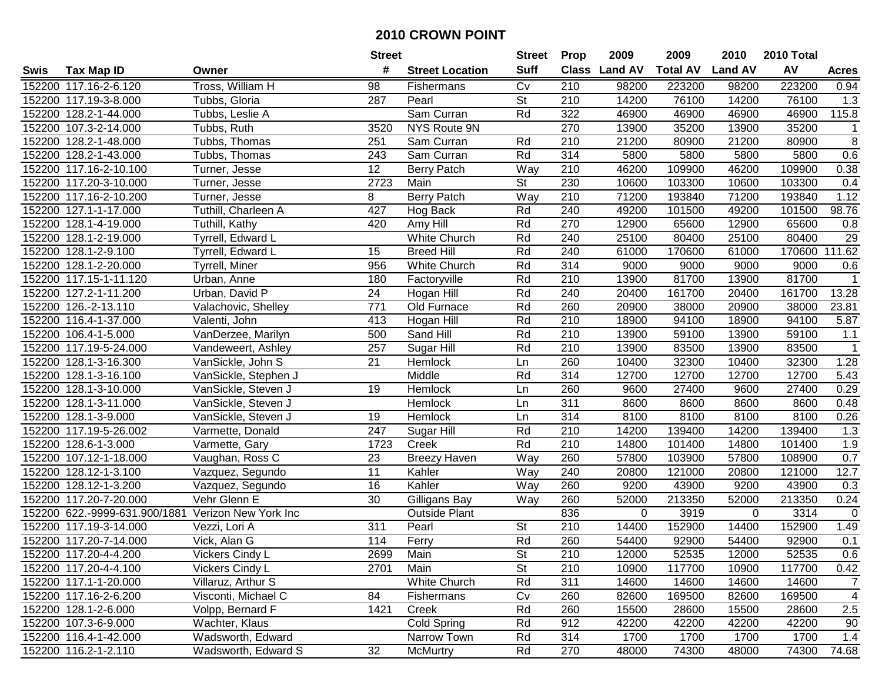# 2010 CROWN POINT

| Swis | Tax Map ID | Owner | Street # | Street Location | Street Suff | Prop Class | 2009 Land AV | 2009 Total AV | 2010 Land AV | 2010 Total AV | Acres |
|---|---|---|---|---|---|---|---|---|---|---|---|
| 152200 | 117.16-2-6.120 | Tross, William H | 98 | Fishermans | Cv | 210 | 98200 | 223200 | 98200 | 223200 | 0.94 |
| 152200 | 117.19-3-8.000 | Tubbs, Gloria | 287 | Pearl | St | 210 | 14200 | 76100 | 14200 | 76100 | 1.3 |
| 152200 | 128.2-1-44.000 | Tubbs, Leslie A | | Sam Curran | Rd | 322 | 46900 | 46900 | 46900 | 46900 | 115.8 |
| 152200 | 107.3-2-14.000 | Tubbs, Ruth | 3520 | NYS Route 9N | | 270 | 13900 | 35200 | 13900 | 35200 | 1 |
| 152200 | 128.2-1-48.000 | Tubbs, Thomas | 251 | Sam Curran | Rd | 210 | 21200 | 80900 | 21200 | 80900 | 8 |
| 152200 | 128.2-1-43.000 | Tubbs, Thomas | 243 | Sam Curran | Rd | 314 | 5800 | 5800 | 5800 | 5800 | 0.6 |
| 152200 | 117.16-2-10.100 | Turner, Jesse | 12 | Berry Patch | Way | 210 | 46200 | 109900 | 46200 | 109900 | 0.38 |
| 152200 | 117.20-3-10.000 | Turner, Jesse | 2723 | Main | St | 230 | 10600 | 103300 | 10600 | 103300 | 0.4 |
| 152200 | 117.16-2-10.200 | Turner, Jesse | 8 | Berry Patch | Way | 210 | 71200 | 193840 | 71200 | 193840 | 1.12 |
| 152200 | 127.1-1-17.000 | Tuthill, Charleen A | 427 | Hog Back | Rd | 240 | 49200 | 101500 | 49200 | 101500 | 98.76 |
| 152200 | 128.1-4-19.000 | Tuthill, Kathy | 420 | Amy Hill | Rd | 270 | 12900 | 65600 | 12900 | 65600 | 0.8 |
| 152200 | 128.1-2-19.000 | Tyrrell, Edward L | | White Church | Rd | 240 | 25100 | 80400 | 25100 | 80400 | 29 |
| 152200 | 128.1-2-9.100 | Tyrrell, Edward L | 15 | Breed Hill | Rd | 240 | 61000 | 170600 | 61000 | 170600 | 111.62 |
| 152200 | 128.1-2-20.000 | Tyrrell, Miner | 956 | White Church | Rd | 314 | 9000 | 9000 | 9000 | 9000 | 0.6 |
| 152200 | 117.15-1-11.120 | Urban, Anne | 180 | Factoryville | Rd | 210 | 13900 | 81700 | 13900 | 81700 | 1 |
| 152200 | 127.2-1-11.200 | Urban, David P | 24 | Hogan Hill | Rd | 240 | 20400 | 161700 | 20400 | 161700 | 13.28 |
| 152200 | 126.-2-13.110 | Valachovic, Shelley | 771 | Old Furnace | Rd | 260 | 20900 | 38000 | 20900 | 38000 | 23.81 |
| 152200 | 116.4-1-37.000 | Valenti, John | 413 | Hogan Hill | Rd | 210 | 18900 | 94100 | 18900 | 94100 | 5.87 |
| 152200 | 106.4-1-5.000 | VanDerzee, Marilyn | 500 | Sand Hill | Rd | 210 | 13900 | 59100 | 13900 | 59100 | 1.1 |
| 152200 | 117.19-5-24.000 | Vandeweert, Ashley | 257 | Sugar Hill | Rd | 210 | 13900 | 83500 | 13900 | 83500 | 1 |
| 152200 | 128.1-3-16.300 | VanSickle, John S | 21 | Hemlock | Ln | 260 | 10400 | 32300 | 10400 | 32300 | 1.28 |
| 152200 | 128.1-3-16.100 | VanSickle, Stephen J | | Middle | Rd | 314 | 12700 | 12700 | 12700 | 12700 | 5.43 |
| 152200 | 128.1-3-10.000 | VanSickle, Steven J | 19 | Hemlock | Ln | 260 | 9600 | 27400 | 9600 | 27400 | 0.29 |
| 152200 | 128.1-3-11.000 | VanSickle, Steven J | | Hemlock | Ln | 311 | 8600 | 8600 | 8600 | 8600 | 0.48 |
| 152200 | 128.1-3-9.000 | VanSickle, Steven J | 19 | Hemlock | Ln | 314 | 8100 | 8100 | 8100 | 8100 | 0.26 |
| 152200 | 117.19-5-26.002 | Varmette, Donald | 247 | Sugar Hill | Rd | 210 | 14200 | 139400 | 14200 | 139400 | 1.3 |
| 152200 | 128.6-1-3.000 | Varmette, Gary | 1723 | Creek | Rd | 210 | 14800 | 101400 | 14800 | 101400 | 1.9 |
| 152200 | 107.12-1-18.000 | Vaughan, Ross C | 23 | Breezy Haven | Way | 260 | 57800 | 103900 | 57800 | 108900 | 0.7 |
| 152200 | 128.12-1-3.100 | Vazquez, Segundo | 11 | Kahler | Way | 240 | 20800 | 121000 | 20800 | 121000 | 12.7 |
| 152200 | 128.12-1-3.200 | Vazquez, Segundo | 16 | Kahler | Way | 260 | 9200 | 43900 | 9200 | 43900 | 0.3 |
| 152200 | 117.20-7-20.000 | Vehr Glenn E | 30 | Gilligans Bay | Way | 260 | 52000 | 213350 | 52000 | 213350 | 0.24 |
| 152200 | 622.-9999-631.900/1881 | Verizon New York Inc | | Outside Plant | | 836 | 0 | 3919 | 0 | 3314 | 0 |
| 152200 | 117.19-3-14.000 | Vezzi, Lori A | 311 | Pearl | St | 210 | 14400 | 152900 | 14400 | 152900 | 1.49 |
| 152200 | 117.20-7-14.000 | Vick, Alan G | 114 | Ferry | Rd | 260 | 54400 | 92900 | 54400 | 92900 | 0.1 |
| 152200 | 117.20-4-4.200 | Vickers Cindy L | 2699 | Main | St | 210 | 12000 | 52535 | 12000 | 52535 | 0.6 |
| 152200 | 117.20-4-4.100 | Vickers Cindy L | 2701 | Main | St | 210 | 10900 | 117700 | 10900 | 117700 | 0.42 |
| 152200 | 117.1-1-20.000 | Villaruz, Arthur S | | White Church | Rd | 311 | 14600 | 14600 | 14600 | 14600 | 7 |
| 152200 | 117.16-2-6.200 | Visconti, Michael C | 84 | Fishermans | Cv | 260 | 82600 | 169500 | 82600 | 169500 | 4 |
| 152200 | 128.1-2-6.000 | Volpp, Bernard F | 1421 | Creek | Rd | 260 | 15500 | 28600 | 15500 | 28600 | 2.5 |
| 152200 | 107.3-6-9.000 | Wachter, Klaus | | Cold Spring | Rd | 912 | 42200 | 42200 | 42200 | 42200 | 90 |
| 152200 | 116.4-1-42.000 | Wadsworth, Edward | | Narrow Town | Rd | 314 | 1700 | 1700 | 1700 | 1700 | 1.4 |
| 152200 | 116.2-1-2.110 | Wadsworth, Edward S | 32 | McMurtry | Rd | 270 | 48000 | 74300 | 48000 | 74300 | 74.68 |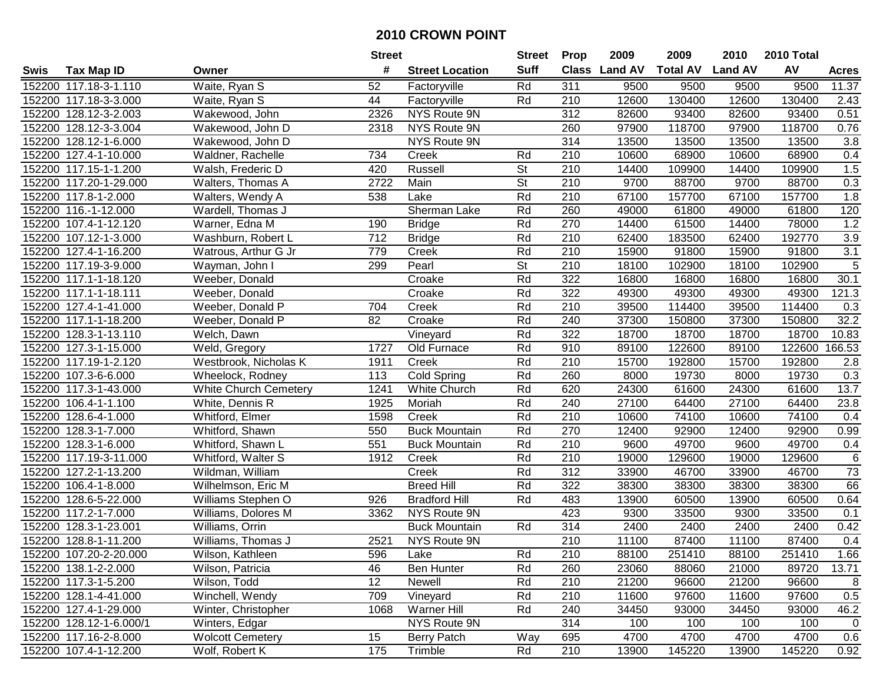# 2010 CROWN POINT

| Swis | Tax Map ID | Owner | Street # | Street Location | Street Suff | Prop Class | 2009 Land AV | 2009 Total AV | 2010 Land AV | 2010 Total AV | Acres |
|---|---|---|---|---|---|---|---|---|---|---|---|
| 152200 | 117.18-3-1.110 | Waite, Ryan S | 52 | Factoryville | Rd | 311 | 9500 | 9500 | 9500 | 9500 | 11.37 |
| 152200 | 117.18-3-3.000 | Waite, Ryan S | 44 | Factoryville | Rd | 210 | 12600 | 130400 | 12600 | 130400 | 2.43 |
| 152200 | 128.12-3-2.003 | Wakewood, John | 2326 | NYS Route 9N | | 312 | 82600 | 93400 | 82600 | 93400 | 0.51 |
| 152200 | 128.12-3-3.004 | Wakewood, John D | 2318 | NYS Route 9N | | 260 | 97900 | 118700 | 97900 | 118700 | 0.76 |
| 152200 | 128.12-1-6.000 | Wakewood, John D | | NYS Route 9N | | 314 | 13500 | 13500 | 13500 | 13500 | 3.8 |
| 152200 | 127.4-1-10.000 | Waldner, Rachelle | 734 | Creek | Rd | 210 | 10600 | 68900 | 10600 | 68900 | 0.4 |
| 152200 | 117.15-1-1.200 | Walsh, Frederic D | 420 | Russell | St | 210 | 14400 | 109900 | 14400 | 109900 | 1.5 |
| 152200 | 117.20-1-29.000 | Walters, Thomas A | 2722 | Main | St | 210 | 9700 | 88700 | 9700 | 88700 | 0.3 |
| 152200 | 117.8-1-2.000 | Walters, Wendy A | 538 | Lake | Rd | 210 | 67100 | 157700 | 67100 | 157700 | 1.8 |
| 152200 | 116.-1-12.000 | Wardell, Thomas J | | Sherman Lake | Rd | 260 | 49000 | 61800 | 49000 | 61800 | 120 |
| 152200 | 107.4-1-12.120 | Warner, Edna M | 190 | Bridge | Rd | 270 | 14400 | 61500 | 14400 | 78000 | 1.2 |
| 152200 | 107.12-1-3.000 | Washburn, Robert L | 712 | Bridge | Rd | 210 | 62400 | 183500 | 62400 | 192770 | 3.9 |
| 152200 | 127.4-1-16.200 | Watrous, Arthur G Jr | 779 | Creek | Rd | 210 | 15900 | 91800 | 15900 | 91800 | 3.1 |
| 152200 | 117.19-3-9.000 | Wayman, John I | 299 | Pearl | St | 210 | 18100 | 102900 | 18100 | 102900 | 5 |
| 152200 | 117.1-1-18.120 | Weeber, Donald | | Croake | Rd | 322 | 16800 | 16800 | 16800 | 16800 | 30.1 |
| 152200 | 117.1-1-18.111 | Weeber, Donald | | Croake | Rd | 322 | 49300 | 49300 | 49300 | 49300 | 121.3 |
| 152200 | 127.4-1-41.000 | Weeber, Donald P | 704 | Creek | Rd | 210 | 39500 | 114400 | 39500 | 114400 | 0.3 |
| 152200 | 117.1-1-18.200 | Weeber, Donald P | 82 | Croake | Rd | 240 | 37300 | 150800 | 37300 | 150800 | 32.2 |
| 152200 | 128.3-1-13.110 | Welch, Dawn | | Vineyard | Rd | 322 | 18700 | 18700 | 18700 | 18700 | 10.83 |
| 152200 | 127.3-1-15.000 | Weld, Gregory | 1727 | Old Furnace | Rd | 910 | 89100 | 122600 | 89100 | 122600 | 166.53 |
| 152200 | 117.19-1-2.120 | Westbrook, Nicholas K | 1911 | Creek | Rd | 210 | 15700 | 192800 | 15700 | 192800 | 2.8 |
| 152200 | 107.3-6-6.000 | Wheelock, Rodney | 113 | Cold Spring | Rd | 260 | 8000 | 19730 | 8000 | 19730 | 0.3 |
| 152200 | 117.3-1-43.000 | White Church Cemetery | 1241 | White Church | Rd | 620 | 24300 | 61600 | 24300 | 61600 | 13.7 |
| 152200 | 106.4-1-1.100 | White, Dennis R | 1925 | Moriah | Rd | 240 | 27100 | 64400 | 27100 | 64400 | 23.8 |
| 152200 | 128.6-4-1.000 | Whitford, Elmer | 1598 | Creek | Rd | 210 | 10600 | 74100 | 10600 | 74100 | 0.4 |
| 152200 | 128.3-1-7.000 | Whitford, Shawn | 550 | Buck Mountain | Rd | 270 | 12400 | 92900 | 12400 | 92900 | 0.99 |
| 152200 | 128.3-1-6.000 | Whitford, Shawn L | 551 | Buck Mountain | Rd | 210 | 9600 | 49700 | 9600 | 49700 | 0.4 |
| 152200 | 117.19-3-11.000 | Whitford, Walter S | 1912 | Creek | Rd | 210 | 19000 | 129600 | 19000 | 129600 | 6 |
| 152200 | 127.2-1-13.200 | Wildman, William | | Creek | Rd | 312 | 33900 | 46700 | 33900 | 46700 | 73 |
| 152200 | 106.4-1-8.000 | Wilhelmson, Eric M | | Breed Hill | Rd | 322 | 38300 | 38300 | 38300 | 38300 | 66 |
| 152200 | 128.6-5-22.000 | Williams Stephen O | 926 | Bradford Hill | Rd | 483 | 13900 | 60500 | 13900 | 60500 | 0.64 |
| 152200 | 117.2-1-7.000 | Williams, Dolores M | 3362 | NYS Route 9N | | 423 | 9300 | 33500 | 9300 | 33500 | 0.1 |
| 152200 | 128.3-1-23.001 | Williams, Orrin | | Buck Mountain | Rd | 314 | 2400 | 2400 | 2400 | 2400 | 0.42 |
| 152200 | 128.8-1-11.200 | Williams, Thomas J | 2521 | NYS Route 9N | | 210 | 11100 | 87400 | 11100 | 87400 | 0.4 |
| 152200 | 107.20-2-20.000 | Wilson, Kathleen | 596 | Lake | Rd | 210 | 88100 | 251410 | 88100 | 251410 | 1.66 |
| 152200 | 138.1-2-2.000 | Wilson, Patricia | 46 | Ben Hunter | Rd | 260 | 23060 | 88060 | 21000 | 89720 | 13.71 |
| 152200 | 117.3-1-5.200 | Wilson, Todd | 12 | Newell | Rd | 210 | 21200 | 96600 | 21200 | 96600 | 8 |
| 152200 | 128.1-4-41.000 | Winchell, Wendy | 709 | Vineyard | Rd | 210 | 11600 | 97600 | 11600 | 97600 | 0.5 |
| 152200 | 127.4-1-29.000 | Winter, Christopher | 1068 | Warner Hill | Rd | 240 | 34450 | 93000 | 34450 | 93000 | 46.2 |
| 152200 | 128.12-1-6.000/1 | Winters, Edgar | | NYS Route 9N | | 314 | 100 | 100 | 100 | 100 | 0 |
| 152200 | 117.16-2-8.000 | Wolcott Cemetery | 15 | Berry Patch | Way | 695 | 4700 | 4700 | 4700 | 4700 | 0.6 |
| 152200 | 107.4-1-12.200 | Wolf, Robert K | 175 | Trimble | Rd | 210 | 13900 | 145220 | 13900 | 145220 | 0.92 |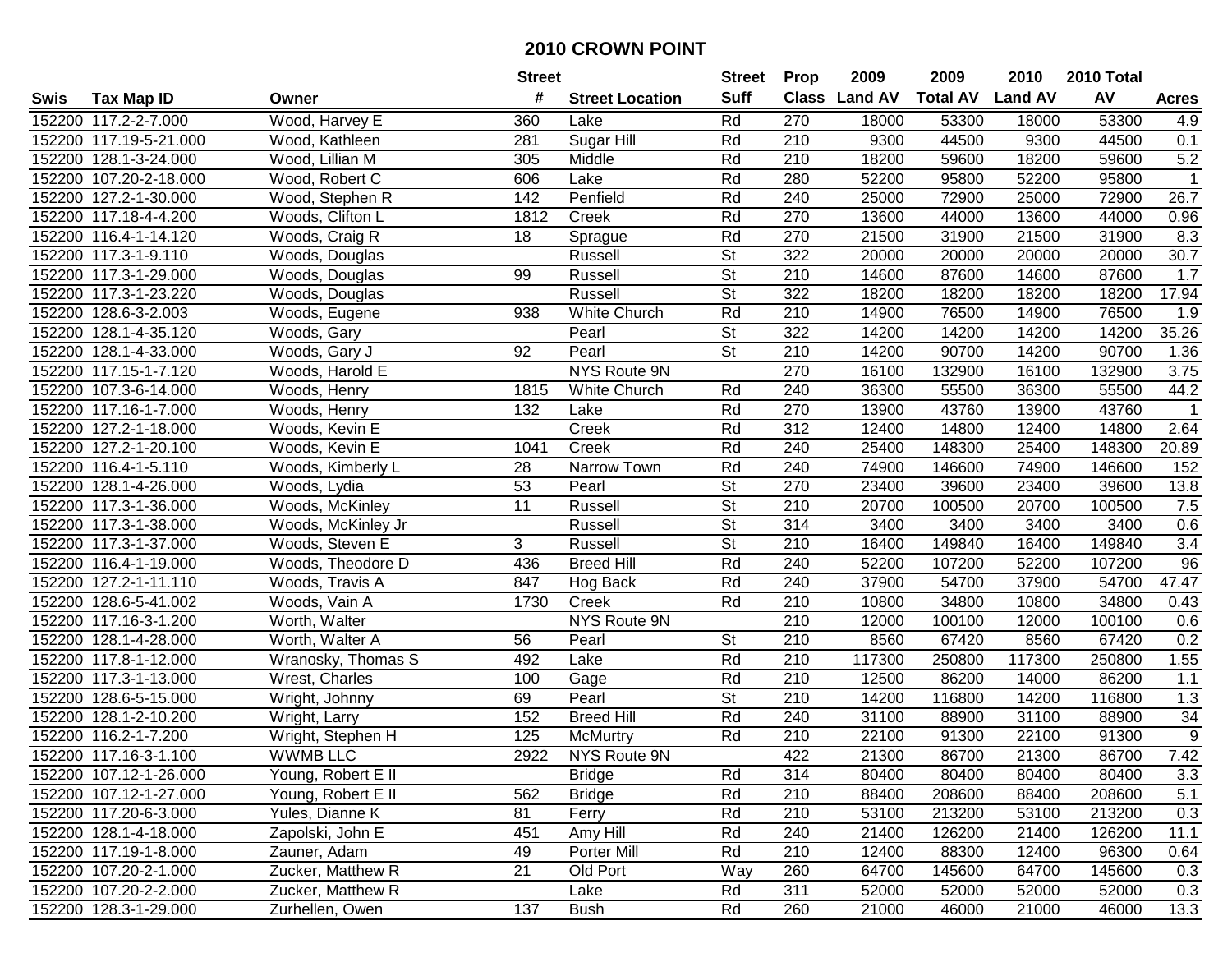# 2010 CROWN POINT

| Swis | Tax Map ID | Owner | Street # | Street Location | Street Suff | Prop Class | 2009 Land AV | 2009 Total AV | 2010 Land AV | 2010 Total AV | Acres |
|---|---|---|---|---|---|---|---|---|---|---|---|
| 152200 | 117.2-2-7.000 | Wood, Harvey E | 360 | Lake | Rd | 270 | 18000 | 53300 | 18000 | 53300 | 4.9 |
| 152200 | 117.19-5-21.000 | Wood, Kathleen | 281 | Sugar Hill | Rd | 210 | 9300 | 44500 | 9300 | 44500 | 0.1 |
| 152200 | 128.1-3-24.000 | Wood, Lillian M | 305 | Middle | Rd | 210 | 18200 | 59600 | 18200 | 59600 | 5.2 |
| 152200 | 107.20-2-18.000 | Wood, Robert C | 606 | Lake | Rd | 280 | 52200 | 95800 | 52200 | 95800 | 1 |
| 152200 | 127.2-1-30.000 | Wood, Stephen R | 142 | Penfield | Rd | 240 | 25000 | 72900 | 25000 | 72900 | 26.7 |
| 152200 | 117.18-4-4.200 | Woods, Clifton L | 1812 | Creek | Rd | 270 | 13600 | 44000 | 13600 | 44000 | 0.96 |
| 152200 | 116.4-1-14.120 | Woods, Craig R | 18 | Sprague | Rd | 270 | 21500 | 31900 | 21500 | 31900 | 8.3 |
| 152200 | 117.3-1-9.110 | Woods, Douglas | | Russell | St | 322 | 20000 | 20000 | 20000 | 20000 | 30.7 |
| 152200 | 117.3-1-29.000 | Woods, Douglas | 99 | Russell | St | 210 | 14600 | 87600 | 14600 | 87600 | 1.7 |
| 152200 | 117.3-1-23.220 | Woods, Douglas | | Russell | St | 322 | 18200 | 18200 | 18200 | 18200 | 17.94 |
| 152200 | 128.6-3-2.003 | Woods, Eugene | 938 | White Church | Rd | 210 | 14900 | 76500 | 14900 | 76500 | 1.9 |
| 152200 | 128.1-4-35.120 | Woods, Gary | | Pearl | St | 322 | 14200 | 14200 | 14200 | 14200 | 35.26 |
| 152200 | 128.1-4-33.000 | Woods, Gary J | 92 | Pearl | St | 210 | 14200 | 90700 | 14200 | 90700 | 1.36 |
| 152200 | 117.15-1-7.120 | Woods, Harold E | | NYS Route 9N | | 270 | 16100 | 132900 | 16100 | 132900 | 3.75 |
| 152200 | 107.3-6-14.000 | Woods, Henry | 1815 | White Church | Rd | 240 | 36300 | 55500 | 36300 | 55500 | 44.2 |
| 152200 | 117.16-1-7.000 | Woods, Henry | 132 | Lake | Rd | 270 | 13900 | 43760 | 13900 | 43760 | 1 |
| 152200 | 127.2-1-18.000 | Woods, Kevin E | | Creek | Rd | 312 | 12400 | 14800 | 12400 | 14800 | 2.64 |
| 152200 | 127.2-1-20.100 | Woods, Kevin E | 1041 | Creek | Rd | 240 | 25400 | 148300 | 25400 | 148300 | 20.89 |
| 152200 | 116.4-1-5.110 | Woods, Kimberly L | 28 | Narrow Town | Rd | 240 | 74900 | 146600 | 74900 | 146600 | 152 |
| 152200 | 128.1-4-26.000 | Woods, Lydia | 53 | Pearl | St | 270 | 23400 | 39600 | 23400 | 39600 | 13.8 |
| 152200 | 117.3-1-36.000 | Woods, McKinley | 11 | Russell | St | 210 | 20700 | 100500 | 20700 | 100500 | 7.5 |
| 152200 | 117.3-1-38.000 | Woods, McKinley Jr | | Russell | St | 314 | 3400 | 3400 | 3400 | 3400 | 0.6 |
| 152200 | 117.3-1-37.000 | Woods, Steven E | 3 | Russell | St | 210 | 16400 | 149840 | 16400 | 149840 | 3.4 |
| 152200 | 116.4-1-19.000 | Woods, Theodore D | 436 | Breed Hill | Rd | 240 | 52200 | 107200 | 52200 | 107200 | 96 |
| 152200 | 127.2-1-11.110 | Woods, Travis A | 847 | Hog Back | Rd | 240 | 37900 | 54700 | 37900 | 54700 | 47.47 |
| 152200 | 128.6-5-41.002 | Woods, Vain A | 1730 | Creek | Rd | 210 | 10800 | 34800 | 10800 | 34800 | 0.43 |
| 152200 | 117.16-3-1.200 | Worth, Walter | | NYS Route 9N | | 210 | 12000 | 100100 | 12000 | 100100 | 0.6 |
| 152200 | 128.1-4-28.000 | Worth, Walter A | 56 | Pearl | St | 210 | 8560 | 67420 | 8560 | 67420 | 0.2 |
| 152200 | 117.8-1-12.000 | Wranosky, Thomas S | 492 | Lake | Rd | 210 | 117300 | 250800 | 117300 | 250800 | 1.55 |
| 152200 | 117.3-1-13.000 | Wrest, Charles | 100 | Gage | Rd | 210 | 12500 | 86200 | 14000 | 86200 | 1.1 |
| 152200 | 128.6-5-15.000 | Wright, Johnny | 69 | Pearl | St | 210 | 14200 | 116800 | 14200 | 116800 | 1.3 |
| 152200 | 128.1-2-10.200 | Wright, Larry | 152 | Breed Hill | Rd | 240 | 31100 | 88900 | 31100 | 88900 | 34 |
| 152200 | 116.2-1-7.200 | Wright, Stephen H | 125 | McMurtry | Rd | 210 | 22100 | 91300 | 22100 | 91300 | 9 |
| 152200 | 117.16-3-1.100 | WWMB LLC | 2922 | NYS Route 9N | | 422 | 21300 | 86700 | 21300 | 86700 | 7.42 |
| 152200 | 107.12-1-26.000 | Young, Robert E II | | Bridge | Rd | 314 | 80400 | 80400 | 80400 | 80400 | 3.3 |
| 152200 | 107.12-1-27.000 | Young, Robert E II | 562 | Bridge | Rd | 210 | 88400 | 208600 | 88400 | 208600 | 5.1 |
| 152200 | 117.20-6-3.000 | Yules, Dianne K | 81 | Ferry | Rd | 210 | 53100 | 213200 | 53100 | 213200 | 0.3 |
| 152200 | 128.1-4-18.000 | Zapolski, John E | 451 | Amy Hill | Rd | 240 | 21400 | 126200 | 21400 | 126200 | 11.1 |
| 152200 | 117.19-1-8.000 | Zauner, Adam | 49 | Porter Mill | Rd | 210 | 12400 | 88300 | 12400 | 96300 | 0.64 |
| 152200 | 107.20-2-1.000 | Zucker, Matthew R | 21 | Old Port | Way | 260 | 64700 | 145600 | 64700 | 145600 | 0.3 |
| 152200 | 107.20-2-2.000 | Zucker, Matthew R | | Lake | Rd | 311 | 52000 | 52000 | 52000 | 52000 | 0.3 |
| 152200 | 128.3-1-29.000 | Zurhellen, Owen | 137 | Bush | Rd | 260 | 21000 | 46000 | 21000 | 46000 | 13.3 |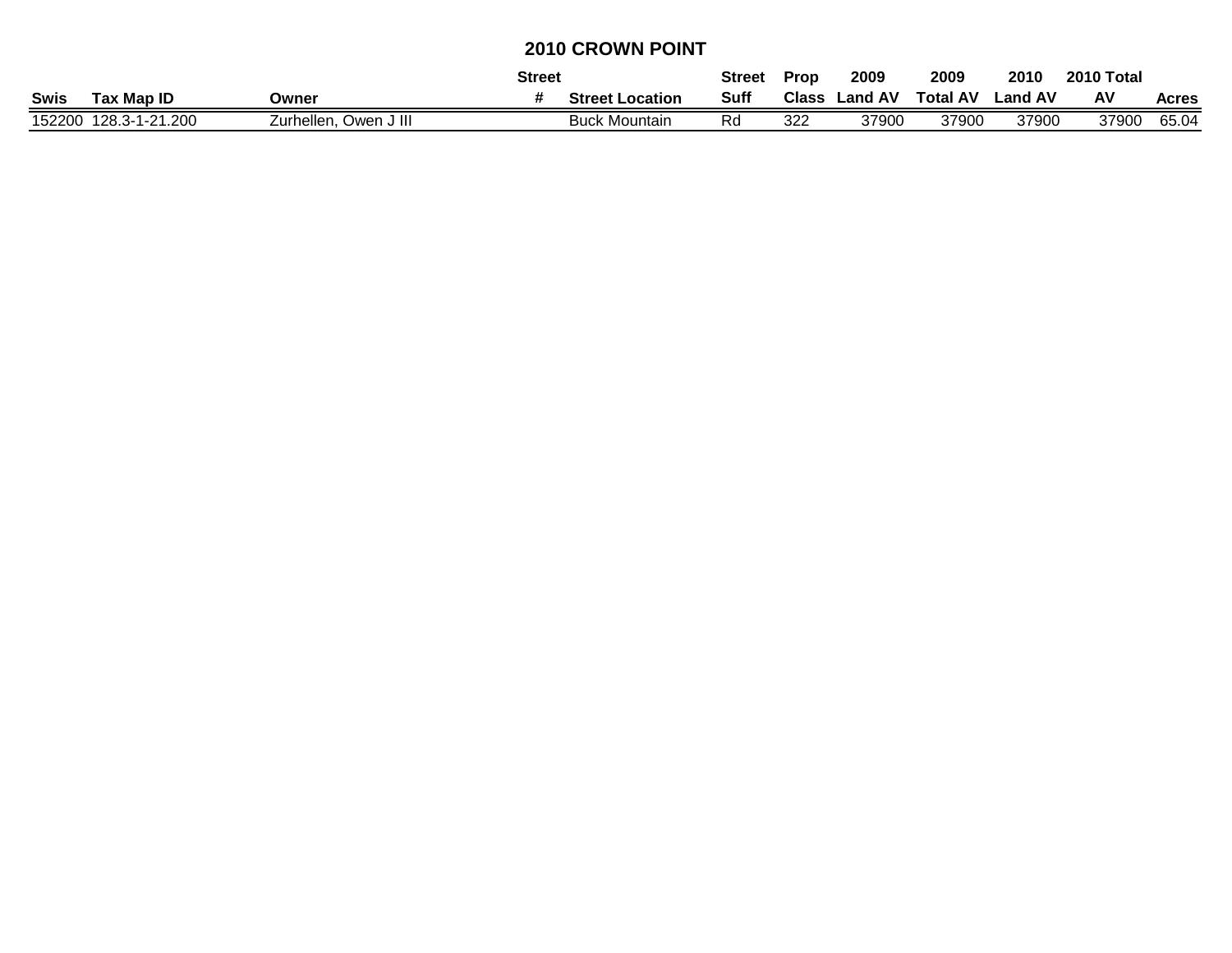## 2010 CROWN POINT

| Swis | Tax Map ID | Owner | Street # | Street Location | Street Suff | Prop Class | 2009 Land AV | 2009 Total AV | 2010 Land AV | 2010 Total AV | Acres |
|---|---|---|---|---|---|---|---|---|---|---|---|
| 152200 | 128.3-1-21.200 | Zurhellen, Owen J III | | Buck Mountain | Rd | 322 | 37900 | 37900 | 37900 | 37900 | 65.04 |